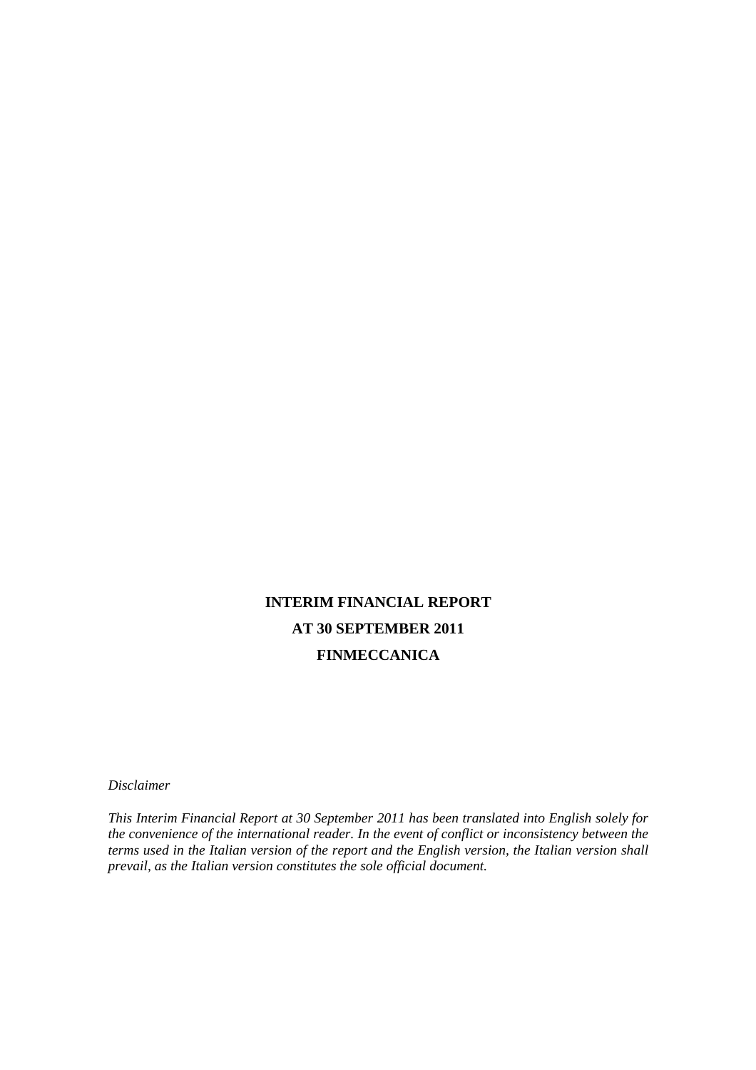# INTERIM FINANCIAL REPORT

# AT 30 SEPTEMBER 2011

# FINMECCANICA

*Disclaimer*

*This Interim Financial Report at 30 September 2011 has been translated into English solely for the convenience of the international reader. In the event of conflict or inconsistency between the terms used in the Italian version of the report and the English version, the Italian version shall prevail, as the Italian version constitutes the sole official document.*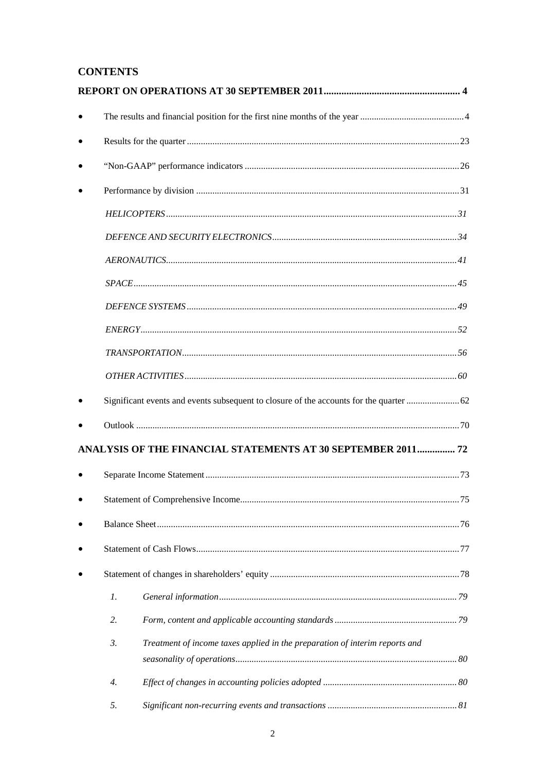# CONTENTS

**REPORT ON OPERATIONS AT 30 SEPTEMBER 2011 .................................................... 4**

- The results and financial position for the first nine months of the year ............................................ 4
- Results for the quarter ..................................................................................................................... 23
- "Non-GAAP" performance indicators ............................................................................................ 26
- Performance by division ................................................................................................................. 31
  - *HELICOPTERS* ............................................................................................................................. *31*
  - *DEFENCE AND SECURITY ELECTRONICS* ............................................................................... *34*
  - *AERONAUTICS* ............................................................................................................................. *41*
  - *SPACE* ........................................................................................................................................... *45*
  - *DEFENCE SYSTEMS* .................................................................................................................... *49*
  - *ENERGY* ........................................................................................................................................ *52*
  - *TRANSPORTATION* ...................................................................................................................... *56*
  - *OTHER ACTIVITIES* ..................................................................................................................... *60*
- Significant events and events subsequent to closure of the accounts for the quarter ....................... 62
- Outlook ........................................................................................................................................... 70

**ANALYSIS OF THE FINANCIAL STATEMENTS AT 30 SEPTEMBER 2011 ............... 72**

- Separate Income Statement ............................................................................................................. 73
- Statement of Comprehensive Income .............................................................................................. 75
- Balance Sheet .................................................................................................................................. 76
- Statement of Cash Flows ................................................................................................................. 77
- Statement of changes in shareholders' equity ................................................................................. 78
  1. *General information ...................................................................................................... 79*
  2. *Form, content and applicable accounting standards ..................................................... 79*
  3. *Treatment of income taxes applied in the preparation of interim reports and seasonality of operations ............................................................................................... 80*
  4. *Effect of changes in accounting policies adopted .......................................................... 80*
  5. *Significant non-recurring events and transactions ........................................................ 81*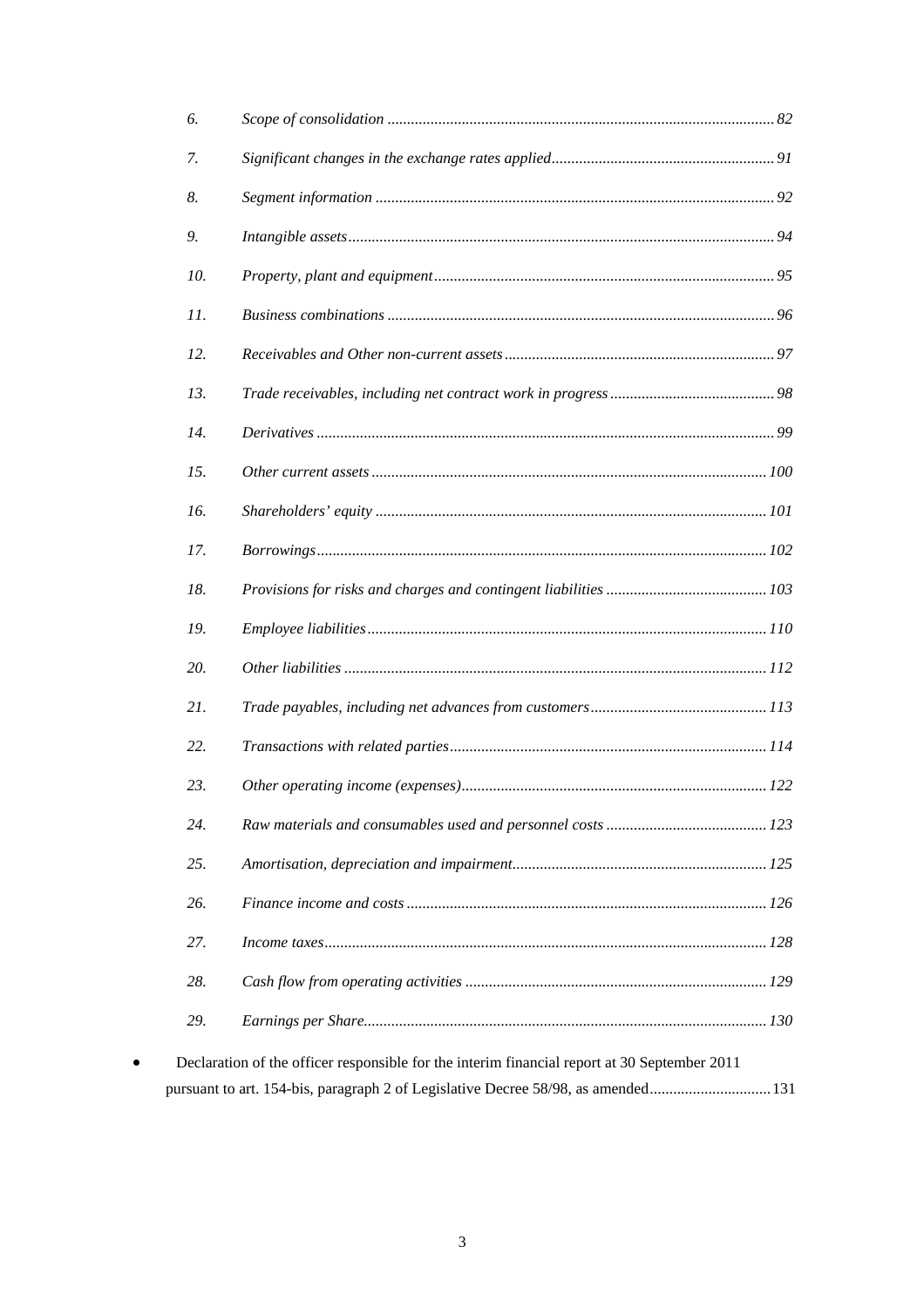6. *Scope of consolidation* ... 82

7. *Significant changes in the exchange rates applied* ... 91

8. *Segment information* ... 92

9. *Intangible assets* ... 94

10. *Property, plant and equipment* ... 95

11. *Business combinations* ... 96

12. *Receivables and Other non-current assets* ... 97

13. *Trade receivables, including net contract work in progress* ... 98

14. *Derivatives* ... 99

15. *Other current assets* ... 100

16. *Shareholders' equity* ... 101

17. *Borrowings* ... 102

18. *Provisions for risks and charges and contingent liabilities* ... 103

19. *Employee liabilities* ... 110

20. *Other liabilities* ... 112

21. *Trade payables, including net advances from customers* ... 113

22. *Transactions with related parties* ... 114

23. *Other operating income (expenses)* ... 122

24. *Raw materials and consumables used and personnel costs* ... 123

25. *Amortisation, depreciation and impairment* ... 125

26. *Finance income and costs* ... 126

27. *Income taxes* ... 128

28. *Cash flow from operating activities* ... 129

29. *Earnings per Share* ... 130

- Declaration of the officer responsible for the interim financial report at 30 September 2011 pursuant to art. 154-bis, paragraph 2 of Legislative Decree 58/98, as amended ... 131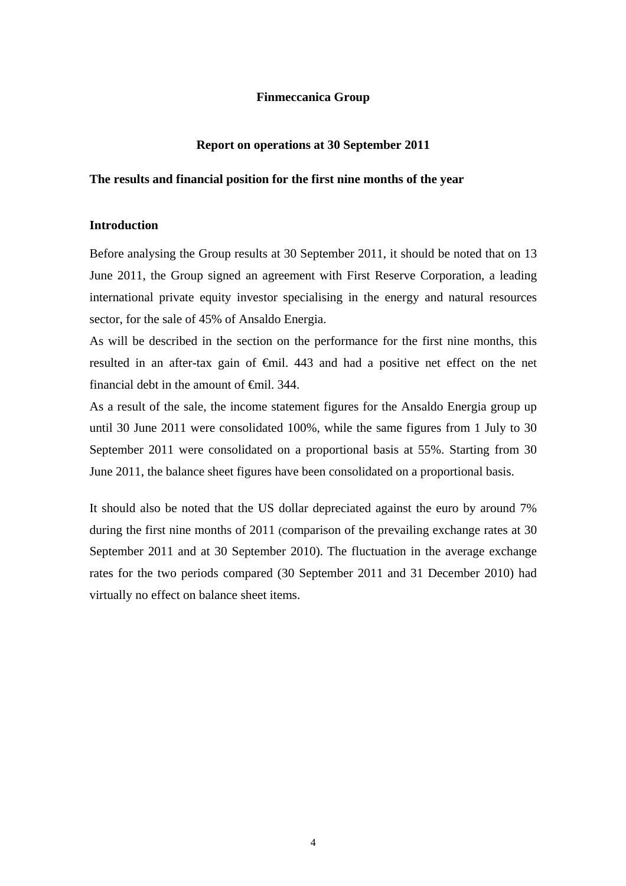# Finmeccanica Group

## Report on operations at 30 September 2011

### The results and financial position for the first nine months of the year

#### Introduction

Before analysing the Group results at 30 September 2011, it should be noted that on 13 June 2011, the Group signed an agreement with First Reserve Corporation, a leading international private equity investor specialising in the energy and natural resources sector, for the sale of 45% of Ansaldo Energia.

As will be described in the section on the performance for the first nine months, this resulted in an after-tax gain of €mil. 443 and had a positive net effect on the net financial debt in the amount of €mil. 344.

As a result of the sale, the income statement figures for the Ansaldo Energia group up until 30 June 2011 were consolidated 100%, while the same figures from 1 July to 30 September 2011 were consolidated on a proportional basis at 55%. Starting from 30 June 2011, the balance sheet figures have been consolidated on a proportional basis.

It should also be noted that the US dollar depreciated against the euro by around 7% during the first nine months of 2011 (comparison of the prevailing exchange rates at 30 September 2011 and at 30 September 2010). The fluctuation in the average exchange rates for the two periods compared (30 September 2011 and 31 December 2010) had virtually no effect on balance sheet items.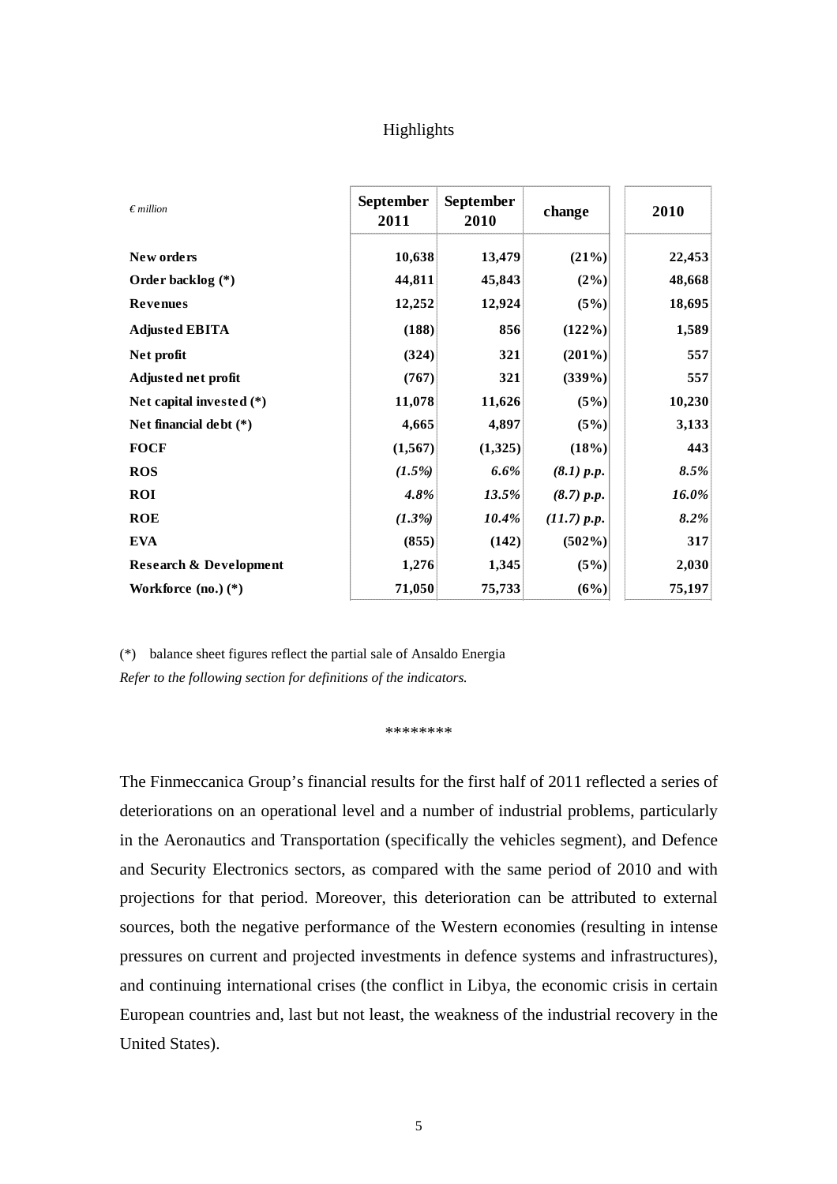# Highlights

| *€ million* | September 2011 | September 2010 | change | 2010 |
|---|---|---|---|---|
| **New orders** | **10,638** | **13,479** | **(21%)** | **22,453** |
| **Order backlog (*)** | **44,811** | **45,843** | **(2%)** | **48,668** |
| **Revenues** | **12,252** | **12,924** | **(5%)** | **18,695** |
| **Adjusted EBITA** | **(188)** | **856** | **(122%)** | **1,589** |
| **Net profit** | **(324)** | **321** | **(201%)** | **557** |
| **Adjusted net profit** | **(767)** | **321** | **(339%)** | **557** |
| **Net capital invested (*)** | **11,078** | **11,626** | **(5%)** | **10,230** |
| **Net financial debt (*)** | **4,665** | **4,897** | **(5%)** | **3,133** |
| **FOCF** | **(1,567)** | **(1,325)** | **(18%)** | **443** |
| **ROS** | ***(1.5%)*** | ***6.6%*** | ***(8.1) p.p.*** | ***8.5%*** |
| **ROI** | ***4.8%*** | ***13.5%*** | ***(8.7) p.p.*** | ***16.0%*** |
| **ROE** | ***(1.3%)*** | ***10.4%*** | ***(11.7) p.p.*** | ***8.2%*** |
| **EVA** | **(855)** | **(142)** | **(502%)** | **317** |
| **Research & Development** | **1,276** | **1,345** | **(5%)** | **2,030** |
| **Workforce (no.) (*)** | **71,050** | **75,733** | **(6%)** | **75,197** |

(*) balance sheet figures reflect the partial sale of Ansaldo Energia

*Refer to the following section for definitions of the indicators.*

********

The Finmeccanica Group's financial results for the first half of 2011 reflected a series of deteriorations on an operational level and a number of industrial problems, particularly in the Aeronautics and Transportation (specifically the vehicles segment), and Defence and Security Electronics sectors, as compared with the same period of 2010 and with projections for that period. Moreover, this deterioration can be attributed to external sources, both the negative performance of the Western economies (resulting in intense pressures on current and projected investments in defence systems and infrastructures), and continuing international crises (the conflict in Libya, the economic crisis in certain European countries and, last but not least, the weakness of the industrial recovery in the United States).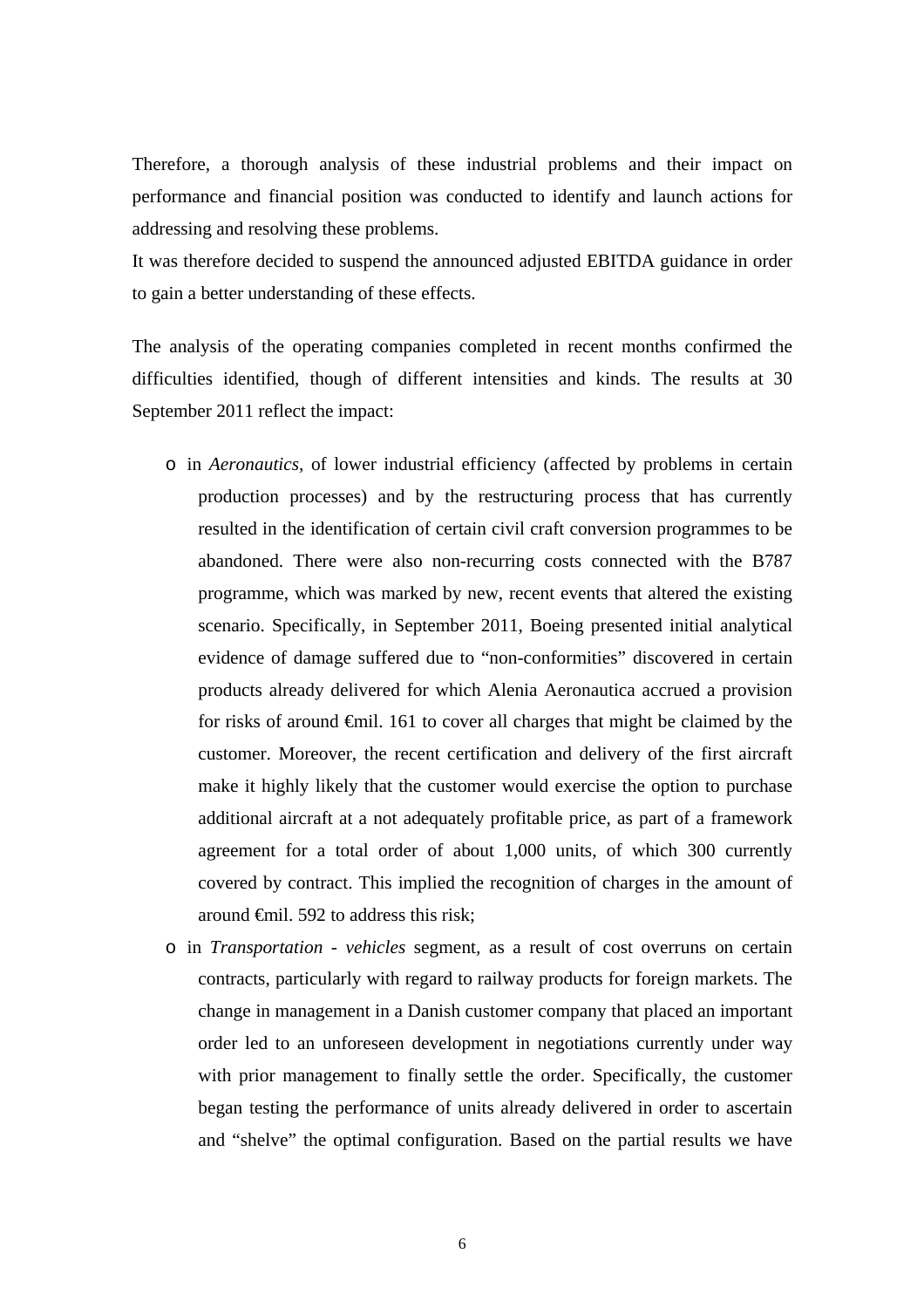Therefore, a thorough analysis of these industrial problems and their impact on performance and financial position was conducted to identify and launch actions for addressing and resolving these problems.
It was therefore decided to suspend the announced adjusted EBITDA guidance in order to gain a better understanding of these effects.

The analysis of the operating companies completed in recent months confirmed the difficulties identified, though of different intensities and kinds. The results at 30 September 2011 reflect the impact:

- in *Aeronautics*, of lower industrial efficiency (affected by problems in certain production processes) and by the restructuring process that has currently resulted in the identification of certain civil craft conversion programmes to be abandoned. There were also non-recurring costs connected with the B787 programme, which was marked by new, recent events that altered the existing scenario. Specifically, in September 2011, Boeing presented initial analytical evidence of damage suffered due to "non-conformities" discovered in certain products already delivered for which Alenia Aeronautica accrued a provision for risks of around €mil. 161 to cover all charges that might be claimed by the customer. Moreover, the recent certification and delivery of the first aircraft make it highly likely that the customer would exercise the option to purchase additional aircraft at a not adequately profitable price, as part of a framework agreement for a total order of about 1,000 units, of which 300 currently covered by contract. This implied the recognition of charges in the amount of around €mil. 592 to address this risk;
- in *Transportation - vehicles* segment, as a result of cost overruns on certain contracts, particularly with regard to railway products for foreign markets. The change in management in a Danish customer company that placed an important order led to an unforeseen development in negotiations currently under way with prior management to finally settle the order. Specifically, the customer began testing the performance of units already delivered in order to ascertain and "shelve" the optimal configuration. Based on the partial results we have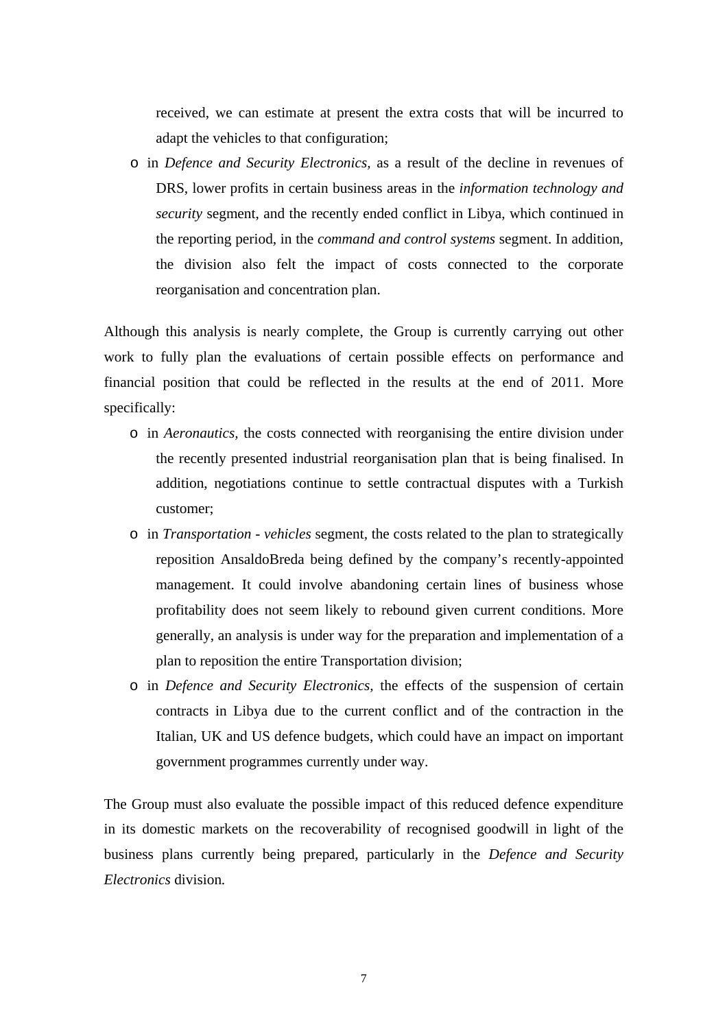received, we can estimate at present the extra costs that will be incurred to adapt the vehicles to that configuration;

- in *Defence and Security Electronics,* as a result of the decline in revenues of DRS, lower profits in certain business areas in the *information technology and security* segment, and the recently ended conflict in Libya, which continued in the reporting period, in the *command and control systems* segment. In addition, the division also felt the impact of costs connected to the corporate reorganisation and concentration plan.

Although this analysis is nearly complete, the Group is currently carrying out other work to fully plan the evaluations of certain possible effects on performance and financial position that could be reflected in the results at the end of 2011. More specifically:

- in *Aeronautics,* the costs connected with reorganising the entire division under the recently presented industrial reorganisation plan that is being finalised. In addition, negotiations continue to settle contractual disputes with a Turkish customer;
- in *Transportation - vehicles* segment, the costs related to the plan to strategically reposition AnsaldoBreda being defined by the company's recently-appointed management. It could involve abandoning certain lines of business whose profitability does not seem likely to rebound given current conditions. More generally, an analysis is under way for the preparation and implementation of a plan to reposition the entire Transportation division;
- in *Defence and Security Electronics,* the effects of the suspension of certain contracts in Libya due to the current conflict and of the contraction in the Italian, UK and US defence budgets, which could have an impact on important government programmes currently under way.

The Group must also evaluate the possible impact of this reduced defence expenditure in its domestic markets on the recoverability of recognised goodwill in light of the business plans currently being prepared, particularly in the *Defence and Security Electronics* division.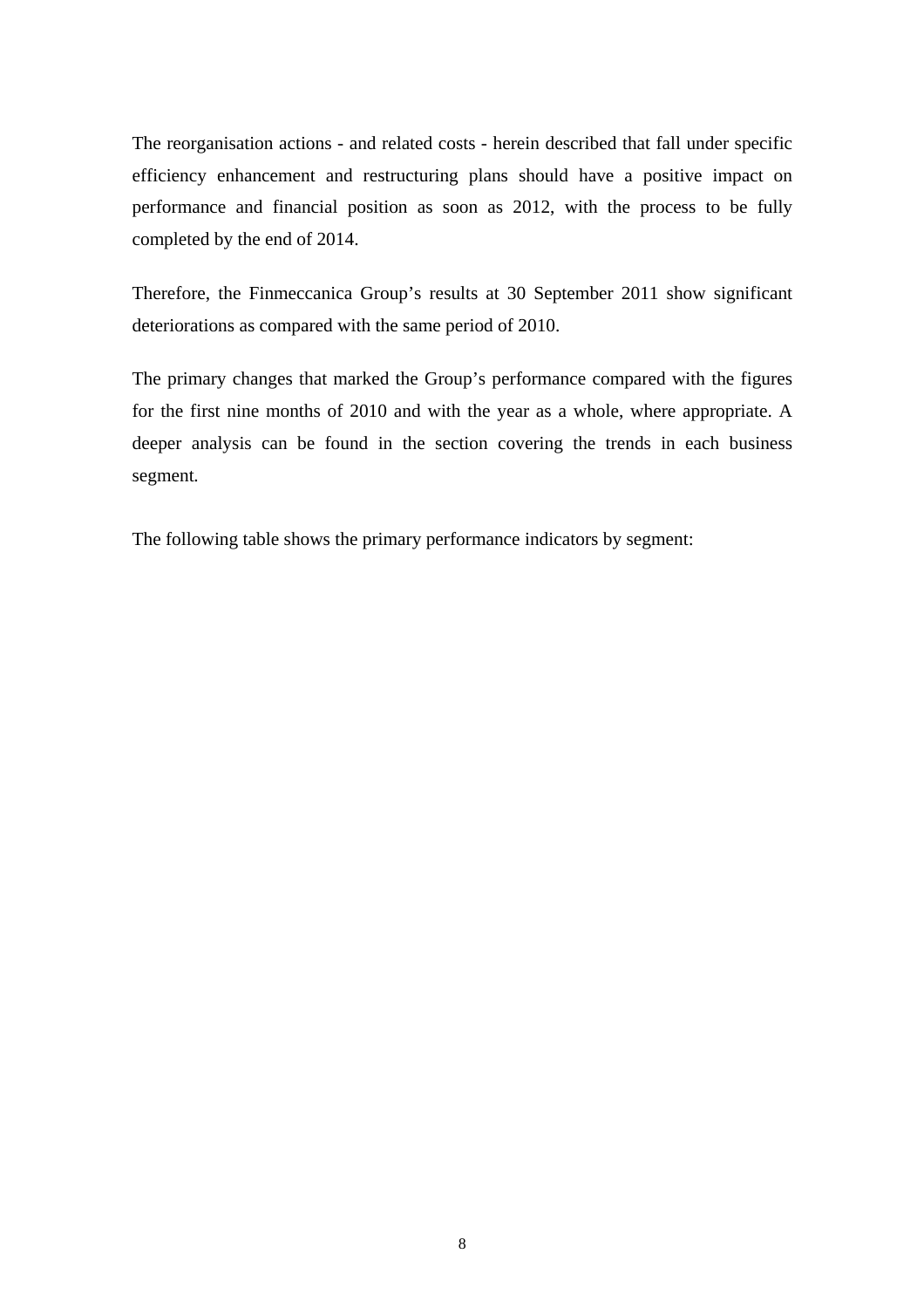The reorganisation actions - and related costs - herein described that fall under specific efficiency enhancement and restructuring plans should have a positive impact on performance and financial position as soon as 2012, with the process to be fully completed by the end of 2014.

Therefore, the Finmeccanica Group's results at 30 September 2011 show significant deteriorations as compared with the same period of 2010.

The primary changes that marked the Group's performance compared with the figures for the first nine months of 2010 and with the year as a whole, where appropriate. A deeper analysis can be found in the section covering the trends in each business segment.

The following table shows the primary performance indicators by segment: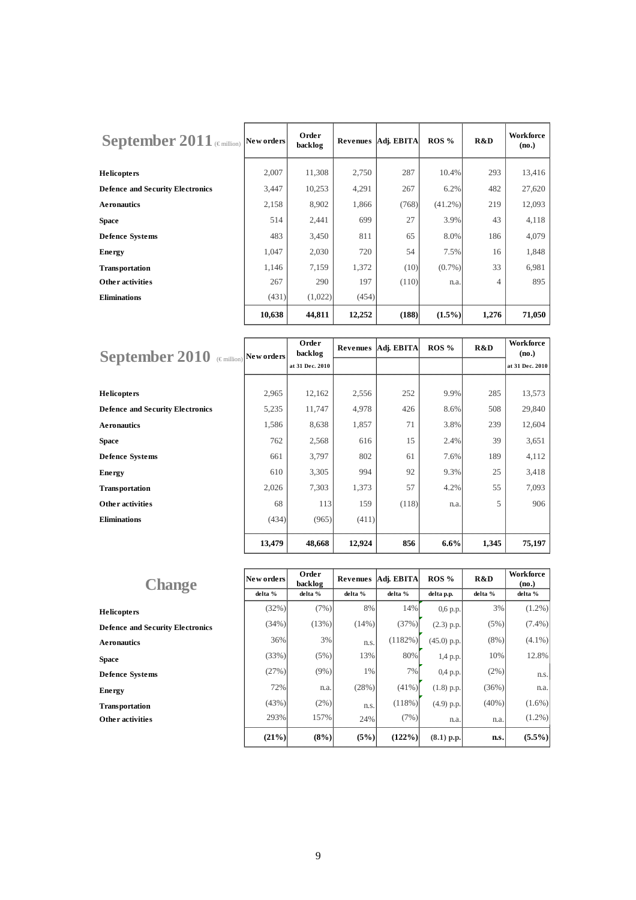| **September 2011** (€ million) | **New orders** | **Order backlog** | **Revenues** | **Adj. EBITA** | **ROS %** | **R&D** | **Workforce (no.)** |
|---|---|---|---|---|---|---|---|
| **Helicopters** | 2,007 | 11,308 | 2,750 | 287 | 10.4% | 293 | 13,416 |
| **Defence and Security Electronics** | 3,447 | 10,253 | 4,291 | 267 | 6.2% | 482 | 27,620 |
| **Aeronautics** | 2,158 | 8,902 | 1,866 | (768) | (41.2%) | 219 | 12,093 |
| **Space** | 514 | 2,441 | 699 | 27 | 3.9% | 43 | 4,118 |
| **Defence Systems** | 483 | 3,450 | 811 | 65 | 8.0% | 186 | 4,079 |
| **Energy** | 1,047 | 2,030 | 720 | 54 | 7.5% | 16 | 1,848 |
| **Transportation** | 1,146 | 7,159 | 1,372 | (10) | (0.7%) | 33 | 6,981 |
| **Other activities** | 267 | 290 | 197 | (110) | n.a. | 4 | 895 |
| **Eliminations** | (431) | (1,022) | (454) | | | | |
| | **10,638** | **44,811** | **12,252** | **(188)** | **(1.5%)** | **1,276** | **71,050** |

| **September 2010** (€ million) | **New orders** | **Order backlog** at 31 Dec. 2010 | **Revenues** | **Adj. EBITA** | **ROS %** | **R&D** | **Workforce (no.)** at 31 Dec. 2010 |
|---|---|---|---|---|---|---|---|
| **Helicopters** | 2,965 | 12,162 | 2,556 | 252 | 9.9% | 285 | 13,573 |
| **Defence and Security Electronics** | 5,235 | 11,747 | 4,978 | 426 | 8.6% | 508 | 29,840 |
| **Aeronautics** | 1,586 | 8,638 | 1,857 | 71 | 3.8% | 239 | 12,604 |
| **Space** | 762 | 2,568 | 616 | 15 | 2.4% | 39 | 3,651 |
| **Defence Systems** | 661 | 3,797 | 802 | 61 | 7.6% | 189 | 4,112 |
| **Energy** | 610 | 3,305 | 994 | 92 | 9.3% | 25 | 3,418 |
| **Transportation** | 2,026 | 7,303 | 1,373 | 57 | 4.2% | 55 | 7,093 |
| **Other activities** | 68 | 113 | 159 | (118) | n.a. | 5 | 906 |
| **Eliminations** | (434) | (965) | (411) | | | | |
| | **13,479** | **48,668** | **12,924** | **856** | **6.6%** | **1,345** | **75,197** |

| **Change** | **New orders** delta % | **Order backlog** delta % | **Revenues** delta % | **Adj. EBITA** delta % | **ROS %** delta p.p. | **R&D** delta % | **Workforce (no.)** delta % |
|---|---|---|---|---|---|---|---|
| **Helicopters** | (32%) | (7%) | 8% | 14% | 0,6 p.p. | 3% | (1.2%) |
| **Defence and Security Electronics** | (34%) | (13%) | (14%) | (37%) | (2.3) p.p. | (5%) | (7.4%) |
| **Aeronautics** | 36% | 3% | n.s. | (1182%) | (45.0) p.p. | (8%) | (4.1%) |
| **Space** | (33%) | (5%) | 13% | 80% | 1,4 p.p. | 10% | 12.8% |
| **Defence Systems** | (27%) | (9%) | 1% | 7% | 0,4 p.p. | (2%) | n.s. |
| **Energy** | 72% | n.a. | (28%) | (41%) | (1.8) p.p. | (36%) | n.a. |
| **Transportation** | (43%) | (2%) | n.s. | (118%) | (4.9) p.p. | (40%) | (1.6%) |
| **Other activities** | 293% | 157% | 24% | (7%) | n.a. | n.a. | (1.2%) |
| | **(21%)** | **(8%)** | **(5%)** | **(122%)** | **(8.1) p.p.** | **n.s.** | **(5.5%)** |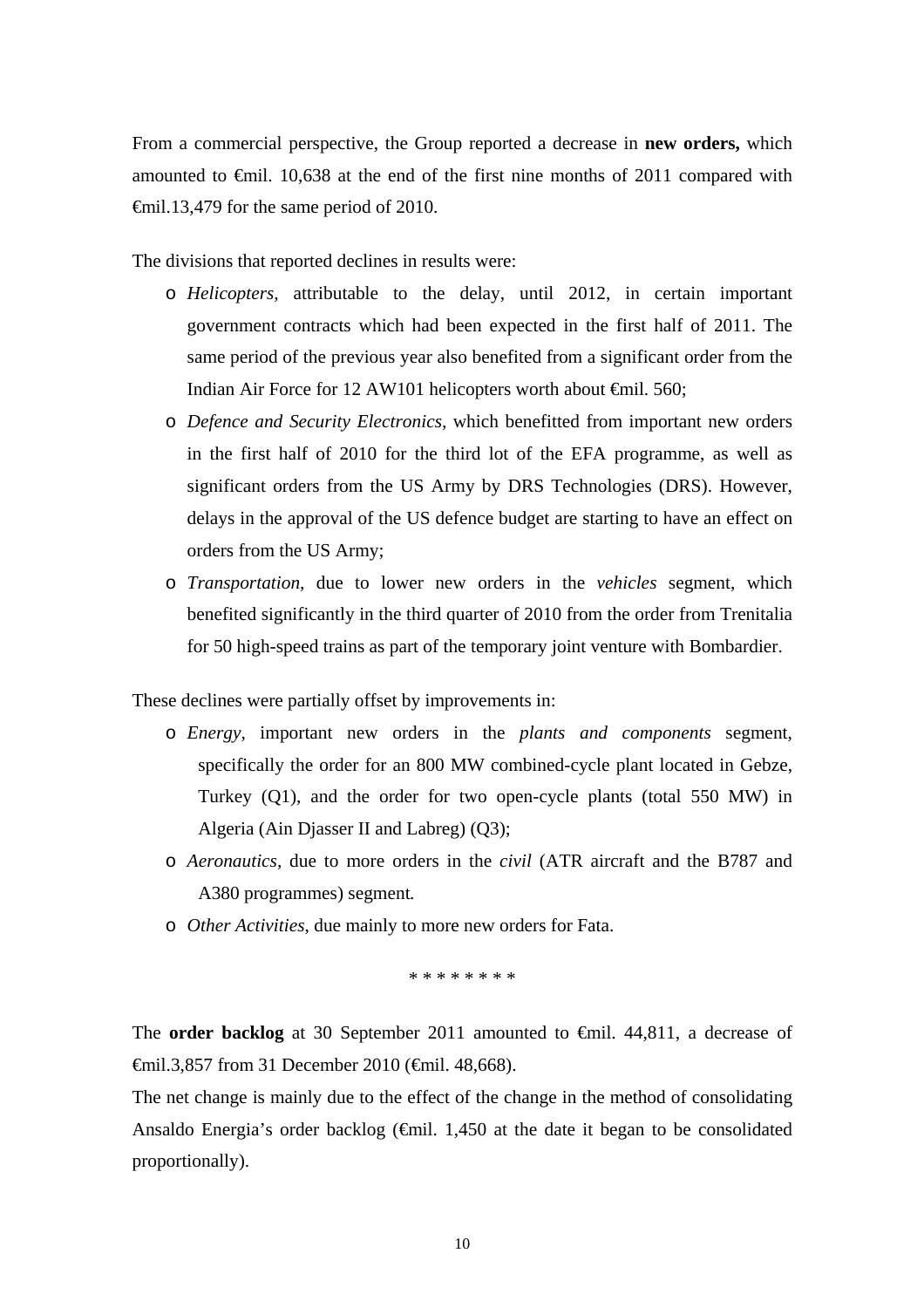From a commercial perspective, the Group reported a decrease in **new orders,** which amounted to €mil. 10,638 at the end of the first nine months of 2011 compared with €mil.13,479 for the same period of 2010.

The divisions that reported declines in results were:

- *Helicopters,* attributable to the delay, until 2012, in certain important government contracts which had been expected in the first half of 2011. The same period of the previous year also benefited from a significant order from the Indian Air Force for 12 AW101 helicopters worth about €mil. 560;
- *Defence and Security Electronics,* which benefitted from important new orders in the first half of 2010 for the third lot of the EFA programme, as well as significant orders from the US Army by DRS Technologies (DRS). However, delays in the approval of the US defence budget are starting to have an effect on orders from the US Army;
- *Transportation,* due to lower new orders in the *vehicles* segment, which benefited significantly in the third quarter of 2010 from the order from Trenitalia for 50 high-speed trains as part of the temporary joint venture with Bombardier.

These declines were partially offset by improvements in:

- *Energy,* important new orders in the *plants and components* segment, specifically the order for an 800 MW combined-cycle plant located in Gebze, Turkey (Q1), and the order for two open-cycle plants (total 550 MW) in Algeria (Ain Djasser II and Labreg) (Q3);
- *Aeronautics*, due to more orders in the *civil* (ATR aircraft and the B787 and A380 programmes) segment*.*
- *Other Activities,* due mainly to more new orders for Fata.

\* \* \* \* \* \* \* \*

The **order backlog** at 30 September 2011 amounted to €mil. 44,811, a decrease of €mil.3,857 from 31 December 2010 (€mil. 48,668).

The net change is mainly due to the effect of the change in the method of consolidating Ansaldo Energia's order backlog (€mil. 1,450 at the date it began to be consolidated proportionally).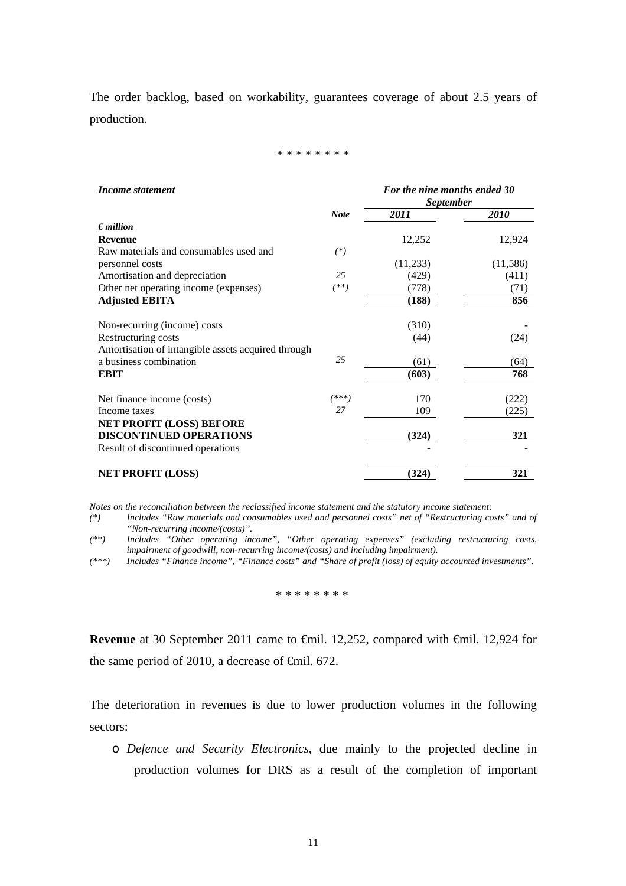The order backlog, based on workability, guarantees coverage of about 2.5 years of production.

\* \* \* \* \* \* \* \*

| *Income statement* | | *For the nine months ended 30 September* | |
|---|---|---|---|
| | ***Note*** | ***2011*** | ***2010*** |
| ***€ million*** | | | |
| **Revenue** | | 12,252 | 12,924 |
| Raw materials and consumables used and personnel costs | *(\*)* | (11,233) | (11,586) |
| Amortisation and depreciation | *25* | (429) | (411) |
| Other net operating income (expenses) | *(\*\*)* | (778) | (71) |
| **Adjusted EBITA** | | **(188)** | **856** |
| Non-recurring (income) costs | | (310) | - |
| Restructuring costs | | (44) | (24) |
| Amortisation of intangible assets acquired through a business combination | *25* | (61) | (64) |
| **EBIT** | | **(603)** | **768** |
| Net finance income (costs) | *(\*\*\*)* | 170 | (222) |
| Income taxes | *27* | 109 | (225) |
| **NET PROFIT (LOSS) BEFORE DISCONTINUED OPERATIONS** | | **(324)** | **321** |
| Result of discontinued operations | | - | - |
| **NET PROFIT (LOSS)** | | **(324)** | **321** |

*Notes on the reconciliation between the reclassified income statement and the statutory income statement:*

*(\*) Includes "Raw materials and consumables used and personnel costs" net of "Restructuring costs" and of "Non-recurring income/(costs)".*

*(\*\*) Includes "Other operating income", "Other operating expenses" (excluding restructuring costs, impairment of goodwill, non-recurring income/(costs) and including impairment).*

*(\*\*\*) Includes "Finance income", "Finance costs" and "Share of profit (loss) of equity accounted investments".*

\* \* \* \* \* \* \* \*

**Revenue** at 30 September 2011 came to €mil. 12,252, compared with €mil. 12,924 for the same period of 2010, a decrease of €mil. 672.

The deterioration in revenues is due to lower production volumes in the following sectors:

- *Defence and Security Electronics*, due mainly to the projected decline in production volumes for DRS as a result of the completion of important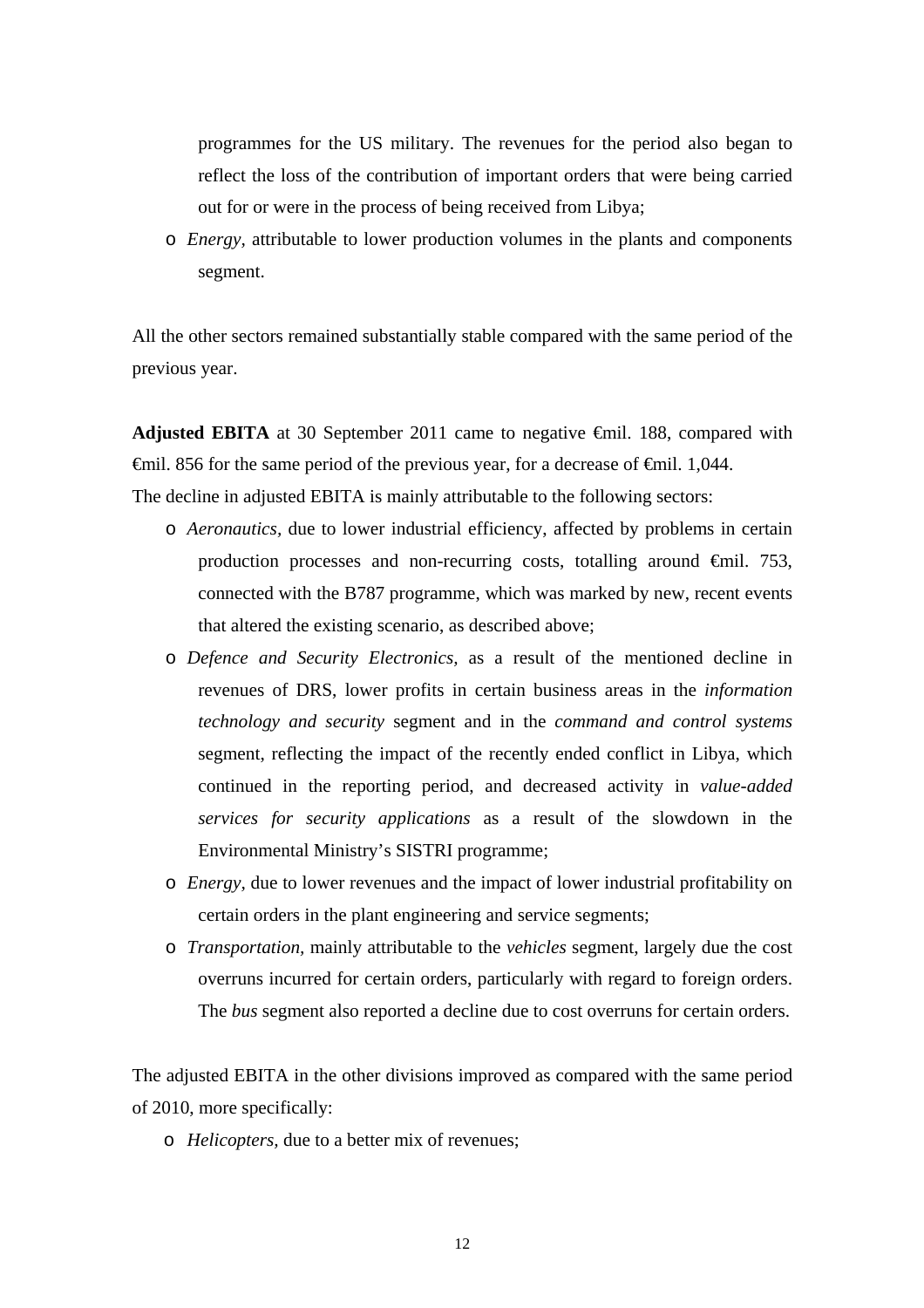programmes for the US military. The revenues for the period also began to reflect the loss of the contribution of important orders that were being carried out for or were in the process of being received from Libya;

- *Energy*, attributable to lower production volumes in the plants and components segment.

All the other sectors remained substantially stable compared with the same period of the previous year.

**Adjusted EBITA** at 30 September 2011 came to negative €mil. 188, compared with €mil. 856 for the same period of the previous year, for a decrease of €mil. 1,044.
The decline in adjusted EBITA is mainly attributable to the following sectors:

- *Aeronautics*, due to lower industrial efficiency, affected by problems in certain production processes and non-recurring costs, totalling around €mil. 753, connected with the B787 programme, which was marked by new, recent events that altered the existing scenario, as described above;
- *Defence and Security Electronics*, as a result of the mentioned decline in revenues of DRS, lower profits in certain business areas in the *information technology and security* segment and in the *command and control systems* segment, reflecting the impact of the recently ended conflict in Libya, which continued in the reporting period, and decreased activity in *value-added services for security applications* as a result of the slowdown in the Environmental Ministry's SISTRI programme;
- *Energy*, due to lower revenues and the impact of lower industrial profitability on certain orders in the plant engineering and service segments;
- *Transportation*, mainly attributable to the *vehicles* segment, largely due the cost overruns incurred for certain orders, particularly with regard to foreign orders. The *bus* segment also reported a decline due to cost overruns for certain orders.

The adjusted EBITA in the other divisions improved as compared with the same period of 2010, more specifically:

- *Helicopters*, due to a better mix of revenues;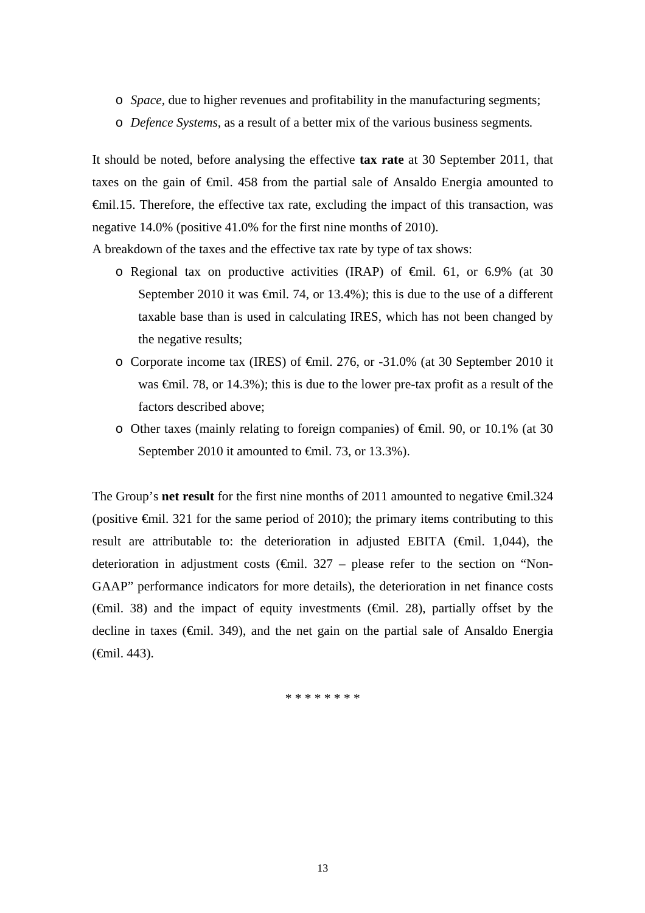- *Space*, due to higher revenues and profitability in the manufacturing segments;
- *Defence Systems*, as a result of a better mix of the various business segments.

It should be noted, before analysing the effective **tax rate** at 30 September 2011, that taxes on the gain of €mil. 458 from the partial sale of Ansaldo Energia amounted to €mil.15. Therefore, the effective tax rate, excluding the impact of this transaction, was negative 14.0% (positive 41.0% for the first nine months of 2010).

A breakdown of the taxes and the effective tax rate by type of tax shows:

- Regional tax on productive activities (IRAP) of €mil. 61, or 6.9% (at 30 September 2010 it was €mil. 74, or 13.4%); this is due to the use of a different taxable base than is used in calculating IRES, which has not been changed by the negative results;
- Corporate income tax (IRES) of €mil. 276, or -31.0% (at 30 September 2010 it was €mil. 78, or 14.3%); this is due to the lower pre-tax profit as a result of the factors described above;
- Other taxes (mainly relating to foreign companies) of €mil. 90, or 10.1% (at 30 September 2010 it amounted to €mil. 73, or 13.3%).

The Group's **net result** for the first nine months of 2011 amounted to negative €mil.324 (positive €mil. 321 for the same period of 2010); the primary items contributing to this result are attributable to: the deterioration in adjusted EBITA (€mil. 1,044), the deterioration in adjustment costs (€mil. 327 – please refer to the section on "Non-GAAP" performance indicators for more details), the deterioration in net finance costs (€mil. 38) and the impact of equity investments (€mil. 28), partially offset by the decline in taxes (€mil. 349), and the net gain on the partial sale of Ansaldo Energia (€mil. 443).

\* \* \* \* \* \* \* \*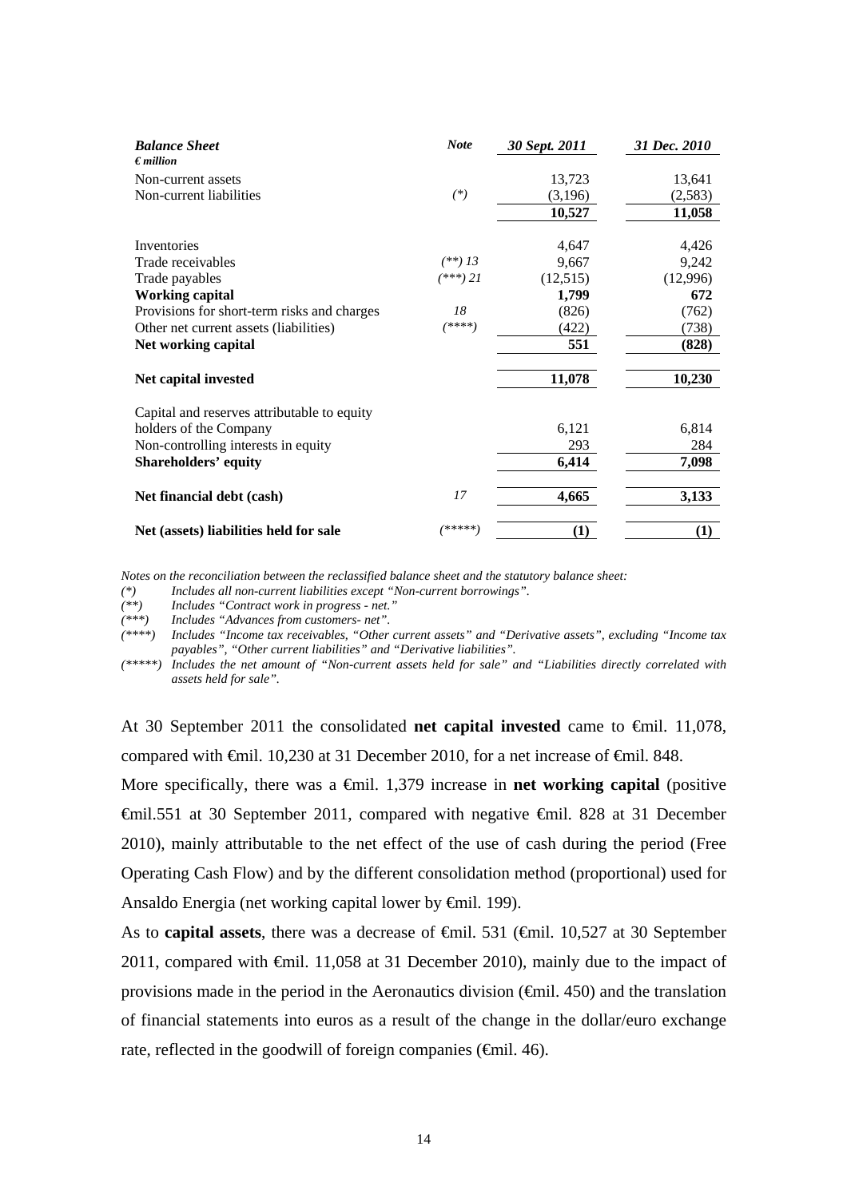| ***Balance Sheet*** *€ million* | ***Note*** | ***30 Sept. 2011*** | ***31 Dec. 2010*** |
|---|---|---|---|
| Non-current assets | | 13,723 | 13,641 |
| Non-current liabilities | *(\*)* | (3,196) | (2,583) |
| | | **10,527** | **11,058** |
| Inventories | | 4,647 | 4,426 |
| Trade receivables | *(\*\*) 13* | 9,667 | 9,242 |
| Trade payables | *(\*\*\*) 21* | (12,515) | (12,996) |
| **Working capital** | | **1,799** | **672** |
| Provisions for short-term risks and charges | *18* | (826) | (762) |
| Other net current assets (liabilities) | *(\*\*\*\*)* | (422) | (738) |
| **Net working capital** | | **551** | **(828)** |
| **Net capital invested** | | **11,078** | **10,230** |
| Capital and reserves attributable to equity holders of the Company | | 6,121 | 6,814 |
| Non-controlling interests in equity | | 293 | 284 |
| **Shareholders' equity** | | **6,414** | **7,098** |
| **Net financial debt (cash)** | *17* | **4,665** | **3,133** |
| **Net (assets) liabilities held for sale** | *(\*\*\*\*\*)* | **(1)** | **(1)** |

*Notes on the reconciliation between the reclassified balance sheet and the statutory balance sheet:*

*(\*) Includes all non-current liabilities except "Non-current borrowings".*

*(\*\*) Includes "Contract work in progress - net."*

*(\*\*\*) Includes "Advances from customers- net".*

*(\*\*\*\*) Includes "Income tax receivables, "Other current assets" and "Derivative assets", excluding "Income tax payables", "Other current liabilities" and "Derivative liabilities".*

*(\*\*\*\*\*) Includes the net amount of "Non-current assets held for sale" and "Liabilities directly correlated with assets held for sale".*

At 30 September 2011 the consolidated **net capital invested** came to €mil. 11,078, compared with €mil. 10,230 at 31 December 2010, for a net increase of €mil. 848.

More specifically, there was a €mil. 1,379 increase in **net working capital** (positive €mil.551 at 30 September 2011, compared with negative €mil. 828 at 31 December 2010), mainly attributable to the net effect of the use of cash during the period (Free Operating Cash Flow) and by the different consolidation method (proportional) used for Ansaldo Energia (net working capital lower by €mil. 199).

As to **capital assets**, there was a decrease of €mil. 531 (€mil. 10,527 at 30 September 2011, compared with €mil. 11,058 at 31 December 2010), mainly due to the impact of provisions made in the period in the Aeronautics division (€mil. 450) and the translation of financial statements into euros as a result of the change in the dollar/euro exchange rate, reflected in the goodwill of foreign companies (€mil. 46).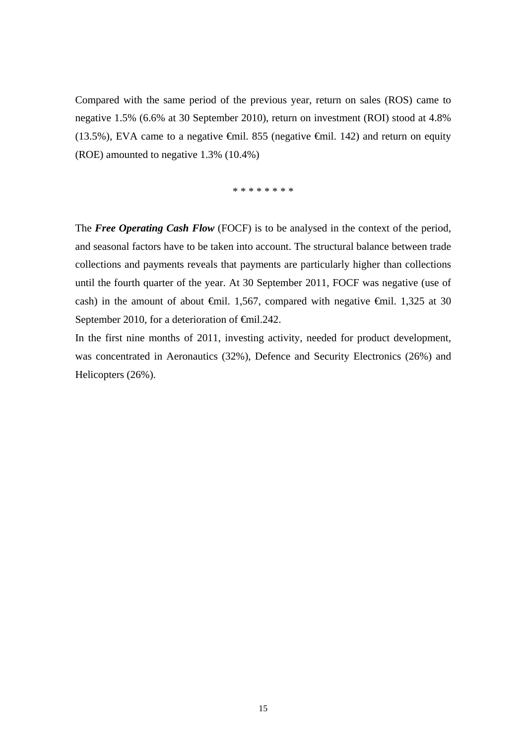Compared with the same period of the previous year, return on sales (ROS) came to negative 1.5% (6.6% at 30 September 2010), return on investment (ROI) stood at 4.8% (13.5%), EVA came to a negative €mil. 855 (negative €mil. 142) and return on equity (ROE) amounted to negative 1.3% (10.4%)

* * * * * * * *

The ***Free Operating Cash Flow*** (FOCF) is to be analysed in the context of the period, and seasonal factors have to be taken into account. The structural balance between trade collections and payments reveals that payments are particularly higher than collections until the fourth quarter of the year. At 30 September 2011, FOCF was negative (use of cash) in the amount of about €mil. 1,567, compared with negative €mil. 1,325 at 30 September 2010, for a deterioration of €mil.242.

In the first nine months of 2011, investing activity, needed for product development, was concentrated in Aeronautics (32%), Defence and Security Electronics (26%) and Helicopters (26%).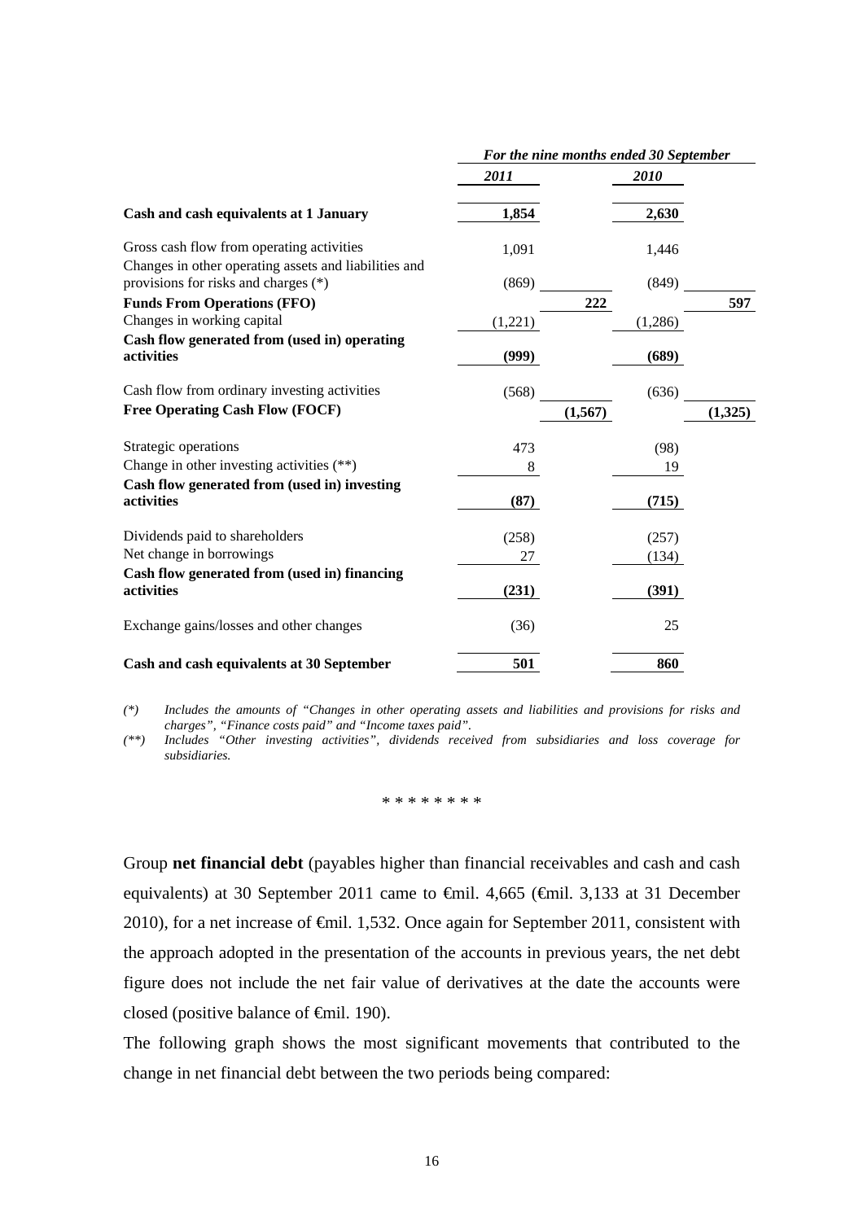| | *For the nine months ended 30 September* | | | |
|---|---|---|---|---|
| | ***2011*** | | ***2010*** | |
| **Cash and cash equivalents at 1 January** | **1,854** | | **2,630** | |
| Gross cash flow from operating activities | 1,091 | | 1,446 | |
| Changes in other operating assets and liabilities and provisions for risks and charges (*) | (869) | | (849) | |
| **Funds From Operations (FFO)** | | **222** | | **597** |
| Changes in working capital | (1,221) | | (1,286) | |
| **Cash flow generated from (used in) operating activities** | **(999)** | | **(689)** | |
| Cash flow from ordinary investing activities | (568) | | (636) | |
| **Free Operating Cash Flow (FOCF)** | | **(1,567)** | | **(1,325)** |
| Strategic operations | 473 | | (98) | |
| Change in other investing activities (**) | 8 | | 19 | |
| **Cash flow generated from (used in) investing activities** | **(87)** | | **(715)** | |
| Dividends paid to shareholders | (258) | | (257) | |
| Net change in borrowings | 27 | | (134) | |
| **Cash flow generated from (used in) financing activities** | **(231)** | | **(391)** | |
| Exchange gains/losses and other changes | (36) | | 25 | |
| **Cash and cash equivalents at 30 September** | **501** | | **860** | |

*(*) Includes the amounts of "Changes in other operating assets and liabilities and provisions for risks and charges", "Finance costs paid" and "Income taxes paid".*

*(**) Includes "Other investing activities", dividends received from subsidiaries and loss coverage for subsidiaries.*

\* \* \* \* \* \* \* \*

Group **net financial debt** (payables higher than financial receivables and cash and cash equivalents) at 30 September 2011 came to €mil. 4,665 (€mil. 3,133 at 31 December 2010), for a net increase of €mil. 1,532. Once again for September 2011, consistent with the approach adopted in the presentation of the accounts in previous years, the net debt figure does not include the net fair value of derivatives at the date the accounts were closed (positive balance of €mil. 190).

The following graph shows the most significant movements that contributed to the change in net financial debt between the two periods being compared: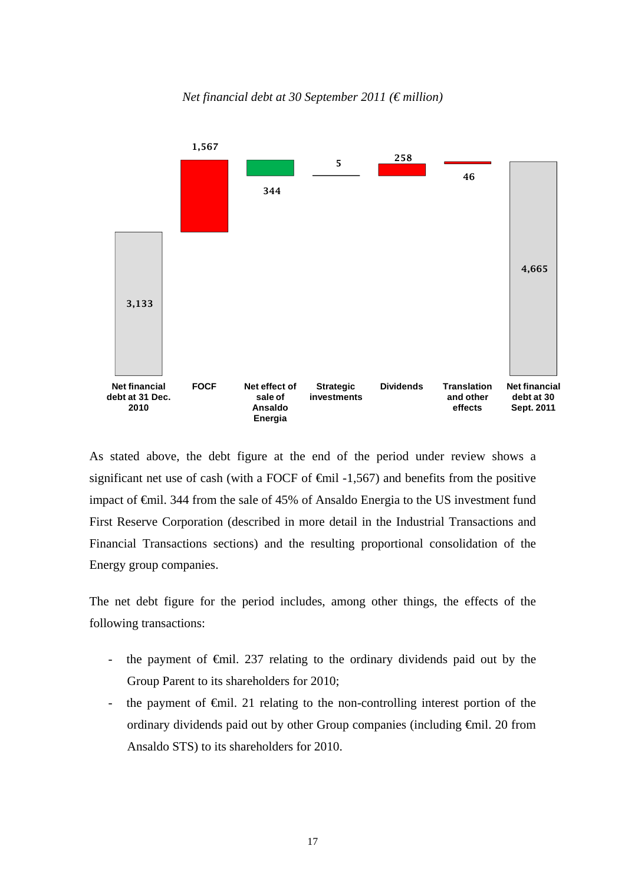*Net financial debt at 30 September 2011 (€ million)*

| Net financial debt at 31 Dec. 2010 | FOCF | Net effect of sale of Ansaldo Energia | Strategic investments | Dividends | Translation and other effects | Net financial debt at 30 Sept. 2011 |
|---|---|---|---|---|---|---|
| 3,133 | 1,567 | 344 | 5 | 258 | 46 | 4,665 |

As stated above, the debt figure at the end of the period under review shows a significant net use of cash (with a FOCF of €mil -1,567) and benefits from the positive impact of €mil. 344 from the sale of 45% of Ansaldo Energia to the US investment fund First Reserve Corporation (described in more detail in the Industrial Transactions and Financial Transactions sections) and the resulting proportional consolidation of the Energy group companies.

The net debt figure for the period includes, among other things, the effects of the following transactions:

- the payment of €mil. 237 relating to the ordinary dividends paid out by the Group Parent to its shareholders for 2010;
- the payment of €mil. 21 relating to the non-controlling interest portion of the ordinary dividends paid out by other Group companies (including €mil. 20 from Ansaldo STS) to its shareholders for 2010.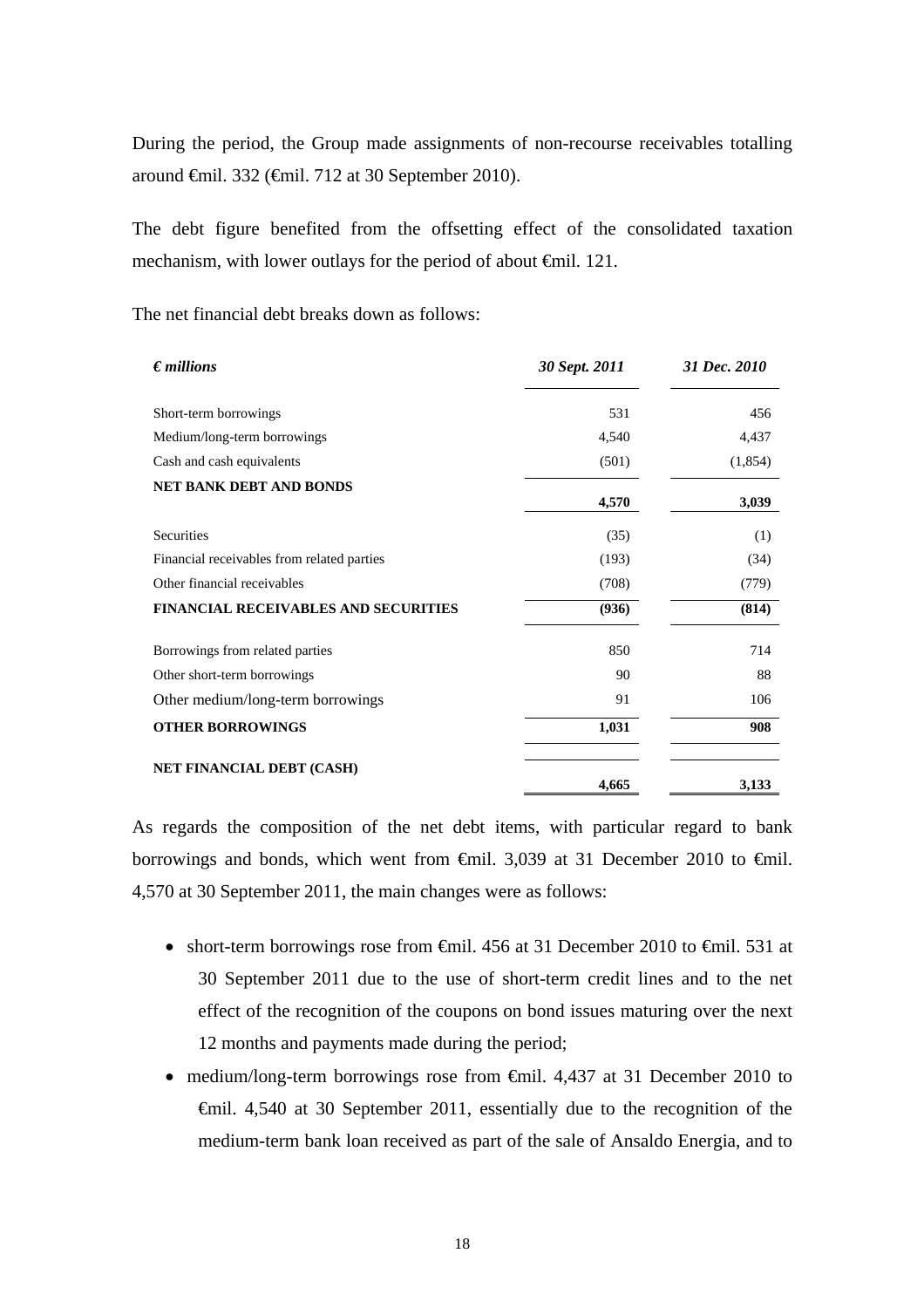During the period, the Group made assignments of non-recourse receivables totalling around €mil. 332 (€mil. 712 at 30 September 2010).

The debt figure benefited from the offsetting effect of the consolidated taxation mechanism, with lower outlays for the period of about €mil. 121.

The net financial debt breaks down as follows:

| *€ millions* | *30 Sept. 2011* | *31 Dec. 2010* |
|---|---|---|
| Short-term borrowings | 531 | 456 |
| Medium/long-term borrowings | 4,540 | 4,437 |
| Cash and cash equivalents | (501) | (1,854) |
| **NET BANK DEBT AND BONDS** | **4,570** | **3,039** |
| Securities | (35) | (1) |
| Financial receivables from related parties | (193) | (34) |
| Other financial receivables | (708) | (779) |
| **FINANCIAL RECEIVABLES AND SECURITIES** | **(936)** | **(814)** |
| Borrowings from related parties | 850 | 714 |
| Other short-term borrowings | 90 | 88 |
| Other medium/long-term borrowings | 91 | 106 |
| **OTHER BORROWINGS** | **1,031** | **908** |
| **NET FINANCIAL DEBT (CASH)** | **4,665** | **3,133** |

As regards the composition of the net debt items, with particular regard to bank borrowings and bonds, which went from €mil. 3,039 at 31 December 2010 to €mil. 4,570 at 30 September 2011, the main changes were as follows:

- short-term borrowings rose from €mil. 456 at 31 December 2010 to €mil. 531 at 30 September 2011 due to the use of short-term credit lines and to the net effect of the recognition of the coupons on bond issues maturing over the next 12 months and payments made during the period;
- medium/long-term borrowings rose from €mil. 4,437 at 31 December 2010 to €mil. 4,540 at 30 September 2011, essentially due to the recognition of the medium-term bank loan received as part of the sale of Ansaldo Energia, and to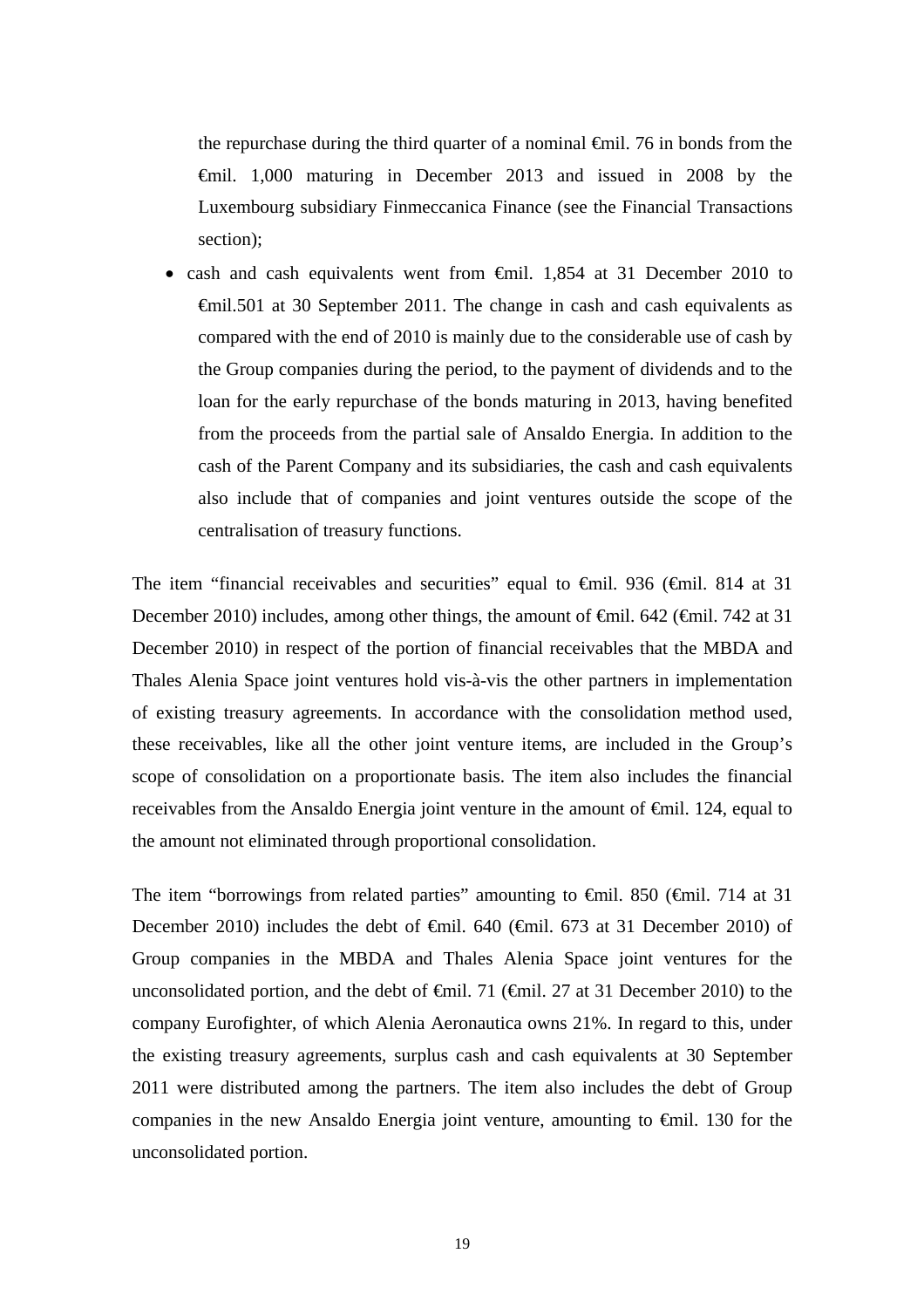the repurchase during the third quarter of a nominal €mil. 76 in bonds from the €mil. 1,000 maturing in December 2013 and issued in 2008 by the Luxembourg subsidiary Finmeccanica Finance (see the Financial Transactions section);

- cash and cash equivalents went from €mil. 1,854 at 31 December 2010 to €mil.501 at 30 September 2011. The change in cash and cash equivalents as compared with the end of 2010 is mainly due to the considerable use of cash by the Group companies during the period, to the payment of dividends and to the loan for the early repurchase of the bonds maturing in 2013, having benefited from the proceeds from the partial sale of Ansaldo Energia. In addition to the cash of the Parent Company and its subsidiaries, the cash and cash equivalents also include that of companies and joint ventures outside the scope of the centralisation of treasury functions.

The item "financial receivables and securities" equal to €mil. 936 (€mil. 814 at 31 December 2010) includes, among other things, the amount of €mil. 642 (€mil. 742 at 31 December 2010) in respect of the portion of financial receivables that the MBDA and Thales Alenia Space joint ventures hold vis-à-vis the other partners in implementation of existing treasury agreements. In accordance with the consolidation method used, these receivables, like all the other joint venture items, are included in the Group's scope of consolidation on a proportionate basis. The item also includes the financial receivables from the Ansaldo Energia joint venture in the amount of €mil. 124, equal to the amount not eliminated through proportional consolidation.

The item "borrowings from related parties" amounting to €mil. 850 (€mil. 714 at 31 December 2010) includes the debt of €mil. 640 (€mil. 673 at 31 December 2010) of Group companies in the MBDA and Thales Alenia Space joint ventures for the unconsolidated portion, and the debt of €mil. 71 (€mil. 27 at 31 December 2010) to the company Eurofighter, of which Alenia Aeronautica owns 21%. In regard to this, under the existing treasury agreements, surplus cash and cash equivalents at 30 September 2011 were distributed among the partners. The item also includes the debt of Group companies in the new Ansaldo Energia joint venture, amounting to €mil. 130 for the unconsolidated portion.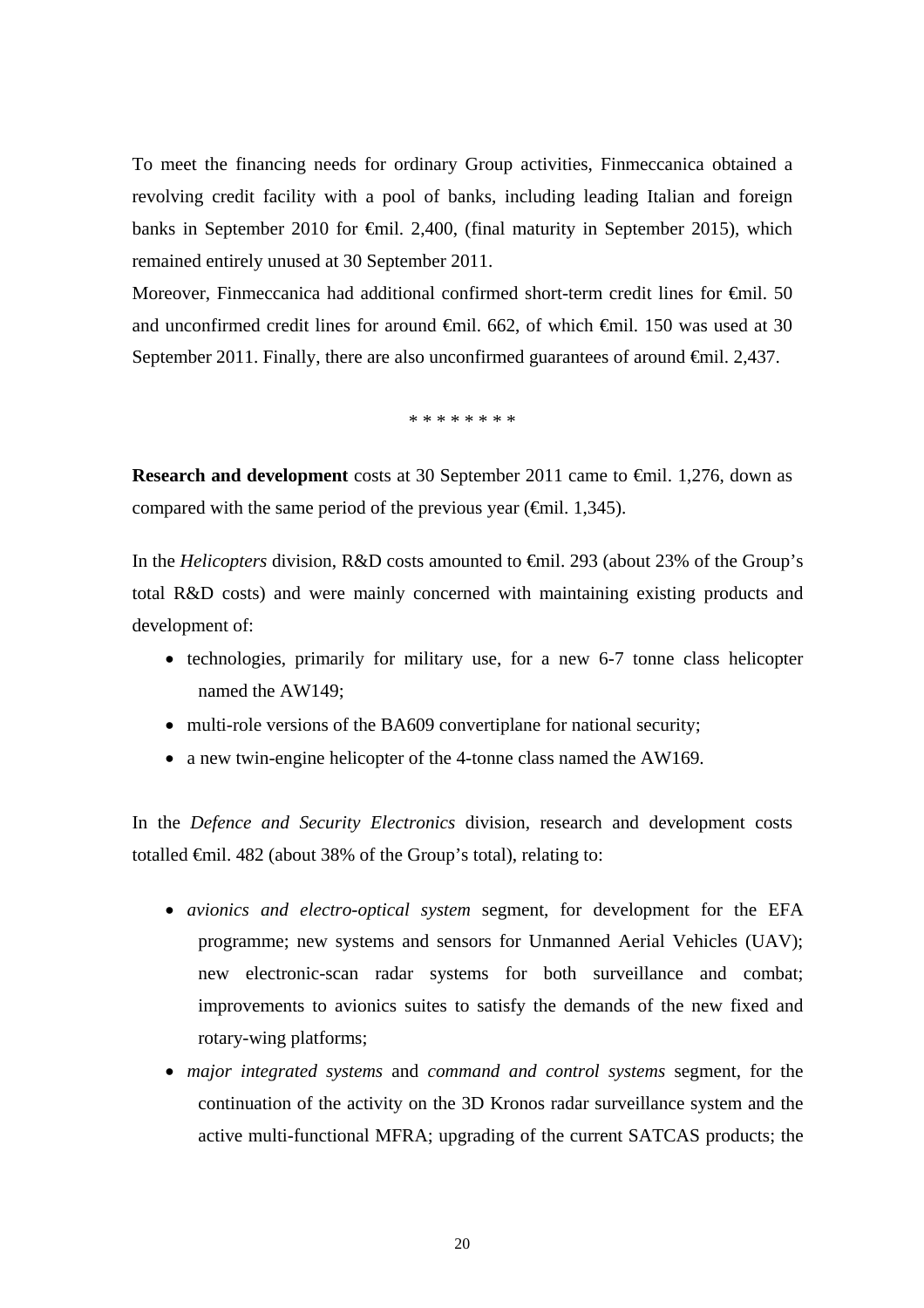To meet the financing needs for ordinary Group activities, Finmeccanica obtained a revolving credit facility with a pool of banks, including leading Italian and foreign banks in September 2010 for €mil. 2,400, (final maturity in September 2015), which remained entirely unused at 30 September 2011.

Moreover, Finmeccanica had additional confirmed short-term credit lines for €mil. 50 and unconfirmed credit lines for around €mil. 662, of which €mil. 150 was used at 30 September 2011. Finally, there are also unconfirmed guarantees of around €mil. 2,437.

\* \* \* \* \* \* \* \*

**Research and development** costs at 30 September 2011 came to €mil. 1,276, down as compared with the same period of the previous year (€mil. 1,345).

In the *Helicopters* division, R&D costs amounted to €mil. 293 (about 23% of the Group's total R&D costs) and were mainly concerned with maintaining existing products and development of:

- technologies, primarily for military use, for a new 6-7 tonne class helicopter named the AW149;
- multi-role versions of the BA609 convertiplane for national security;
- a new twin-engine helicopter of the 4-tonne class named the AW169.

In the *Defence and Security Electronics* division, research and development costs totalled €mil. 482 (about 38% of the Group's total), relating to:

- *avionics and electro-optical system* segment, for development for the EFA programme; new systems and sensors for Unmanned Aerial Vehicles (UAV); new electronic-scan radar systems for both surveillance and combat; improvements to avionics suites to satisfy the demands of the new fixed and rotary-wing platforms;
- *major integrated systems* and *command and control systems* segment, for the continuation of the activity on the 3D Kronos radar surveillance system and the active multi-functional MFRA; upgrading of the current SATCAS products; the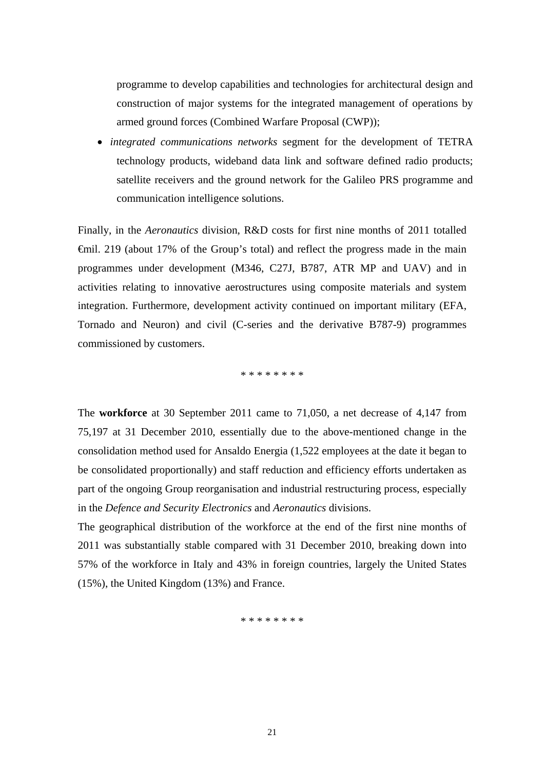programme to develop capabilities and technologies for architectural design and construction of major systems for the integrated management of operations by armed ground forces (Combined Warfare Proposal (CWP));

- *integrated communications networks* segment for the development of TETRA technology products, wideband data link and software defined radio products; satellite receivers and the ground network for the Galileo PRS programme and communication intelligence solutions.

Finally, in the *Aeronautics* division, R&D costs for first nine months of 2011 totalled €mil. 219 (about 17% of the Group's total) and reflect the progress made in the main programmes under development (M346, C27J, B787, ATR MP and UAV) and in activities relating to innovative aerostructures using composite materials and system integration. Furthermore, development activity continued on important military (EFA, Tornado and Neuron) and civil (C-series and the derivative B787-9) programmes commissioned by customers.

\* \* \* \* \* \* \* \*

The **workforce** at 30 September 2011 came to 71,050, a net decrease of 4,147 from 75,197 at 31 December 2010, essentially due to the above-mentioned change in the consolidation method used for Ansaldo Energia (1,522 employees at the date it began to be consolidated proportionally) and staff reduction and efficiency efforts undertaken as part of the ongoing Group reorganisation and industrial restructuring process, especially in the *Defence and Security Electronics* and *Aeronautics* divisions.

The geographical distribution of the workforce at the end of the first nine months of 2011 was substantially stable compared with 31 December 2010, breaking down into 57% of the workforce in Italy and 43% in foreign countries, largely the United States (15%), the United Kingdom (13%) and France.

\* \* \* \* \* \* \* \*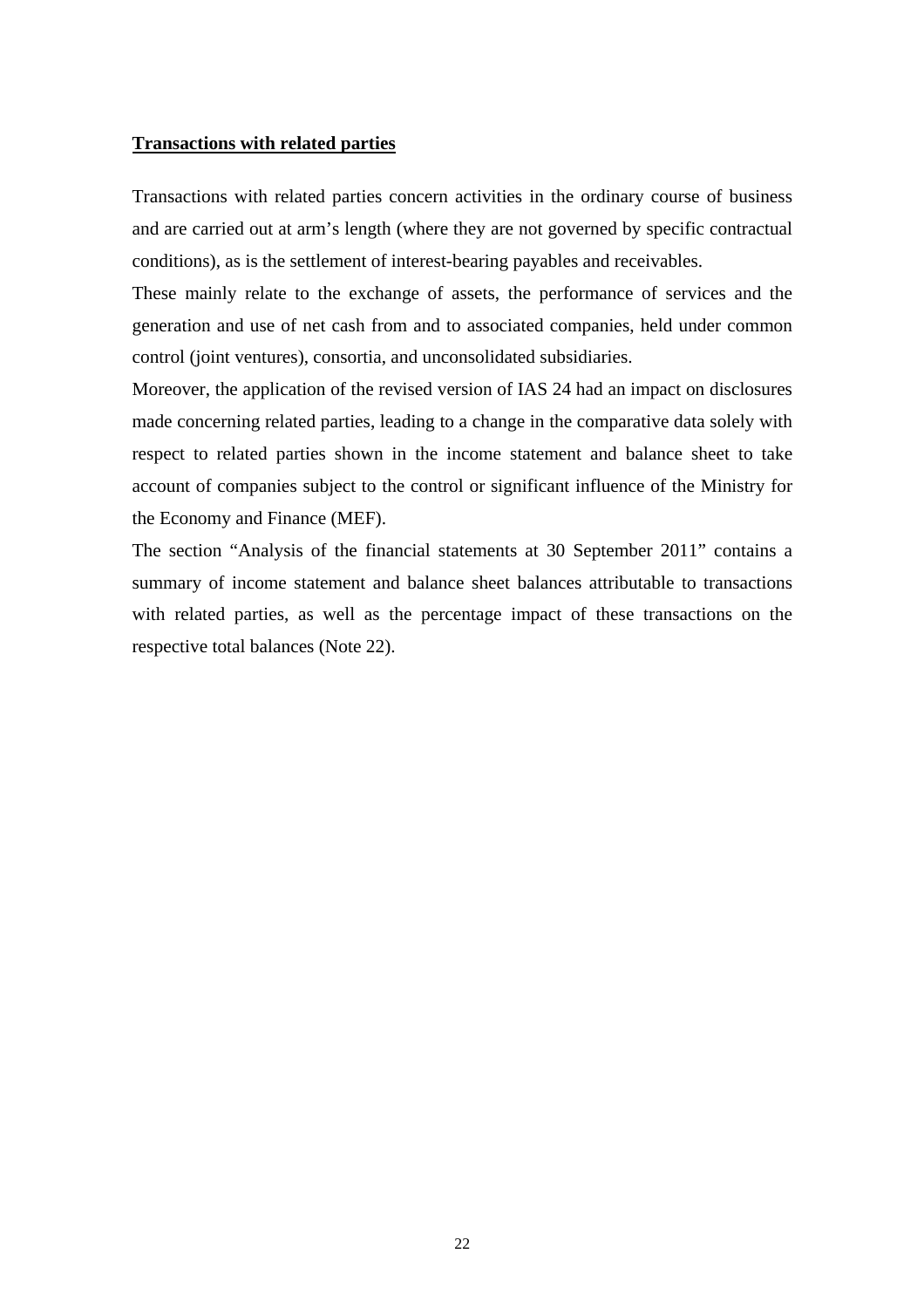## Transactions with related parties

Transactions with related parties concern activities in the ordinary course of business and are carried out at arm's length (where they are not governed by specific contractual conditions), as is the settlement of interest-bearing payables and receivables.

These mainly relate to the exchange of assets, the performance of services and the generation and use of net cash from and to associated companies, held under common control (joint ventures), consortia, and unconsolidated subsidiaries.

Moreover, the application of the revised version of IAS 24 had an impact on disclosures made concerning related parties, leading to a change in the comparative data solely with respect to related parties shown in the income statement and balance sheet to take account of companies subject to the control or significant influence of the Ministry for the Economy and Finance (MEF).

The section "Analysis of the financial statements at 30 September 2011" contains a summary of income statement and balance sheet balances attributable to transactions with related parties, as well as the percentage impact of these transactions on the respective total balances (Note 22).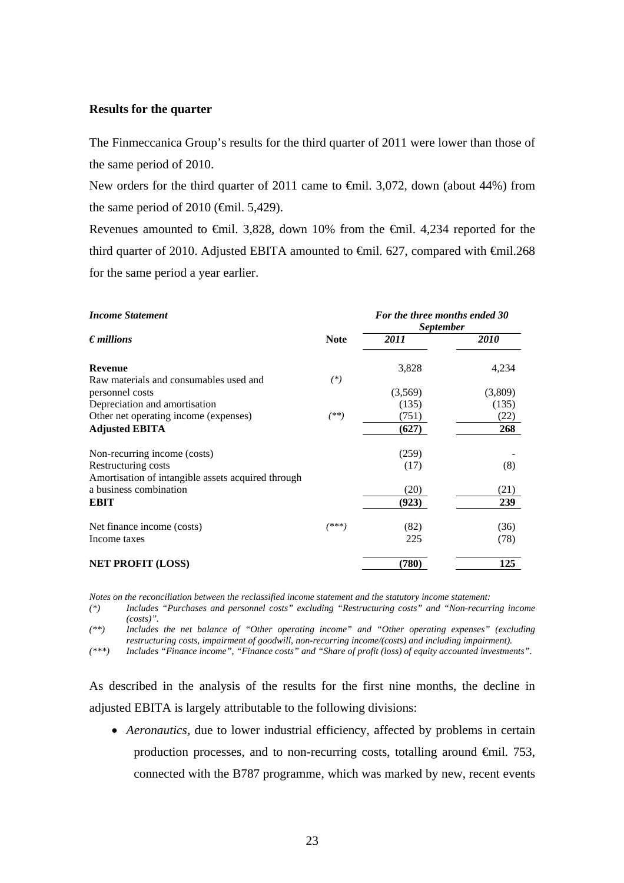**Results for the quarter**

The Finmeccanica Group's results for the third quarter of 2011 were lower than those of the same period of 2010.

New orders for the third quarter of 2011 came to €mil. 3,072, down (about 44%) from the same period of 2010 (€mil. 5,429).

Revenues amounted to €mil. 3,828, down 10% from the €mil. 4,234 reported for the third quarter of 2010. Adjusted EBITA amounted to €mil. 627, compared with €mil.268 for the same period a year earlier.

| *Income Statement* | | *For the three months ended 30 September* | |
|---|---|---|---|
| *€ millions* | **Note** | *2011* | *2010* |
| **Revenue** | | 3,828 | 4,234 |
| Raw materials and consumables used and personnel costs | *(\*)* | (3,569) | (3,809) |
| Depreciation and amortisation | | (135) | (135) |
| Other net operating income (expenses) | *(\*\*)* | (751) | (22) |
| **Adjusted EBITA** | | **(627)** | **268** |
| Non-recurring income (costs) | | (259) | - |
| Restructuring costs | | (17) | (8) |
| Amortisation of intangible assets acquired through a business combination | | (20) | (21) |
| **EBIT** | | **(923)** | **239** |
| Net finance income (costs) | *(\*\*\*)* | (82) | (36) |
| Income taxes | | 225 | (78) |
| **NET PROFIT (LOSS)** | | **(780)** | **125** |

*Notes on the reconciliation between the reclassified income statement and the statutory income statement:*

*(\*) Includes "Purchases and personnel costs" excluding "Restructuring costs" and "Non-recurring income (costs)".*

*(\*\*) Includes the net balance of "Other operating income" and "Other operating expenses" (excluding restructuring costs, impairment of goodwill, non-recurring income/(costs) and including impairment).*

*(\*\*\*) Includes "Finance income", "Finance costs" and "Share of profit (loss) of equity accounted investments".*

As described in the analysis of the results for the first nine months, the decline in adjusted EBITA is largely attributable to the following divisions:

- *Aeronautics*, due to lower industrial efficiency, affected by problems in certain production processes, and to non-recurring costs, totalling around €mil. 753, connected with the B787 programme, which was marked by new, recent events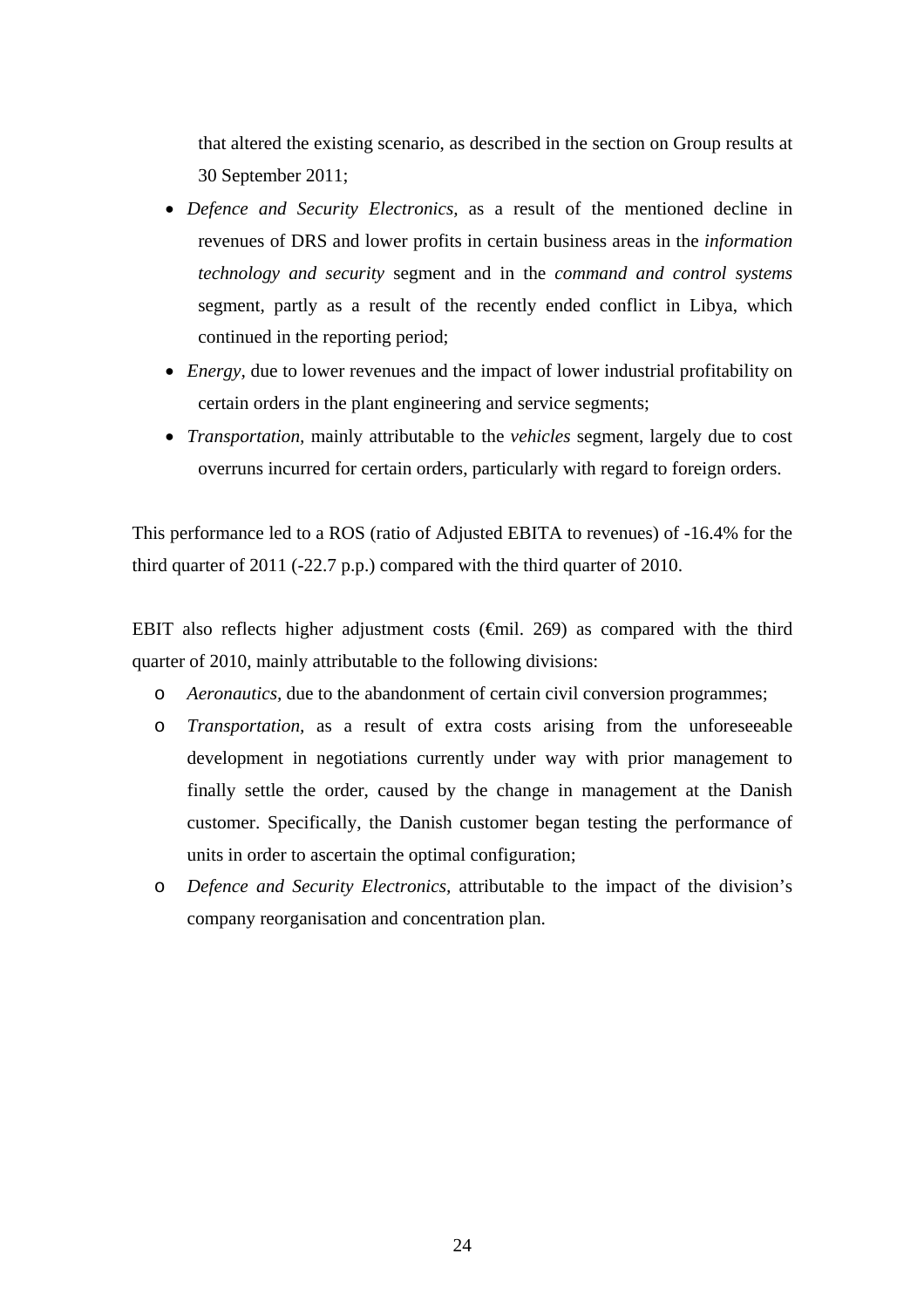that altered the existing scenario, as described in the section on Group results at 30 September 2011;

- *Defence and Security Electronics*, as a result of the mentioned decline in revenues of DRS and lower profits in certain business areas in the *information technology and security* segment and in the *command and control systems* segment, partly as a result of the recently ended conflict in Libya, which continued in the reporting period;
- *Energy*, due to lower revenues and the impact of lower industrial profitability on certain orders in the plant engineering and service segments;
- *Transportation*, mainly attributable to the *vehicles* segment, largely due to cost overruns incurred for certain orders, particularly with regard to foreign orders.

This performance led to a ROS (ratio of Adjusted EBITA to revenues) of -16.4% for the third quarter of 2011 (-22.7 p.p.) compared with the third quarter of 2010.

EBIT also reflects higher adjustment costs (€mil. 269) as compared with the third quarter of 2010, mainly attributable to the following divisions:

- *Aeronautics*, due to the abandonment of certain civil conversion programmes;
- *Transportation*, as a result of extra costs arising from the unforeseeable development in negotiations currently under way with prior management to finally settle the order, caused by the change in management at the Danish customer. Specifically, the Danish customer began testing the performance of units in order to ascertain the optimal configuration;
- *Defence and Security Electronics*, attributable to the impact of the division's company reorganisation and concentration plan.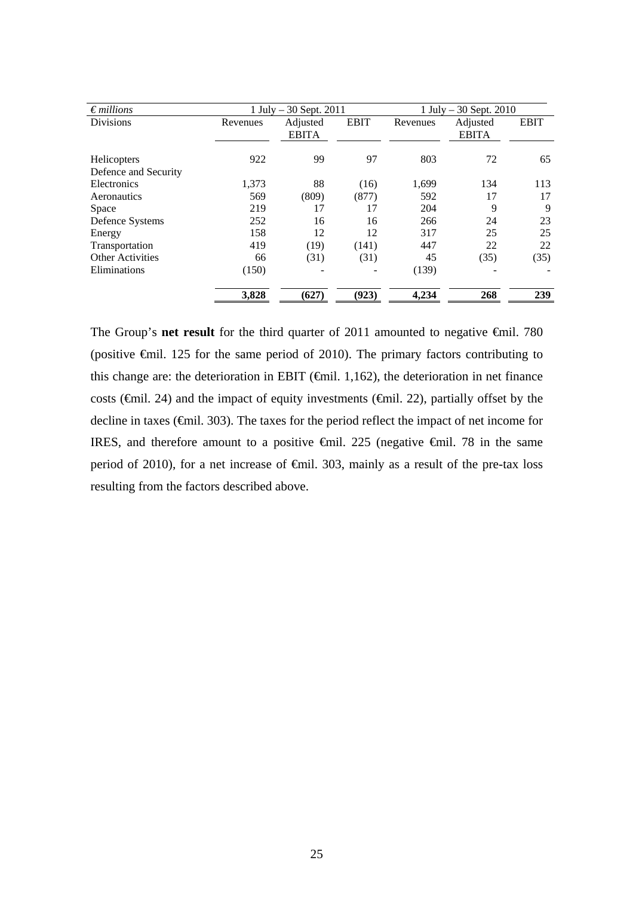| *€ millions* | 1 July – 30 Sept. 2011 | | | 1 July – 30 Sept. 2010 | | |
|---|---|---|---|---|---|---|
| Divisions | Revenues | Adjusted EBITA | EBIT | Revenues | Adjusted EBITA | EBIT |
| Helicopters | 922 | 99 | 97 | 803 | 72 | 65 |
| Defence and Security Electronics | 1,373 | 88 | (16) | 1,699 | 134 | 113 |
| Aeronautics | 569 | (809) | (877) | 592 | 17 | 17 |
| Space | 219 | 17 | 17 | 204 | 9 | 9 |
| Defence Systems | 252 | 16 | 16 | 266 | 24 | 23 |
| Energy | 158 | 12 | 12 | 317 | 25 | 25 |
| Transportation | 419 | (19) | (141) | 447 | 22 | 22 |
| Other Activities | 66 | (31) | (31) | 45 | (35) | (35) |
| Eliminations | (150) | - | - | (139) | - | - |
| | **3,828** | **(627)** | **(923)** | **4,234** | **268** | **239** |

The Group's **net result** for the third quarter of 2011 amounted to negative €mil. 780 (positive €mil. 125 for the same period of 2010). The primary factors contributing to this change are: the deterioration in EBIT (€mil. 1,162), the deterioration in net finance costs (€mil. 24) and the impact of equity investments (€mil. 22), partially offset by the decline in taxes (€mil. 303). The taxes for the period reflect the impact of net income for IRES, and therefore amount to a positive €mil. 225 (negative €mil. 78 in the same period of 2010), for a net increase of €mil. 303, mainly as a result of the pre-tax loss resulting from the factors described above.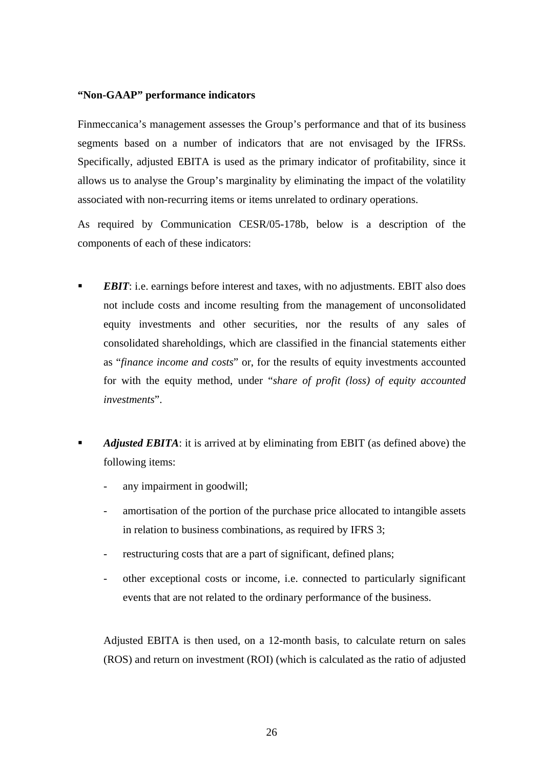**"Non-GAAP" performance indicators**

Finmeccanica's management assesses the Group's performance and that of its business segments based on a number of indicators that are not envisaged by the IFRSs. Specifically, adjusted EBITA is used as the primary indicator of profitability, since it allows us to analyse the Group's marginality by eliminating the impact of the volatility associated with non-recurring items or items unrelated to ordinary operations.

As required by Communication CESR/05-178b, below is a description of the components of each of these indicators:

- ***EBIT***: i.e. earnings before interest and taxes, with no adjustments. EBIT also does not include costs and income resulting from the management of unconsolidated equity investments and other securities, nor the results of any sales of consolidated shareholdings, which are classified in the financial statements either as "*finance income and costs*" or, for the results of equity investments accounted for with the equity method, under "*share of profit (loss) of equity accounted investments*".

- ***Adjusted EBITA***: it is arrived at by eliminating from EBIT (as defined above) the following items:
  - any impairment in goodwill;
  - amortisation of the portion of the purchase price allocated to intangible assets in relation to business combinations, as required by IFRS 3;
  - restructuring costs that are a part of significant, defined plans;
  - other exceptional costs or income, i.e. connected to particularly significant events that are not related to the ordinary performance of the business.

  Adjusted EBITA is then used, on a 12-month basis, to calculate return on sales (ROS) and return on investment (ROI) (which is calculated as the ratio of adjusted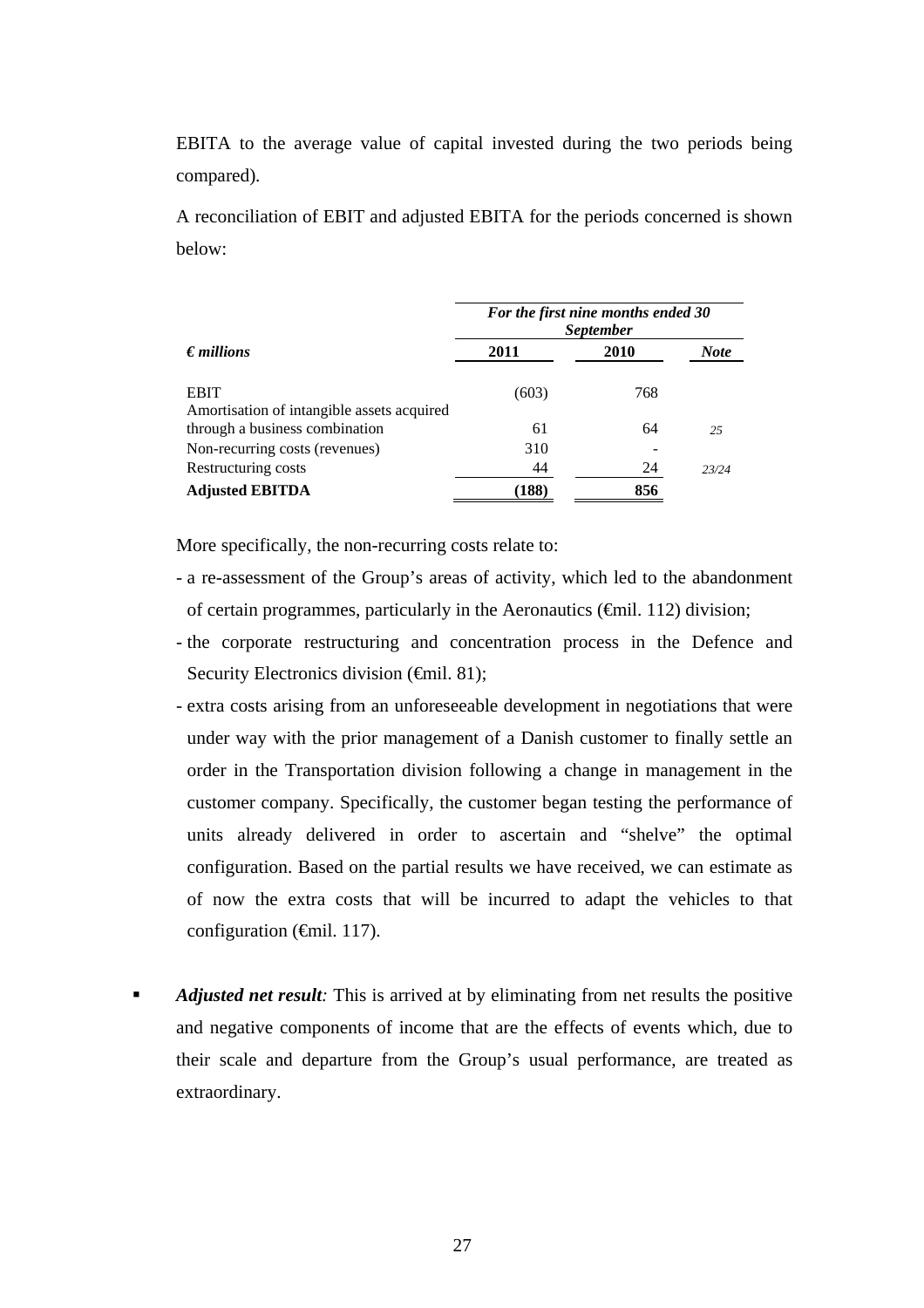EBITA to the average value of capital invested during the two periods being compared).

A reconciliation of EBIT and adjusted EBITA for the periods concerned is shown below:

| | *For the first nine months ended 30 September* | | |
|---|---|---|---|
| *€ millions* | **2011** | **2010** | ***Note*** |
| EBIT | (603) | 768 | |
| Amortisation of intangible assets acquired through a business combination | 61 | 64 | *25* |
| Non-recurring costs (revenues) | 310 | - | |
| Restructuring costs | 44 | 24 | *23/24* |
| **Adjusted EBITDA** | **(188)** | **856** | |

More specifically, the non-recurring costs relate to:

- a re-assessment of the Group's areas of activity, which led to the abandonment of certain programmes, particularly in the Aeronautics (€mil. 112) division;
- the corporate restructuring and concentration process in the Defence and Security Electronics division (€mil. 81);
- extra costs arising from an unforeseeable development in negotiations that were under way with the prior management of a Danish customer to finally settle an order in the Transportation division following a change in management in the customer company. Specifically, the customer began testing the performance of units already delivered in order to ascertain and "shelve" the optimal configuration. Based on the partial results we have received, we can estimate as of now the extra costs that will be incurred to adapt the vehicles to that configuration (€mil. 117).

- ***Adjusted net result****:* This is arrived at by eliminating from net results the positive and negative components of income that are the effects of events which, due to their scale and departure from the Group's usual performance, are treated as extraordinary.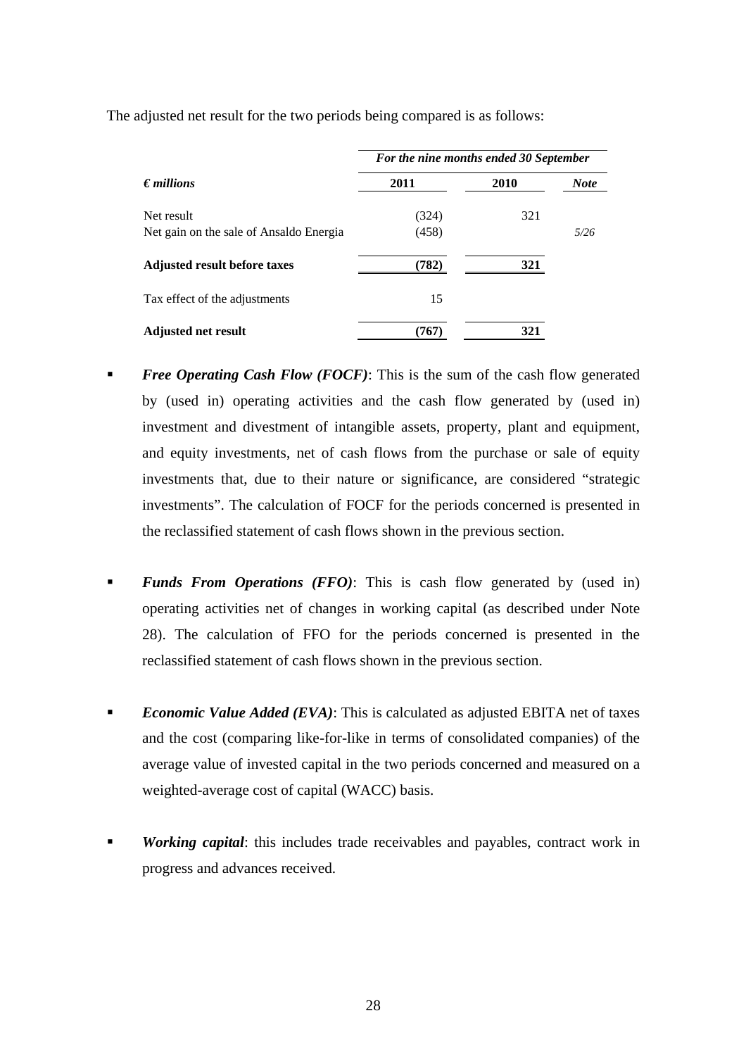The adjusted net result for the two periods being compared is as follows:

| *€ millions* | *For the nine months ended 30 September* 2011 | 2010 | *Note* |
|---|---|---|---|
| Net result | (324) | 321 | |
| Net gain on the sale of Ansaldo Energia | (458) | | *5/26* |
| **Adjusted result before taxes** | **(782)** | **321** | |
| Tax effect of the adjustments | 15 | | |
| **Adjusted net result** | **(767)** | **321** | |

- ***Free Operating Cash Flow (FOCF)***: This is the sum of the cash flow generated by (used in) operating activities and the cash flow generated by (used in) investment and divestment of intangible assets, property, plant and equipment, and equity investments, net of cash flows from the purchase or sale of equity investments that, due to their nature or significance, are considered "strategic investments". The calculation of FOCF for the periods concerned is presented in the reclassified statement of cash flows shown in the previous section.

- ***Funds From Operations (FFO)***: This is cash flow generated by (used in) operating activities net of changes in working capital (as described under Note 28). The calculation of FFO for the periods concerned is presented in the reclassified statement of cash flows shown in the previous section.

- ***Economic Value Added (EVA)***: This is calculated as adjusted EBITA net of taxes and the cost (comparing like-for-like in terms of consolidated companies) of the average value of invested capital in the two periods concerned and measured on a weighted-average cost of capital (WACC) basis.

- ***Working capital***: this includes trade receivables and payables, contract work in progress and advances received.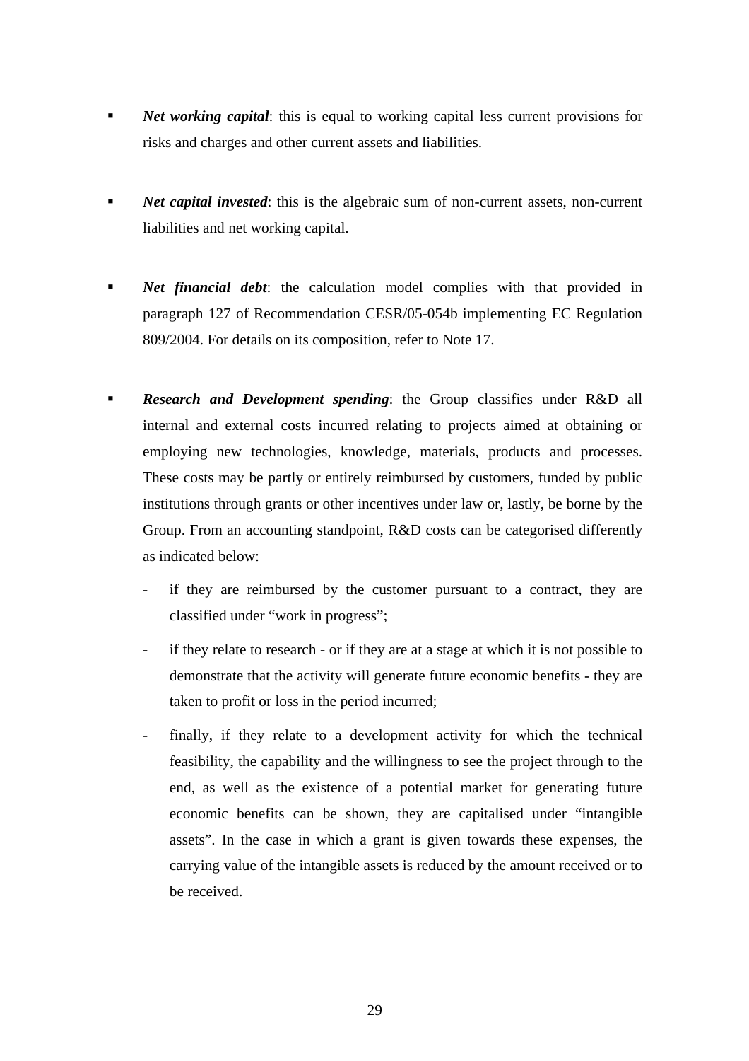- ***Net working capital***: this is equal to working capital less current provisions for risks and charges and other current assets and liabilities.

- ***Net capital invested***: this is the algebraic sum of non-current assets, non-current liabilities and net working capital.

- ***Net financial debt***: the calculation model complies with that provided in paragraph 127 of Recommendation CESR/05-054b implementing EC Regulation 809/2004. For details on its composition, refer to Note 17.

- ***Research and Development spending***: the Group classifies under R&D all internal and external costs incurred relating to projects aimed at obtaining or employing new technologies, knowledge, materials, products and processes. These costs may be partly or entirely reimbursed by customers, funded by public institutions through grants or other incentives under law or, lastly, be borne by the Group. From an accounting standpoint, R&D costs can be categorised differently as indicated below:
  - if they are reimbursed by the customer pursuant to a contract, they are classified under "work in progress";
  - if they relate to research - or if they are at a stage at which it is not possible to demonstrate that the activity will generate future economic benefits - they are taken to profit or loss in the period incurred;
  - finally, if they relate to a development activity for which the technical feasibility, the capability and the willingness to see the project through to the end, as well as the existence of a potential market for generating future economic benefits can be shown, they are capitalised under "intangible assets". In the case in which a grant is given towards these expenses, the carrying value of the intangible assets is reduced by the amount received or to be received.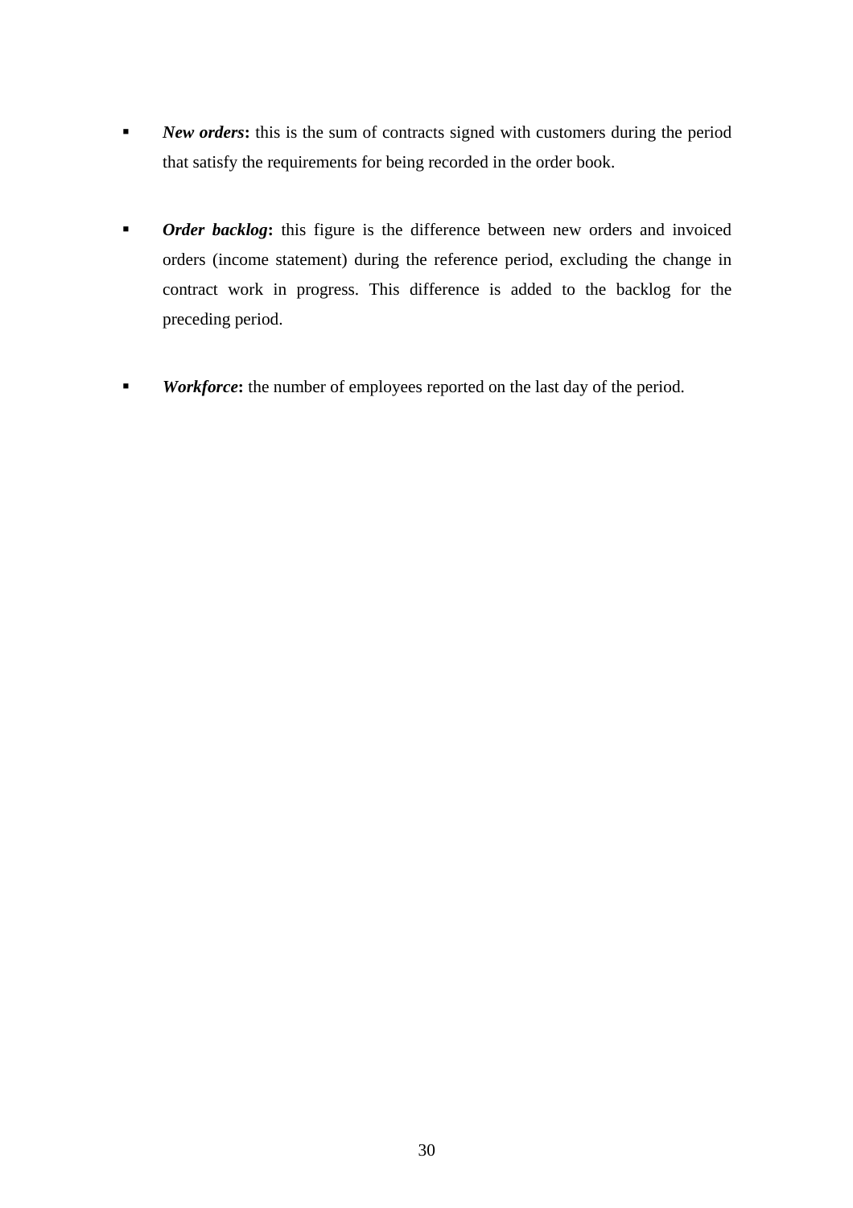- ***New orders*****:** this is the sum of contracts signed with customers during the period that satisfy the requirements for being recorded in the order book.

- ***Order backlog*****:** this figure is the difference between new orders and invoiced orders (income statement) during the reference period, excluding the change in contract work in progress. This difference is added to the backlog for the preceding period.

- ***Workforce*****:** the number of employees reported on the last day of the period.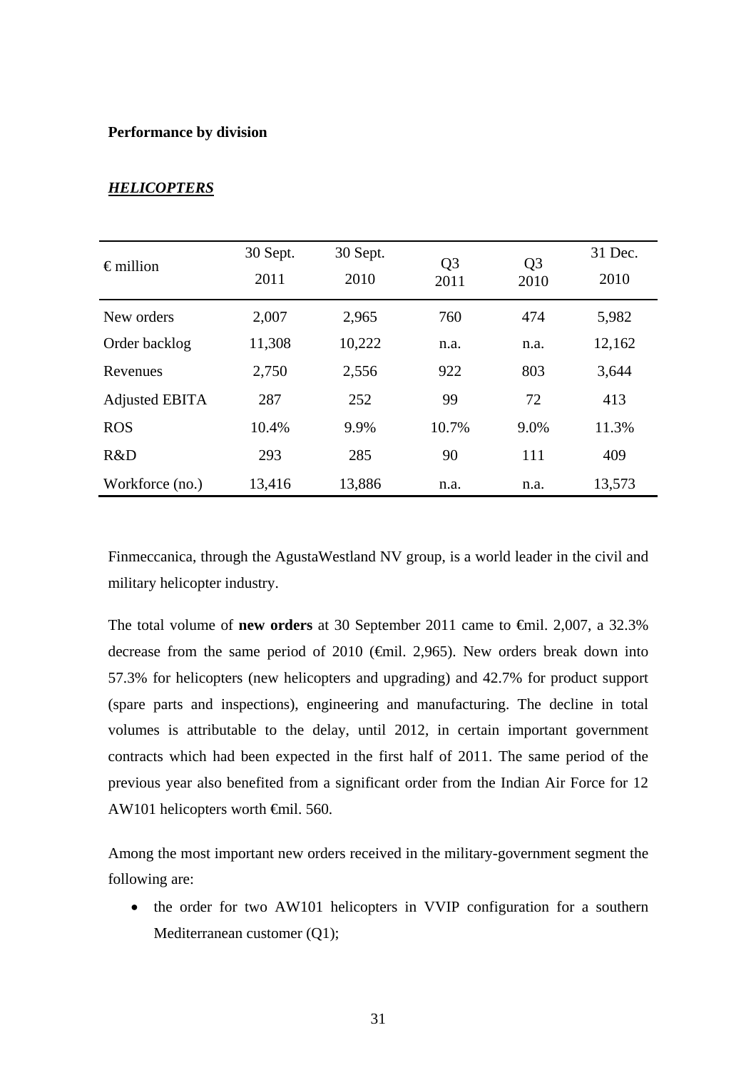**Performance by division**

***HELICOPTERS***

| € million | 30 Sept. 2011 | 30 Sept. 2010 | Q3 2011 | Q3 2010 | 31 Dec. 2010 |
|---|---|---|---|---|---|
| New orders | 2,007 | 2,965 | 760 | 474 | 5,982 |
| Order backlog | 11,308 | 10,222 | n.a. | n.a. | 12,162 |
| Revenues | 2,750 | 2,556 | 922 | 803 | 3,644 |
| Adjusted EBITA | 287 | 252 | 99 | 72 | 413 |
| ROS | 10.4% | 9.9% | 10.7% | 9.0% | 11.3% |
| R&D | 293 | 285 | 90 | 111 | 409 |
| Workforce (no.) | 13,416 | 13,886 | n.a. | n.a. | 13,573 |

Finmeccanica, through the AgustaWestland NV group, is a world leader in the civil and military helicopter industry.

The total volume of **new orders** at 30 September 2011 came to €mil. 2,007, a 32.3% decrease from the same period of 2010 (€mil. 2,965). New orders break down into 57.3% for helicopters (new helicopters and upgrading) and 42.7% for product support (spare parts and inspections), engineering and manufacturing. The decline in total volumes is attributable to the delay, until 2012, in certain important government contracts which had been expected in the first half of 2011. The same period of the previous year also benefited from a significant order from the Indian Air Force for 12 AW101 helicopters worth €mil. 560.

Among the most important new orders received in the military-government segment the following are:

- the order for two AW101 helicopters in VVIP configuration for a southern Mediterranean customer (Q1);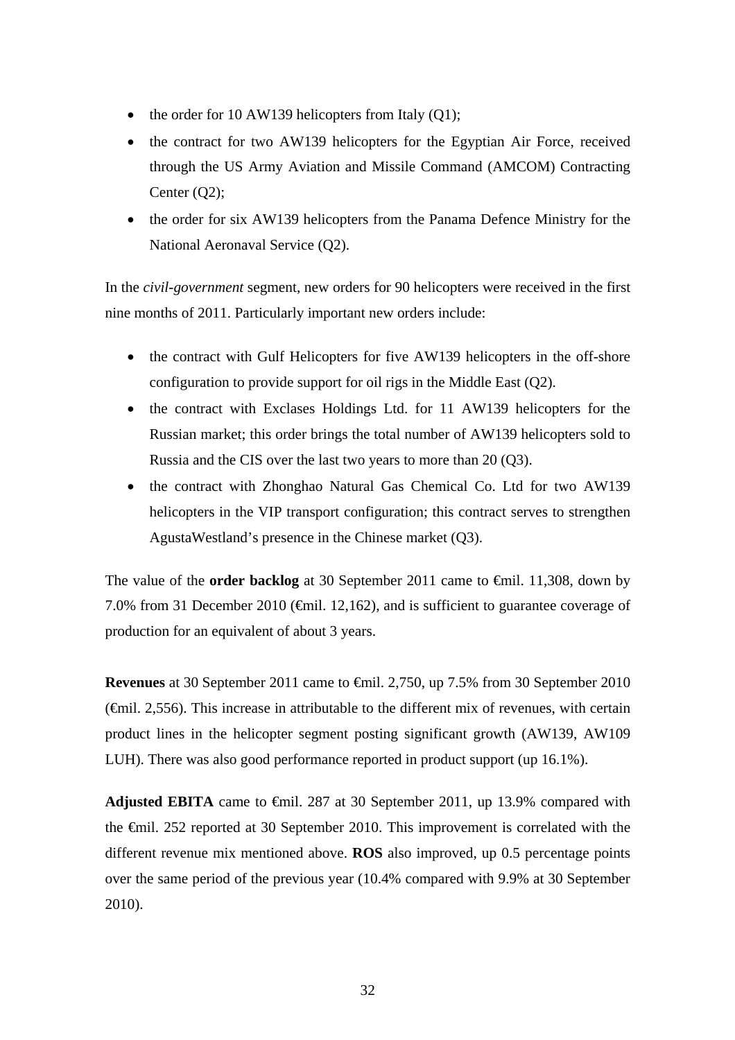- the order for 10 AW139 helicopters from Italy (Q1);
- the contract for two AW139 helicopters for the Egyptian Air Force, received through the US Army Aviation and Missile Command (AMCOM) Contracting Center (Q2);
- the order for six AW139 helicopters from the Panama Defence Ministry for the National Aeronaval Service (Q2).

In the *civil-government* segment, new orders for 90 helicopters were received in the first nine months of 2011. Particularly important new orders include:

- the contract with Gulf Helicopters for five AW139 helicopters in the off-shore configuration to provide support for oil rigs in the Middle East (Q2).
- the contract with Exclases Holdings Ltd. for 11 AW139 helicopters for the Russian market; this order brings the total number of AW139 helicopters sold to Russia and the CIS over the last two years to more than 20 (Q3).
- the contract with Zhonghao Natural Gas Chemical Co. Ltd for two AW139 helicopters in the VIP transport configuration; this contract serves to strengthen AgustaWestland's presence in the Chinese market (Q3).

The value of the **order backlog** at 30 September 2011 came to €mil. 11,308, down by 7.0% from 31 December 2010 (€mil. 12,162), and is sufficient to guarantee coverage of production for an equivalent of about 3 years.

**Revenues** at 30 September 2011 came to €mil. 2,750, up 7.5% from 30 September 2010 (€mil. 2,556). This increase in attributable to the different mix of revenues, with certain product lines in the helicopter segment posting significant growth (AW139, AW109 LUH). There was also good performance reported in product support (up 16.1%).

**Adjusted EBITA** came to €mil. 287 at 30 September 2011, up 13.9% compared with the €mil. 252 reported at 30 September 2010. This improvement is correlated with the different revenue mix mentioned above. **ROS** also improved, up 0.5 percentage points over the same period of the previous year (10.4% compared with 9.9% at 30 September 2010).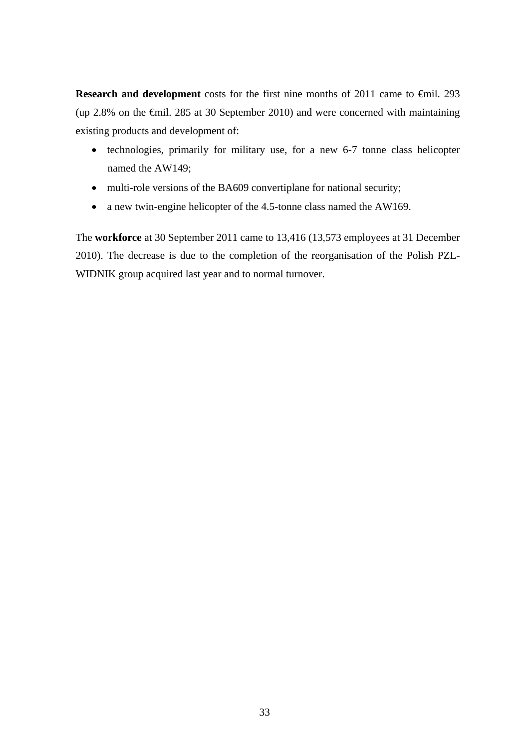**Research and development** costs for the first nine months of 2011 came to €mil. 293 (up 2.8% on the €mil. 285 at 30 September 2010) and were concerned with maintaining existing products and development of:

- technologies, primarily for military use, for a new 6-7 tonne class helicopter named the AW149;
- multi-role versions of the BA609 convertiplane for national security;
- a new twin-engine helicopter of the 4.5-tonne class named the AW169.

The **workforce** at 30 September 2011 came to 13,416 (13,573 employees at 31 December 2010). The decrease is due to the completion of the reorganisation of the Polish PZL-WIDNIK group acquired last year and to normal turnover.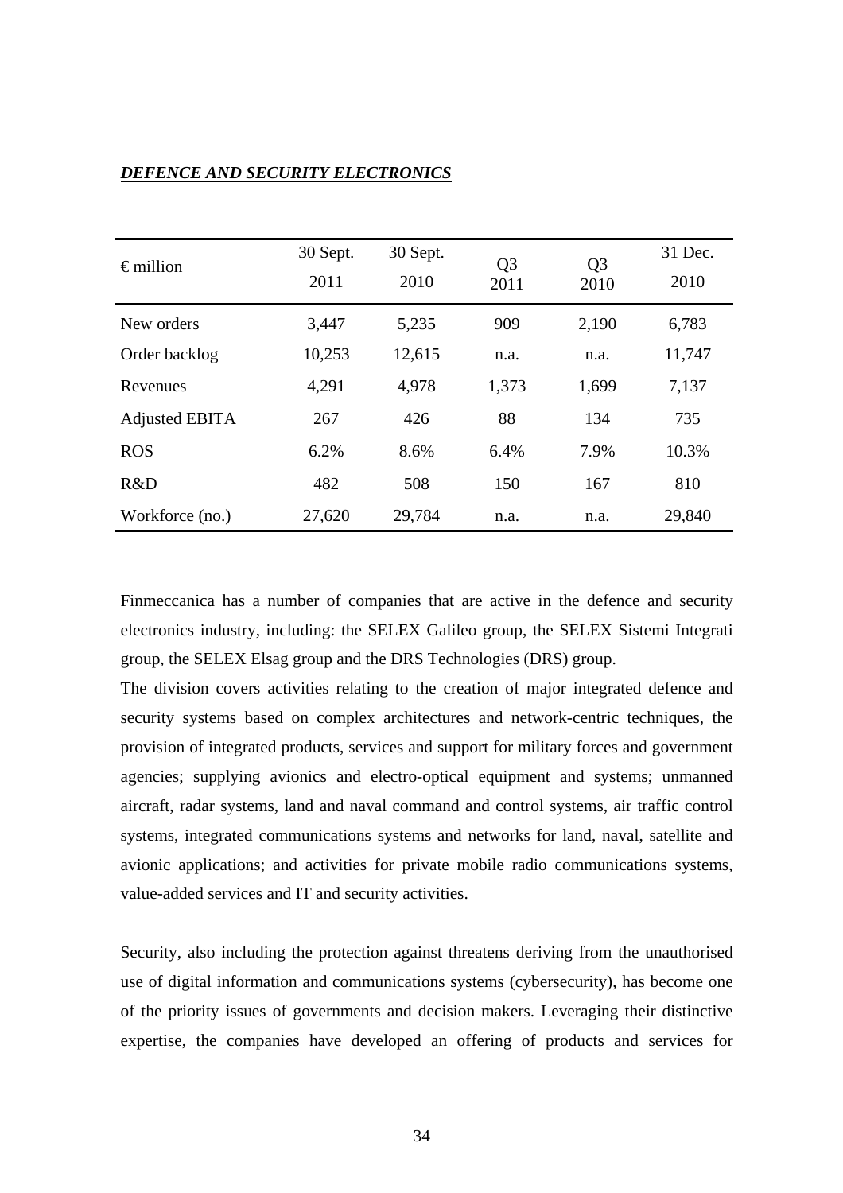***DEFENCE AND SECURITY ELECTRONICS***

| € million | 30 Sept. 2011 | 30 Sept. 2010 | Q3 2011 | Q3 2010 | 31 Dec. 2010 |
|---|---|---|---|---|---|
| New orders | 3,447 | 5,235 | 909 | 2,190 | 6,783 |
| Order backlog | 10,253 | 12,615 | n.a. | n.a. | 11,747 |
| Revenues | 4,291 | 4,978 | 1,373 | 1,699 | 7,137 |
| Adjusted EBITA | 267 | 426 | 88 | 134 | 735 |
| ROS | 6.2% | 8.6% | 6.4% | 7.9% | 10.3% |
| R&D | 482 | 508 | 150 | 167 | 810 |
| Workforce (no.) | 27,620 | 29,784 | n.a. | n.a. | 29,840 |

Finmeccanica has a number of companies that are active in the defence and security electronics industry, including: the SELEX Galileo group, the SELEX Sistemi Integrati group, the SELEX Elsag group and the DRS Technologies (DRS) group.
The division covers activities relating to the creation of major integrated defence and security systems based on complex architectures and network-centric techniques, the provision of integrated products, services and support for military forces and government agencies; supplying avionics and electro-optical equipment and systems; unmanned aircraft, radar systems, land and naval command and control systems, air traffic control systems, integrated communications systems and networks for land, naval, satellite and avionic applications; and activities for private mobile radio communications systems, value-added services and IT and security activities.

Security, also including the protection against threatens deriving from the unauthorised use of digital information and communications systems (cybersecurity), has become one of the priority issues of governments and decision makers. Leveraging their distinctive expertise, the companies have developed an offering of products and services for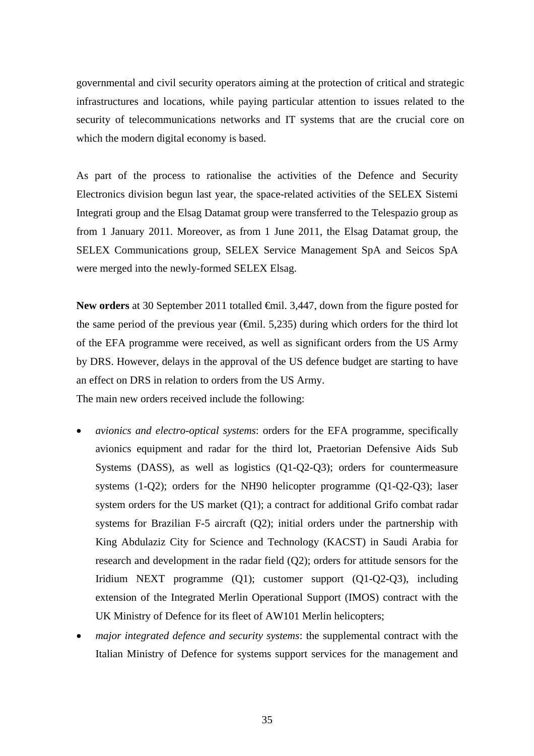governmental and civil security operators aiming at the protection of critical and strategic infrastructures and locations, while paying particular attention to issues related to the security of telecommunications networks and IT systems that are the crucial core on which the modern digital economy is based.

As part of the process to rationalise the activities of the Defence and Security Electronics division begun last year, the space-related activities of the SELEX Sistemi Integrati group and the Elsag Datamat group were transferred to the Telespazio group as from 1 January 2011. Moreover, as from 1 June 2011, the Elsag Datamat group, the SELEX Communications group, SELEX Service Management SpA and Seicos SpA were merged into the newly-formed SELEX Elsag.

**New orders** at 30 September 2011 totalled €mil. 3,447, down from the figure posted for the same period of the previous year (€mil. 5,235) during which orders for the third lot of the EFA programme were received, as well as significant orders from the US Army by DRS. However, delays in the approval of the US defence budget are starting to have an effect on DRS in relation to orders from the US Army.
The main new orders received include the following:

- *avionics and electro-optical systems*: orders for the EFA programme, specifically avionics equipment and radar for the third lot, Praetorian Defensive Aids Sub Systems (DASS), as well as logistics (Q1-Q2-Q3); orders for countermeasure systems (1-Q2); orders for the NH90 helicopter programme (Q1-Q2-Q3); laser system orders for the US market (Q1); a contract for additional Grifo combat radar systems for Brazilian F-5 aircraft (Q2); initial orders under the partnership with King Abdulaziz City for Science and Technology (KACST) in Saudi Arabia for research and development in the radar field (Q2); orders for attitude sensors for the Iridium NEXT programme (Q1); customer support (Q1-Q2-Q3), including extension of the Integrated Merlin Operational Support (IMOS) contract with the UK Ministry of Defence for its fleet of AW101 Merlin helicopters;
- *major integrated defence and security systems*: the supplemental contract with the Italian Ministry of Defence for systems support services for the management and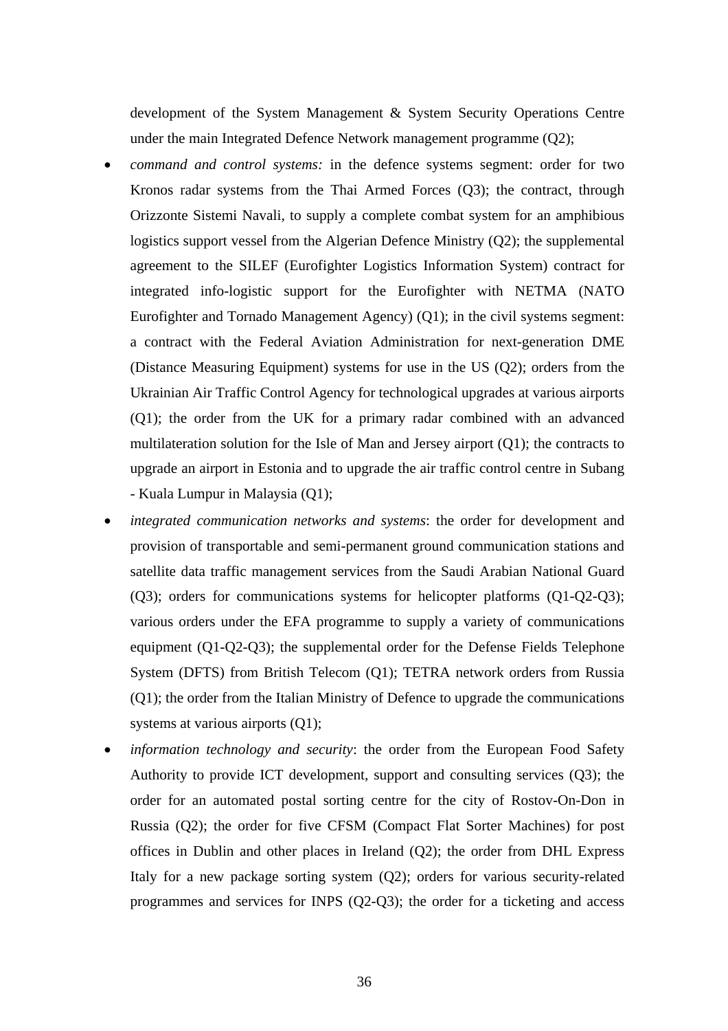development of the System Management & System Security Operations Centre under the main Integrated Defence Network management programme (Q2);

- *command and control systems:* in the defence systems segment: order for two Kronos radar systems from the Thai Armed Forces (Q3); the contract, through Orizzonte Sistemi Navali, to supply a complete combat system for an amphibious logistics support vessel from the Algerian Defence Ministry (Q2); the supplemental agreement to the SILEF (Eurofighter Logistics Information System) contract for integrated info-logistic support for the Eurofighter with NETMA (NATO Eurofighter and Tornado Management Agency) (Q1); in the civil systems segment: a contract with the Federal Aviation Administration for next-generation DME (Distance Measuring Equipment) systems for use in the US (Q2); orders from the Ukrainian Air Traffic Control Agency for technological upgrades at various airports (Q1); the order from the UK for a primary radar combined with an advanced multilateration solution for the Isle of Man and Jersey airport (Q1); the contracts to upgrade an airport in Estonia and to upgrade the air traffic control centre in Subang - Kuala Lumpur in Malaysia (Q1);
- *integrated communication networks and systems*: the order for development and provision of transportable and semi-permanent ground communication stations and satellite data traffic management services from the Saudi Arabian National Guard (Q3); orders for communications systems for helicopter platforms (Q1-Q2-Q3); various orders under the EFA programme to supply a variety of communications equipment (Q1-Q2-Q3); the supplemental order for the Defense Fields Telephone System (DFTS) from British Telecom (Q1); TETRA network orders from Russia (Q1); the order from the Italian Ministry of Defence to upgrade the communications systems at various airports (Q1);
- *information technology and security*: the order from the European Food Safety Authority to provide ICT development, support and consulting services (Q3); the order for an automated postal sorting centre for the city of Rostov-On-Don in Russia (Q2); the order for five CFSM (Compact Flat Sorter Machines) for post offices in Dublin and other places in Ireland (Q2); the order from DHL Express Italy for a new package sorting system (Q2); orders for various security-related programmes and services for INPS (Q2-Q3); the order for a ticketing and access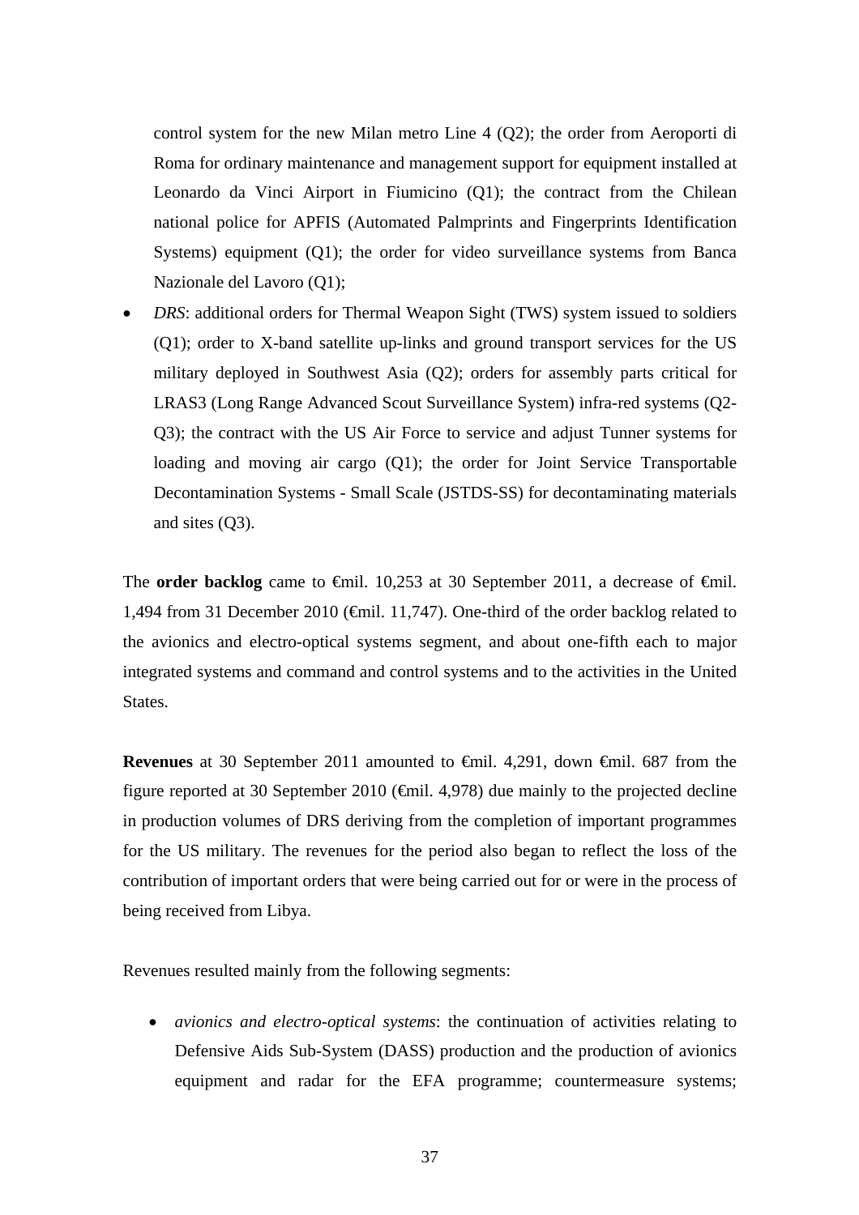control system for the new Milan metro Line 4 (Q2); the order from Aeroporti di Roma for ordinary maintenance and management support for equipment installed at Leonardo da Vinci Airport in Fiumicino (Q1); the contract from the Chilean national police for APFIS (Automated Palmprints and Fingerprints Identification Systems) equipment (Q1); the order for video surveillance systems from Banca Nazionale del Lavoro (Q1);

- *DRS*: additional orders for Thermal Weapon Sight (TWS) system issued to soldiers (Q1); order to X-band satellite up-links and ground transport services for the US military deployed in Southwest Asia (Q2); orders for assembly parts critical for LRAS3 (Long Range Advanced Scout Surveillance System) infra-red systems (Q2-Q3); the contract with the US Air Force to service and adjust Tunner systems for loading and moving air cargo (Q1); the order for Joint Service Transportable Decontamination Systems - Small Scale (JSTDS-SS) for decontaminating materials and sites (Q3).

The **order backlog** came to €mil. 10,253 at 30 September 2011, a decrease of €mil. 1,494 from 31 December 2010 (€mil. 11,747). One-third of the order backlog related to the avionics and electro-optical systems segment, and about one-fifth each to major integrated systems and command and control systems and to the activities in the United States.

**Revenues** at 30 September 2011 amounted to €mil. 4,291, down €mil. 687 from the figure reported at 30 September 2010 (€mil. 4,978) due mainly to the projected decline in production volumes of DRS deriving from the completion of important programmes for the US military. The revenues for the period also began to reflect the loss of the contribution of important orders that were being carried out for or were in the process of being received from Libya.

Revenues resulted mainly from the following segments:

- *avionics and electro-optical systems*: the continuation of activities relating to Defensive Aids Sub-System (DASS) production and the production of avionics equipment and radar for the EFA programme; countermeasure systems;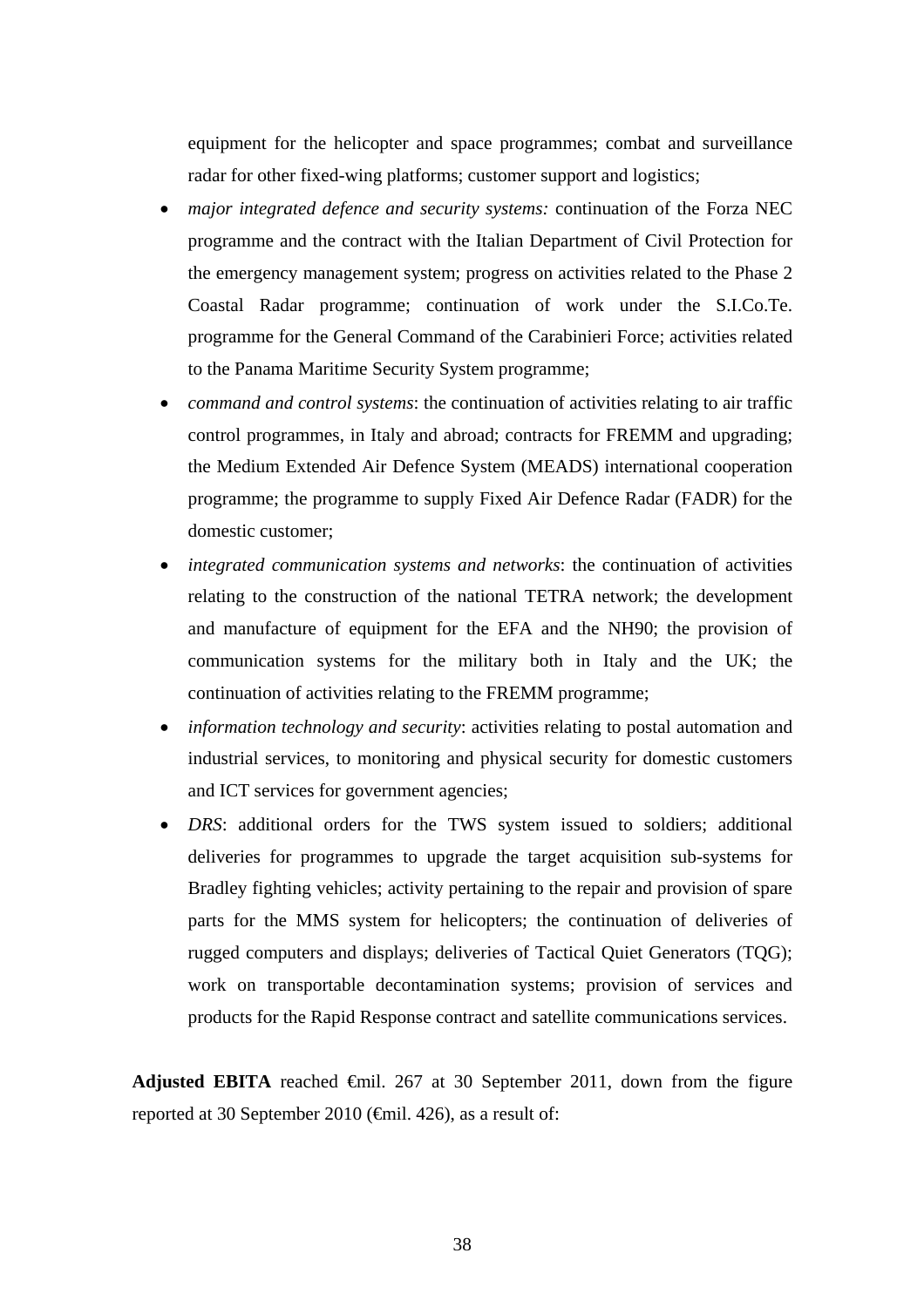equipment for the helicopter and space programmes; combat and surveillance radar for other fixed-wing platforms; customer support and logistics;

- *major integrated defence and security systems:* continuation of the Forza NEC programme and the contract with the Italian Department of Civil Protection for the emergency management system; progress on activities related to the Phase 2 Coastal Radar programme; continuation of work under the S.I.Co.Te. programme for the General Command of the Carabinieri Force; activities related to the Panama Maritime Security System programme;
- *command and control systems*: the continuation of activities relating to air traffic control programmes, in Italy and abroad; contracts for FREMM and upgrading; the Medium Extended Air Defence System (MEADS) international cooperation programme; the programme to supply Fixed Air Defence Radar (FADR) for the domestic customer;
- *integrated communication systems and networks*: the continuation of activities relating to the construction of the national TETRA network; the development and manufacture of equipment for the EFA and the NH90; the provision of communication systems for the military both in Italy and the UK; the continuation of activities relating to the FREMM programme;
- *information technology and security*: activities relating to postal automation and industrial services, to monitoring and physical security for domestic customers and ICT services for government agencies;
- *DRS*: additional orders for the TWS system issued to soldiers; additional deliveries for programmes to upgrade the target acquisition sub-systems for Bradley fighting vehicles; activity pertaining to the repair and provision of spare parts for the MMS system for helicopters; the continuation of deliveries of rugged computers and displays; deliveries of Tactical Quiet Generators (TQG); work on transportable decontamination systems; provision of services and products for the Rapid Response contract and satellite communications services.

**Adjusted EBITA** reached €mil. 267 at 30 September 2011, down from the figure reported at 30 September 2010 (€mil. 426), as a result of: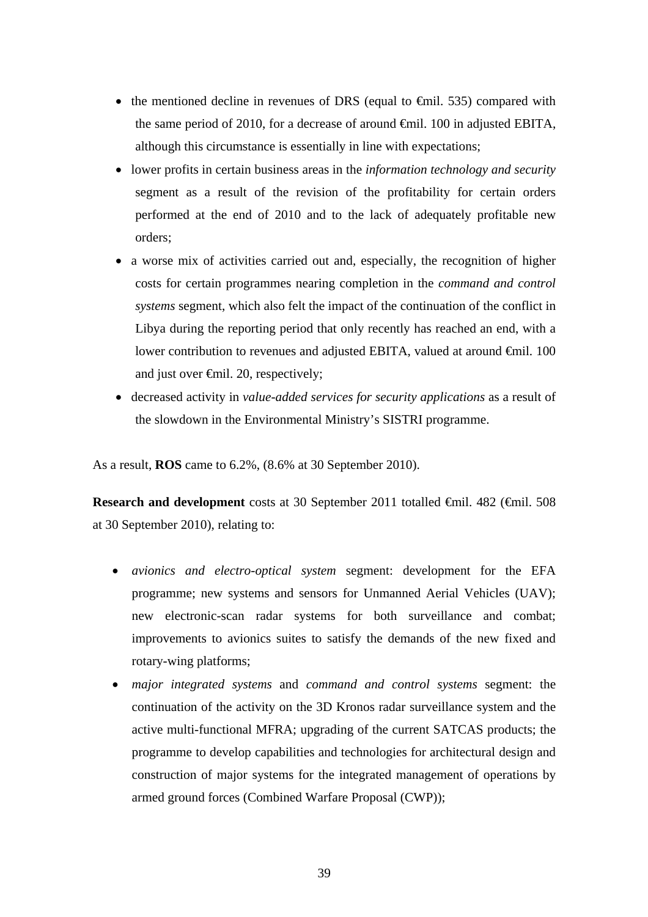- the mentioned decline in revenues of DRS (equal to €mil. 535) compared with the same period of 2010, for a decrease of around €mil. 100 in adjusted EBITA, although this circumstance is essentially in line with expectations;
- lower profits in certain business areas in the *information technology and security* segment as a result of the revision of the profitability for certain orders performed at the end of 2010 and to the lack of adequately profitable new orders;
- a worse mix of activities carried out and, especially, the recognition of higher costs for certain programmes nearing completion in the *command and control systems* segment, which also felt the impact of the continuation of the conflict in Libya during the reporting period that only recently has reached an end, with a lower contribution to revenues and adjusted EBITA, valued at around €mil. 100 and just over €mil. 20, respectively;
- decreased activity in *value-added services for security applications* as a result of the slowdown in the Environmental Ministry's SISTRI programme.

As a result, **ROS** came to 6.2%, (8.6% at 30 September 2010).

**Research and development** costs at 30 September 2011 totalled €mil. 482 (€mil. 508 at 30 September 2010), relating to:

- *avionics and electro-optical system* segment: development for the EFA programme; new systems and sensors for Unmanned Aerial Vehicles (UAV); new electronic-scan radar systems for both surveillance and combat; improvements to avionics suites to satisfy the demands of the new fixed and rotary-wing platforms;
- *major integrated systems* and *command and control systems* segment: the continuation of the activity on the 3D Kronos radar surveillance system and the active multi-functional MFRA; upgrading of the current SATCAS products; the programme to develop capabilities and technologies for architectural design and construction of major systems for the integrated management of operations by armed ground forces (Combined Warfare Proposal (CWP));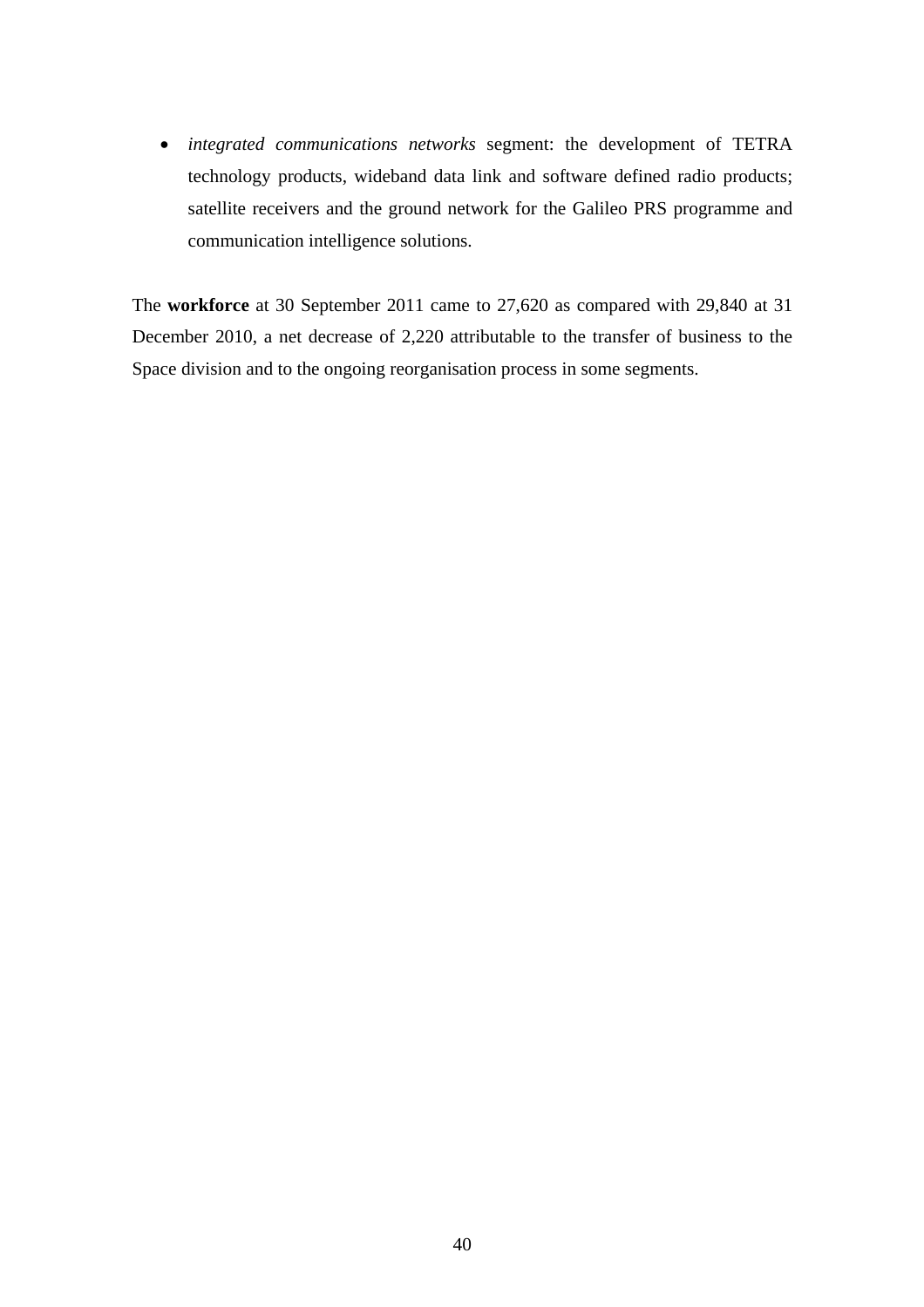- *integrated communications networks* segment: the development of TETRA technology products, wideband data link and software defined radio products; satellite receivers and the ground network for the Galileo PRS programme and communication intelligence solutions.

The **workforce** at 30 September 2011 came to 27,620 as compared with 29,840 at 31 December 2010, a net decrease of 2,220 attributable to the transfer of business to the Space division and to the ongoing reorganisation process in some segments.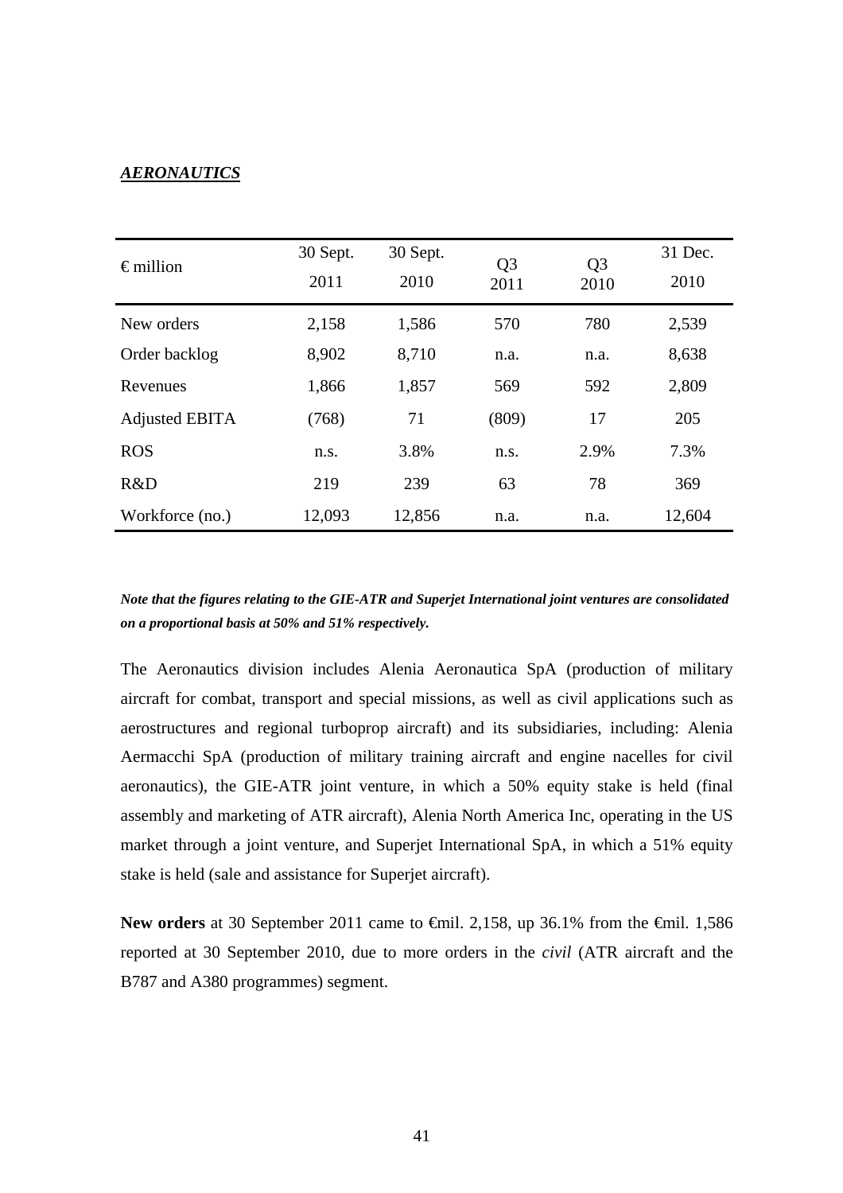***AERONAUTICS***

| € million | 30 Sept. 2011 | 30 Sept. 2010 | Q3 2011 | Q3 2010 | 31 Dec. 2010 |
|---|---|---|---|---|---|
| New orders | 2,158 | 1,586 | 570 | 780 | 2,539 |
| Order backlog | 8,902 | 8,710 | n.a. | n.a. | 8,638 |
| Revenues | 1,866 | 1,857 | 569 | 592 | 2,809 |
| Adjusted EBITA | (768) | 71 | (809) | 17 | 205 |
| ROS | n.s. | 3.8% | n.s. | 2.9% | 7.3% |
| R&D | 219 | 239 | 63 | 78 | 369 |
| Workforce (no.) | 12,093 | 12,856 | n.a. | n.a. | 12,604 |

***Note that the figures relating to the GIE-ATR and Superjet International joint ventures are consolidated on a proportional basis at 50% and 51% respectively.***

The Aeronautics division includes Alenia Aeronautica SpA (production of military aircraft for combat, transport and special missions, as well as civil applications such as aerostructures and regional turboprop aircraft) and its subsidiaries, including: Alenia Aermacchi SpA (production of military training aircraft and engine nacelles for civil aeronautics), the GIE-ATR joint venture, in which a 50% equity stake is held (final assembly and marketing of ATR aircraft), Alenia North America Inc, operating in the US market through a joint venture, and Superjet International SpA, in which a 51% equity stake is held (sale and assistance for Superjet aircraft).

**New orders** at 30 September 2011 came to €mil. 2,158, up 36.1% from the €mil. 1,586 reported at 30 September 2010, due to more orders in the *civil* (ATR aircraft and the B787 and A380 programmes) segment.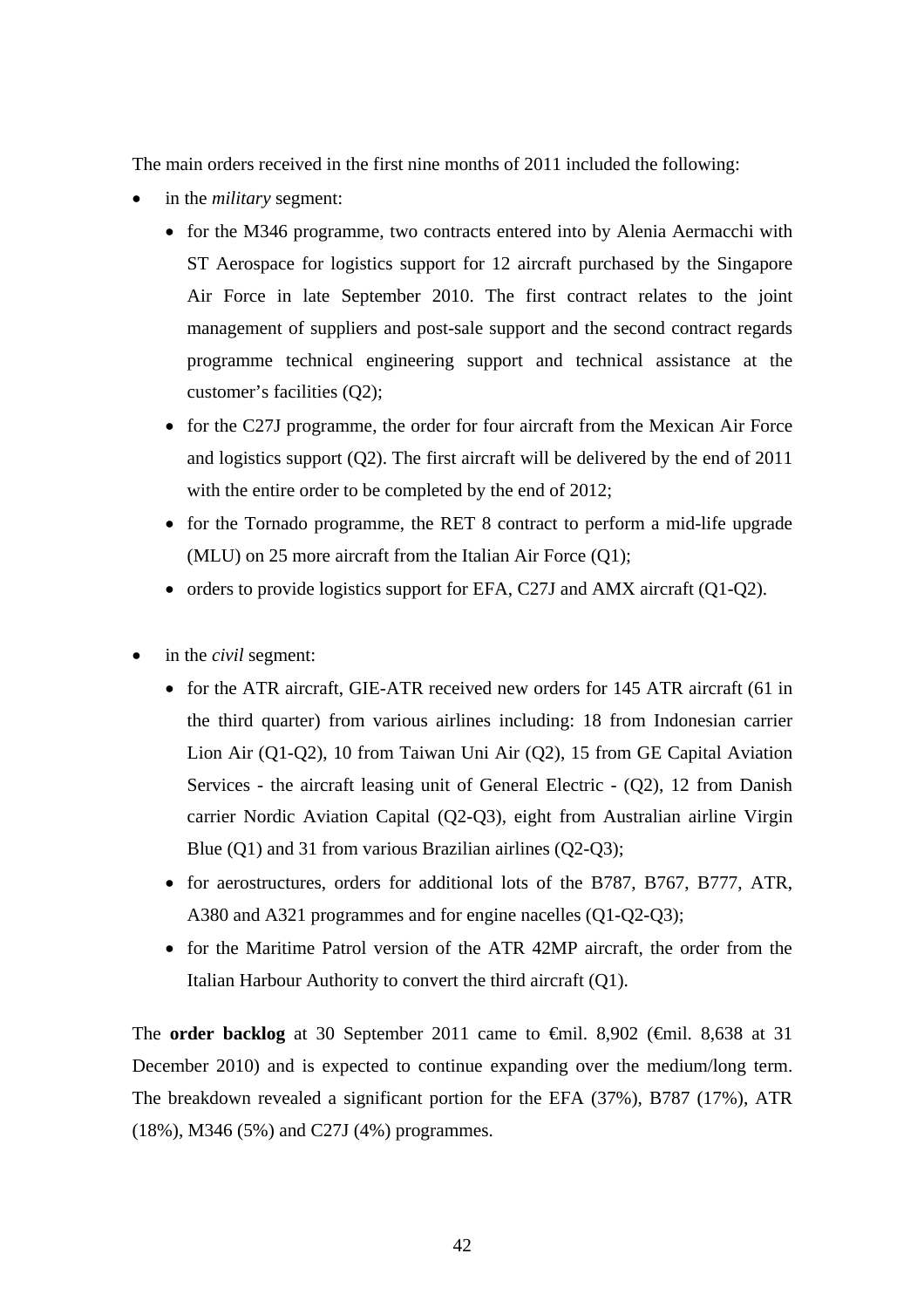The main orders received in the first nine months of 2011 included the following:

- in the *military* segment:
  - for the M346 programme, two contracts entered into by Alenia Aermacchi with ST Aerospace for logistics support for 12 aircraft purchased by the Singapore Air Force in late September 2010. The first contract relates to the joint management of suppliers and post-sale support and the second contract regards programme technical engineering support and technical assistance at the customer's facilities (Q2);
  - for the C27J programme, the order for four aircraft from the Mexican Air Force and logistics support (Q2). The first aircraft will be delivered by the end of 2011 with the entire order to be completed by the end of 2012;
  - for the Tornado programme, the RET 8 contract to perform a mid-life upgrade (MLU) on 25 more aircraft from the Italian Air Force (Q1);
  - orders to provide logistics support for EFA, C27J and AMX aircraft (Q1-Q2).

- in the *civil* segment:
  - for the ATR aircraft, GIE-ATR received new orders for 145 ATR aircraft (61 in the third quarter) from various airlines including: 18 from Indonesian carrier Lion Air (Q1-Q2), 10 from Taiwan Uni Air (Q2), 15 from GE Capital Aviation Services - the aircraft leasing unit of General Electric - (Q2), 12 from Danish carrier Nordic Aviation Capital (Q2-Q3), eight from Australian airline Virgin Blue (Q1) and 31 from various Brazilian airlines (Q2-Q3);
  - for aerostructures, orders for additional lots of the B787, B767, B777, ATR, A380 and A321 programmes and for engine nacelles (Q1-Q2-Q3);
  - for the Maritime Patrol version of the ATR 42MP aircraft, the order from the Italian Harbour Authority to convert the third aircraft (Q1).

The **order backlog** at 30 September 2011 came to €mil. 8,902 (€mil. 8,638 at 31 December 2010) and is expected to continue expanding over the medium/long term. The breakdown revealed a significant portion for the EFA (37%), B787 (17%), ATR (18%), M346 (5%) and C27J (4%) programmes.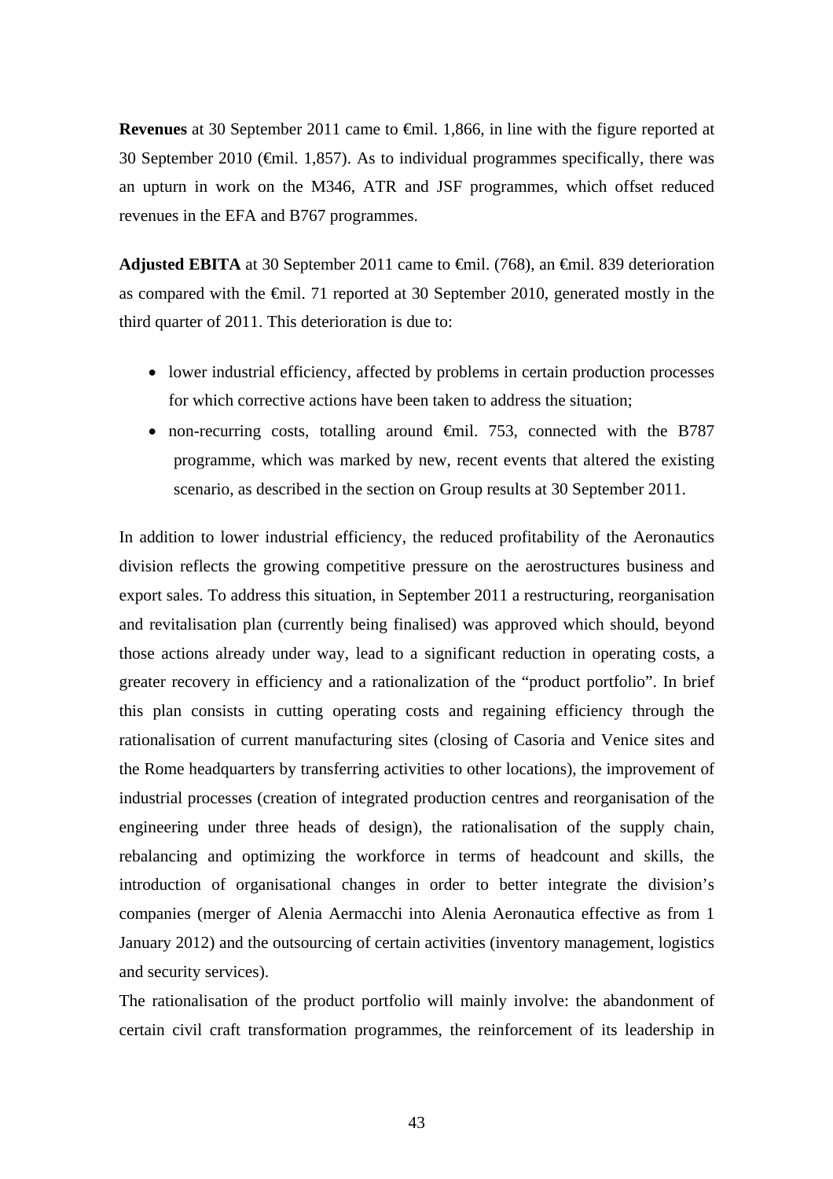**Revenues** at 30 September 2011 came to €mil. 1,866, in line with the figure reported at 30 September 2010 (€mil. 1,857). As to individual programmes specifically, there was an upturn in work on the M346, ATR and JSF programmes, which offset reduced revenues in the EFA and B767 programmes.

**Adjusted EBITA** at 30 September 2011 came to €mil. (768), an €mil. 839 deterioration as compared with the €mil. 71 reported at 30 September 2010, generated mostly in the third quarter of 2011. This deterioration is due to:

- lower industrial efficiency, affected by problems in certain production processes for which corrective actions have been taken to address the situation;
- non-recurring costs, totalling around €mil. 753, connected with the B787 programme, which was marked by new, recent events that altered the existing scenario, as described in the section on Group results at 30 September 2011.

In addition to lower industrial efficiency, the reduced profitability of the Aeronautics division reflects the growing competitive pressure on the aerostructures business and export sales. To address this situation, in September 2011 a restructuring, reorganisation and revitalisation plan (currently being finalised) was approved which should, beyond those actions already under way, lead to a significant reduction in operating costs, a greater recovery in efficiency and a rationalization of the "product portfolio". In brief this plan consists in cutting operating costs and regaining efficiency through the rationalisation of current manufacturing sites (closing of Casoria and Venice sites and the Rome headquarters by transferring activities to other locations), the improvement of industrial processes (creation of integrated production centres and reorganisation of the engineering under three heads of design), the rationalisation of the supply chain, rebalancing and optimizing the workforce in terms of headcount and skills, the introduction of organisational changes in order to better integrate the division's companies (merger of Alenia Aermacchi into Alenia Aeronautica effective as from 1 January 2012) and the outsourcing of certain activities (inventory management, logistics and security services).

The rationalisation of the product portfolio will mainly involve: the abandonment of certain civil craft transformation programmes, the reinforcement of its leadership in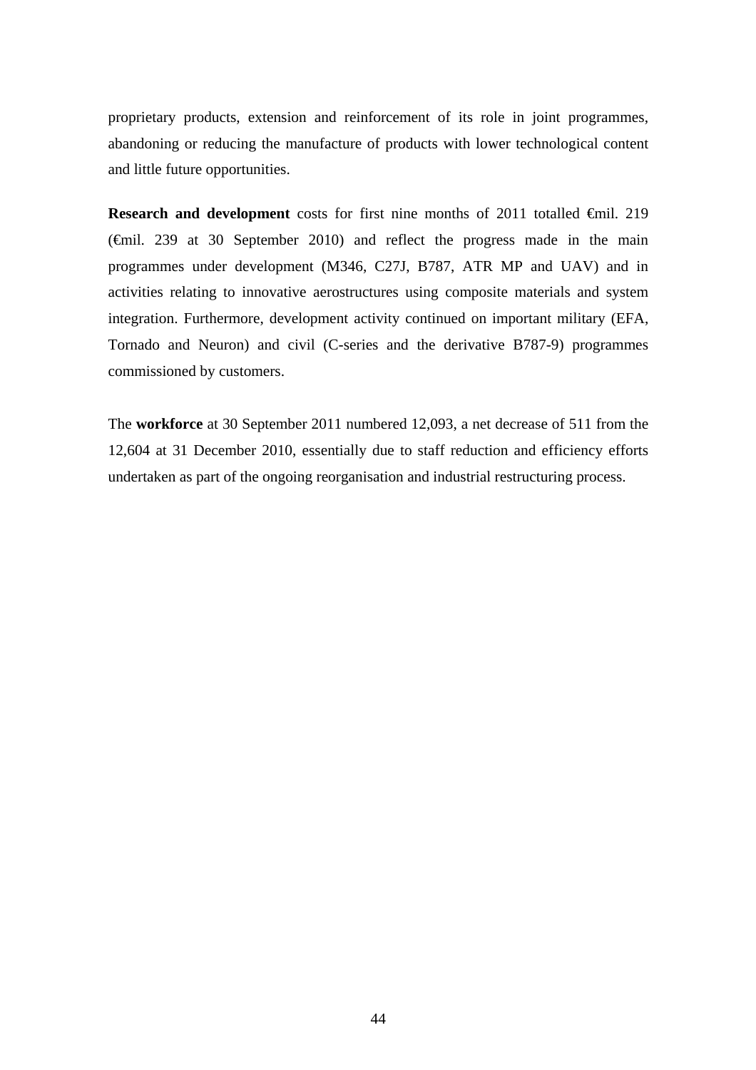proprietary products, extension and reinforcement of its role in joint programmes, abandoning or reducing the manufacture of products with lower technological content and little future opportunities.

**Research and development** costs for first nine months of 2011 totalled €mil. 219 (€mil. 239 at 30 September 2010) and reflect the progress made in the main programmes under development (M346, C27J, B787, ATR MP and UAV) and in activities relating to innovative aerostructures using composite materials and system integration. Furthermore, development activity continued on important military (EFA, Tornado and Neuron) and civil (C-series and the derivative B787-9) programmes commissioned by customers.

The **workforce** at 30 September 2011 numbered 12,093, a net decrease of 511 from the 12,604 at 31 December 2010, essentially due to staff reduction and efficiency efforts undertaken as part of the ongoing reorganisation and industrial restructuring process.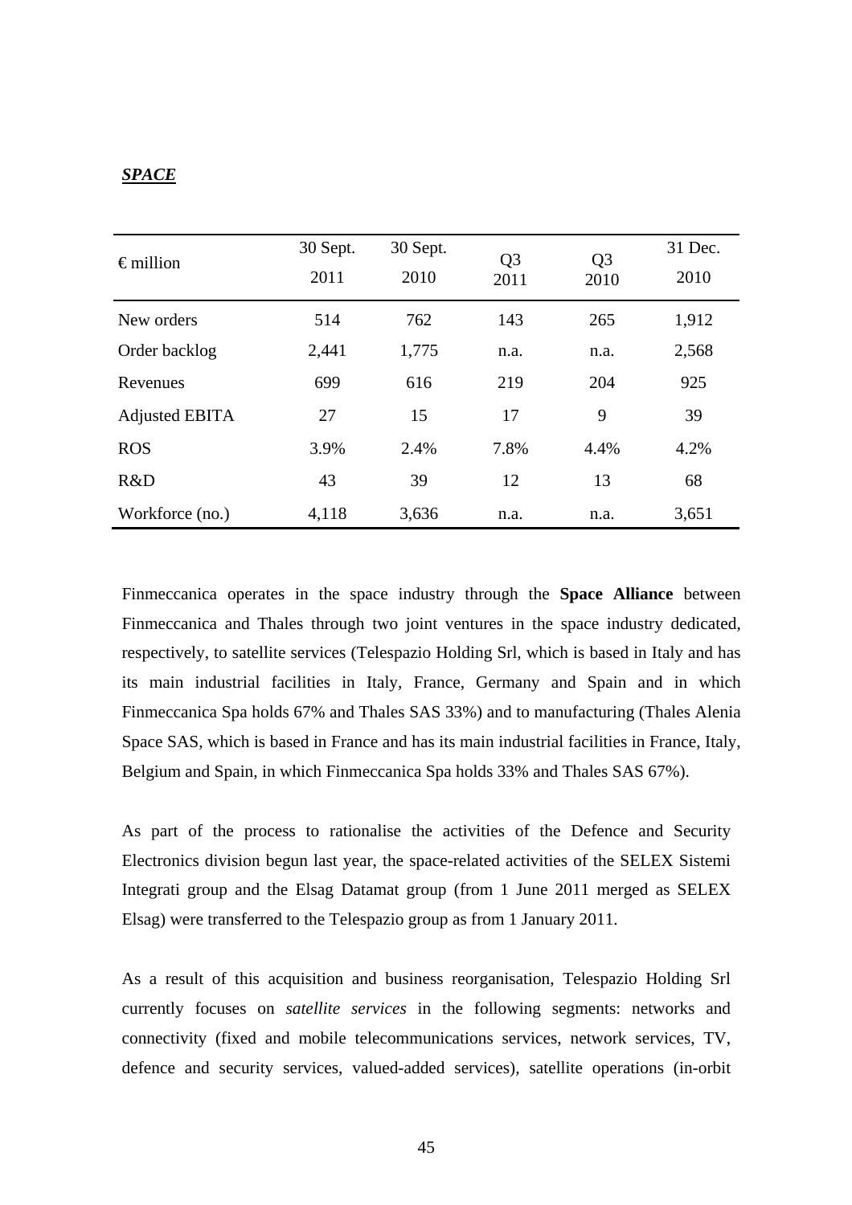***SPACE***

| € million | 30 Sept. 2011 | 30 Sept. 2010 | Q3 2011 | Q3 2010 | 31 Dec. 2010 |
|---|---|---|---|---|---|
| New orders | 514 | 762 | 143 | 265 | 1,912 |
| Order backlog | 2,441 | 1,775 | n.a. | n.a. | 2,568 |
| Revenues | 699 | 616 | 219 | 204 | 925 |
| Adjusted EBITA | 27 | 15 | 17 | 9 | 39 |
| ROS | 3.9% | 2.4% | 7.8% | 4.4% | 4.2% |
| R&D | 43 | 39 | 12 | 13 | 68 |
| Workforce (no.) | 4,118 | 3,636 | n.a. | n.a. | 3,651 |

Finmeccanica operates in the space industry through the **Space Alliance** between Finmeccanica and Thales through two joint ventures in the space industry dedicated, respectively, to satellite services (Telespazio Holding Srl, which is based in Italy and has its main industrial facilities in Italy, France, Germany and Spain and in which Finmeccanica Spa holds 67% and Thales SAS 33%) and to manufacturing (Thales Alenia Space SAS, which is based in France and has its main industrial facilities in France, Italy, Belgium and Spain, in which Finmeccanica Spa holds 33% and Thales SAS 67%).

As part of the process to rationalise the activities of the Defence and Security Electronics division begun last year, the space-related activities of the SELEX Sistemi Integrati group and the Elsag Datamat group (from 1 June 2011 merged as SELEX Elsag) were transferred to the Telespazio group as from 1 January 2011.

As a result of this acquisition and business reorganisation, Telespazio Holding Srl currently focuses on *satellite services* in the following segments: networks and connectivity (fixed and mobile telecommunications services, network services, TV, defence and security services, valued-added services), satellite operations (in-orbit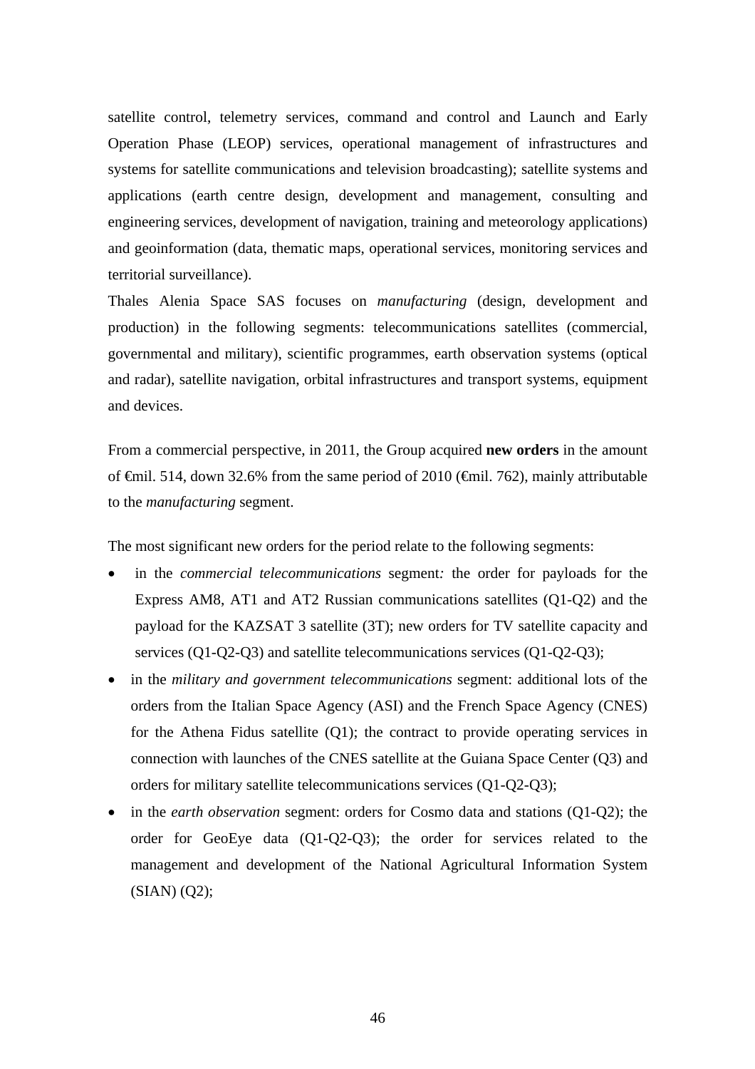satellite control, telemetry services, command and control and Launch and Early Operation Phase (LEOP) services, operational management of infrastructures and systems for satellite communications and television broadcasting); satellite systems and applications (earth centre design, development and management, consulting and engineering services, development of navigation, training and meteorology applications) and geoinformation (data, thematic maps, operational services, monitoring services and territorial surveillance).

Thales Alenia Space SAS focuses on *manufacturing* (design, development and production) in the following segments: telecommunications satellites (commercial, governmental and military), scientific programmes, earth observation systems (optical and radar), satellite navigation, orbital infrastructures and transport systems, equipment and devices.

From a commercial perspective, in 2011, the Group acquired **new orders** in the amount of €mil. 514, down 32.6% from the same period of 2010 (€mil. 762), mainly attributable to the *manufacturing* segment.

The most significant new orders for the period relate to the following segments:

- in the *commercial telecommunications* segment*:* the order for payloads for the Express AM8, AT1 and AT2 Russian communications satellites (Q1-Q2) and the payload for the KAZSAT 3 satellite (3T); new orders for TV satellite capacity and services (Q1-Q2-Q3) and satellite telecommunications services (Q1-Q2-Q3);
- in the *military and government telecommunications* segment: additional lots of the orders from the Italian Space Agency (ASI) and the French Space Agency (CNES) for the Athena Fidus satellite (Q1); the contract to provide operating services in connection with launches of the CNES satellite at the Guiana Space Center (Q3) and orders for military satellite telecommunications services (Q1-Q2-Q3);
- in the *earth observation* segment: orders for Cosmo data and stations (Q1-Q2); the order for GeoEye data (Q1-Q2-Q3); the order for services related to the management and development of the National Agricultural Information System (SIAN) (Q2);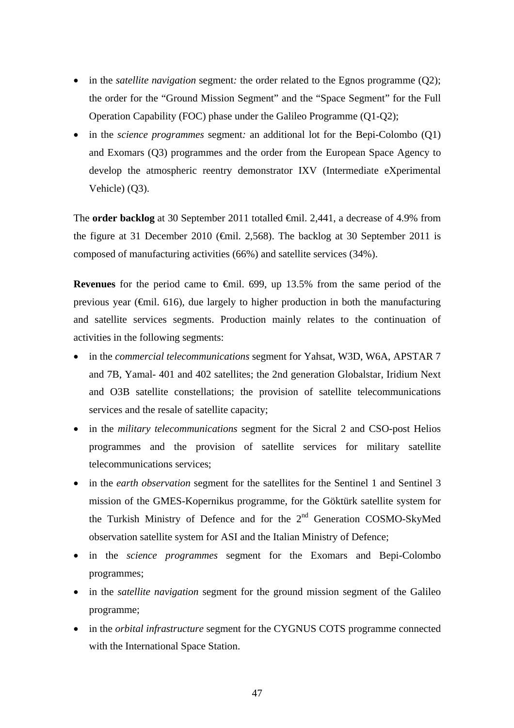- in the *satellite navigation* segment*:* the order related to the Egnos programme (Q2); the order for the "Ground Mission Segment" and the "Space Segment" for the Full Operation Capability (FOC) phase under the Galileo Programme (Q1-Q2);
- in the *science programmes* segment*:* an additional lot for the Bepi-Colombo (Q1) and Exomars (Q3) programmes and the order from the European Space Agency to develop the atmospheric reentry demonstrator IXV (Intermediate eXperimental Vehicle) (Q3).

The **order backlog** at 30 September 2011 totalled €mil. 2,441, a decrease of 4.9% from the figure at 31 December 2010 (€mil. 2,568). The backlog at 30 September 2011 is composed of manufacturing activities (66%) and satellite services (34%).

**Revenues** for the period came to €mil. 699, up 13.5% from the same period of the previous year (€mil. 616), due largely to higher production in both the manufacturing and satellite services segments. Production mainly relates to the continuation of activities in the following segments:

- in the *commercial telecommunications* segment for Yahsat, W3D, W6A, APSTAR 7 and 7B, Yamal- 401 and 402 satellites; the 2nd generation Globalstar, Iridium Next and O3B satellite constellations; the provision of satellite telecommunications services and the resale of satellite capacity;
- in the *military telecommunications* segment for the Sicral 2 and CSO-post Helios programmes and the provision of satellite services for military satellite telecommunications services;
- in the *earth observation* segment for the satellites for the Sentinel 1 and Sentinel 3 mission of the GMES-Kopernikus programme, for the Göktürk satellite system for the Turkish Ministry of Defence and for the 2nd Generation COSMO-SkyMed observation satellite system for ASI and the Italian Ministry of Defence;
- in the *science programmes* segment for the Exomars and Bepi-Colombo programmes;
- in the *satellite navigation* segment for the ground mission segment of the Galileo programme;
- in the *orbital infrastructure* segment for the CYGNUS COTS programme connected with the International Space Station.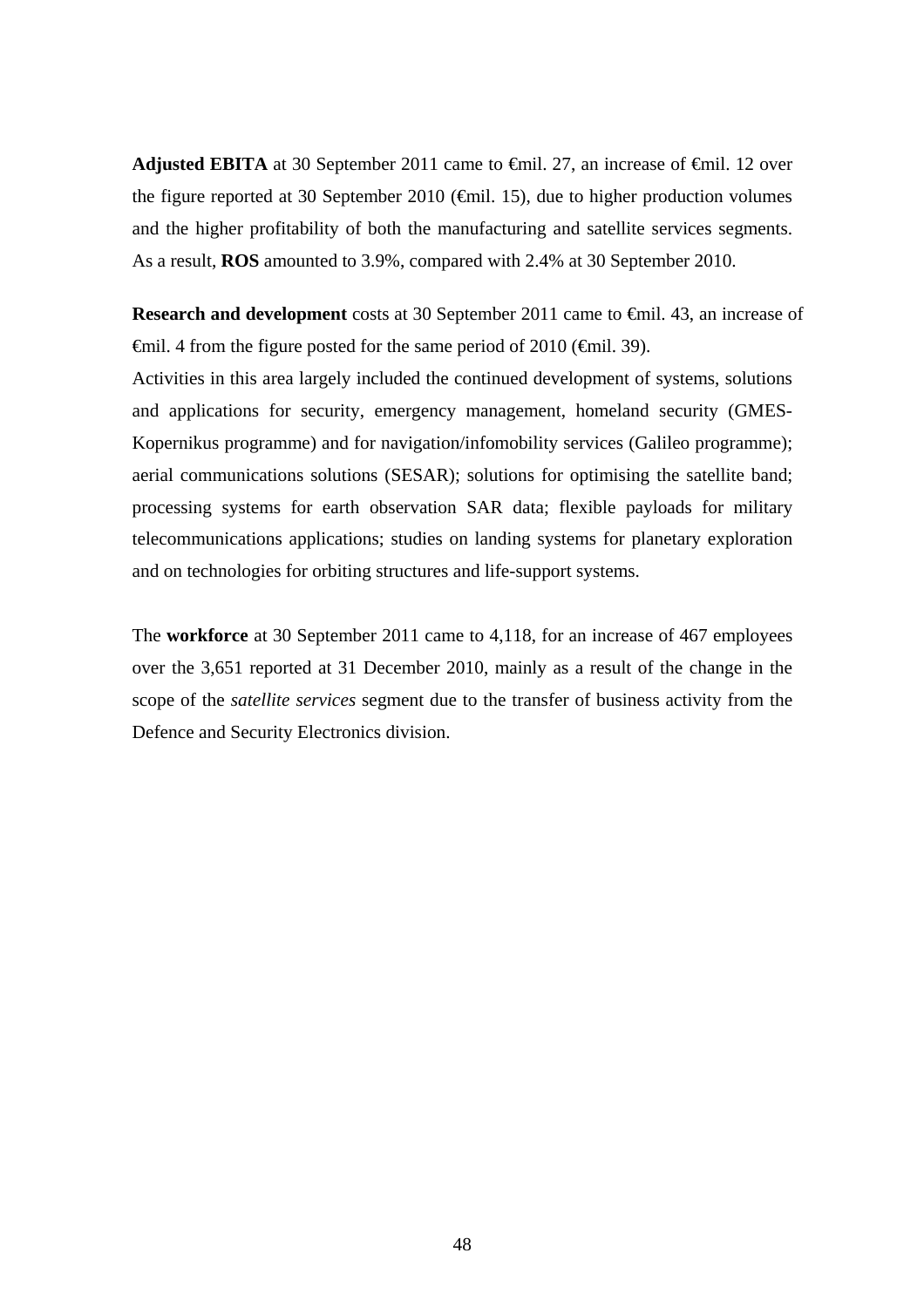**Adjusted EBITA** at 30 September 2011 came to €mil. 27, an increase of €mil. 12 over the figure reported at 30 September 2010 (€mil. 15), due to higher production volumes and the higher profitability of both the manufacturing and satellite services segments. As a result, **ROS** amounted to 3.9%, compared with 2.4% at 30 September 2010.

**Research and development** costs at 30 September 2011 came to €mil. 43, an increase of €mil. 4 from the figure posted for the same period of 2010 (€mil. 39).
Activities in this area largely included the continued development of systems, solutions and applications for security, emergency management, homeland security (GMES-Kopernikus programme) and for navigation/infomobility services (Galileo programme); aerial communications solutions (SESAR); solutions for optimising the satellite band; processing systems for earth observation SAR data; flexible payloads for military telecommunications applications; studies on landing systems for planetary exploration and on technologies for orbiting structures and life-support systems.

The **workforce** at 30 September 2011 came to 4,118, for an increase of 467 employees over the 3,651 reported at 31 December 2010, mainly as a result of the change in the scope of the *satellite services* segment due to the transfer of business activity from the Defence and Security Electronics division.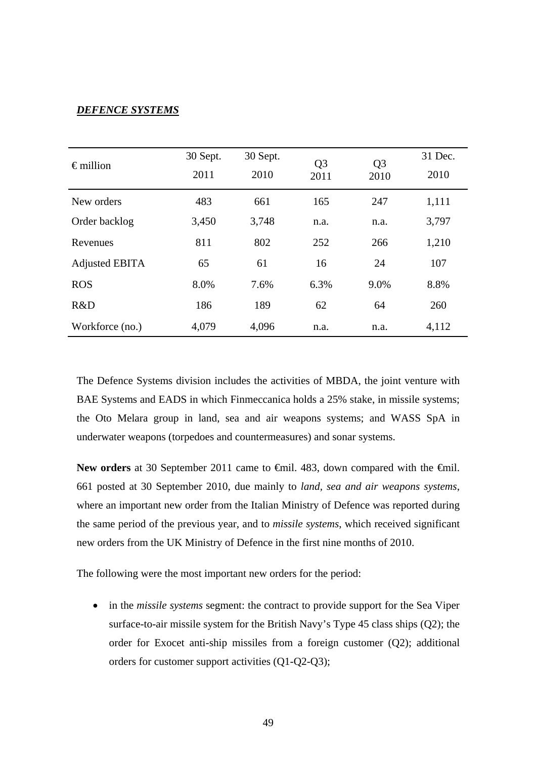***DEFENCE SYSTEMS***

| € million | 30 Sept. 2011 | 30 Sept. 2010 | Q3 2011 | Q3 2010 | 31 Dec. 2010 |
|---|---|---|---|---|---|
| New orders | 483 | 661 | 165 | 247 | 1,111 |
| Order backlog | 3,450 | 3,748 | n.a. | n.a. | 3,797 |
| Revenues | 811 | 802 | 252 | 266 | 1,210 |
| Adjusted EBITA | 65 | 61 | 16 | 24 | 107 |
| ROS | 8.0% | 7.6% | 6.3% | 9.0% | 8.8% |
| R&D | 186 | 189 | 62 | 64 | 260 |
| Workforce (no.) | 4,079 | 4,096 | n.a. | n.a. | 4,112 |

The Defence Systems division includes the activities of MBDA, the joint venture with BAE Systems and EADS in which Finmeccanica holds a 25% stake, in missile systems; the Oto Melara group in land, sea and air weapons systems; and WASS SpA in underwater weapons (torpedoes and countermeasures) and sonar systems.

**New orders** at 30 September 2011 came to €mil. 483, down compared with the €mil. 661 posted at 30 September 2010, due mainly to *land, sea and air weapons systems*, where an important new order from the Italian Ministry of Defence was reported during the same period of the previous year, and to *missile systems*, which received significant new orders from the UK Ministry of Defence in the first nine months of 2010.

The following were the most important new orders for the period:

- in the *missile systems* segment: the contract to provide support for the Sea Viper surface-to-air missile system for the British Navy's Type 45 class ships (Q2); the order for Exocet anti-ship missiles from a foreign customer (Q2); additional orders for customer support activities (Q1-Q2-Q3);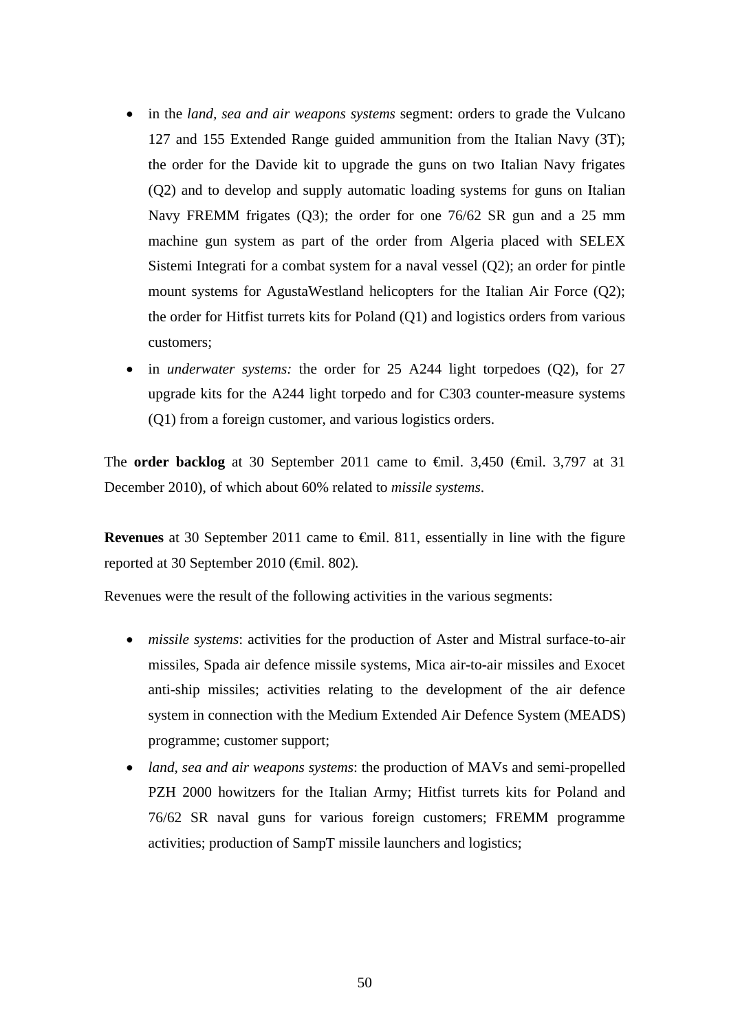- in the *land, sea and air weapons systems* segment: orders to grade the Vulcano 127 and 155 Extended Range guided ammunition from the Italian Navy (3T); the order for the Davide kit to upgrade the guns on two Italian Navy frigates (Q2) and to develop and supply automatic loading systems for guns on Italian Navy FREMM frigates (Q3); the order for one 76/62 SR gun and a 25 mm machine gun system as part of the order from Algeria placed with SELEX Sistemi Integrati for a combat system for a naval vessel (Q2); an order for pintle mount systems for AgustaWestland helicopters for the Italian Air Force (Q2); the order for Hitfist turrets kits for Poland (Q1) and logistics orders from various customers;
- in *underwater systems:* the order for 25 A244 light torpedoes (Q2), for 27 upgrade kits for the A244 light torpedo and for C303 counter-measure systems (Q1) from a foreign customer, and various logistics orders.

The **order backlog** at 30 September 2011 came to €mil. 3,450 (€mil. 3,797 at 31 December 2010), of which about 60% related to *missile systems*.

**Revenues** at 30 September 2011 came to €mil. 811, essentially in line with the figure reported at 30 September 2010 (€mil. 802).

Revenues were the result of the following activities in the various segments:

- *missile systems*: activities for the production of Aster and Mistral surface-to-air missiles, Spada air defence missile systems, Mica air-to-air missiles and Exocet anti-ship missiles; activities relating to the development of the air defence system in connection with the Medium Extended Air Defence System (MEADS) programme; customer support;
- *land, sea and air weapons systems*: the production of MAVs and semi-propelled PZH 2000 howitzers for the Italian Army; Hitfist turrets kits for Poland and 76/62 SR naval guns for various foreign customers; FREMM programme activities; production of SampT missile launchers and logistics;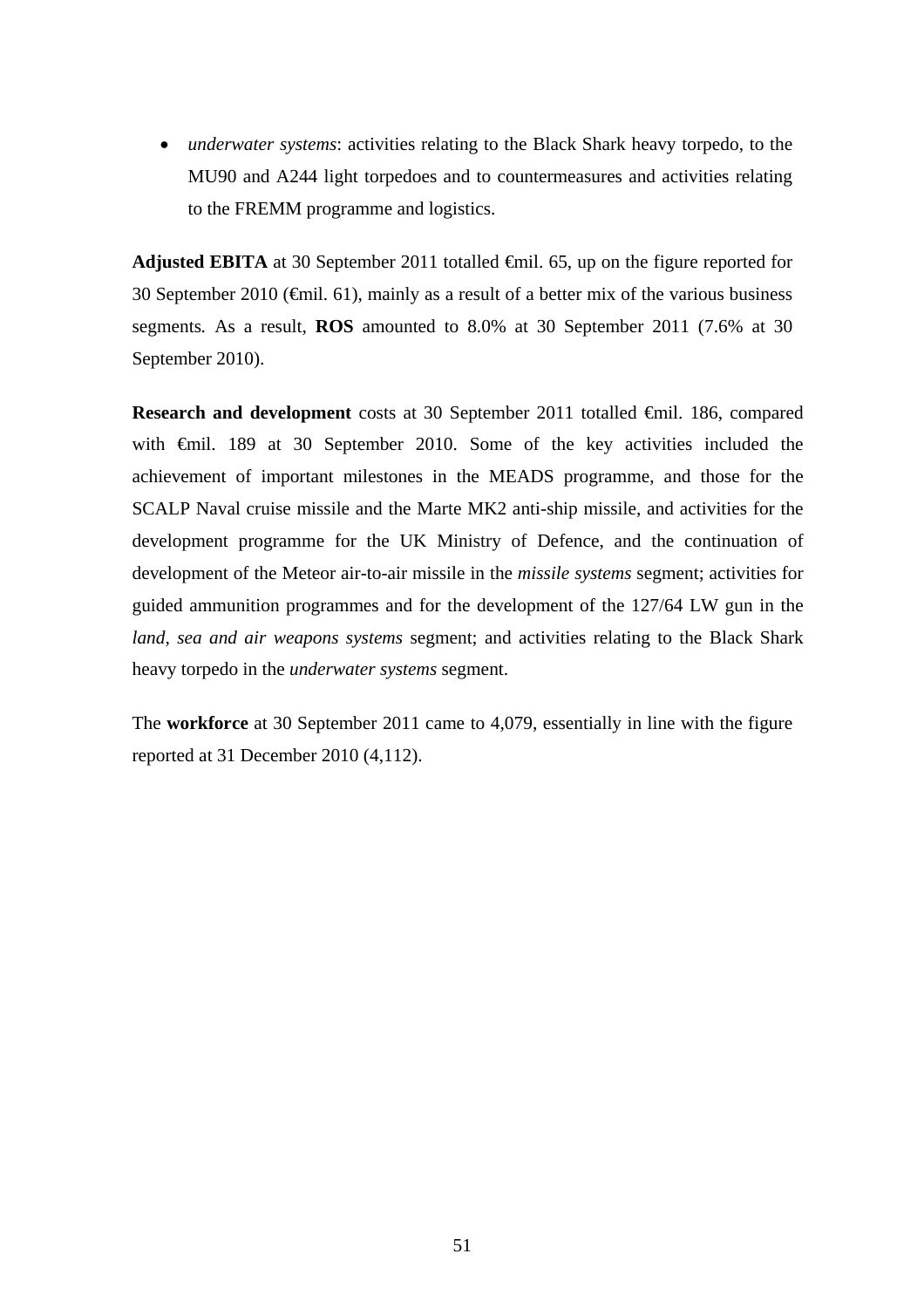- *underwater systems*: activities relating to the Black Shark heavy torpedo, to the MU90 and A244 light torpedoes and to countermeasures and activities relating to the FREMM programme and logistics.

**Adjusted EBITA** at 30 September 2011 totalled €mil. 65, up on the figure reported for 30 September 2010 (€mil. 61), mainly as a result of a better mix of the various business segments. As a result, **ROS** amounted to 8.0% at 30 September 2011 (7.6% at 30 September 2010).

**Research and development** costs at 30 September 2011 totalled €mil. 186, compared with €mil. 189 at 30 September 2010. Some of the key activities included the achievement of important milestones in the MEADS programme, and those for the SCALP Naval cruise missile and the Marte MK2 anti-ship missile, and activities for the development programme for the UK Ministry of Defence, and the continuation of development of the Meteor air-to-air missile in the *missile systems* segment; activities for guided ammunition programmes and for the development of the 127/64 LW gun in the *land, sea and air weapons systems* segment; and activities relating to the Black Shark heavy torpedo in the *underwater systems* segment.

The **workforce** at 30 September 2011 came to 4,079, essentially in line with the figure reported at 31 December 2010 (4,112).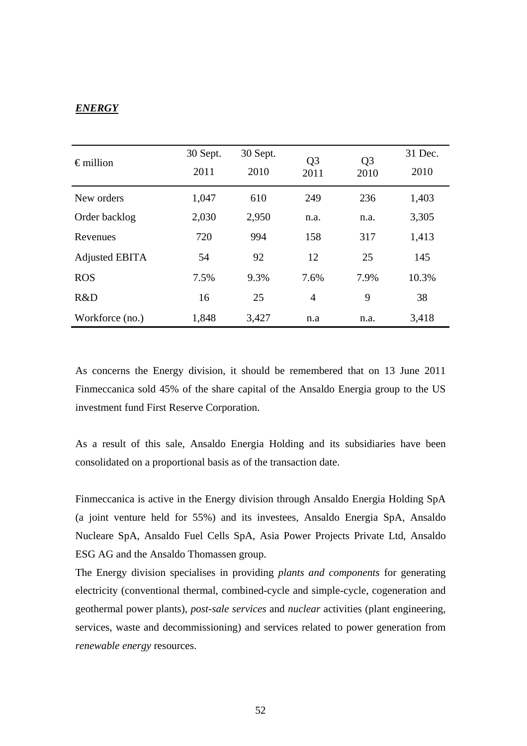***ENERGY***

| € million | 30 Sept. 2011 | 30 Sept. 2010 | Q3 2011 | Q3 2010 | 31 Dec. 2010 |
|---|---|---|---|---|---|
| New orders | 1,047 | 610 | 249 | 236 | 1,403 |
| Order backlog | 2,030 | 2,950 | n.a. | n.a. | 3,305 |
| Revenues | 720 | 994 | 158 | 317 | 1,413 |
| Adjusted EBITA | 54 | 92 | 12 | 25 | 145 |
| ROS | 7.5% | 9.3% | 7.6% | 7.9% | 10.3% |
| R&D | 16 | 25 | 4 | 9 | 38 |
| Workforce (no.) | 1,848 | 3,427 | n.a | n.a. | 3,418 |

As concerns the Energy division, it should be remembered that on 13 June 2011 Finmeccanica sold 45% of the share capital of the Ansaldo Energia group to the US investment fund First Reserve Corporation.

As a result of this sale, Ansaldo Energia Holding and its subsidiaries have been consolidated on a proportional basis as of the transaction date.

Finmeccanica is active in the Energy division through Ansaldo Energia Holding SpA (a joint venture held for 55%) and its investees, Ansaldo Energia SpA, Ansaldo Nucleare SpA, Ansaldo Fuel Cells SpA, Asia Power Projects Private Ltd, Ansaldo ESG AG and the Ansaldo Thomassen group.

The Energy division specialises in providing *plants and components* for generating electricity (conventional thermal, combined-cycle and simple-cycle, cogeneration and geothermal power plants), *post-sale services* and *nuclear* activities (plant engineering, services, waste and decommissioning) and services related to power generation from *renewable energy* resources.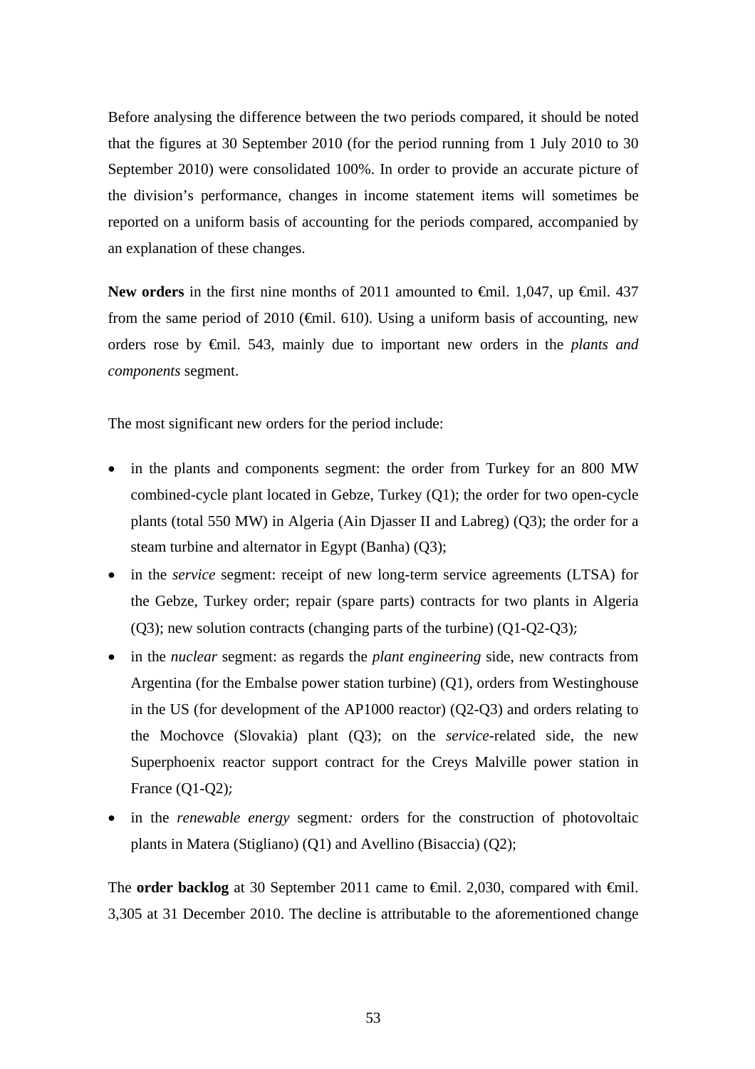Before analysing the difference between the two periods compared, it should be noted that the figures at 30 September 2010 (for the period running from 1 July 2010 to 30 September 2010) were consolidated 100%. In order to provide an accurate picture of the division's performance, changes in income statement items will sometimes be reported on a uniform basis of accounting for the periods compared, accompanied by an explanation of these changes.

**New orders** in the first nine months of 2011 amounted to €mil. 1,047, up €mil. 437 from the same period of 2010 (€mil. 610). Using a uniform basis of accounting, new orders rose by €mil. 543, mainly due to important new orders in the *plants and components* segment.

The most significant new orders for the period include:

- in the plants and components segment: the order from Turkey for an 800 MW combined-cycle plant located in Gebze, Turkey (Q1); the order for two open-cycle plants (total 550 MW) in Algeria (Ain Djasser II and Labreg) (Q3); the order for a steam turbine and alternator in Egypt (Banha) (Q3);
- in the *service* segment: receipt of new long-term service agreements (LTSA) for the Gebze, Turkey order; repair (spare parts) contracts for two plants in Algeria (Q3); new solution contracts (changing parts of the turbine) (Q1-Q2-Q3)*;*
- in the *nuclear* segment: as regards the *plant engineering* side, new contracts from Argentina (for the Embalse power station turbine) (Q1), orders from Westinghouse in the US (for development of the AP1000 reactor) (Q2-Q3) and orders relating to the Mochovce (Slovakia) plant (Q3); on the *service*-related side, the new Superphoenix reactor support contract for the Creys Malville power station in France (Q1-Q2)*;*
- in the *renewable energy* segment*:* orders for the construction of photovoltaic plants in Matera (Stigliano) (Q1) and Avellino (Bisaccia) (Q2);

The **order backlog** at 30 September 2011 came to €mil. 2,030, compared with €mil. 3,305 at 31 December 2010. The decline is attributable to the aforementioned change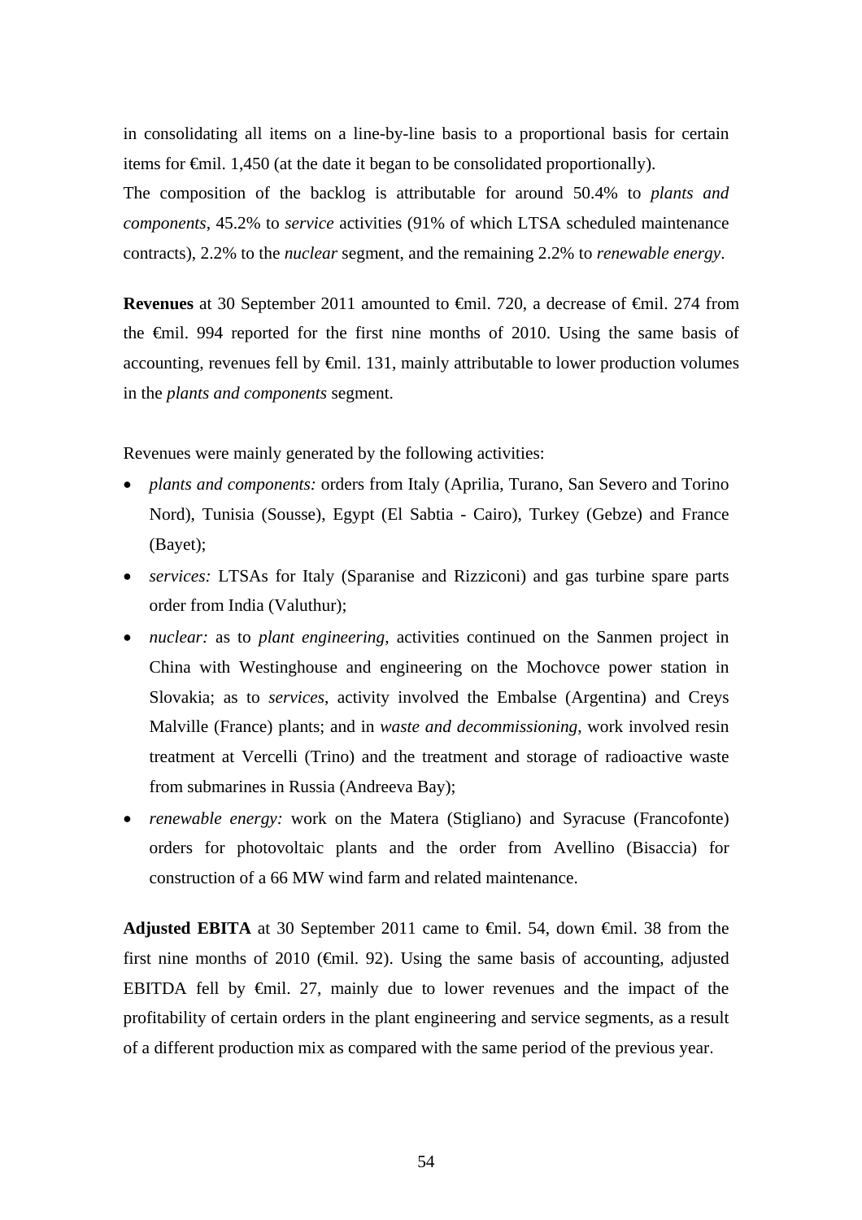in consolidating all items on a line-by-line basis to a proportional basis for certain items for €mil. 1,450 (at the date it began to be consolidated proportionally).
The composition of the backlog is attributable for around 50.4% to *plants and components*, 45.2% to *service* activities (91% of which LTSA scheduled maintenance contracts), 2.2% to the *nuclear* segment, and the remaining 2.2% to *renewable energy*.

**Revenues** at 30 September 2011 amounted to €mil. 720, a decrease of €mil. 274 from the €mil. 994 reported for the first nine months of 2010. Using the same basis of accounting, revenues fell by €mil. 131, mainly attributable to lower production volumes in the *plants and components* segment.

Revenues were mainly generated by the following activities:

- *plants and components:* orders from Italy (Aprilia, Turano, San Severo and Torino Nord), Tunisia (Sousse), Egypt (El Sabtia - Cairo), Turkey (Gebze) and France (Bayet);
- *services:* LTSAs for Italy (Sparanise and Rizziconi) and gas turbine spare parts order from India (Valuthur);
- *nuclear:* as to *plant engineering*, activities continued on the Sanmen project in China with Westinghouse and engineering on the Mochovce power station in Slovakia; as to *services*, activity involved the Embalse (Argentina) and Creys Malville (France) plants; and in *waste and decommissioning*, work involved resin treatment at Vercelli (Trino) and the treatment and storage of radioactive waste from submarines in Russia (Andreeva Bay);
- *renewable energy:* work on the Matera (Stigliano) and Syracuse (Francofonte) orders for photovoltaic plants and the order from Avellino (Bisaccia) for construction of a 66 MW wind farm and related maintenance.

**Adjusted EBITA** at 30 September 2011 came to €mil. 54, down €mil. 38 from the first nine months of 2010 (€mil. 92). Using the same basis of accounting, adjusted EBITDA fell by €mil. 27, mainly due to lower revenues and the impact of the profitability of certain orders in the plant engineering and service segments, as a result of a different production mix as compared with the same period of the previous year.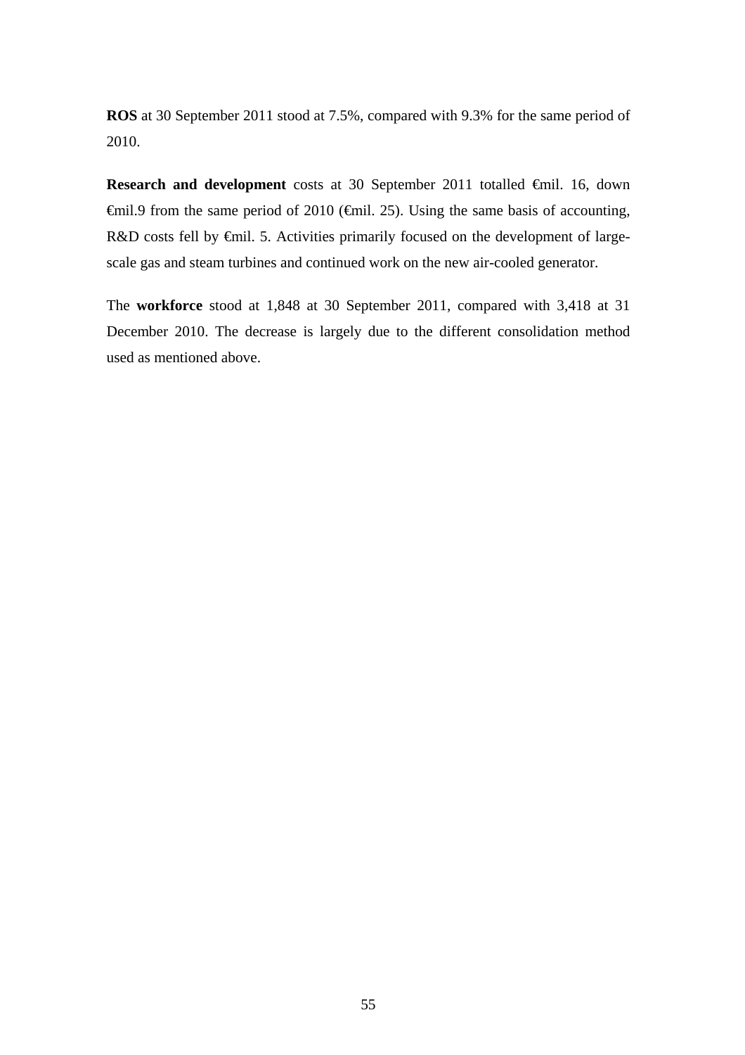**ROS** at 30 September 2011 stood at 7.5%, compared with 9.3% for the same period of 2010.

**Research and development** costs at 30 September 2011 totalled €mil. 16, down €mil.9 from the same period of 2010 (€mil. 25). Using the same basis of accounting, R&D costs fell by €mil. 5. Activities primarily focused on the development of large-scale gas and steam turbines and continued work on the new air-cooled generator.

The **workforce** stood at 1,848 at 30 September 2011, compared with 3,418 at 31 December 2010. The decrease is largely due to the different consolidation method used as mentioned above.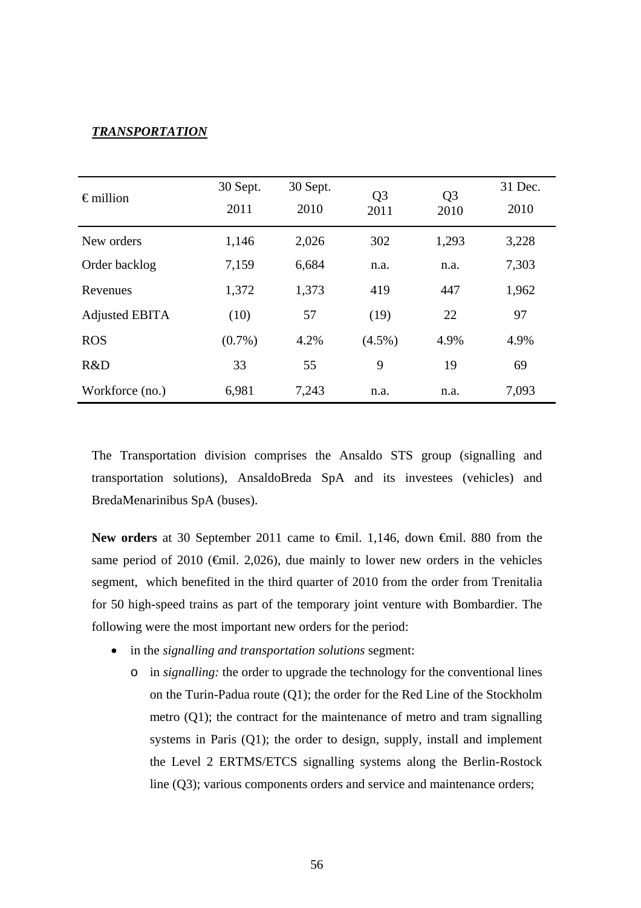***TRANSPORTATION***

| € million | 30 Sept. 2011 | 30 Sept. 2010 | Q3 2011 | Q3 2010 | 31 Dec. 2010 |
|---|---|---|---|---|---|
| New orders | 1,146 | 2,026 | 302 | 1,293 | 3,228 |
| Order backlog | 7,159 | 6,684 | n.a. | n.a. | 7,303 |
| Revenues | 1,372 | 1,373 | 419 | 447 | 1,962 |
| Adjusted EBITA | (10) | 57 | (19) | 22 | 97 |
| ROS | (0.7%) | 4.2% | (4.5%) | 4.9% | 4.9% |
| R&D | 33 | 55 | 9 | 19 | 69 |
| Workforce (no.) | 6,981 | 7,243 | n.a. | n.a. | 7,093 |

The Transportation division comprises the Ansaldo STS group (signalling and transportation solutions), AnsaldoBreda SpA and its investees (vehicles) and BredaMenarinibus SpA (buses).

**New orders** at 30 September 2011 came to €mil. 1,146, down €mil. 880 from the same period of 2010 (€mil. 2,026), due mainly to lower new orders in the vehicles segment, which benefited in the third quarter of 2010 from the order from Trenitalia for 50 high-speed trains as part of the temporary joint venture with Bombardier. The following were the most important new orders for the period:

- in the *signalling and transportation solutions* segment:
  - in *signalling:* the order to upgrade the technology for the conventional lines on the Turin-Padua route (Q1); the order for the Red Line of the Stockholm metro (Q1); the contract for the maintenance of metro and tram signalling systems in Paris (Q1); the order to design, supply, install and implement the Level 2 ERTMS/ETCS signalling systems along the Berlin-Rostock line (Q3); various components orders and service and maintenance orders;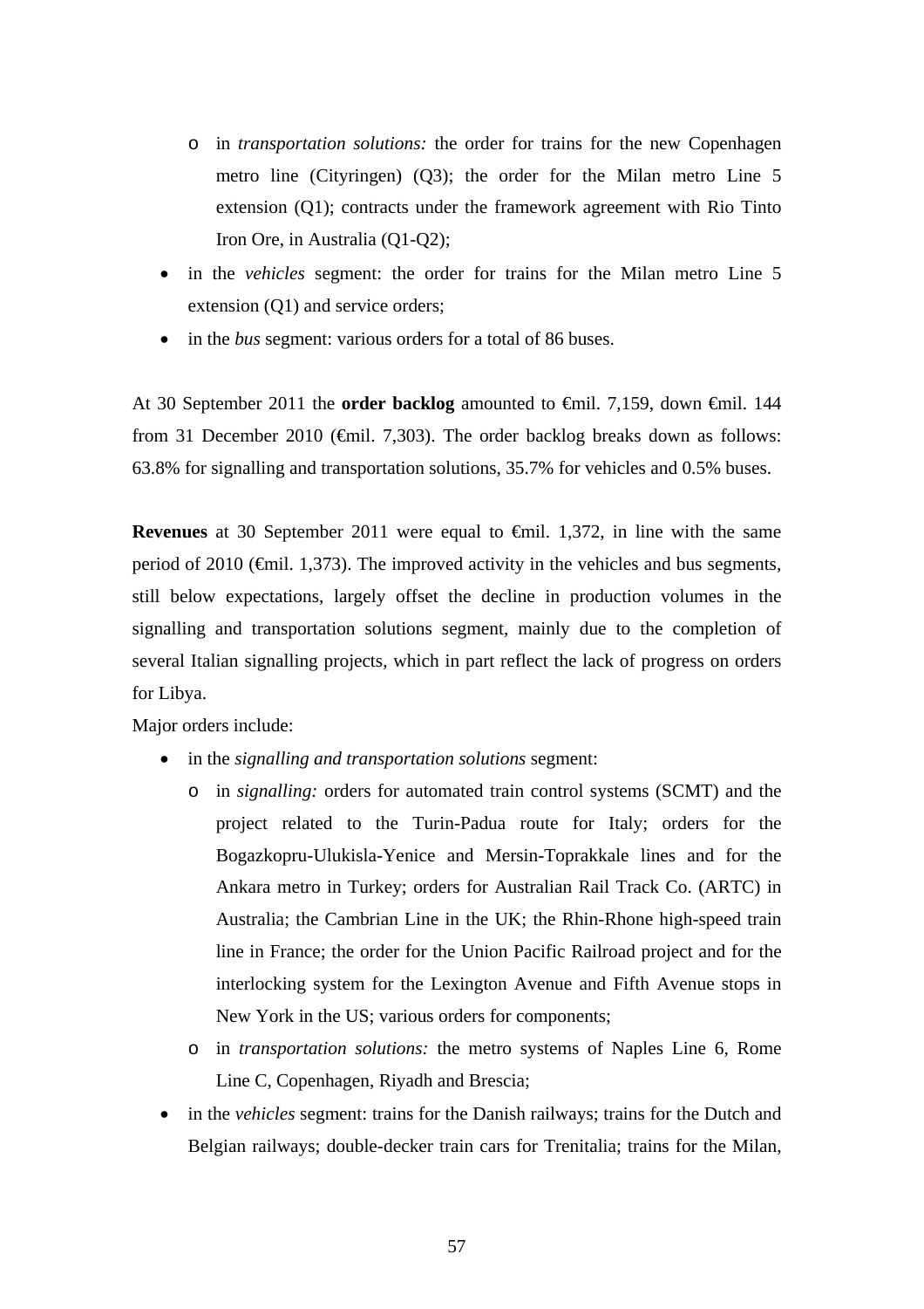- in *transportation solutions:* the order for trains for the new Copenhagen metro line (Cityringen) (Q3); the order for the Milan metro Line 5 extension (Q1); contracts under the framework agreement with Rio Tinto Iron Ore, in Australia (Q1-Q2);
- in the *vehicles* segment: the order for trains for the Milan metro Line 5 extension (Q1) and service orders;
- in the *bus* segment: various orders for a total of 86 buses.

At 30 September 2011 the **order backlog** amounted to €mil. 7,159, down €mil. 144 from 31 December 2010 (€mil. 7,303). The order backlog breaks down as follows: 63.8% for signalling and transportation solutions, 35.7% for vehicles and 0.5% buses.

**Revenues** at 30 September 2011 were equal to €mil. 1,372, in line with the same period of 2010 (€mil. 1,373). The improved activity in the vehicles and bus segments, still below expectations, largely offset the decline in production volumes in the signalling and transportation solutions segment, mainly due to the completion of several Italian signalling projects, which in part reflect the lack of progress on orders for Libya.

Major orders include:

- in the *signalling and transportation solutions* segment:
    - in *signalling:* orders for automated train control systems (SCMT) and the project related to the Turin-Padua route for Italy; orders for the Bogazkopru-Ulukisla-Yenice and Mersin-Toprakkale lines and for the Ankara metro in Turkey; orders for Australian Rail Track Co. (ARTC) in Australia; the Cambrian Line in the UK; the Rhin-Rhone high-speed train line in France; the order for the Union Pacific Railroad project and for the interlocking system for the Lexington Avenue and Fifth Avenue stops in New York in the US; various orders for components;
    - in *transportation solutions:* the metro systems of Naples Line 6, Rome Line C, Copenhagen, Riyadh and Brescia;
- in the *vehicles* segment: trains for the Danish railways; trains for the Dutch and Belgian railways; double-decker train cars for Trenitalia; trains for the Milan,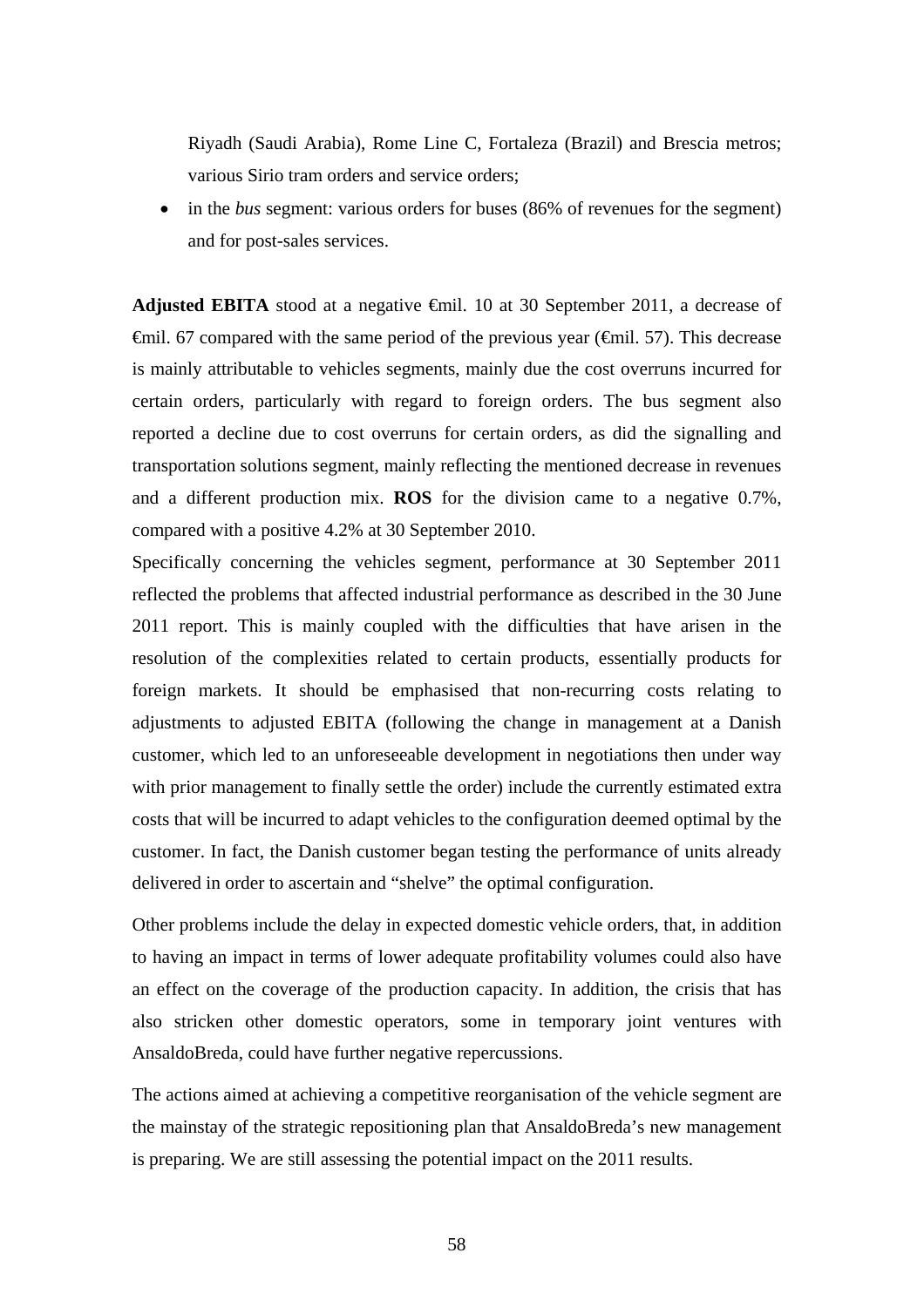Riyadh (Saudi Arabia), Rome Line C, Fortaleza (Brazil) and Brescia metros; various Sirio tram orders and service orders;

- in the *bus* segment: various orders for buses (86% of revenues for the segment) and for post-sales services.

**Adjusted EBITA** stood at a negative €mil. 10 at 30 September 2011, a decrease of €mil. 67 compared with the same period of the previous year (€mil. 57). This decrease is mainly attributable to vehicles segments, mainly due the cost overruns incurred for certain orders, particularly with regard to foreign orders. The bus segment also reported a decline due to cost overruns for certain orders, as did the signalling and transportation solutions segment, mainly reflecting the mentioned decrease in revenues and a different production mix. **ROS** for the division came to a negative 0.7%, compared with a positive 4.2% at 30 September 2010.

Specifically concerning the vehicles segment, performance at 30 September 2011 reflected the problems that affected industrial performance as described in the 30 June 2011 report. This is mainly coupled with the difficulties that have arisen in the resolution of the complexities related to certain products, essentially products for foreign markets. It should be emphasised that non-recurring costs relating to adjustments to adjusted EBITA (following the change in management at a Danish customer, which led to an unforeseeable development in negotiations then under way with prior management to finally settle the order) include the currently estimated extra costs that will be incurred to adapt vehicles to the configuration deemed optimal by the customer. In fact, the Danish customer began testing the performance of units already delivered in order to ascertain and "shelve" the optimal configuration.

Other problems include the delay in expected domestic vehicle orders, that, in addition to having an impact in terms of lower adequate profitability volumes could also have an effect on the coverage of the production capacity. In addition, the crisis that has also stricken other domestic operators, some in temporary joint ventures with AnsaldoBreda, could have further negative repercussions.

The actions aimed at achieving a competitive reorganisation of the vehicle segment are the mainstay of the strategic repositioning plan that AnsaldoBreda's new management is preparing. We are still assessing the potential impact on the 2011 results.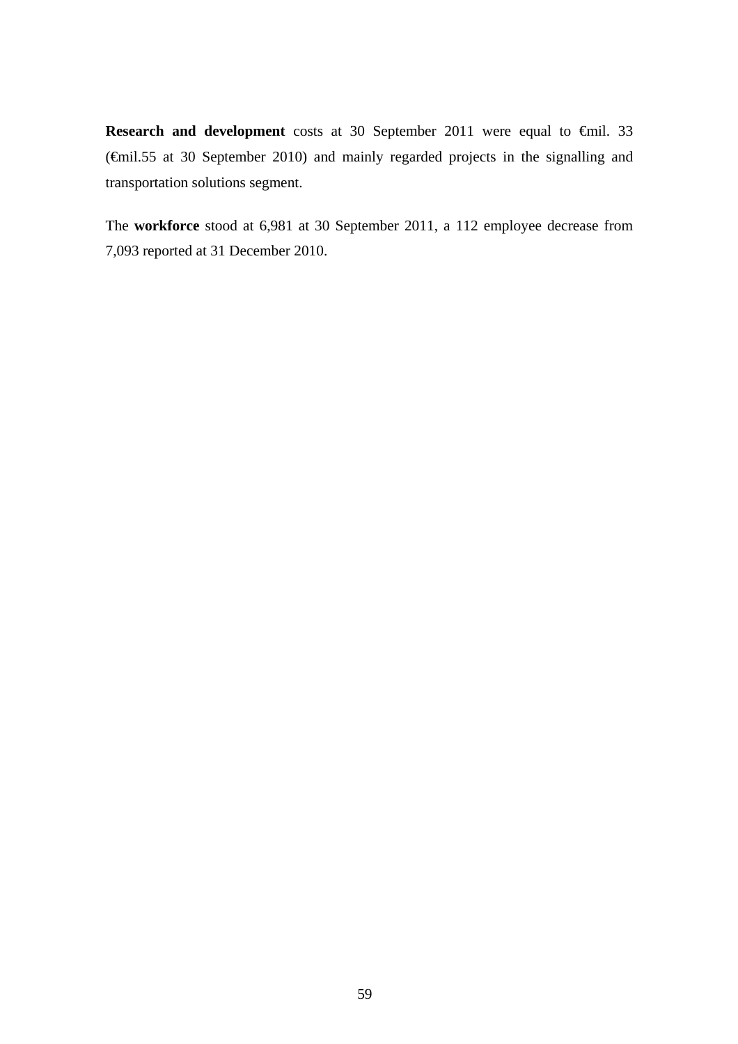**Research and development** costs at 30 September 2011 were equal to €mil. 33 (€mil.55 at 30 September 2010) and mainly regarded projects in the signalling and transportation solutions segment.

The **workforce** stood at 6,981 at 30 September 2011, a 112 employee decrease from 7,093 reported at 31 December 2010.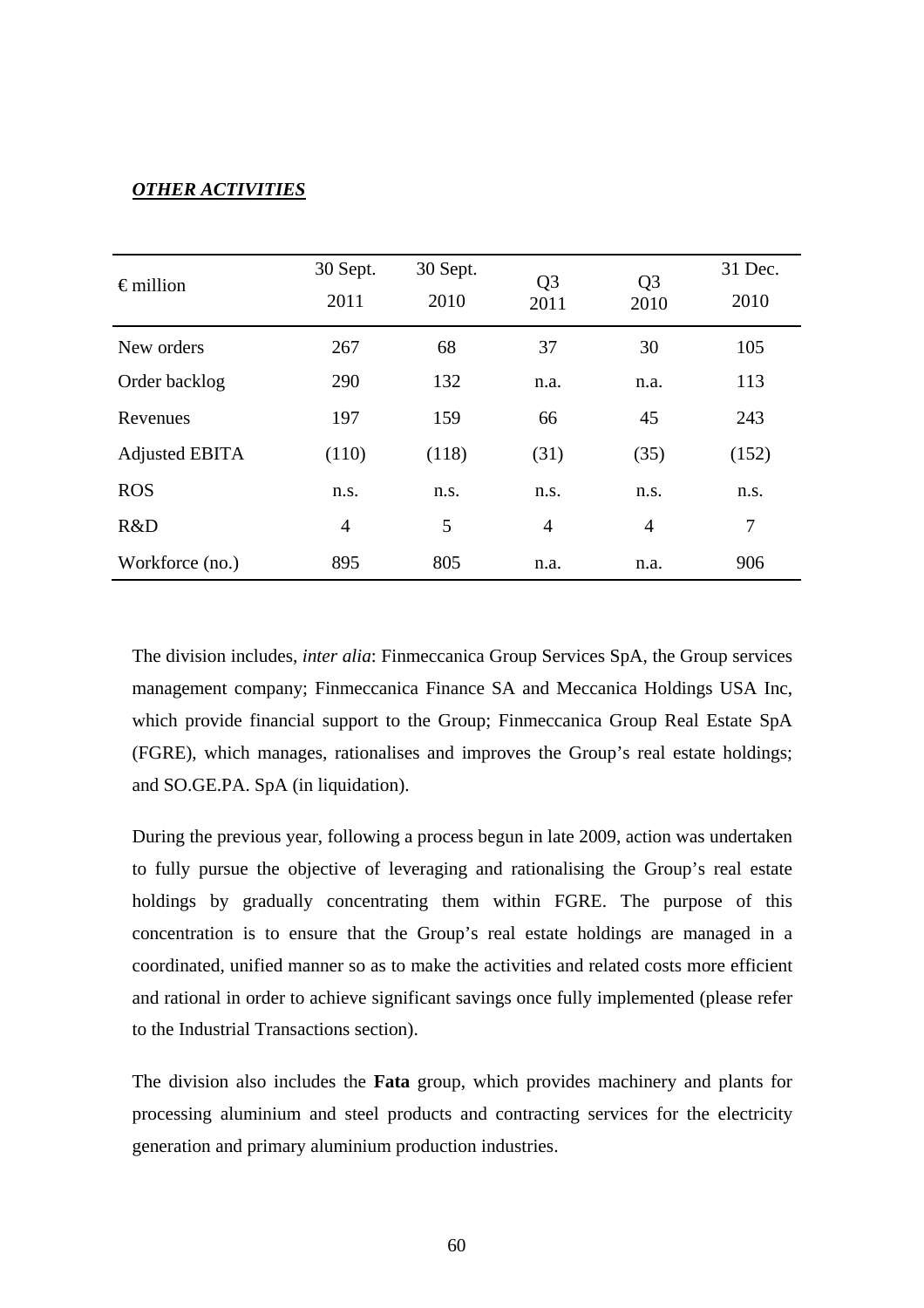***OTHER ACTIVITIES***

| € million | 30 Sept. 2011 | 30 Sept. 2010 | Q3 2011 | Q3 2010 | 31 Dec. 2010 |
|---|---|---|---|---|---|
| New orders | 267 | 68 | 37 | 30 | 105 |
| Order backlog | 290 | 132 | n.a. | n.a. | 113 |
| Revenues | 197 | 159 | 66 | 45 | 243 |
| Adjusted EBITA | (110) | (118) | (31) | (35) | (152) |
| ROS | n.s. | n.s. | n.s. | n.s. | n.s. |
| R&D | 4 | 5 | 4 | 4 | 7 |
| Workforce (no.) | 895 | 805 | n.a. | n.a. | 906 |

The division includes, *inter alia*: Finmeccanica Group Services SpA, the Group services management company; Finmeccanica Finance SA and Meccanica Holdings USA Inc, which provide financial support to the Group; Finmeccanica Group Real Estate SpA (FGRE), which manages, rationalises and improves the Group's real estate holdings; and SO.GE.PA. SpA (in liquidation).

During the previous year, following a process begun in late 2009, action was undertaken to fully pursue the objective of leveraging and rationalising the Group's real estate holdings by gradually concentrating them within FGRE. The purpose of this concentration is to ensure that the Group's real estate holdings are managed in a coordinated, unified manner so as to make the activities and related costs more efficient and rational in order to achieve significant savings once fully implemented (please refer to the Industrial Transactions section).

The division also includes the **Fata** group, which provides machinery and plants for processing aluminium and steel products and contracting services for the electricity generation and primary aluminium production industries.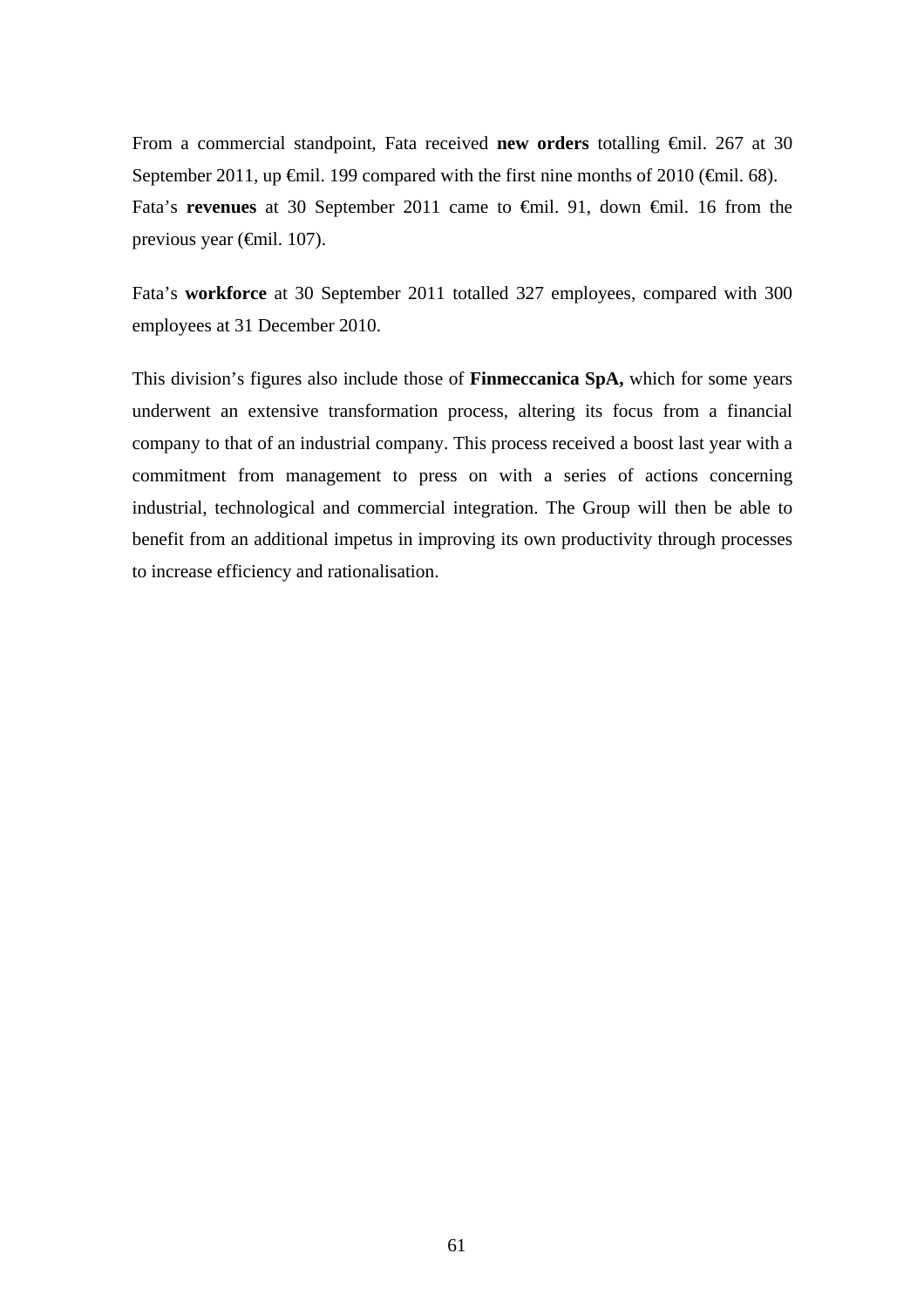From a commercial standpoint, Fata received **new orders** totalling €mil. 267 at 30 September 2011, up €mil. 199 compared with the first nine months of 2010 (€mil. 68).
Fata's **revenues** at 30 September 2011 came to €mil. 91, down €mil. 16 from the previous year (€mil. 107).

Fata's **workforce** at 30 September 2011 totalled 327 employees, compared with 300 employees at 31 December 2010.

This division's figures also include those of **Finmeccanica SpA,** which for some years underwent an extensive transformation process, altering its focus from a financial company to that of an industrial company. This process received a boost last year with a commitment from management to press on with a series of actions concerning industrial, technological and commercial integration. The Group will then be able to benefit from an additional impetus in improving its own productivity through processes to increase efficiency and rationalisation.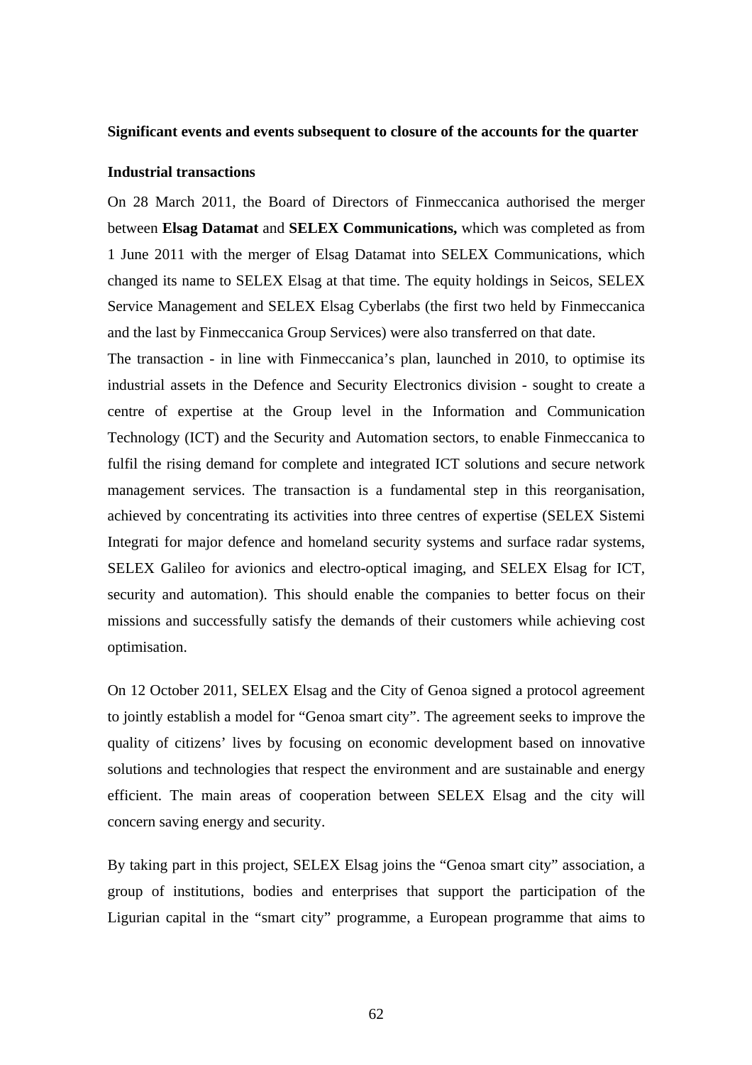**Significant events and events subsequent to closure of the accounts for the quarter**

**Industrial transactions**

On 28 March 2011, the Board of Directors of Finmeccanica authorised the merger between **Elsag Datamat** and **SELEX Communications,** which was completed as from 1 June 2011 with the merger of Elsag Datamat into SELEX Communications, which changed its name to SELEX Elsag at that time. The equity holdings in Seicos, SELEX Service Management and SELEX Elsag Cyberlabs (the first two held by Finmeccanica and the last by Finmeccanica Group Services) were also transferred on that date.

The transaction - in line with Finmeccanica's plan, launched in 2010, to optimise its industrial assets in the Defence and Security Electronics division - sought to create a centre of expertise at the Group level in the Information and Communication Technology (ICT) and the Security and Automation sectors, to enable Finmeccanica to fulfil the rising demand for complete and integrated ICT solutions and secure network management services. The transaction is a fundamental step in this reorganisation, achieved by concentrating its activities into three centres of expertise (SELEX Sistemi Integrati for major defence and homeland security systems and surface radar systems, SELEX Galileo for avionics and electro-optical imaging, and SELEX Elsag for ICT, security and automation). This should enable the companies to better focus on their missions and successfully satisfy the demands of their customers while achieving cost optimisation.

On 12 October 2011, SELEX Elsag and the City of Genoa signed a protocol agreement to jointly establish a model for "Genoa smart city". The agreement seeks to improve the quality of citizens' lives by focusing on economic development based on innovative solutions and technologies that respect the environment and are sustainable and energy efficient. The main areas of cooperation between SELEX Elsag and the city will concern saving energy and security.

By taking part in this project, SELEX Elsag joins the "Genoa smart city" association, a group of institutions, bodies and enterprises that support the participation of the Ligurian capital in the "smart city" programme, a European programme that aims to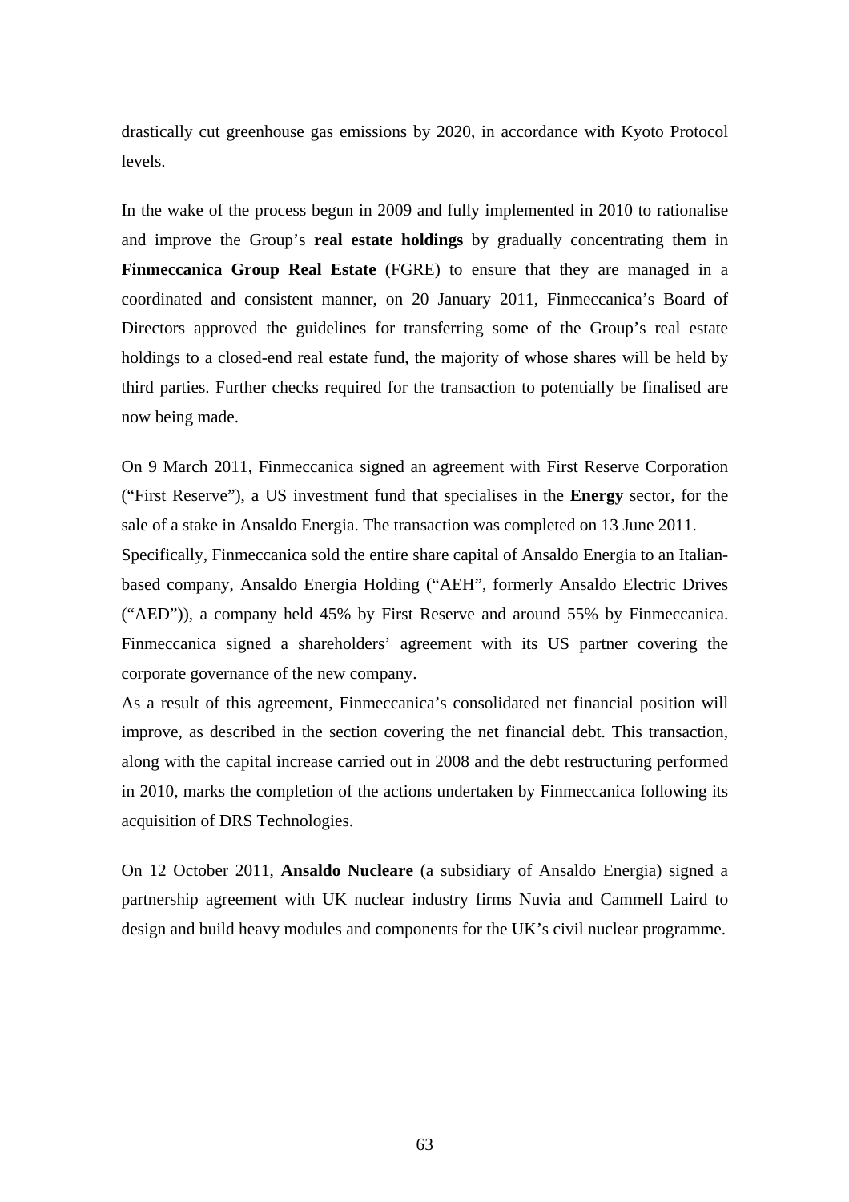drastically cut greenhouse gas emissions by 2020, in accordance with Kyoto Protocol levels.

In the wake of the process begun in 2009 and fully implemented in 2010 to rationalise and improve the Group's **real estate holdings** by gradually concentrating them in **Finmeccanica Group Real Estate** (FGRE) to ensure that they are managed in a coordinated and consistent manner, on 20 January 2011, Finmeccanica's Board of Directors approved the guidelines for transferring some of the Group's real estate holdings to a closed-end real estate fund, the majority of whose shares will be held by third parties. Further checks required for the transaction to potentially be finalised are now being made.

On 9 March 2011, Finmeccanica signed an agreement with First Reserve Corporation ("First Reserve"), a US investment fund that specialises in the **Energy** sector, for the sale of a stake in Ansaldo Energia. The transaction was completed on 13 June 2011.
Specifically, Finmeccanica sold the entire share capital of Ansaldo Energia to an Italian-based company, Ansaldo Energia Holding ("AEH", formerly Ansaldo Electric Drives ("AED")), a company held 45% by First Reserve and around 55% by Finmeccanica. Finmeccanica signed a shareholders' agreement with its US partner covering the corporate governance of the new company.
As a result of this agreement, Finmeccanica's consolidated net financial position will improve, as described in the section covering the net financial debt. This transaction, along with the capital increase carried out in 2008 and the debt restructuring performed in 2010, marks the completion of the actions undertaken by Finmeccanica following its acquisition of DRS Technologies.

On 12 October 2011, **Ansaldo Nucleare** (a subsidiary of Ansaldo Energia) signed a partnership agreement with UK nuclear industry firms Nuvia and Cammell Laird to design and build heavy modules and components for the UK's civil nuclear programme.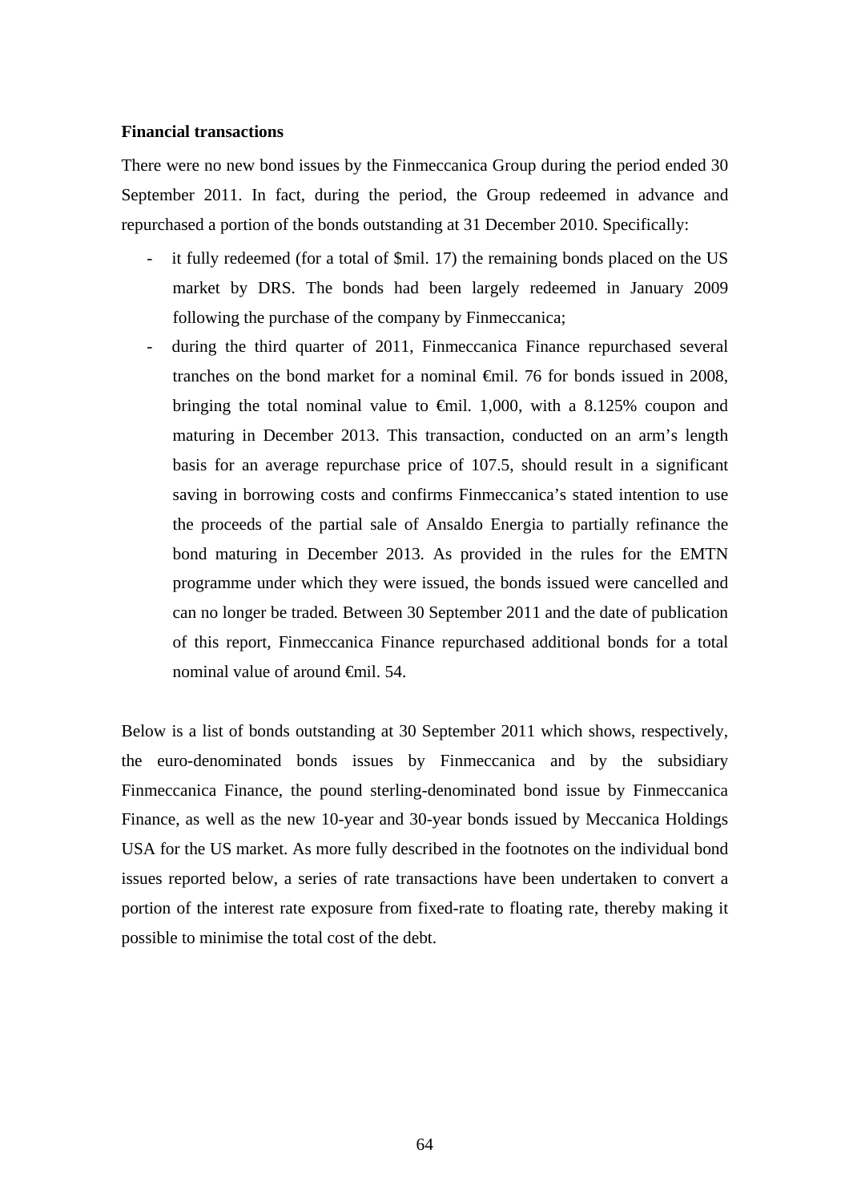**Financial transactions**

There were no new bond issues by the Finmeccanica Group during the period ended 30 September 2011. In fact, during the period, the Group redeemed in advance and repurchased a portion of the bonds outstanding at 31 December 2010. Specifically:

- it fully redeemed (for a total of $mil. 17) the remaining bonds placed on the US market by DRS. The bonds had been largely redeemed in January 2009 following the purchase of the company by Finmeccanica;
- during the third quarter of 2011, Finmeccanica Finance repurchased several tranches on the bond market for a nominal €mil. 76 for bonds issued in 2008, bringing the total nominal value to €mil. 1,000, with a 8.125% coupon and maturing in December 2013. This transaction, conducted on an arm's length basis for an average repurchase price of 107.5, should result in a significant saving in borrowing costs and confirms Finmeccanica's stated intention to use the proceeds of the partial sale of Ansaldo Energia to partially refinance the bond maturing in December 2013. As provided in the rules for the EMTN programme under which they were issued, the bonds issued were cancelled and can no longer be traded. Between 30 September 2011 and the date of publication of this report, Finmeccanica Finance repurchased additional bonds for a total nominal value of around €mil. 54.

Below is a list of bonds outstanding at 30 September 2011 which shows, respectively, the euro-denominated bonds issues by Finmeccanica and by the subsidiary Finmeccanica Finance, the pound sterling-denominated bond issue by Finmeccanica Finance, as well as the new 10-year and 30-year bonds issued by Meccanica Holdings USA for the US market. As more fully described in the footnotes on the individual bond issues reported below, a series of rate transactions have been undertaken to convert a portion of the interest rate exposure from fixed-rate to floating rate, thereby making it possible to minimise the total cost of the debt.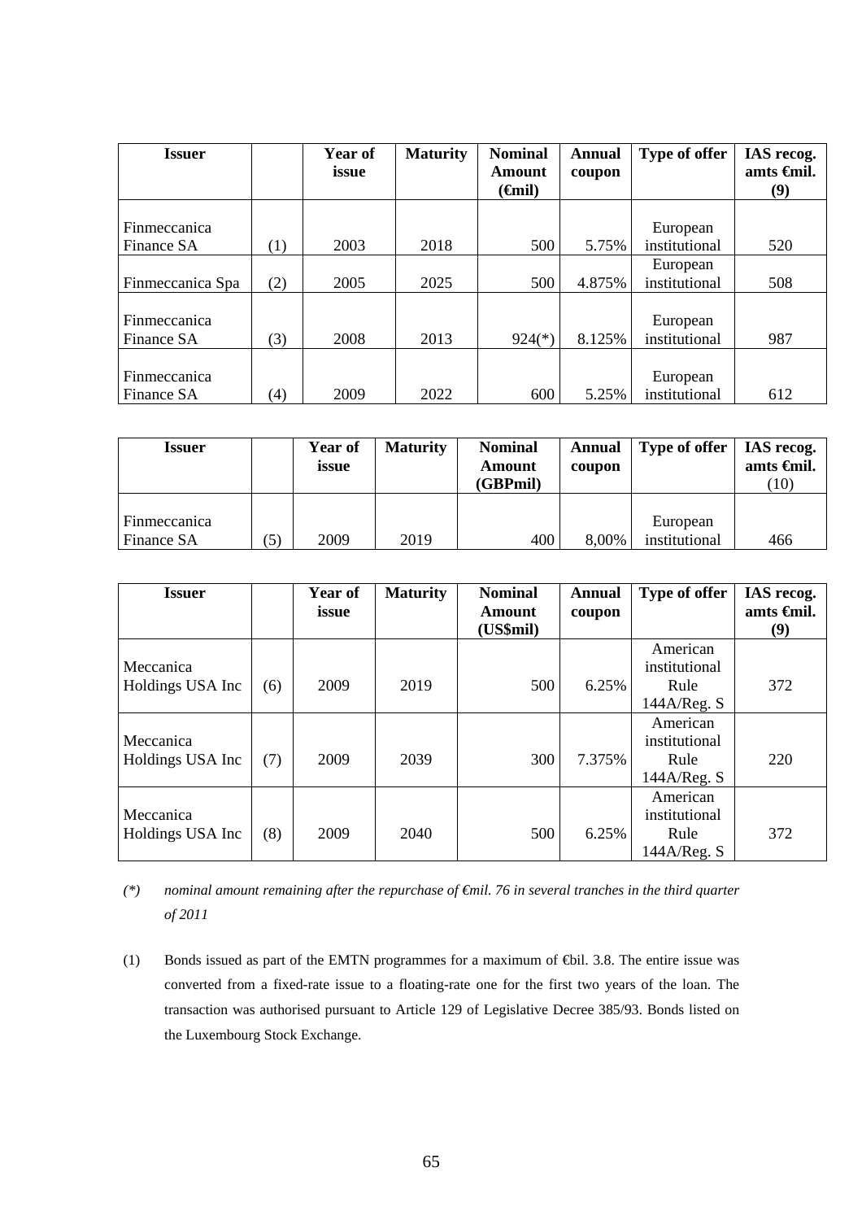| Issuer | | Year of issue | Maturity | Nominal Amount (€mil) | Annual coupon | Type of offer | IAS recog. amts €mil. (9) |
|---|---|---|---|---|---|---|---|
| Finmeccanica Finance SA | (1) | 2003 | 2018 | 500 | 5.75% | European institutional | 520 |
| Finmeccanica Spa | (2) | 2005 | 2025 | 500 | 4.875% | European institutional | 508 |
| Finmeccanica Finance SA | (3) | 2008 | 2013 | 924(*) | 8.125% | European institutional | 987 |
| Finmeccanica Finance SA | (4) | 2009 | 2022 | 600 | 5.25% | European institutional | 612 |

| Issuer | | Year of issue | Maturity | Nominal Amount (GBPmil) | Annual coupon | Type of offer | IAS recog. amts €mil. (10) |
|---|---|---|---|---|---|---|---|
| Finmeccanica Finance SA | (5) | 2009 | 2019 | 400 | 8,00% | European institutional | 466 |

| Issuer | | Year of issue | Maturity | Nominal Amount (US$mil) | Annual coupon | Type of offer | IAS recog. amts €mil. (9) |
|---|---|---|---|---|---|---|---|
| Meccanica Holdings USA Inc | (6) | 2009 | 2019 | 500 | 6.25% | American institutional Rule 144A/Reg. S | 372 |
| Meccanica Holdings USA Inc | (7) | 2009 | 2039 | 300 | 7.375% | American institutional Rule 144A/Reg. S | 220 |
| Meccanica Holdings USA Inc | (8) | 2009 | 2040 | 500 | 6.25% | American institutional Rule 144A/Reg. S | 372 |

*(\*) nominal amount remaining after the repurchase of €mil. 76 in several tranches in the third quarter of 2011*

(1) Bonds issued as part of the EMTN programmes for a maximum of €bil. 3.8. The entire issue was converted from a fixed-rate issue to a floating-rate one for the first two years of the loan. The transaction was authorised pursuant to Article 129 of Legislative Decree 385/93. Bonds listed on the Luxembourg Stock Exchange.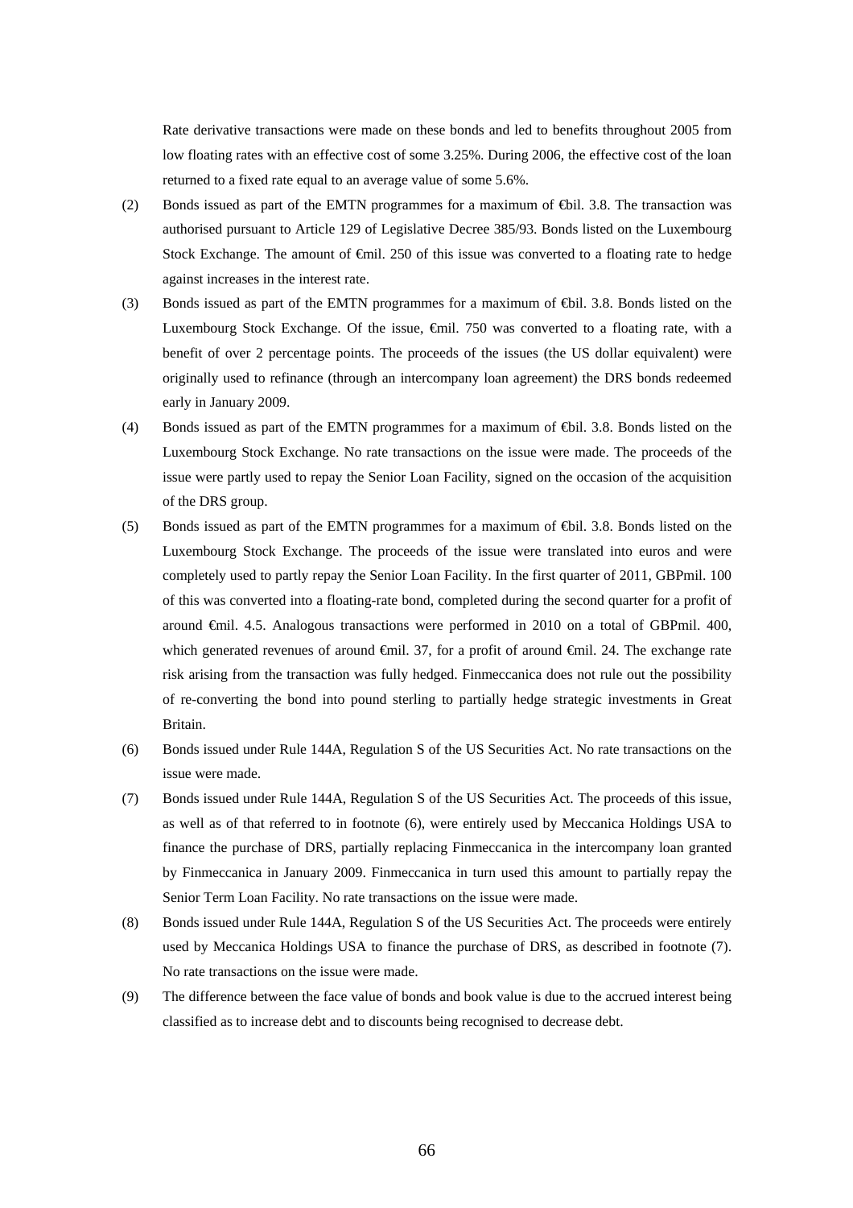Rate derivative transactions were made on these bonds and led to benefits throughout 2005 from low floating rates with an effective cost of some 3.25%. During 2006, the effective cost of the loan returned to a fixed rate equal to an average value of some 5.6%.

(2) Bonds issued as part of the EMTN programmes for a maximum of €bil. 3.8. The transaction was authorised pursuant to Article 129 of Legislative Decree 385/93. Bonds listed on the Luxembourg Stock Exchange. The amount of €mil. 250 of this issue was converted to a floating rate to hedge against increases in the interest rate.

(3) Bonds issued as part of the EMTN programmes for a maximum of €bil. 3.8. Bonds listed on the Luxembourg Stock Exchange. Of the issue, €mil. 750 was converted to a floating rate, with a benefit of over 2 percentage points. The proceeds of the issues (the US dollar equivalent) were originally used to refinance (through an intercompany loan agreement) the DRS bonds redeemed early in January 2009.

(4) Bonds issued as part of the EMTN programmes for a maximum of €bil. 3.8. Bonds listed on the Luxembourg Stock Exchange. No rate transactions on the issue were made. The proceeds of the issue were partly used to repay the Senior Loan Facility, signed on the occasion of the acquisition of the DRS group.

(5) Bonds issued as part of the EMTN programmes for a maximum of €bil. 3.8. Bonds listed on the Luxembourg Stock Exchange. The proceeds of the issue were translated into euros and were completely used to partly repay the Senior Loan Facility. In the first quarter of 2011, GBPmil. 100 of this was converted into a floating-rate bond, completed during the second quarter for a profit of around €mil. 4.5. Analogous transactions were performed in 2010 on a total of GBPmil. 400, which generated revenues of around €mil. 37, for a profit of around €mil. 24. The exchange rate risk arising from the transaction was fully hedged. Finmeccanica does not rule out the possibility of re-converting the bond into pound sterling to partially hedge strategic investments in Great Britain.

(6) Bonds issued under Rule 144A, Regulation S of the US Securities Act. No rate transactions on the issue were made.

(7) Bonds issued under Rule 144A, Regulation S of the US Securities Act. The proceeds of this issue, as well as of that referred to in footnote (6), were entirely used by Meccanica Holdings USA to finance the purchase of DRS, partially replacing Finmeccanica in the intercompany loan granted by Finmeccanica in January 2009. Finmeccanica in turn used this amount to partially repay the Senior Term Loan Facility. No rate transactions on the issue were made.

(8) Bonds issued under Rule 144A, Regulation S of the US Securities Act. The proceeds were entirely used by Meccanica Holdings USA to finance the purchase of DRS, as described in footnote (7). No rate transactions on the issue were made.

(9) The difference between the face value of bonds and book value is due to the accrued interest being classified as to increase debt and to discounts being recognised to decrease debt.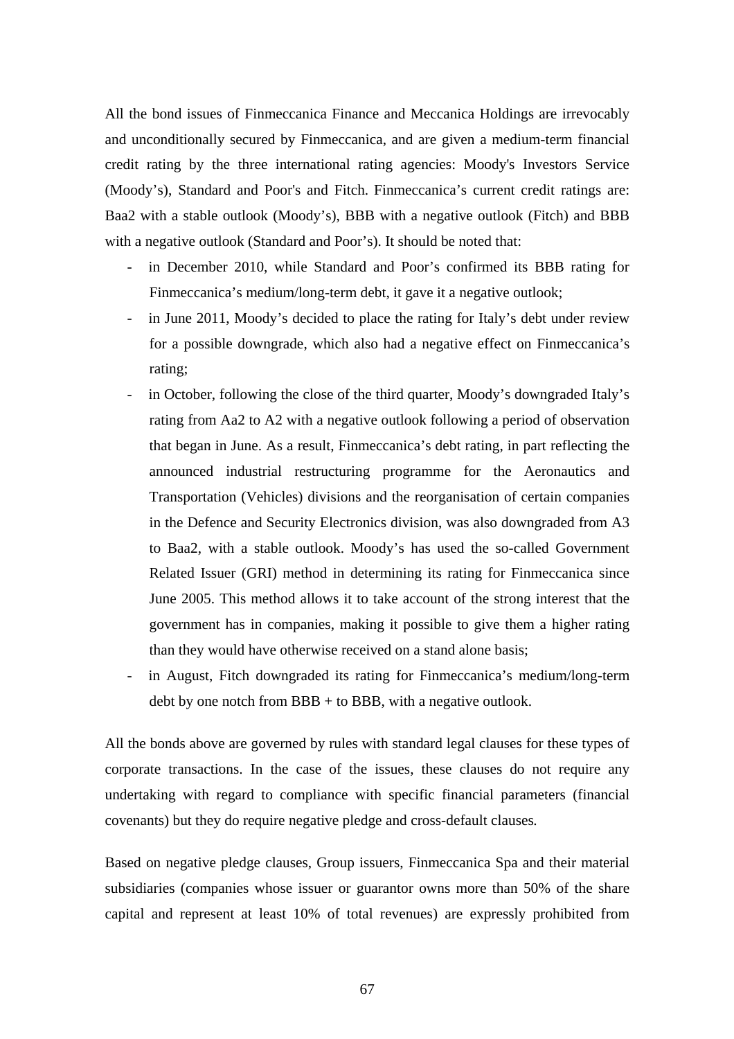All the bond issues of Finmeccanica Finance and Meccanica Holdings are irrevocably and unconditionally secured by Finmeccanica, and are given a medium-term financial credit rating by the three international rating agencies: Moody's Investors Service (Moody’s), Standard and Poor's and Fitch. Finmeccanica’s current credit ratings are: Baa2 with a stable outlook (Moody’s), BBB with a negative outlook (Fitch) and BBB with a negative outlook (Standard and Poor’s). It should be noted that:

- in December 2010, while Standard and Poor’s confirmed its BBB rating for Finmeccanica’s medium/long-term debt, it gave it a negative outlook;
- in June 2011, Moody’s decided to place the rating for Italy’s debt under review for a possible downgrade, which also had a negative effect on Finmeccanica’s rating;
- in October, following the close of the third quarter, Moody’s downgraded Italy’s rating from Aa2 to A2 with a negative outlook following a period of observation that began in June. As a result, Finmeccanica’s debt rating, in part reflecting the announced industrial restructuring programme for the Aeronautics and Transportation (Vehicles) divisions and the reorganisation of certain companies in the Defence and Security Electronics division, was also downgraded from A3 to Baa2, with a stable outlook. Moody’s has used the so-called Government Related Issuer (GRI) method in determining its rating for Finmeccanica since June 2005. This method allows it to take account of the strong interest that the government has in companies, making it possible to give them a higher rating than they would have otherwise received on a stand alone basis;
- in August, Fitch downgraded its rating for Finmeccanica’s medium/long-term debt by one notch from BBB + to BBB, with a negative outlook.

All the bonds above are governed by rules with standard legal clauses for these types of corporate transactions. In the case of the issues, these clauses do not require any undertaking with regard to compliance with specific financial parameters (financial covenants) but they do require negative pledge and cross-default clauses.

Based on negative pledge clauses, Group issuers, Finmeccanica Spa and their material subsidiaries (companies whose issuer or guarantor owns more than 50% of the share capital and represent at least 10% of total revenues) are expressly prohibited from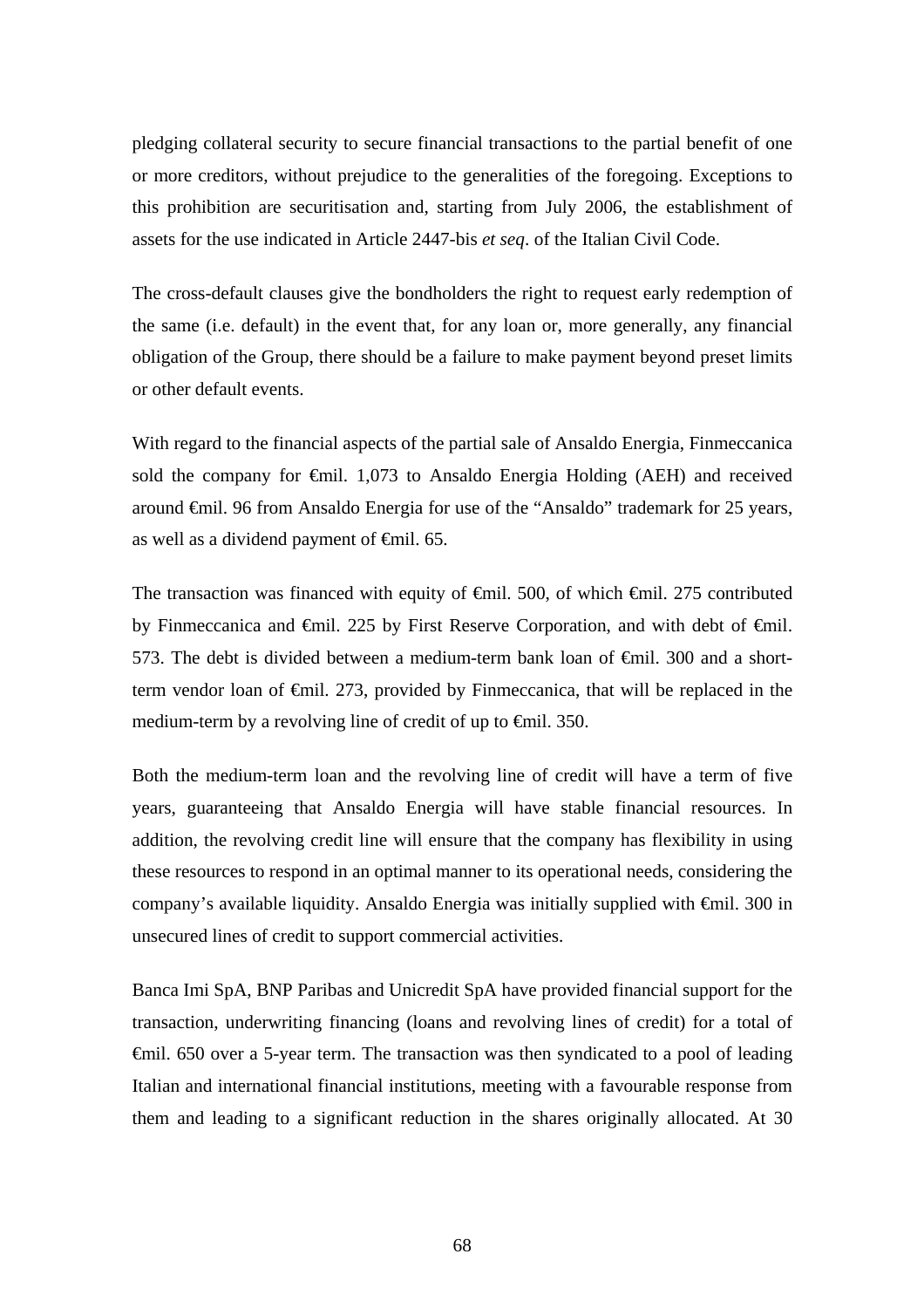pledging collateral security to secure financial transactions to the partial benefit of one or more creditors, without prejudice to the generalities of the foregoing. Exceptions to this prohibition are securitisation and, starting from July 2006, the establishment of assets for the use indicated in Article 2447-bis *et seq*. of the Italian Civil Code.

The cross-default clauses give the bondholders the right to request early redemption of the same (i.e. default) in the event that, for any loan or, more generally, any financial obligation of the Group, there should be a failure to make payment beyond preset limits or other default events.

With regard to the financial aspects of the partial sale of Ansaldo Energia, Finmeccanica sold the company for €mil. 1,073 to Ansaldo Energia Holding (AEH) and received around €mil. 96 from Ansaldo Energia for use of the "Ansaldo" trademark for 25 years, as well as a dividend payment of €mil. 65.

The transaction was financed with equity of €mil. 500, of which €mil. 275 contributed by Finmeccanica and €mil. 225 by First Reserve Corporation, and with debt of €mil. 573. The debt is divided between a medium-term bank loan of €mil. 300 and a short-term vendor loan of €mil. 273, provided by Finmeccanica, that will be replaced in the medium-term by a revolving line of credit of up to €mil. 350.

Both the medium-term loan and the revolving line of credit will have a term of five years, guaranteeing that Ansaldo Energia will have stable financial resources. In addition, the revolving credit line will ensure that the company has flexibility in using these resources to respond in an optimal manner to its operational needs, considering the company's available liquidity. Ansaldo Energia was initially supplied with €mil. 300 in unsecured lines of credit to support commercial activities.

Banca Imi SpA, BNP Paribas and Unicredit SpA have provided financial support for the transaction, underwriting financing (loans and revolving lines of credit) for a total of €mil. 650 over a 5-year term. The transaction was then syndicated to a pool of leading Italian and international financial institutions, meeting with a favourable response from them and leading to a significant reduction in the shares originally allocated. At 30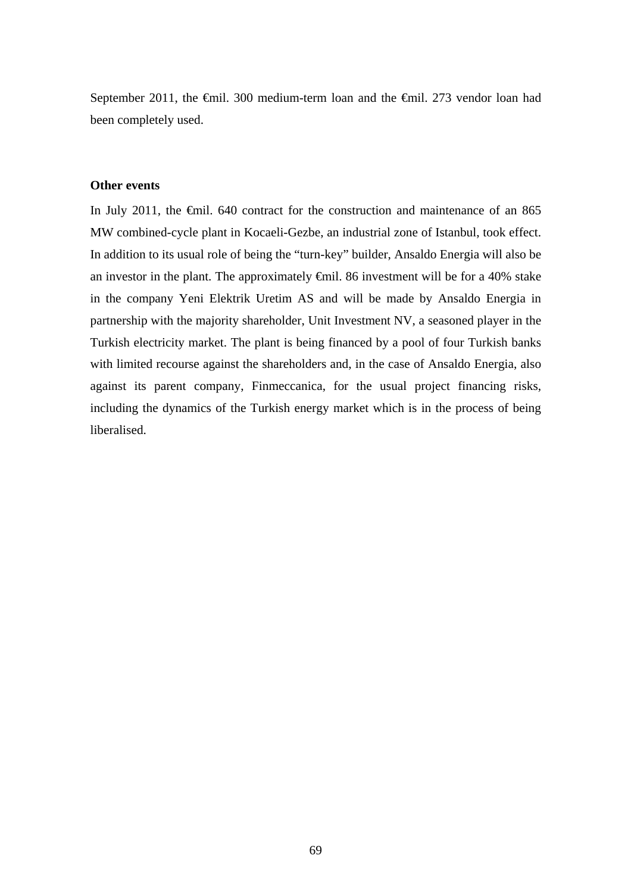September 2011, the €mil. 300 medium-term loan and the €mil. 273 vendor loan had been completely used.

**Other events**

In July 2011, the €mil. 640 contract for the construction and maintenance of an 865 MW combined-cycle plant in Kocaeli-Gezbe, an industrial zone of Istanbul, took effect. In addition to its usual role of being the "turn-key" builder, Ansaldo Energia will also be an investor in the plant. The approximately €mil. 86 investment will be for a 40% stake in the company Yeni Elektrik Uretim AS and will be made by Ansaldo Energia in partnership with the majority shareholder, Unit Investment NV, a seasoned player in the Turkish electricity market. The plant is being financed by a pool of four Turkish banks with limited recourse against the shareholders and, in the case of Ansaldo Energia, also against its parent company, Finmeccanica, for the usual project financing risks, including the dynamics of the Turkish energy market which is in the process of being liberalised.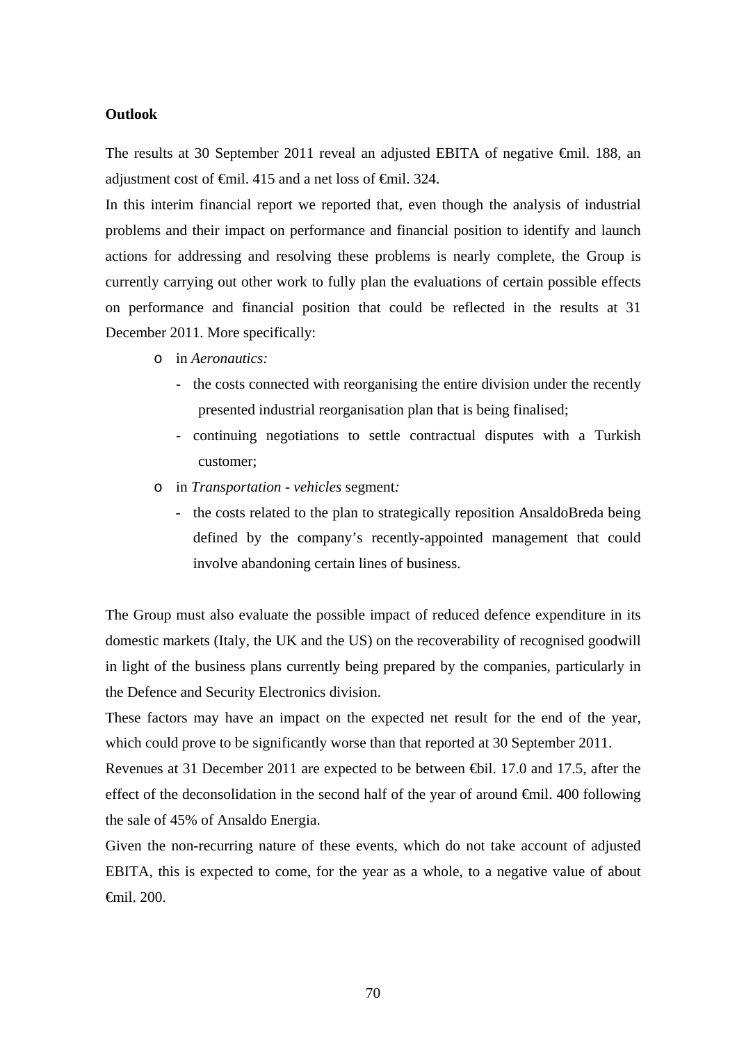**Outlook**

The results at 30 September 2011 reveal an adjusted EBITA of negative €mil. 188, an adjustment cost of €mil. 415 and a net loss of €mil. 324.

In this interim financial report we reported that, even though the analysis of industrial problems and their impact on performance and financial position to identify and launch actions for addressing and resolving these problems is nearly complete, the Group is currently carrying out other work to fully plan the evaluations of certain possible effects on performance and financial position that could be reflected in the results at 31 December 2011. More specifically:

- in *Aeronautics:*
  - the costs connected with reorganising the entire division under the recently presented industrial reorganisation plan that is being finalised;
  - continuing negotiations to settle contractual disputes with a Turkish customer;
- in *Transportation - vehicles* segment*:*
  - the costs related to the plan to strategically reposition AnsaldoBreda being defined by the company's recently-appointed management that could involve abandoning certain lines of business.

The Group must also evaluate the possible impact of reduced defence expenditure in its domestic markets (Italy, the UK and the US) on the recoverability of recognised goodwill in light of the business plans currently being prepared by the companies, particularly in the Defence and Security Electronics division.

These factors may have an impact on the expected net result for the end of the year, which could prove to be significantly worse than that reported at 30 September 2011.

Revenues at 31 December 2011 are expected to be between €bil. 17.0 and 17.5, after the effect of the deconsolidation in the second half of the year of around €mil. 400 following the sale of 45% of Ansaldo Energia.

Given the non-recurring nature of these events, which do not take account of adjusted EBITA, this is expected to come, for the year as a whole, to a negative value of about €mil. 200.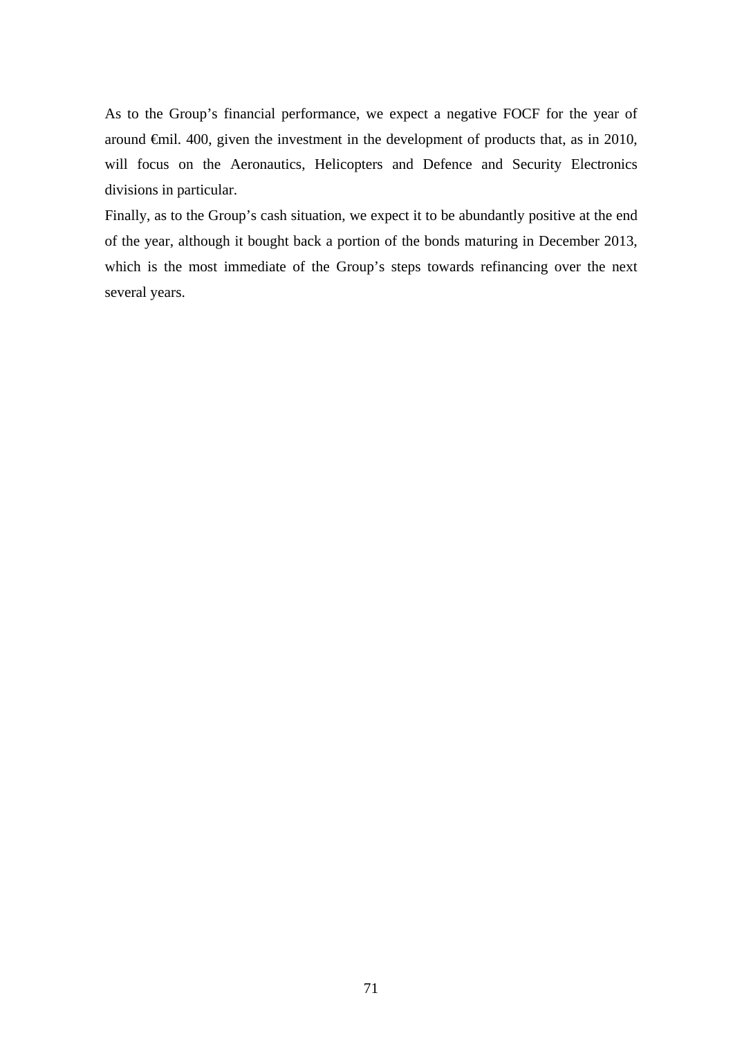As to the Group's financial performance, we expect a negative FOCF for the year of around €mil. 400, given the investment in the development of products that, as in 2010, will focus on the Aeronautics, Helicopters and Defence and Security Electronics divisions in particular.

Finally, as to the Group's cash situation, we expect it to be abundantly positive at the end of the year, although it bought back a portion of the bonds maturing in December 2013, which is the most immediate of the Group's steps towards refinancing over the next several years.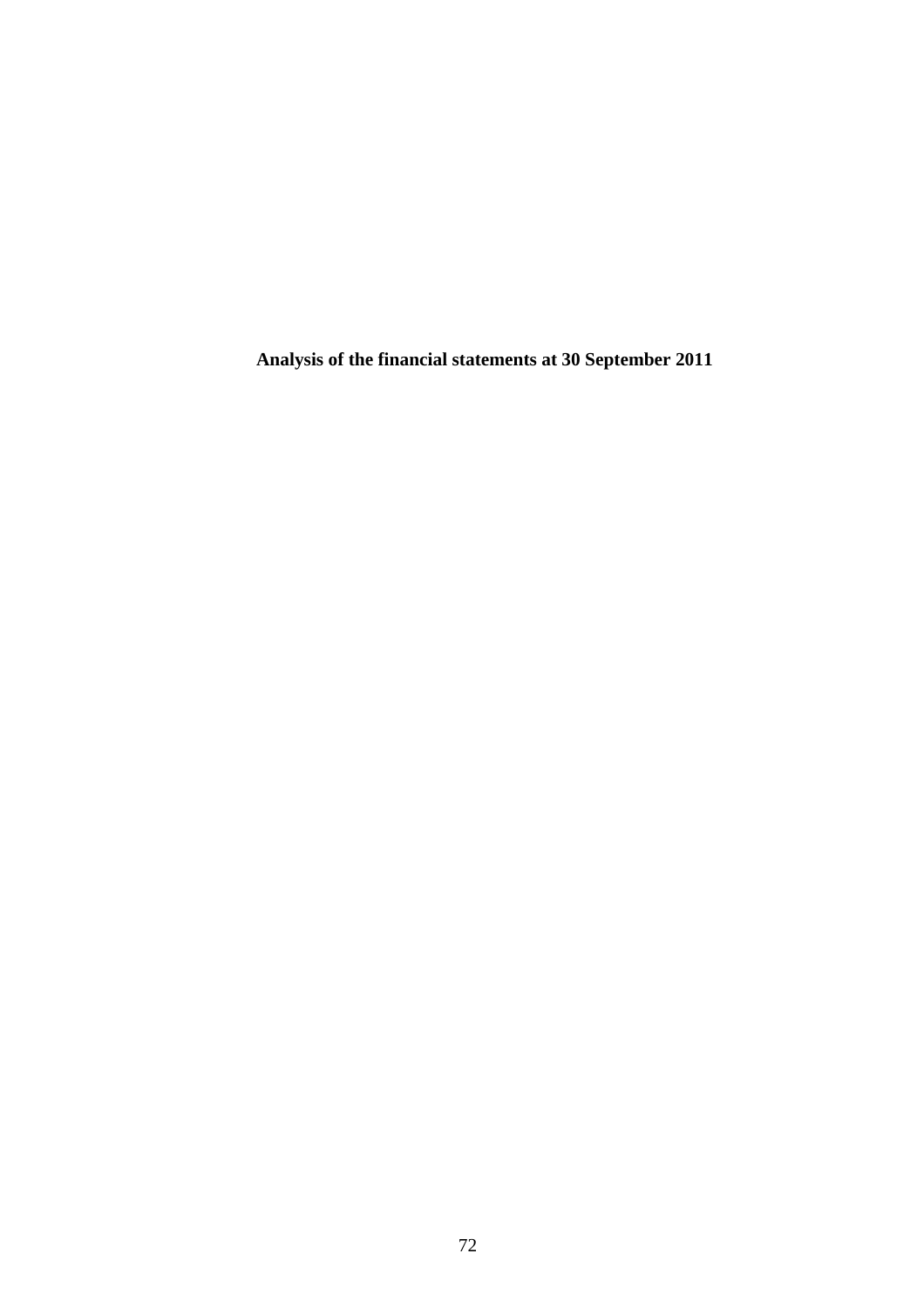**Analysis of the financial statements at 30 September 2011**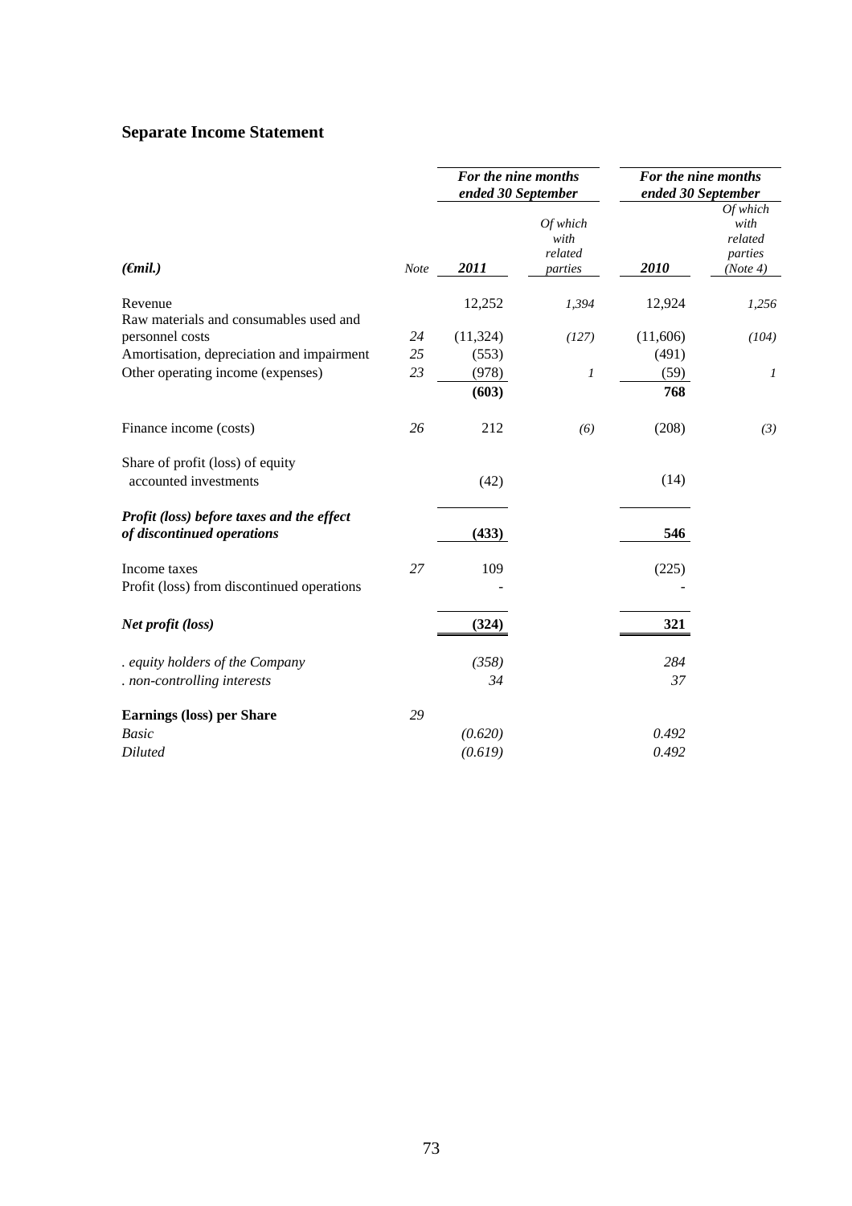## Separate Income Statement

| (€mil.) | Note | For the nine months ended 30 September 2011 | Of which with related parties | For the nine months ended 30 September 2010 | Of which with related parties (Note 4) |
|---|---|---|---|---|---|
| Revenue | | 12,252 | *1,394* | 12,924 | *1,256* |
| Raw materials and consumables used and personnel costs | *24* | (11,324) | *(127)* | (11,606) | *(104)* |
| Amortisation, depreciation and impairment | *25* | (553) | | (491) | |
| Other operating income (expenses) | *23* | (978) | *1* | (59) | *1* |
| | | **(603)** | | **768** | |
| Finance income (costs) | *26* | 212 | *(6)* | (208) | *(3)* |
| Share of profit (loss) of equity accounted investments | | (42) | | (14) | |
| ***Profit (loss) before taxes and the effect of discontinued operations*** | | **(433)** | | **546** | |
| Income taxes | *27* | 109 | | (225) | |
| Profit (loss) from discontinued operations | | - | | - | |
| ***Net profit (loss)*** | | **(324)** | | **321** | |
| *. equity holders of the Company* | | *(358)* | | *284* | |
| *. non-controlling interests* | | *34* | | *37* | |
| **Earnings (loss) per Share** | *29* | | | | |
| *Basic* | | *(0.620)* | | *0.492* | |
| *Diluted* | | *(0.619)* | | *0.492* | |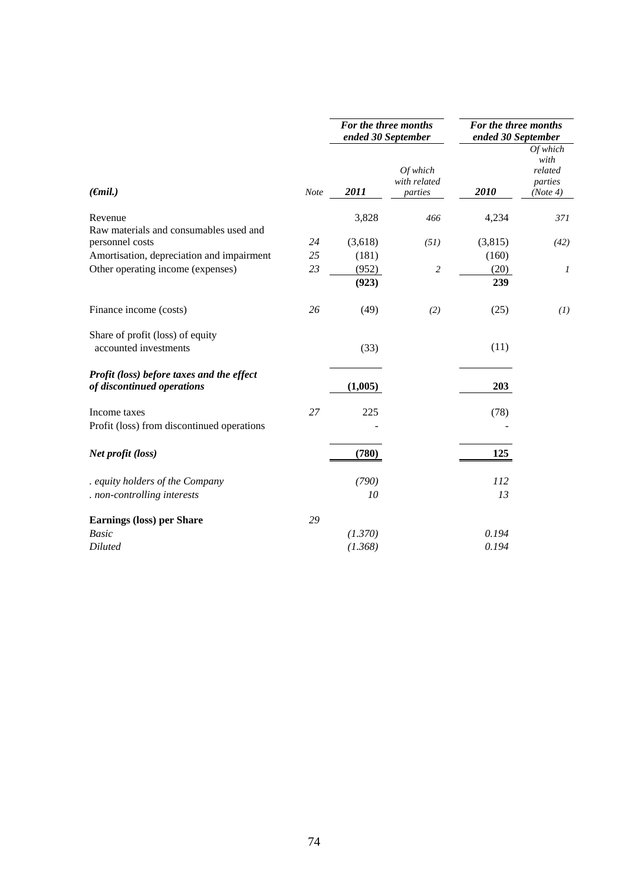| (€mil.) | Note | For the three months ended 30 September 2011 | Of which with related parties | For the three months ended 30 September 2010 | Of which with related parties (Note 4) |
|---|---|---|---|---|---|
| Revenue | | 3,828 | *466* | 4,234 | *371* |
| Raw materials and consumables used and personnel costs | *24* | (3,618) | *(51)* | (3,815) | *(42)* |
| Amortisation, depreciation and impairment | *25* | (181) | | (160) | |
| Other operating income (expenses) | *23* | (952) | *2* | (20) | *1* |
| | | **(923)** | | **239** | |
| Finance income (costs) | *26* | (49) | *(2)* | (25) | *(1)* |
| Share of profit (loss) of equity accounted investments | | (33) | | (11) | |
| ***Profit (loss) before taxes and the effect of discontinued operations*** | | **(1,005)** | | **203** | |
| Income taxes | *27* | 225 | | (78) | |
| Profit (loss) from discontinued operations | | - | | - | |
| ***Net profit (loss)*** | | **(780)** | | **125** | |
| *. equity holders of the Company* | | *(790)* | | *112* | |
| *. non-controlling interests* | | *10* | | *13* | |
| **Earnings (loss) per Share** | *29* | | | | |
| *Basic* | | *(1.370)* | | *0.194* | |
| *Diluted* | | *(1.368)* | | *0.194* | |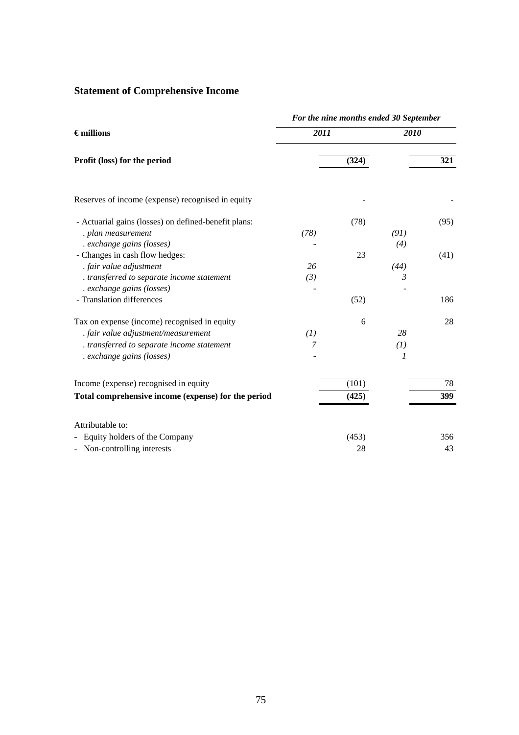## Statement of Comprehensive Income

| €millions | *For the nine months ended 30 September* | | | |
|---|---|---|---|---|
| | *2011* | | *2010* | |
| **Profit (loss) for the period** | | **(324)** | | **321** |
| Reserves of income (expense) recognised in equity | | - | | - |
| - Actuarial gains (losses) on defined-benefit plans: | | (78) | | (95) |
| *. plan measurement* | *(78)* | | *(91)* | |
| *. exchange gains (losses)* | - | | *(4)* | |
| - Changes in cash flow hedges: | | 23 | | (41) |
| *. fair value adjustment* | *26* | | *(44)* | |
| *. transferred to separate income statement* | *(3)* | | *3* | |
| *. exchange gains (losses)* | - | | - | |
| - Translation differences | | (52) | | 186 |
| Tax on expense (income) recognised in equity | | 6 | | 28 |
| *. fair value adjustment/measurement* | *(1)* | | *28* | |
| *. transferred to separate income statement* | *7* | | *(1)* | |
| *. exchange gains (losses)* | - | | *1* | |
| Income (expense) recognised in equity | | (101) | | 78 |
| **Total comprehensive income (expense) for the period** | | **(425)** | | **399** |
| Attributable to: | | | | |
| - Equity holders of the Company | | (453) | | 356 |
| - Non-controlling interests | | 28 | | 43 |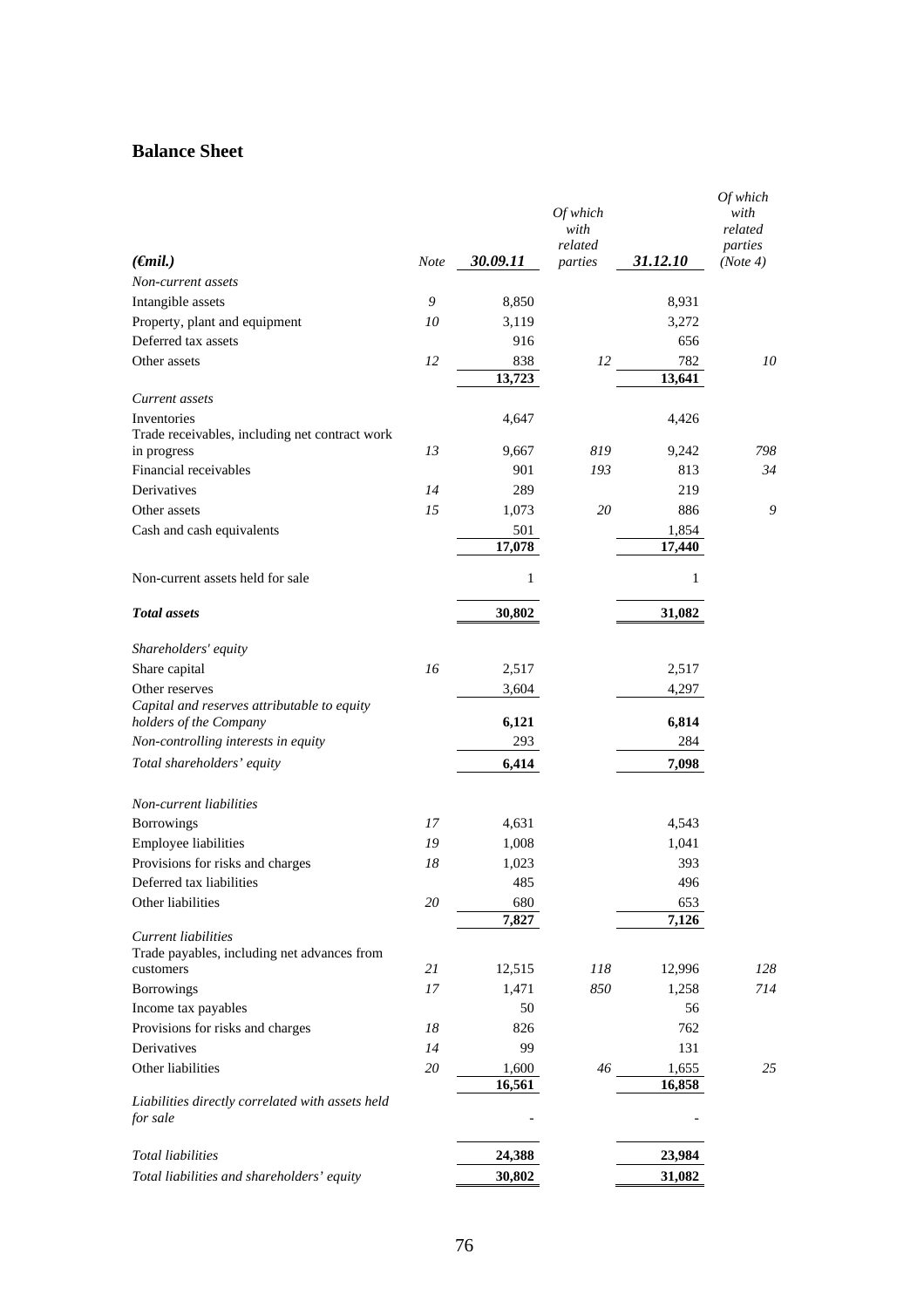## Balance Sheet

| (€mil.) | Note | 30.09.11 | Of which with related parties | 31.12.10 | Of which with related parties (Note 4) |
|---|---|---|---|---|---|
| *Non-current assets* | | | | | |
| Intangible assets | *9* | 8,850 | | 8,931 | |
| Property, plant and equipment | *10* | 3,119 | | 3,272 | |
| Deferred tax assets | | 916 | | 656 | |
| Other assets | *12* | 838 | *12* | 782 | *10* |
| | | **13,723** | | **13,641** | |
| *Current assets* | | | | | |
| Inventories | | 4,647 | | 4,426 | |
| Trade receivables, including net contract work in progress | *13* | 9,667 | *819* | 9,242 | *798* |
| Financial receivables | | 901 | *193* | 813 | *34* |
| Derivatives | *14* | 289 | | 219 | |
| Other assets | *15* | 1,073 | *20* | 886 | *9* |
| Cash and cash equivalents | | 501 | | 1,854 | |
| | | **17,078** | | **17,440** | |
| Non-current assets held for sale | | 1 | | 1 | |
| ***Total assets*** | | **30,802** | | **31,082** | |
| *Shareholders' equity* | | | | | |
| Share capital | *16* | 2,517 | | 2,517 | |
| Other reserves | | 3,604 | | 4,297 | |
| *Capital and reserves attributable to equity holders of the Company* | | **6,121** | | **6,814** | |
| *Non-controlling interests in equity* | | 293 | | 284 | |
| *Total shareholders' equity* | | **6,414** | | **7,098** | |
| *Non-current liabilities* | | | | | |
| Borrowings | *17* | 4,631 | | 4,543 | |
| Employee liabilities | *19* | 1,008 | | 1,041 | |
| Provisions for risks and charges | *18* | 1,023 | | 393 | |
| Deferred tax liabilities | | 485 | | 496 | |
| Other liabilities | *20* | 680 | | 653 | |
| | | **7,827** | | **7,126** | |
| *Current liabilities* | | | | | |
| Trade payables, including net advances from customers | *21* | 12,515 | *118* | 12,996 | *128* |
| Borrowings | *17* | 1,471 | *850* | 1,258 | *714* |
| Income tax payables | | 50 | | 56 | |
| Provisions for risks and charges | *18* | 826 | | 762 | |
| Derivatives | *14* | 99 | | 131 | |
| Other liabilities | *20* | 1,600 | *46* | 1,655 | *25* |
| | | **16,561** | | **16,858** | |
| *Liabilities directly correlated with assets held for sale* | | - | | - | |
| *Total liabilities* | | **24,388** | | **23,984** | |
| *Total liabilities and shareholders' equity* | | **30,802** | | **31,082** | |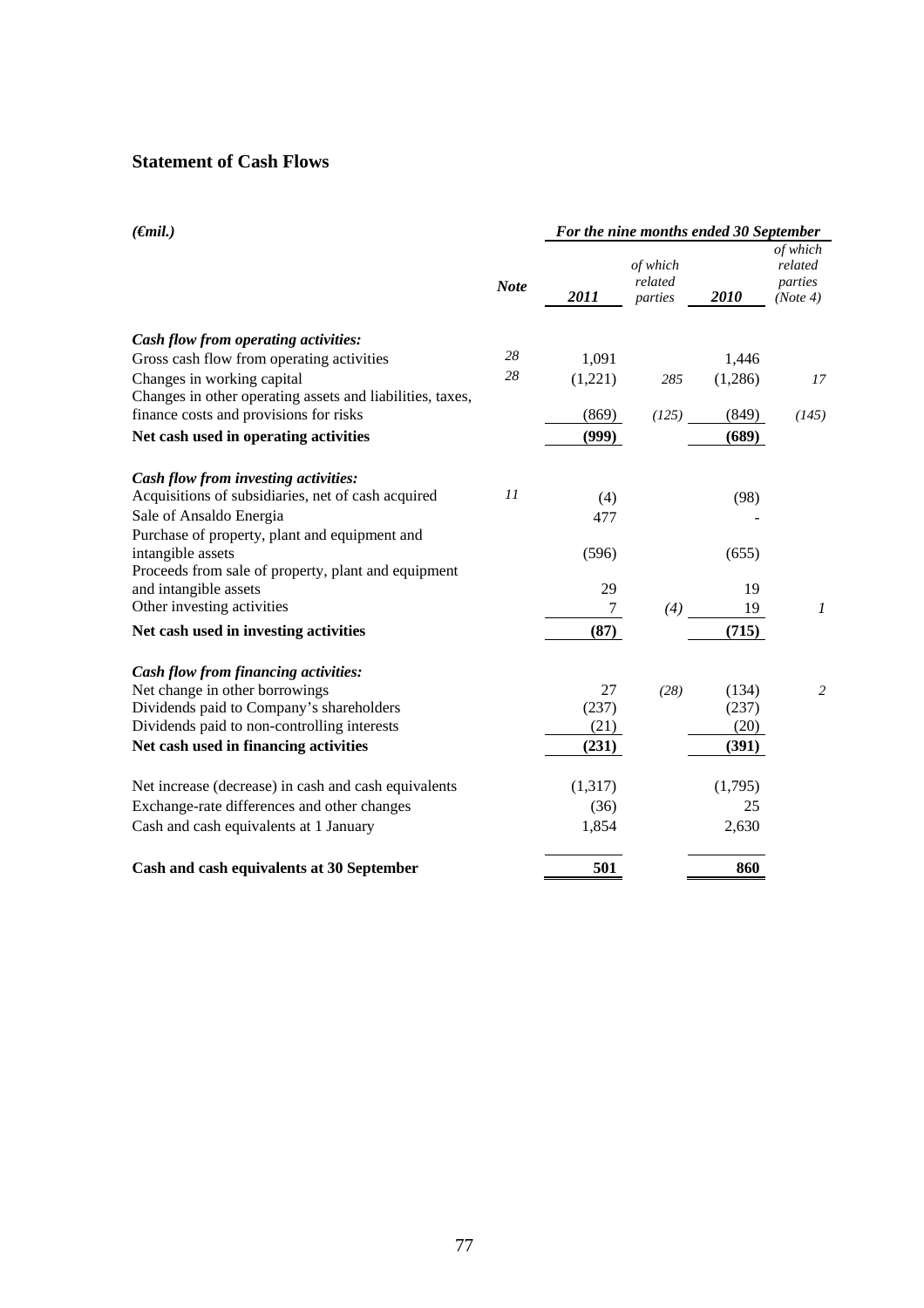## Statement of Cash Flows

| *(€mil.)* | | *For the nine months ended 30 September* | | | |
|---|---|---|---|---|---|
| | ***Note*** | ***2011*** | *of which related parties* | ***2010*** | *of which related parties (Note 4)* |
| ***Cash flow from operating activities:*** | | | | | |
| Gross cash flow from operating activities | *28* | 1,091 | | 1,446 | |
| Changes in working capital | *28* | (1,221) | *285* | (1,286) | *17* |
| Changes in other operating assets and liabilities, taxes, finance costs and provisions for risks | | (869) | *(125)* | (849) | *(145)* |
| **Net cash used in operating activities** | | **(999)** | | **(689)** | |
| ***Cash flow from investing activities:*** | | | | | |
| Acquisitions of subsidiaries, net of cash acquired | *11* | (4) | | (98) | |
| Sale of Ansaldo Energia | | 477 | | - | |
| Purchase of property, plant and equipment and intangible assets | | (596) | | (655) | |
| Proceeds from sale of property, plant and equipment and intangible assets | | 29 | | 19 | |
| Other investing activities | | 7 | *(4)* | 19 | *1* |
| **Net cash used in investing activities** | | **(87)** | | **(715)** | |
| ***Cash flow from financing activities:*** | | | | | |
| Net change in other borrowings | | 27 | *(28)* | (134) | *2* |
| Dividends paid to Company's shareholders | | (237) | | (237) | |
| Dividends paid to non-controlling interests | | (21) | | (20) | |
| **Net cash used in financing activities** | | **(231)** | | **(391)** | |
| Net increase (decrease) in cash and cash equivalents | | (1,317) | | (1,795) | |
| Exchange-rate differences and other changes | | (36) | | 25 | |
| Cash and cash equivalents at 1 January | | 1,854 | | 2,630 | |
| **Cash and cash equivalents at 30 September** | | **501** | | **860** | |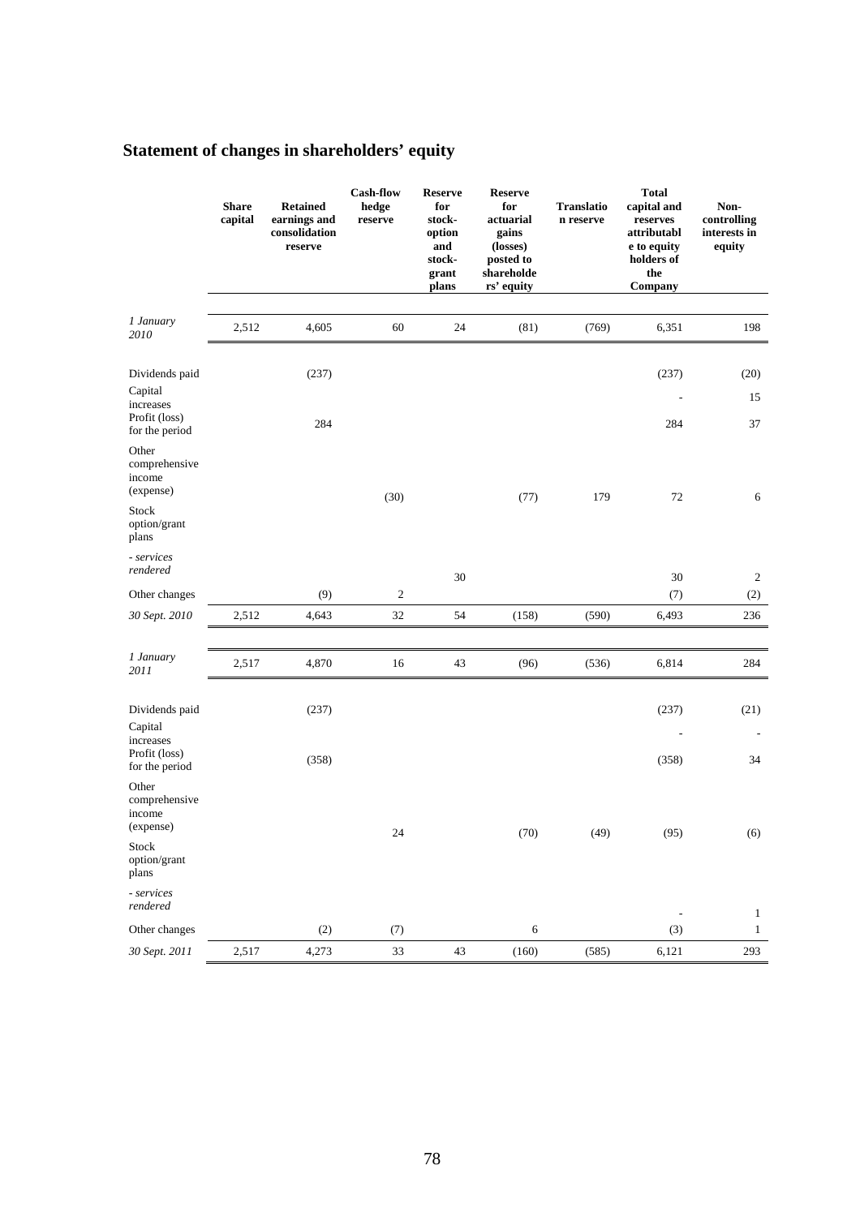## Statement of changes in shareholders' equity

| | Share capital | Retained earnings and consolidation reserve | Cash-flow hedge reserve | Reserve for stock-option and stock-grant plans | Reserve for actuarial gains (losses) posted to shareholders' equity | Translation reserve | Total capital and reserves attributable to equity holders of the Company | Non-controlling interests in equity |
|---|---|---|---|---|---|---|---|---|
| *1 January 2010* | 2,512 | 4,605 | 60 | 24 | (81) | (769) | 6,351 | 198 |
| Dividends paid | | (237) | | | | | (237) | (20) |
| Capital increases | | | | | | | - | 15 |
| Profit (loss) for the period | | 284 | | | | | 284 | 37 |
| Other comprehensive income (expense) | | | (30) | | (77) | 179 | 72 | 6 |
| Stock option/grant plans | | | | | | | | |
| *- services rendered* | | | | 30 | | | 30 | 2 |
| Other changes | | (9) | 2 | | | | (7) | (2) |
| *30 Sept. 2010* | 2,512 | 4,643 | 32 | 54 | (158) | (590) | 6,493 | 236 |
| *1 January 2011* | 2,517 | 4,870 | 16 | 43 | (96) | (536) | 6,814 | 284 |
| Dividends paid | | (237) | | | | | (237) | (21) |
| Capital increases | | | | | | | - | - |
| Profit (loss) for the period | | (358) | | | | | (358) | 34 |
| Other comprehensive income (expense) | | | 24 | | (70) | (49) | (95) | (6) |
| Stock option/grant plans | | | | | | | | |
| *- services rendered* | | | | | | | - | 1 |
| Other changes | | (2) | (7) | | 6 | | (3) | 1 |
| *30 Sept. 2011* | 2,517 | 4,273 | 33 | 43 | (160) | (585) | 6,121 | 293 |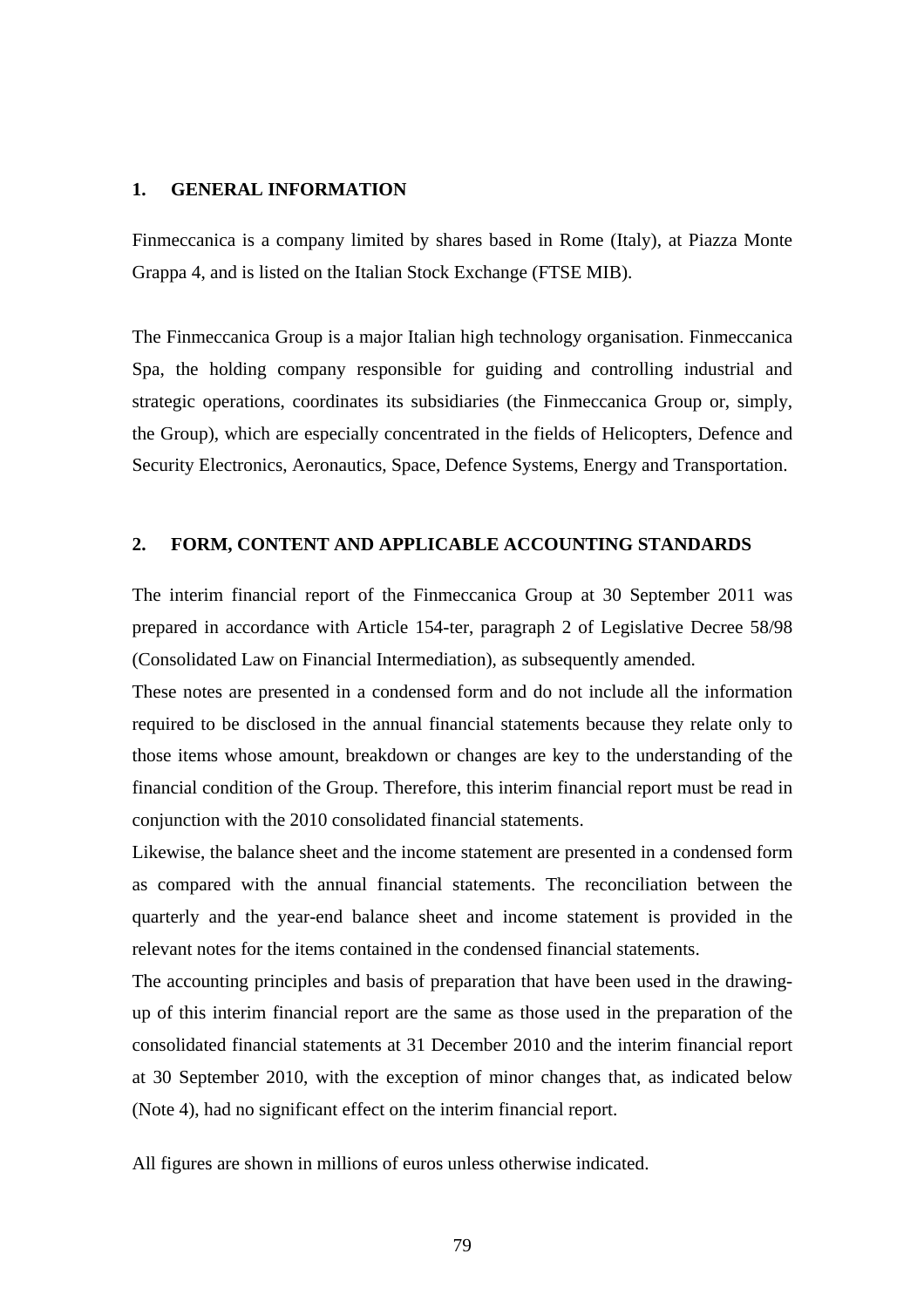## 1. GENERAL INFORMATION

Finmeccanica is a company limited by shares based in Rome (Italy), at Piazza Monte Grappa 4, and is listed on the Italian Stock Exchange (FTSE MIB).

The Finmeccanica Group is a major Italian high technology organisation. Finmeccanica Spa, the holding company responsible for guiding and controlling industrial and strategic operations, coordinates its subsidiaries (the Finmeccanica Group or, simply, the Group), which are especially concentrated in the fields of Helicopters, Defence and Security Electronics, Aeronautics, Space, Defence Systems, Energy and Transportation.

## 2. FORM, CONTENT AND APPLICABLE ACCOUNTING STANDARDS

The interim financial report of the Finmeccanica Group at 30 September 2011 was prepared in accordance with Article 154-ter, paragraph 2 of Legislative Decree 58/98 (Consolidated Law on Financial Intermediation), as subsequently amended.

These notes are presented in a condensed form and do not include all the information required to be disclosed in the annual financial statements because they relate only to those items whose amount, breakdown or changes are key to the understanding of the financial condition of the Group. Therefore, this interim financial report must be read in conjunction with the 2010 consolidated financial statements.

Likewise, the balance sheet and the income statement are presented in a condensed form as compared with the annual financial statements. The reconciliation between the quarterly and the year-end balance sheet and income statement is provided in the relevant notes for the items contained in the condensed financial statements.

The accounting principles and basis of preparation that have been used in the drawing-up of this interim financial report are the same as those used in the preparation of the consolidated financial statements at 31 December 2010 and the interim financial report at 30 September 2010, with the exception of minor changes that, as indicated below (Note 4), had no significant effect on the interim financial report.

All figures are shown in millions of euros unless otherwise indicated.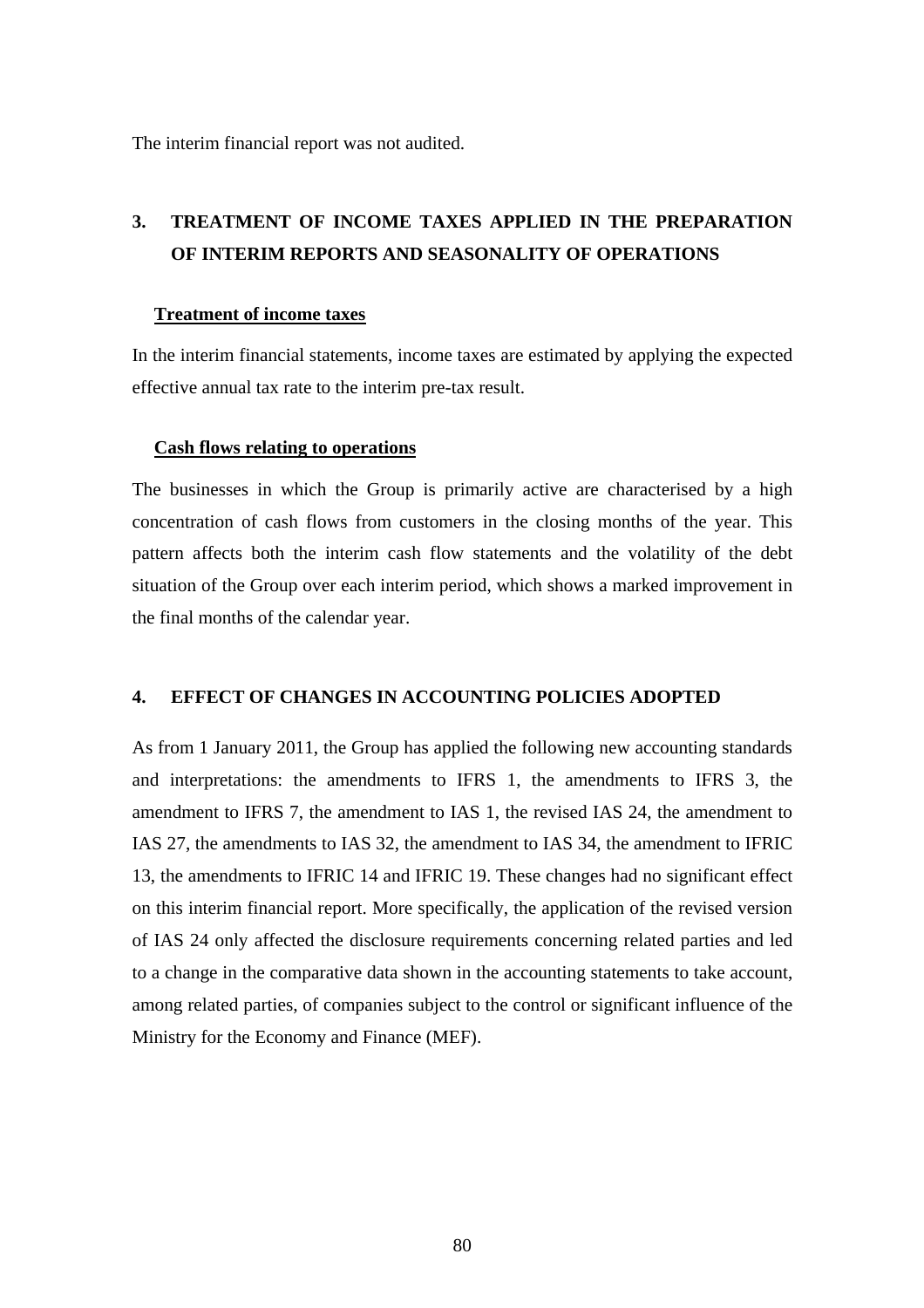The interim financial report was not audited.

## 3. TREATMENT OF INCOME TAXES APPLIED IN THE PREPARATION OF INTERIM REPORTS AND SEASONALITY OF OPERATIONS

### Treatment of income taxes

In the interim financial statements, income taxes are estimated by applying the expected effective annual tax rate to the interim pre-tax result.

### Cash flows relating to operations

The businesses in which the Group is primarily active are characterised by a high concentration of cash flows from customers in the closing months of the year. This pattern affects both the interim cash flow statements and the volatility of the debt situation of the Group over each interim period, which shows a marked improvement in the final months of the calendar year.

## 4. EFFECT OF CHANGES IN ACCOUNTING POLICIES ADOPTED

As from 1 January 2011, the Group has applied the following new accounting standards and interpretations: the amendments to IFRS 1, the amendments to IFRS 3, the amendment to IFRS 7, the amendment to IAS 1, the revised IAS 24, the amendment to IAS 27, the amendments to IAS 32, the amendment to IAS 34, the amendment to IFRIC 13, the amendments to IFRIC 14 and IFRIC 19. These changes had no significant effect on this interim financial report. More specifically, the application of the revised version of IAS 24 only affected the disclosure requirements concerning related parties and led to a change in the comparative data shown in the accounting statements to take account, among related parties, of companies subject to the control or significant influence of the Ministry for the Economy and Finance (MEF).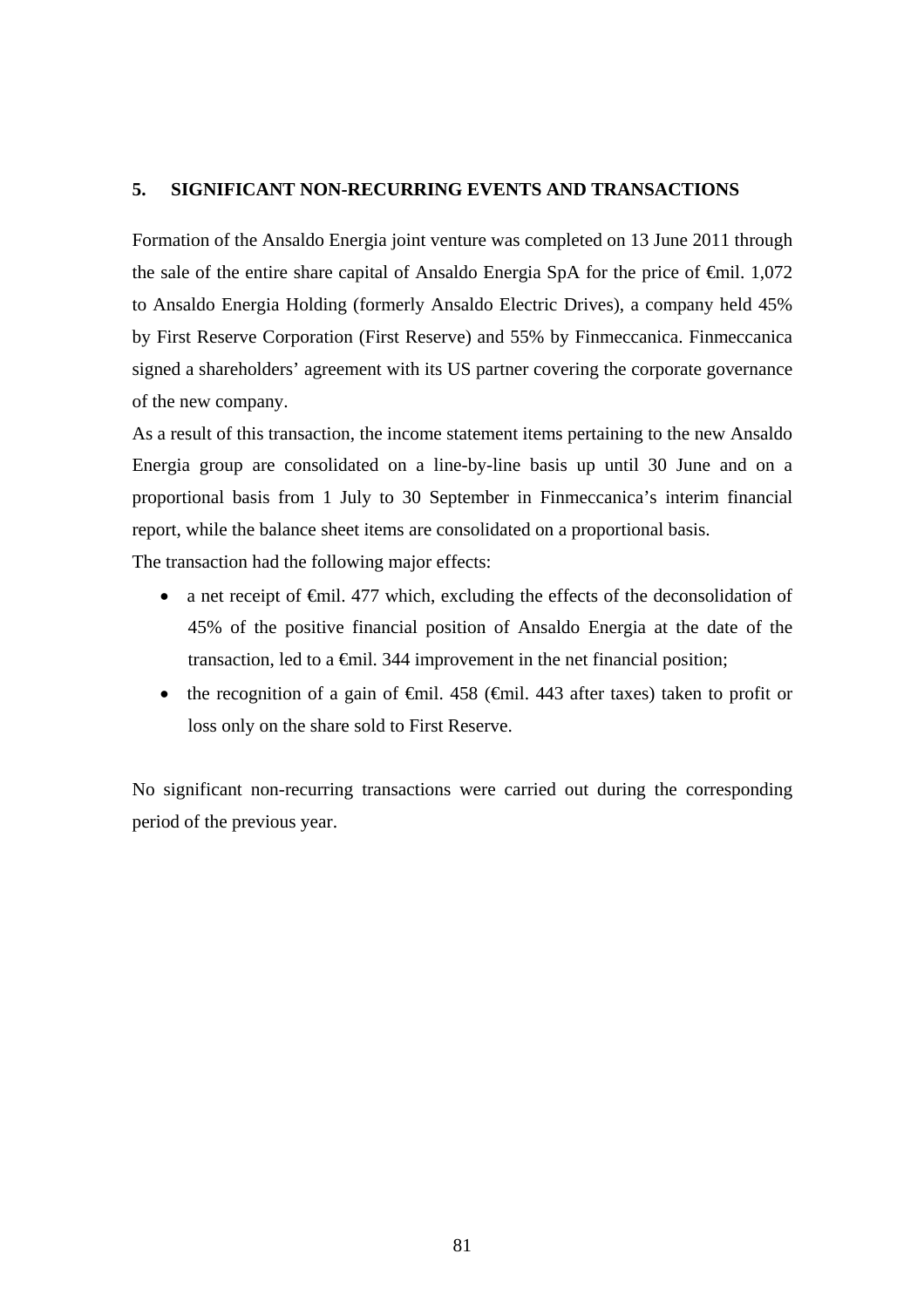## 5. SIGNIFICANT NON-RECURRING EVENTS AND TRANSACTIONS

Formation of the Ansaldo Energia joint venture was completed on 13 June 2011 through the sale of the entire share capital of Ansaldo Energia SpA for the price of €mil. 1,072 to Ansaldo Energia Holding (formerly Ansaldo Electric Drives), a company held 45% by First Reserve Corporation (First Reserve) and 55% by Finmeccanica. Finmeccanica signed a shareholders' agreement with its US partner covering the corporate governance of the new company.

As a result of this transaction, the income statement items pertaining to the new Ansaldo Energia group are consolidated on a line-by-line basis up until 30 June and on a proportional basis from 1 July to 30 September in Finmeccanica's interim financial report, while the balance sheet items are consolidated on a proportional basis.

The transaction had the following major effects:

- a net receipt of €mil. 477 which, excluding the effects of the deconsolidation of 45% of the positive financial position of Ansaldo Energia at the date of the transaction, led to a €mil. 344 improvement in the net financial position;
- the recognition of a gain of €mil. 458 (€mil. 443 after taxes) taken to profit or loss only on the share sold to First Reserve.

No significant non-recurring transactions were carried out during the corresponding period of the previous year.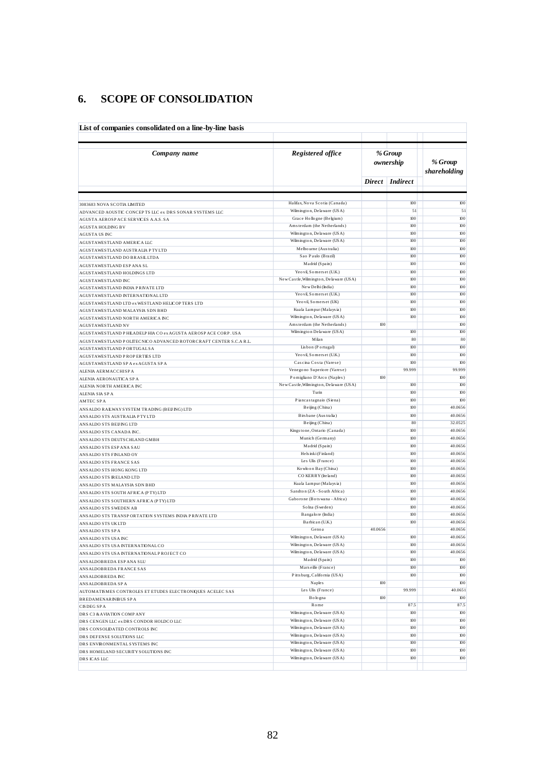## 6. SCOPE OF CONSOLIDATION

**List of companies consolidated on a line-by-line basis**

| *Company name* | *Registered office* | *% Group ownership* | | *% Group shareholding* |
|---|---|---|---|---|
| | | ***Direct*** | ***Indirect*** | |
| 3083683 NOVA SCOTIA LIMITED | Halifax, Nova Scotia (Canada) | | 100 | 100 |
| ADVANCED AOUSTIC CONCEPTS LLC ex DRS SONAR SYSTEMS LLC | Wilmington, Delaware (USA) | | 51 | 51 |
| AGUSTA AEROSPACE SERVICES A.A.S. SA | Grace Hollogne (Belgium) | | 100 | 100 |
| AGUSTA HOLDING BV | Amsterdam (the Netherlands) | | 100 | 100 |
| AGUSTA US INC | Wilmington, Delaware (USA) | | 100 | 100 |
| AGUSTAWESTLAND AMERICA LLC | Wilmington, Delaware (USA) | | 100 | 100 |
| AGUSTAWESTLAND AUSTRALIA PTY LTD | Melbourne (Australia) | | 100 | 100 |
| AGUSTAWESTLAND DO BRASIL LTDA | Sao Paulo (Brazil) | | 100 | 100 |
| AGUSTAWESTLAND ESPANA SL | Madrid (Spain) | | 100 | 100 |
| AGUSTAWESTLAND HOLDINGS LTD | Yeovil, Somerset (U.K.) | | 100 | 100 |
| AGUSTAWESTLAND INC | New Castle, Wilmington, Delaware (USA) | | 100 | 100 |
| AGUSTAWESTLAND INDIA PRIVATE LTD | New Delhi (India) | | 100 | 100 |
| AGUSTAWESTLAND INTERNATIONAL LTD | Yeovil, Somerset (U.K.) | | 100 | 100 |
| AGUSTAWESTLAND LTD ex WESTLAND HELICOPTERS LTD | Yeovil, Somerset (UK) | | 100 | 100 |
| AGUSTAWESTLAND MALAYSIA SDN BHD | Kuala Lumpur (Malaysia) | | 100 | 100 |
| AGUSTAWESTLAND NORTH AMERICA INC | Wilmington, Delaware (USA) | | 100 | 100 |
| AGUSTAWESTLAND NV | Amsterdam (the Netherlands) | 100 | | 100 |
| AGUSTAWESTLAND PHILADELPHIA CO ex AGUSTA AEROSPACE CORP. USA | Wilmington Delaware (USA) | | 100 | 100 |
| AGUSTAWESTLAND POLITECNICO ADVANCED ROTORCRAFT CENTER S.C.A R.L. | Milan | | 80 | 80 |
| AGUSTAWESTLAND PORTUGAL SA | Lisbon (Portugal) | | 100 | 100 |
| AGUSTAWESTLAND PROPERTIES LTD | Yeovil, Somerset (U.K.) | | 100 | 100 |
| AGUSTAWESTLAND SPA ex AGUSTA SPA | Cascina Costa (Varese) | | 100 | 100 |
| ALENIA AERMACCHI SPA | Venegono Superiore (Varese) | | 99.999 | 99.999 |
| ALENIA AERONAUTICA SPA | Pomigliano D'Arco (Naples) | 100 | | 100 |
| ALENIA NORTH AMERICA INC | New Castle, Wilmington, Delaware (USA) | | 100 | 100 |
| ALENIA SIA SPA | Turin | | 100 | 100 |
| AMTEC SPA | Piancastagnaio (Siena) | | 100 | 100 |
| ANSALDO RAILWAY SYSTEM TRADING (BEIJING) LTD | Beijing (China) | | 100 | 40.0656 |
| ANSALDO STS AUSTRALIA PTY LTD | Birsbane (Australia) | | 100 | 40.0656 |
| ANSALDO STS BEIJING LTD | Beijing (China) | | 80 | 32.0525 |
| ANSALDO STS CANADA INC. | Kingstone, Ontario (Canada) | | 100 | 40.0656 |
| ANSALDO STS DEUTSCHLAND GMBH | Munich (Germany) | | 100 | 40.0656 |
| ANSALDO STS ESPANA SAU | Madrid (Spain) | | 100 | 40.0656 |
| ANSALDO STS FINLAND OY | Helsinki (Finland) | | 100 | 40.0656 |
| ANSALDO STS FRANCE SAS | Les Ulis (France) | | 100 | 40.0656 |
| ANSALDO STS HONG KONG LTD | Kowloon Bay (China) | | 100 | 40.0656 |
| ANSALDO STS IRELAND LTD | CO KERRY (Ireland) | | 100 | 40.0656 |
| ANSALDO STS MALAYSIA SDN BHD | Kuala Lumpur (Malaysia) | | 100 | 40.0656 |
| ANSALDO STS SOUTH AFRICA (PTY) LTD | Sandton (ZA - South Africa) | | 100 | 40.0656 |
| ANSALDO STS SOUTHERN AFRICA (PTY) LTD | Gaborone (Botswana - Africa) | | 100 | 40.0656 |
| ANSALDO STS SWEDEN AB | Solna (Sweden) | | 100 | 40.0656 |
| ANSALDO STS TRANSPORTATION SYSTEMS INDIA PRIVATE LTD | Bangalore (India) | | 100 | 40.0656 |
| ANSALDO STS UK LTD | Barbican (U.K.) | | 100 | 40.0656 |
| ANSALDO STS SPA | Genoa | 40.0656 | | 40.0656 |
| ANSALDO STS USA INC | Wilmington, Delaware (USA) | | 100 | 40.0656 |
| ANSALDO STS USA INTERNATIONAL CO | Wilmington, Delaware (USA) | | 100 | 40.0656 |
| ANSALDO STS USA INTERNATIONAL PROJECT CO | Wilmington, Delaware (USA) | | 100 | 40.0656 |
| ANSALDOBREDA ESPANA SLU | Madrid (Spain) | | 100 | 100 |
| ANSALDOBREDA FRANCE SAS | Marseille (France) | | 100 | 100 |
| ANSALDOBREDA INC | Pittsburg, California (USA) | | 100 | 100 |
| ANSALDOBREDA SPA | Naples | 100 | | 100 |
| AUTOMATISMES CONTROLES ET ETUDES ELECTRONIQUES ACELEC SAS | Les Ulis (France) | | 99.999 | 40.0651 |
| BREDAMENARINIBUS SPA | Bologna | 100 | | 100 |
| CISDEG SPA | Rome | | 87.5 | 87.5 |
| DRS C3 & AVIATION COMPANY | Wilmington, Delaware (USA) | | 100 | 100 |
| DRS CENGEN LLC ex DRS CONDOR HOLDCO LLC | Wilmington, Delaware (USA) | | 100 | 100 |
| DRS CONSOLIDATED CONTROLS INC | Wilmington, Delaware (USA) | | 100 | 100 |
| DRS DEFENSE SOLUTIONS LLC | Wilmington, Delaware (USA) | | 100 | 100 |
| DRS ENVIRONMENTAL SYSTEMS INC | Wilmington, Delaware (USA) | | 100 | 100 |
| DRS HOMELAND SECURITY SOLUTIONS INC | Wilmington, Delaware (USA) | | 100 | 100 |
| DRS ICAS LLC | Wilmington, Delaware (USA) | | 100 | 100 |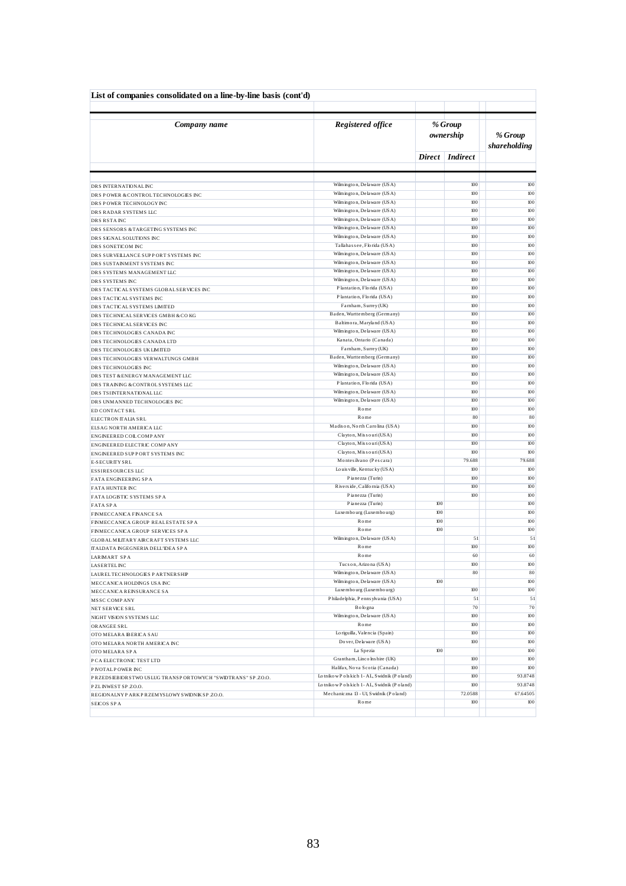**List of companies consolidated on a line-by-line basis (cont'd)**

| *Company name* | *Registered office* | *% Group ownership* | | *% Group shareholding* |
|---|---|---|---|---|
| | | *Direct* | *Indirect* | |
| DRS INTERNATIONAL INC | Wilmington, Delaware (USA) | | 100 | 100 |
| DRS POWER & CONTROL TECHNOLOGIES INC | Wilmington, Delaware (USA) | | 100 | 100 |
| DRS POWER TECHNOLOGY INC | Wilmington, Delaware (USA) | | 100 | 100 |
| DRS RADAR SYSTEMS LLC | Wilmington, Delaware (USA) | | 100 | 100 |
| DRS RSTA INC | Wilmington, Delaware (USA) | | 100 | 100 |
| DRS SENSORS & TARGETING SYSTEMS INC | Wilmington, Delaware (USA) | | 100 | 100 |
| DRS SIGNAL SOLUTIONS INC | Wilmington, Delaware (USA) | | 100 | 100 |
| DRS SONETICOM INC | Tallahassee, Florida (USA) | | 100 | 100 |
| DRS SURVEILLANCE SUPPORT SYSTEMS INC | Wilmington, Delaware (USA) | | 100 | 100 |
| DRS SUSTAINMENT SYSTEMS INC | Wilmington, Delaware (USA) | | 100 | 100 |
| DRS SYSTEMS MANAGEMENT LLC | Wilmington, Delaware (USA) | | 100 | 100 |
| DRS SYSTEMS INC | Wilmington, Delaware (USA) | | 100 | 100 |
| DRS TACTICAL SYSTEMS GLOBAL SERVICES INC | Plantation, Florida (USA) | | 100 | 100 |
| DRS TACTICAL SYSTEMS INC | Plantation, Florida (USA) | | 100 | 100 |
| DRS TACTICAL SYSTEMS LIMITED | Farnham, Surrey (UK) | | 100 | 100 |
| DRS TECHNICAL SERVICES GMBH & CO KG | Baden, Wurttemberg (Germany) | | 100 | 100 |
| DRS TECHNICAL SERVICES INC | Baltimora, Maryland (USA) | | 100 | 100 |
| DRS TECHNOLOGIES CANADA INC | Wilmington, Delaware (USA) | | 100 | 100 |
| DRS TECHNOLOGIES CANADA LTD | Kanata, Ontario (Canada) | | 100 | 100 |
| DRS TECHNOLOGIES UK LIMITED | Farnham, Surrey (UK) | | 100 | 100 |
| DRS TECHNOLOGIES VERWALTUNGS GMBH | Baden, Wurttemberg (Germany) | | 100 | 100 |
| DRS TECHNOLOGIES INC | Wilmington, Delaware (USA) | | 100 | 100 |
| DRS TEST & ENERGY MANAGEMENT LLC | Wilmington, Delaware (USA) | | 100 | 100 |
| DRS TRAINING & CONTROL SYSTEMS LLC | Plantation, Florida (USA) | | 100 | 100 |
| DRS TSI INTERNATIONAL LLC | Wilmington, Delaware (USA) | | 100 | 100 |
| DRS UNMANNED TECHNOLOGIES INC | Wilmington, Delaware (USA) | | 100 | 100 |
| ED CONTACT SRL | Rome | | 100 | 100 |
| ELECTRON ITALIA SRL | Rome | | 80 | 80 |
| ELSAG NORTH AMERICA LLC | Madison, North Carolina (USA) | | 100 | 100 |
| ENGINEERED COIL COMPANY | Clayton, Missouri (USA) | | 100 | 100 |
| ENGINEERED ELECTRIC COMPANY | Clayton, Missouri (USA) | | 100 | 100 |
| ENGINEERED SUPPORT SYSTEMS INC | Clayton, Missouri (USA) | | 100 | 100 |
| E-SECURITY SRL | Montesilvano (Pescara) | | 79.688 | 79.688 |
| ESSI RESOURCES LLC | Louisville, Kentucky (USA) | | 100 | 100 |
| FATA ENGINEERING SPA | Pianezza (Turin) | | 100 | 100 |
| FATA HUNTER INC | Riverside, California (USA) | | 100 | 100 |
| FATA LOGISTIC SYSTEMS SPA | Pianezza (Turin) | | 100 | 100 |
| FATA SPA | Pianezza (Turin) | 100 | | 100 |
| FINMECCANICA FINANCE SA | Luxembourg (Luxembourg) | 100 | | 100 |
| FINMECCANICA GROUP REAL ESTATE SPA | Rome | 100 | | 100 |
| FINMECCANICA GROUP SERVICES SPA | Rome | 100 | | 100 |
| GLOBAL MILITARY AIRCRAFT SYSTEMS LLC | Wilmington, Delaware (USA) | | 51 | 51 |
| ITALDATA INGEGNERIA DELL'IDEA SPA | Rome | | 100 | 100 |
| LARIMART SPA | Rome | | 60 | 60 |
| LASERTEL INC | Tucson, Arizona (USA) | | 100 | 100 |
| LAUREL TECHNOLOGIES PARTNERSHIP | Wilmington, Delaware (USA) | | 80 | 80 |
| MECCANICA HOLDINGS USA INC | Wilmington, Delaware (USA) | 100 | | 100 |
| MECCANICA REINSURANCE SA | Luxembourg (Luxembourg) | | 100 | 100 |
| MSSC COMPANY | Philadelphia, Pennsylvania (USA) | | 51 | 51 |
| NET SERVICE SRL | Bologna | | 70 | 70 |
| NIGHT VISION SYSTEMS LLC | Wilmington, Delaware (USA) | | 100 | 100 |
| ORANGEE SRL | Rome | | 100 | 100 |
| OTO MELARA IBERICA SAU | Loriguilla, Valencia (Spain) | | 100 | 100 |
| OTO MELARA NORTH AMERICA INC | Dover, Delaware (USA) | | 100 | 100 |
| OTO MELARA SPA | La Spezia | 100 | | 100 |
| PCA ELECTRONIC TEST LTD | Grantham, Lincolnshire (UK) | | 100 | 100 |
| PIVOTAL POWER INC | Halifax, Nova Scotia (Canada) | | 100 | 100 |
| PRZEDSIEBIORSTWO USLUG TRANSPORTOWYCH "SWIDTRANS" SP.ZO.O. | Lotnikow Polskich 1 - AL, Swidnik (Poland) | | 100 | 93.8748 |
| PZL INWEST SP.ZO.O. | Lotnikow Polskich 1 - AL, Swidnik (Poland) | | 100 | 93.8748 |
| REGIONALNY PARK PRZEMYSLOWY SWIDNIK SP.ZO.O. | Mechaniczna 13 - Ul, Swidnik (Poland) | | 72.0588 | 67.64505 |
| SEICOS SPA | Rome | | 100 | 100 |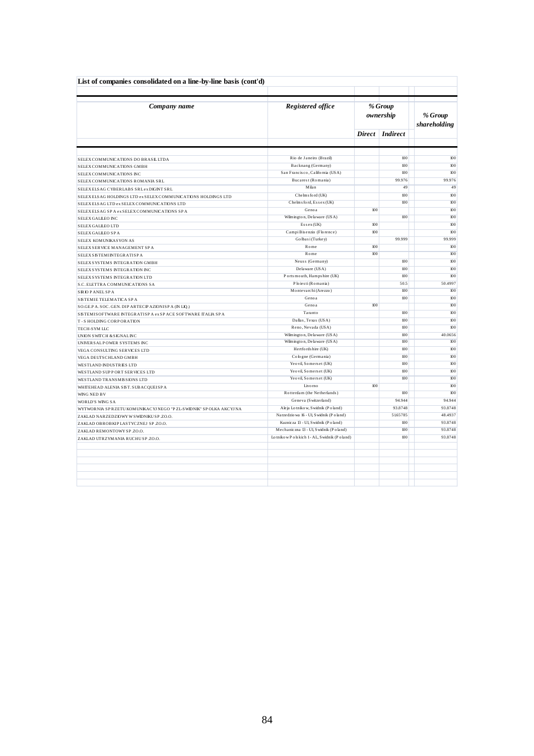**List of companies consolidated on a line-by-line basis (cont'd)**

| *Company name* | *Registered office* | *% Group ownership* | | *% Group shareholding* |
|---|---|---|---|---|
| | | *Direct* | *Indirect* | |
| SELEX COMMUNICATIONS DO BRASIL LTDA | Rio de Janeiro (Brazil) | | 100 | 100 |
| SELEX COMMUNICATIONS GMBH | Backnang (Germany) | | 100 | 100 |
| SELEX COMMUNICATIONS INC | San Francisco, California (USA) | | 100 | 100 |
| SELEX COMMUNICATIONS ROMANIA SRL | Bucarest (Romania) | | 99.976 | 99.976 |
| SELEX ELSAG CYBERLABS SRL ex DIGINT SRL | Milan | | 49 | 49 |
| SELEX ELSAG HOLDINGS LTD ex SELEX COMMUNICATIONS HOLDINGS LTD | Chelmsford (UK) | | 100 | 100 |
| SELEX ELSAG LTD ex SELEX COMMUNICATIONS LTD | Chelmsford, Essex (UK) | | 100 | 100 |
| SELEX ELSAG SPA ex SELEX COMMUNICATIONS SPA | Genoa | 100 | | 100 |
| SELEX GALILEO INC | Wilmington, Delaware (USA) | | 100 | 100 |
| SELEX GALILEO LTD | Essex (UK) | 100 | | 100 |
| SELEX GALILEO SPA | Campi Bisenzio (Florence) | 100 | | 100 |
| SELEX KOMUNIKASYON AS | Golbasi (Turkey) | | 99.999 | 99.999 |
| SELEX SERVICE MANAGEMENT SPA | Rome | 100 | | 100 |
| SELEX SISTEMI INTEGRATI SPA | Rome | 100 | | 100 |
| SELEX SYSTEMS INTEGRATION GMBH | Neuss (Germany) | | 100 | 100 |
| SELEX SYSTEMS INTEGRATION INC | Delaware (USA) | | 100 | 100 |
| SELEX SYSTEMS INTEGRATION LTD | Portsmouth, Hampshire (UK) | | 100 | 100 |
| S.C. ELETTRA COMMUNICATIONS SA | Ploiesti (Romania) | | 50.5 | 50.4997 |
| SIRIO PANEL SPA | Montevarchi (Arezzo) | | 100 | 100 |
| SISTEMI E TELEMATICA SPA | Genoa | | 100 | 100 |
| SO.GE.P.A. SOC. GEN. DI PARTECIPAZIONI SPA (IN LIQ.) | Genoa | 100 | | 100 |
| SISTEMI SOFTWARE INTEGRATI SPA ex SPACE SOFTWARE ITALIA SPA | Taranto | | 100 | 100 |
| T - S HOLDING CORPORATION | Dallas, Texas (USA) | | 100 | 100 |
| TECH-SYM LLC | Reno, Nevada (USA) | | 100 | 100 |
| UNION SWITCH & SIGNAL INC | Wilmington, Delaware (USA) | | 100 | 40.0656 |
| UNIVERSAL POWER SYSTEMS INC | Wilmington, Delaware (USA) | | 100 | 100 |
| VEGA CONSULTING SERVICES LTD | Hertfordshire (UK) | | 100 | 100 |
| VEGA DEUTSCHLAND GMBH | Cologne (Germania) | | 100 | 100 |
| WESTLAND INDUSTRIES LTD | Yeovil, Somerset (UK) | | 100 | 100 |
| WESTLAND SUPPORT SERVICES LTD | Yeovil, Somerset (UK) | | 100 | 100 |
| WESTLAND TRANSMISSIONS LTD | Yeovil, Somerset (UK) | | 100 | 100 |
| WHITEHEAD ALENIA SIST. SUBACQUEI SPA | Livorno | 100 | | 100 |
| WING NED BV | Rotterdam (the Netherlands) | | 100 | 100 |
| WORLD'S WING SA | Geneva (Switzerland) | | 94.944 | 94.944 |
| WYTWORNIA SPRZETU KOMUNIKACYJNEGO "PZL-SWIDNIK" SPOLKA AKCYJNA | Aleja Lotnikow, Swidnik (Poland) | | 93.8748 | 93.8748 |
| ZAKLAD NARZEDZIOWY W SWIDNIKU SP.ZO.O. | Narzedziowa 16 - U1, Swidnik (Poland) | | 51.65785 | 48.4937 |
| ZAKLAD OBROBKI PLASTYCZNEJ SP.ZO.O. | Kuznicza 13 - U1, Swidnik (Poland) | | 100 | 93.8748 |
| ZAKLAD REMONTOWY SP.ZO.O. | Mechaniczna 13 - U1, Swidnik (Poland) | | 100 | 93.8748 |
| ZAKLAD UTRZYMANIA RUCHU SP.ZO.O. | Lotnikow Polskich 1 - AL, Swidnik (Poland) | | 100 | 93.8748 |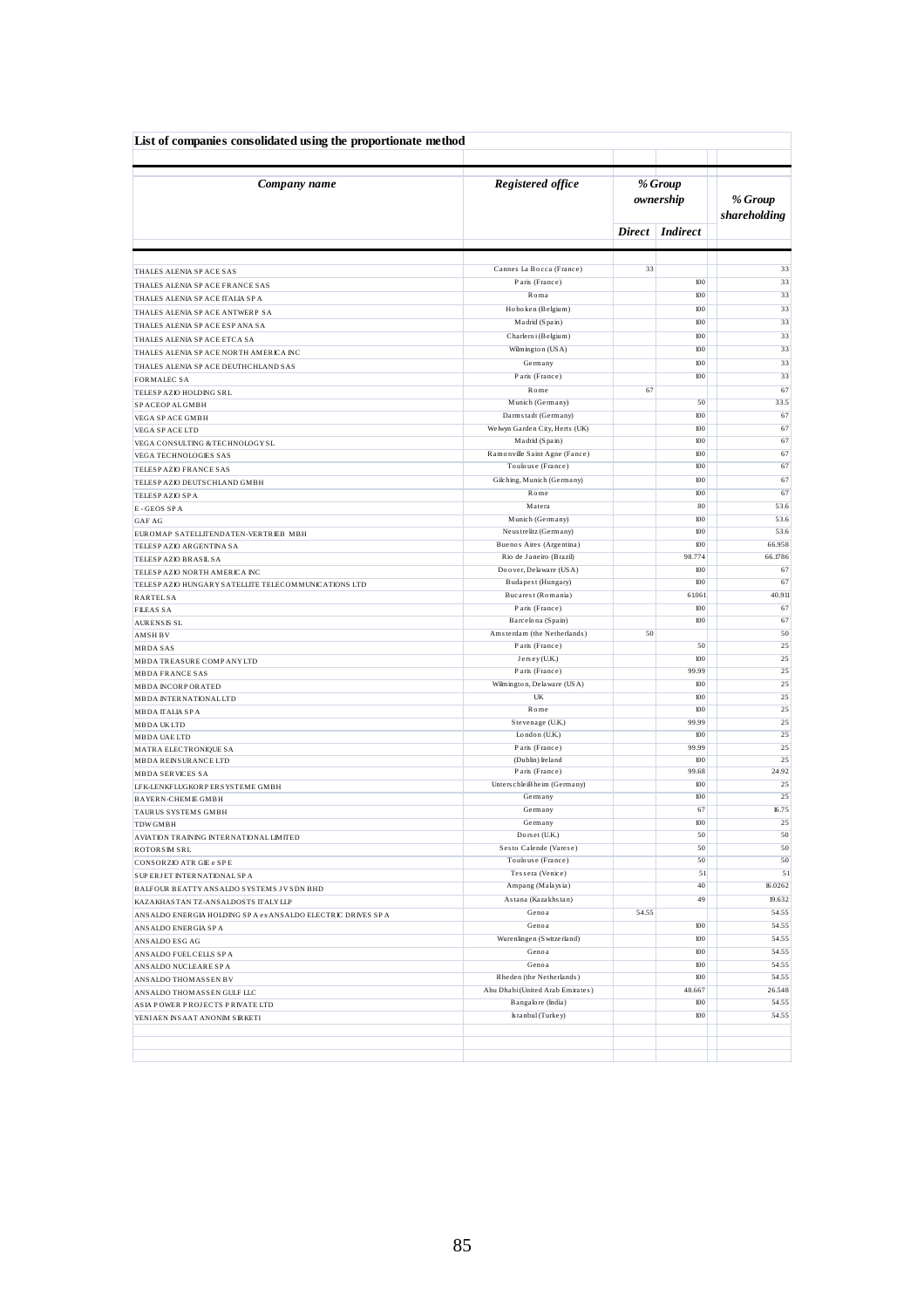**List of companies consolidated using the proportionate method**

| *Company name* | *Registered office* | *% Group ownership* | | *% Group shareholding* |
|---|---|---|---|---|
| | | *Direct* | *Indirect* | |
| THALES ALENIA SPACE SAS | Cannes La Bocca (France) | 33 | | 33 |
| THALES ALENIA SPACE FRANCE SAS | Paris (France) | | 100 | 33 |
| THALES ALENIA SPACE ITALIA SPA | Roma | | 100 | 33 |
| THALES ALENIA SPACE ANTWERP SA | Hoboken (Belgium) | | 100 | 33 |
| THALES ALENIA SPACE ESPANA SA | Madrid (Spain) | | 100 | 33 |
| THALES ALENIA SPACE ETCA SA | Charleroi (Belgium) | | 100 | 33 |
| THALES ALENIA SPACE NORTH AMERICA INC | Wilmington (USA) | | 100 | 33 |
| THALES ALENIA SPACE DEUTHCHLAND SAS | Germany | | 100 | 33 |
| FORMALEC SA | Paris (France) | | 100 | 33 |
| TELESPAZIO HOLDING SRL | Rome | 67 | | 67 |
| SPACEOPAL GMBH | Munich (Germany) | | 50 | 33.5 |
| VEGA SPACE GMBH | Darmstadt (Germany) | | 100 | 67 |
| VEGA SPACE LTD | Welwyn Garden City, Herts (UK) | | 100 | 67 |
| VEGA CONSULTING & TECHNOLOGY SL | Madrid (Spain) | | 100 | 67 |
| VEGA TECHNOLOGIES SAS | Ramonville Saint Agne (Fance) | | 100 | 67 |
| TELESPAZIO FRANCE SAS | Toulouse (France) | | 100 | 67 |
| TELESPAZIO DEUTSCHLAND GMBH | Gilching, Munich (Germany) | | 100 | 67 |
| TELESPAZIO SPA | Rome | | 100 | 67 |
| E - GEOS SPA | Matera | | 80 | 53.6 |
| GAF AG | Munich (Germany) | | 100 | 53.6 |
| EUROMAP SATELLITENDATEN-VERTRIEB MBH | Neustrelitz (Germany) | | 100 | 53.6 |
| TELESPAZIO ARGENTINA SA | Buenos Aires (Argentina) | | 100 | 66.958 |
| TELESPAZIO BRASIL SA | Rio de Janeiro (Brazil) | | 98.774 | 66.1786 |
| TELESPAZIO NORTH AMERICA INC | Doover, Delaware (USA) | | 100 | 67 |
| TELESPAZIO HUNGARY SATELLITE TELECOMMUNICATIONS LTD | Budapest (Hungary) | | 100 | 67 |
| RARTEL SA | Bucarest (Romania) | | 61.061 | 40.911 |
| FILEAS SA | Paris (France) | | 100 | 67 |
| AURENSIS SL | Barcelona (Spain) | | 100 | 67 |
| AMSH BV | Amsterdam (the Netherlands) | 50 | | 50 |
| MBDA SAS | Paris (France) | | 50 | 25 |
| MBDA TREASURE COMPANY LTD | Jersey (U.K.) | | 100 | 25 |
| MBDA FRANCE SAS | Paris (France) | | 99.99 | 25 |
| MBDA INCORPORATED | Wilmington, Delaware (USA) | | 100 | 25 |
| MBDA INTERNATIONAL LTD | UK | | 100 | 25 |
| MBDA ITALIA SPA | Rome | | 100 | 25 |
| MBDA UK LTD | Stevenage (U.K.) | | 99.99 | 25 |
| MBDA UAE LTD | London (U.K.) | | 100 | 25 |
| MATRA ELECTRONIQUE SA | Paris (France) | | 99.99 | 25 |
| MBDA REINSURANCE LTD | (Dublin) Ireland | | 100 | 25 |
| MBDA SERVICES SA | Paris (France) | | 99.68 | 24.92 |
| LFK-LENKFLUGKORPERSYSTEME GMBH | Unterschleißheim (Germany) | | 100 | 25 |
| BAYERN-CHEMIE GMBH | Germany | | 100 | 25 |
| TAURUS SYSTEMS GMBH | Germany | | 67 | 16.75 |
| TDW GMBH | Germany | | 100 | 25 |
| AVIATION TRAINING INTERNATIONAL LIMITED | Dorset (U.K.) | | 50 | 50 |
| ROTORSIM SRL | Sesto Calende (Varese) | | 50 | 50 |
| CONSORZIO ATR GIE e SPE | Toulouse (France) | | 50 | 50 |
| SUPERJET INTERNATIONAL SPA | Tessera (Venice) | | 51 | 51 |
| BALFOUR BEATTY ANSALDO SYSTEMS JV SDN BHD | Ampang (Malaysia) | | 40 | 16.0262 |
| KAZAKHASTAN TZ-ANSALDOSTS ITALY LLP | Astana (Kazakhstan) | | 49 | 19.632 |
| ANSALDO ENERGIA HOLDING SPA ex ANSALDO ELECTRIC DRIVES SPA | Genoa | 54.55 | | 54.55 |
| ANSALDO ENERGIA SPA | Genoa | | 100 | 54.55 |
| ANSALDO ESG AG | Wurenlingen (Switzerland) | | 100 | 54.55 |
| ANSALDO FUEL CELLS SPA | Genoa | | 100 | 54.55 |
| ANSALDO NUCLEARE SPA | Genoa | | 100 | 54.55 |
| ANSALDO THOMASSEN BV | Rheden (the Netherlands) | | 100 | 54.55 |
| ANSALDO THOMASSEN GULF LLC | Abu Dhabi (United Arab Emirates) | | 48.667 | 26.548 |
| ASIA POWER PROJECTS PRIVATE LTD | Bangalore (India) | | 100 | 54.55 |
| YENIAEN INSAAT ANONIM SIRKETI | Istanbul (Turkey) | | 100 | 54.55 |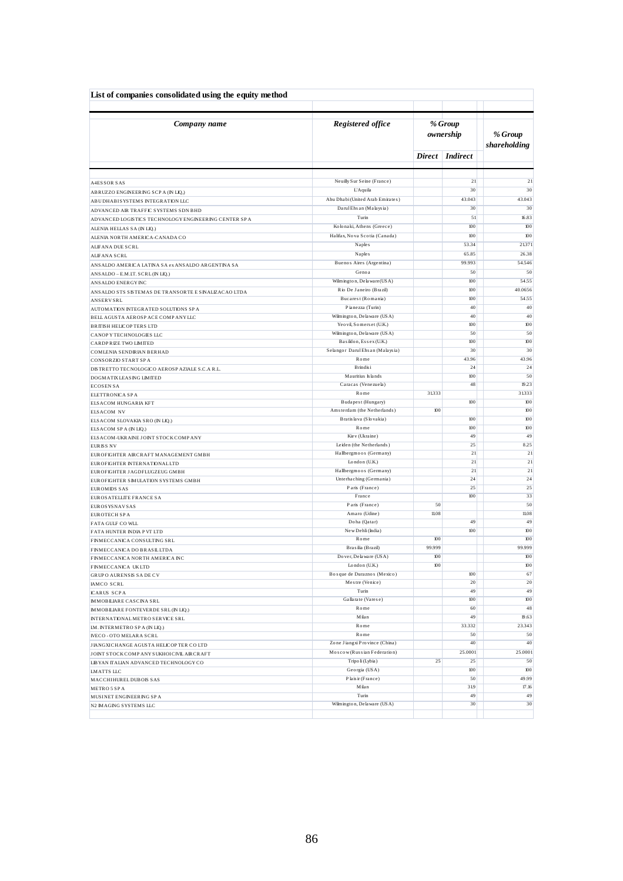**List of companies consolidated using the equity method**

| *Company name* | *Registered office* | *% Group ownership* | | *% Group shareholding* |
|---|---|---|---|---|
| | | *Direct* | *Indirect* | |
| A4ESSOR SAS | Neuilly Sur Seine (France) | | 21 | 21 |
| ABRUZZO ENGINEERING SCPA (IN LIQ.) | L'Aquila | | 30 | 30 |
| ABU DHABI SYSTEMS INTEGRATION LLC | Abu Dhabi (United Arab Emirates) | | 43.043 | 43.043 |
| ADVANCED AIR TRAFFIC SYSTEMS SDN BHD | Darul Ehsan (Malaysia) | | 30 | 30 |
| ADVANCED LOGISTICS TECHNOLOGY ENGINEERING CENTER SPA | Turin | | 51 | 16.83 |
| ALENIA HELLAS SA (IN LIQ.) | Kolonaki, Athens (Greece) | | 100 | 100 |
| ALENIA NORTH AMERICA-CANADA CO | Halifax, Nova Scotia (Canada) | | 100 | 100 |
| ALIFANA DUE SCRL | Naples | | 53.34 | 21.371 |
| ALIFANA SCRL | Naples | | 65.85 | 26.38 |
| ANSALDO AMERICA LATINA SA ex ANSALDO ARGENTINA SA | Buenos Aires (Argentina) | | 99.993 | 54.546 |
| ANSALDO – E.M.I.T. SCRL (IN LIQ.) | Genoa | | 50 | 50 |
| ANSALDO ENERGY INC | Wilmington, Delaware (USA) | | 100 | 54.55 |
| ANSALDO STS SISTEMAS DE TRANSORTE E SINALIZACAO LTDA | Rio De Janeiro (Brazil) | | 100 | 40.0656 |
| ANSERV SRL | Bucarest (Romania) | | 100 | 54.55 |
| AUTOMATION INTEGRATED SOLUTIONS SPA | Pianezza (Turin) | | 40 | 40 |
| BELL AGUSTA AEROSPACE COMPANY LLC | Wilmington, Delaware (USA) | | 40 | 40 |
| BRITISH HELICOPTERS LTD | Yeovil, Somerset (U.K.) | | 100 | 100 |
| CANOPY TECHNOLOGIES LLC | Wilmington, Delaware (USA) | | 50 | 50 |
| CARDPRIZE TWO LIMITED | Basildon, Essex (U.K.) | | 100 | 100 |
| COMLENIA SENDIRIAN BERHAD | Selangor Darul Ehsan (Malaysia) | | 30 | 30 |
| CONSORZIO START SPA | Rome | | 43.96 | 43.96 |
| DISTRETTO TECNOLOGICO AEROSPAZIALE S.C.A R.L. | Brindisi | | 24 | 24 |
| DOGMATIX LEASING LIMITED | Mauritius Islands | | 100 | 50 |
| ECOSEN SA | Caracas (Venezuela) | | 48 | 19.23 |
| ELETTRONICA SPA | Rome | 31.333 | | 31.333 |
| ELSACOM HUNGARIA KFT | Budapest (Hungary) | | 100 | 100 |
| ELSACOM NV | Amsterdam (the Netherlands) | 100 | | 100 |
| ELSACOM SLOVAKIA SRO (IN LIQ.) | Bratislava (Slovakia) | | 100 | 100 |
| ELSACOM SPA (IN LIQ.) | Rome | | 100 | 100 |
| ELSACOM-UKRAINE JOINT STOCK COMPANY | Kiev (Ukraine) | | 49 | 49 |
| EURISS NV | Leiden (the Netherlands) | | 25 | 8.25 |
| EUROFIGHTER AIRCRAFT MANAGEMENT GMBH | Hallbergmoos (Germany) | | 21 | 21 |
| EUROFIGHTER INTERNATIONAL LTD | London (U.K.) | | 21 | 21 |
| EUROFIGHTER JAGDFLUGZEUG GMBH | Hallbergmoos (Germany) | | 21 | 21 |
| EUROFIGHTER SIMULATION SYSTEMS GMBH | Unterhaching (Germania) | | 24 | 24 |
| EUROMIDS SAS | Paris (France) | | 25 | 25 |
| EUROSATELLITE FRANCE SA | France | | 100 | 33 |
| EUROSYSNAV SAS | Paris (France) | 50 | | 50 |
| EUROTECH SPA | Amaro (Udine) | 11.08 | | 11.08 |
| FATA GULF CO WLL | Doha (Qatar) | | 49 | 49 |
| FATA HUNTER INDIA PVT LTD | New Dehli (India) | | 100 | 100 |
| FINMECCANICA CONSULTING SRL | Rome | 100 | | 100 |
| FINMECCANICA DO BRASIL LTDA | Brasilia (Brazil) | 99.999 | | 99.999 |
| FINMECCANICA NORTH AMERICA INC | Dover, Delaware (USA) | 100 | | 100 |
| FINMECCANICA UK LTD | London (U.K.) | 100 | | 100 |
| GRUPO AURENSIS SA DE CV | Bosque de Duraznos (Mexico) | | 100 | 67 |
| IAMCO SCRL | Mestre (Venice) | | 20 | 20 |
| ICARUS SCPA | Turin | | 49 | 49 |
| IMMOBILIARE CASCINA SRL | Gallarate (Varese) | | 100 | 100 |
| IMMOBILIARE FONTEVERDE SRL (IN LIQ.) | Rome | | 60 | 48 |
| INTERNATIONAL METRO SERVICE SRL | Milan | | 49 | 19.63 |
| I.M. INTERMETRO SPA (IN LIQ.) | Rome | | 33.332 | 23.343 |
| IVECO - OTO MELARA SCRL | Rome | | 50 | 50 |
| JIANGXI CHANGE AGUSTA HELICOPTER CO LTD | Zone Jiangxi Province (China) | | 40 | 40 |
| JOINT STOCK COMPANY SUKHOI CIVIL AIRCRAFT | Moscow (Russian Federation) | | 25.0001 | 25.0001 |
| LIBYAN ITALIAN ADVANCED TECHNOLOGY CO | Tripoli (Lybia) | 25 | 25 | 50 |
| LMATTS LLC | Georgia (USA) | | 100 | 100 |
| MACCHI HUREL DUBOIS SAS | Plaisir (France) | | 50 | 49.99 |
| METRO 5 SPA | Milan | | 31.9 | 17.16 |
| MUSINET ENGINEERING SPA | Turin | | 49 | 49 |
| N2 IMAGING SYSTEMS LLC | Wilmington, Delaware (USA) | | 30 | 30 |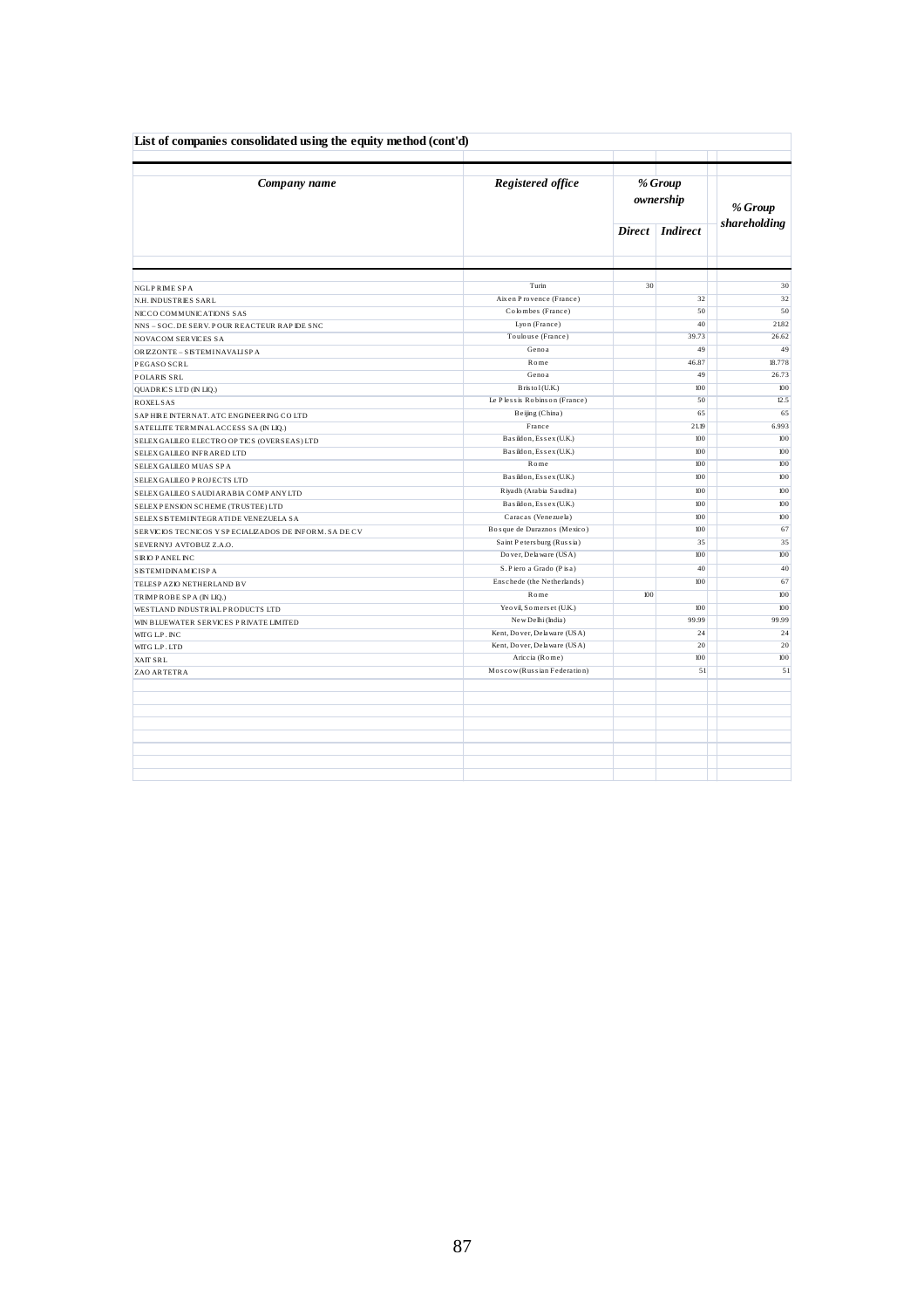**List of companies consolidated using the equity method (cont'd)**

| *Company name* | *Registered office* | *% Group ownership* | | *% Group shareholding* |
|---|---|---|---|---|
| | | *Direct* | *Indirect* | |
| NGL PRIME SPA | Turin | 30 | | 30 |
| N.H. INDUSTRIES SARL | Aix en Provence (France) | | 32 | 32 |
| NICCO COMMUNICATIONS SAS | Colombes (France) | | 50 | 50 |
| NNS – SOC. DE SERV. POUR REACTEUR RAPIDE SNC | Lyon (France) | | 40 | 21.82 |
| NOVACOM SERVICES SA | Toulouse (France) | | 39.73 | 26.62 |
| ORIZZONTE – SISTEMI NAVALI SPA | Genoa | | 49 | 49 |
| PEGASO SCRL | Rome | | 46.87 | 18.778 |
| POLARIS SRL | Genoa | | 49 | 26.73 |
| QUADRICS LTD (IN LIQ.) | Bristol (U.K.) | | 100 | 100 |
| ROXEL SAS | Le Plessis Robinson (France) | | 50 | 12.5 |
| SAPHIRE INTERNAT. ATC ENGINEERING CO LTD | Beijing (China) | | 65 | 65 |
| SATELLITE TERMINAL ACCESS SA (IN LIQ.) | France | | 21.19 | 6.993 |
| SELEX GALILEO ELECTRO OPTICS (OVERSEAS) LTD | Basildon, Essex (U.K.) | | 100 | 100 |
| SELEX GALILEO INFRARED LTD | Basildon, Essex (U.K.) | | 100 | 100 |
| SELEX GALILEO MUAS SPA | Rome | | 100 | 100 |
| SELEX GALILEO PROJECTS LTD | Basildon, Essex (U.K.) | | 100 | 100 |
| SELEX GALILEO SAUDI ARABIA COMPANY LTD | Riyadh (Arabia Saudita) | | 100 | 100 |
| SELEX PENSION SCHEME (TRUSTEE) LTD | Basildon, Essex (U.K.) | | 100 | 100 |
| SELEX SISTEMI INTEGRATI DE VENEZUELA SA | Caracas (Venezuela) | | 100 | 100 |
| SERVICIOS TECNICOS Y SPECIALIZADOS DE INFORM. SA DE CV | Bosque de Duraznos (Mexico) | | 100 | 67 |
| SEVERNYJ AVTOBUZ Z.A.O. | Saint Petersburg (Russia) | | 35 | 35 |
| SIRIO PANEL INC | Dover, Delaware (USA) | | 100 | 100 |
| SISTEMI DINAMICI SPA | S. Piero a Grado (Pisa) | | 40 | 40 |
| TELESPAZIO NETHERLAND BV | Enschede (the Netherlands) | | 100 | 67 |
| TRIMPROBE SPA (IN LIQ.) | Rome | 100 | | 100 |
| WESTLAND INDUSTRIAL PRODUCTS LTD | Yeovil, Somerset (U.K.) | | 100 | 100 |
| WIN BLUEWATER SERVICES PRIVATE LIMITED | New Delhi (India) | | 99.99 | 99.99 |
| WITG L.P. INC | Kent, Dover, Delaware (USA) | | 24 | 24 |
| WITG L.P. LTD | Kent, Dover, Delaware (USA) | | 20 | 20 |
| XAIT SRL | Ariccia (Rome) | | 100 | 100 |
| ZAO ARTETRA | Moscow (Russian Federation) | | 51 | 51 |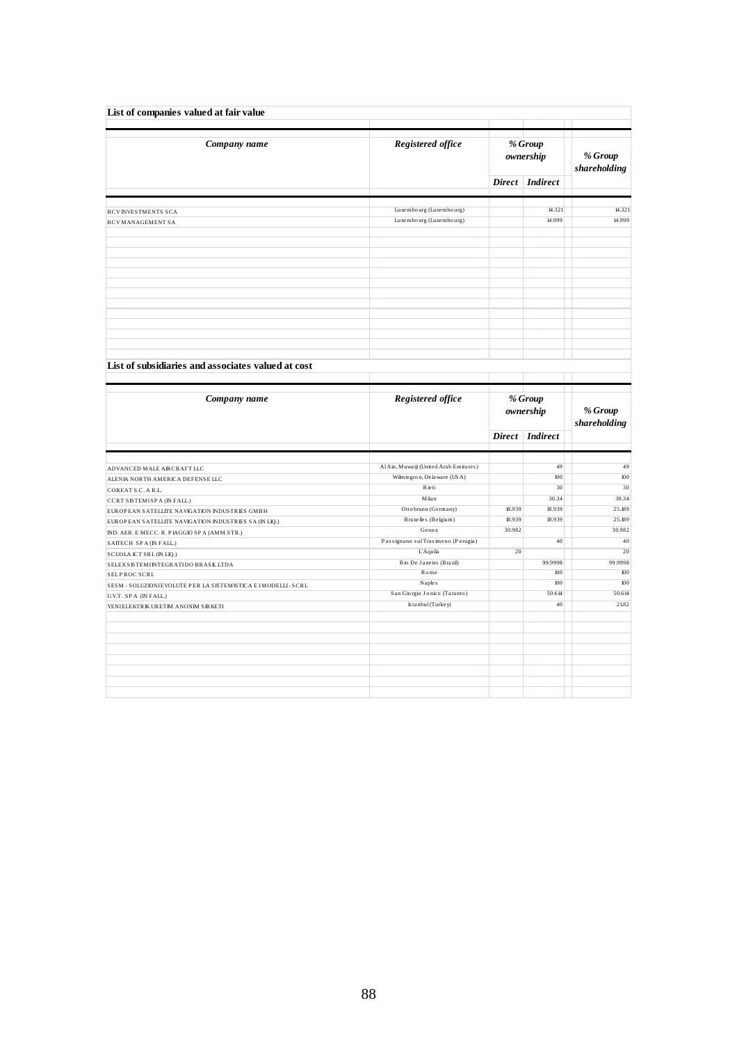## List of companies valued at fair value

| *Company name* | *Registered office* | *% Group ownership* | | *% Group shareholding* |
|---|---|---|---|---|
| | | *Direct* | *Indirect* | |
| BCV INVESTMENTS SCA | Luxembourg (Luxembourg) | | 14.321 | 14.321 |
| BCV MANAGEMENT SA | Luxembourg (Luxembourg) | | 14.999 | 14.999 |

## List of subsidiaries and associates valued at cost

| *Company name* | *Registered office* | *% Group ownership* | | *% Group shareholding* |
|---|---|---|---|---|
| | | *Direct* | *Indirect* | |
| ADVANCED MALE AIRCRAFT LLC | Al Ain, Muwaiji (United Arab Emirates) | | 49 | 49 |
| ALENIA NORTH AMERICA DEFENSE LLC | Wilmington, Delaware (USA) | | 100 | 100 |
| COREAT S.C. A R.L. | Rieti | | 30 | 30 |
| CCRT SISTEMI SPA (IN FALL.) | Milan | | 30.34 | 30.34 |
| EUROPEAN SATELLITE NAVIGATION INDUSTRIES GMBH | Ottobrunn (Germany) | 18.939 | 18.939 | 25.189 |
| EUROPEAN SATELLITE NAVIGATION INDUSTRIES SA (IN LIQ.) | Bruxelles (Belgium) | 18.939 | 18.939 | 25.189 |
| IND. AER. E MECC. R. PIAGGIO SPA (AMM.STR.) | Genoa | 30.982 | | 30.982 |
| SAITECH SPA (IN FALL.) | Passignano sul Trasimeno (Perugia) | | 40 | 40 |
| SCUOLA ICT SRL (IN LIQ.) | L'Aquila | 20 | | 20 |
| SELEX SISTEMI INTEGRATI DO BRASIL LTDA | Rio De Janeiro (Brazil) | | 99.9998 | 99.9998 |
| SEL PROC SCRL | Rome | | 100 | 100 |
| SESM - SOLUZIONI EVOLUTE PER LA SISTEMISTICA E I MODELLI - SCRL | Naples | | 100 | 100 |
| U.V.T. SPA (IN FALL.) | San Giorgio Jonico (Taranto) | | 50.614 | 50.614 |
| YENIELEKTRIK URETIM ANONIM SIRKETI | Istanbul (Turkey) | | 40 | 21.82 |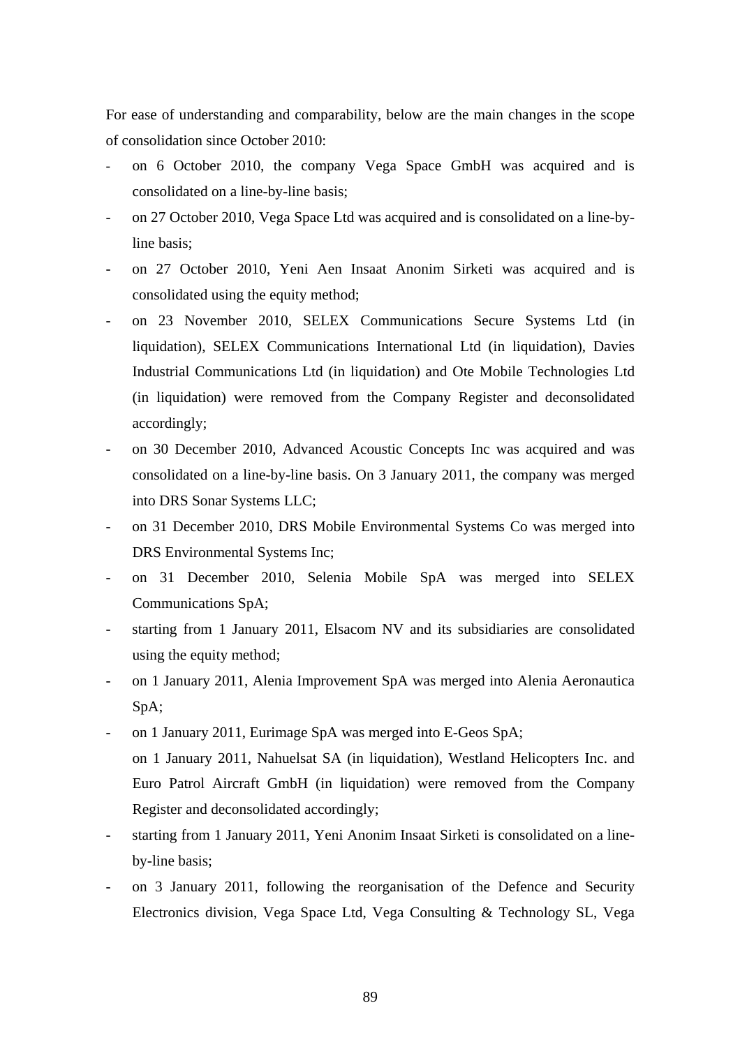For ease of understanding and comparability, below are the main changes in the scope of consolidation since October 2010:

- on 6 October 2010, the company Vega Space GmbH was acquired and is consolidated on a line-by-line basis;
- on 27 October 2010, Vega Space Ltd was acquired and is consolidated on a line-by-line basis;
- on 27 October 2010, Yeni Aen Insaat Anonim Sirketi was acquired and is consolidated using the equity method;
- on 23 November 2010, SELEX Communications Secure Systems Ltd (in liquidation), SELEX Communications International Ltd (in liquidation), Davies Industrial Communications Ltd (in liquidation) and Ote Mobile Technologies Ltd (in liquidation) were removed from the Company Register and deconsolidated accordingly;
- on 30 December 2010, Advanced Acoustic Concepts Inc was acquired and was consolidated on a line-by-line basis. On 3 January 2011, the company was merged into DRS Sonar Systems LLC;
- on 31 December 2010, DRS Mobile Environmental Systems Co was merged into DRS Environmental Systems Inc;
- on 31 December 2010, Selenia Mobile SpA was merged into SELEX Communications SpA;
- starting from 1 January 2011, Elsacom NV and its subsidiaries are consolidated using the equity method;
- on 1 January 2011, Alenia Improvement SpA was merged into Alenia Aeronautica SpA;
- on 1 January 2011, Eurimage SpA was merged into E-Geos SpA;

  on 1 January 2011, Nahuelsat SA (in liquidation), Westland Helicopters Inc. and Euro Patrol Aircraft GmbH (in liquidation) were removed from the Company Register and deconsolidated accordingly;
- starting from 1 January 2011, Yeni Anonim Insaat Sirketi is consolidated on a line-by-line basis;
- on 3 January 2011, following the reorganisation of the Defence and Security Electronics division, Vega Space Ltd, Vega Consulting & Technology SL, Vega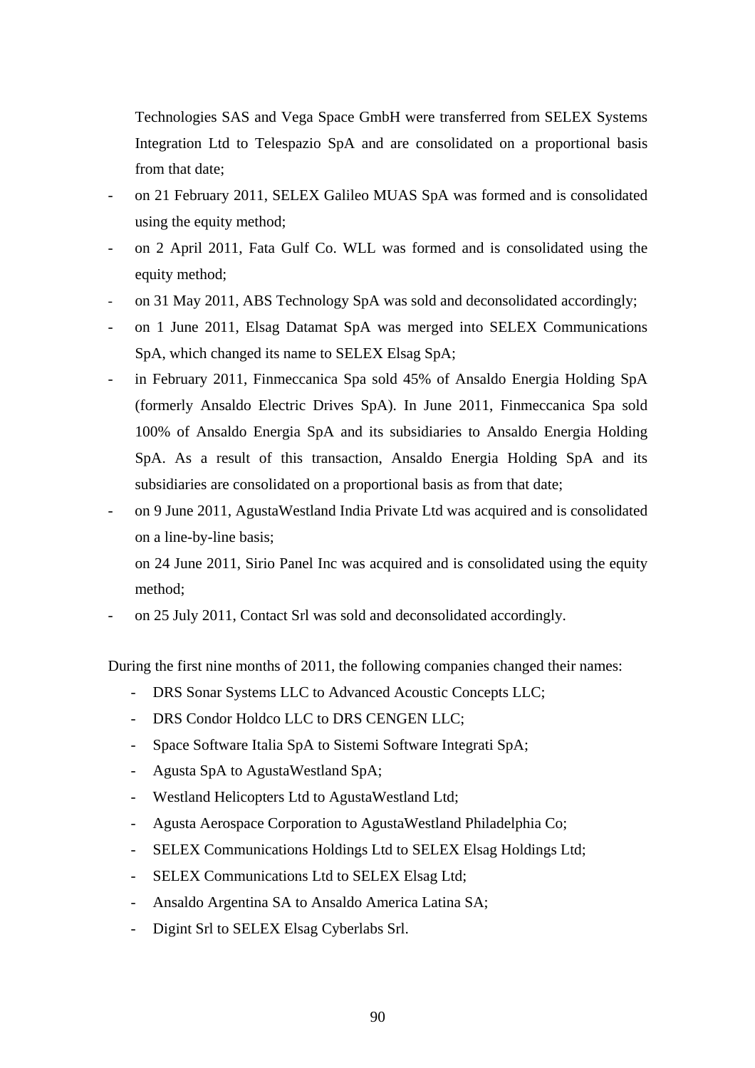Technologies SAS and Vega Space GmbH were transferred from SELEX Systems Integration Ltd to Telespazio SpA and are consolidated on a proportional basis from that date;

- on 21 February 2011, SELEX Galileo MUAS SpA was formed and is consolidated using the equity method;
- on 2 April 2011, Fata Gulf Co. WLL was formed and is consolidated using the equity method;
- on 31 May 2011, ABS Technology SpA was sold and deconsolidated accordingly;
- on 1 June 2011, Elsag Datamat SpA was merged into SELEX Communications SpA, which changed its name to SELEX Elsag SpA;
- in February 2011, Finmeccanica Spa sold 45% of Ansaldo Energia Holding SpA (formerly Ansaldo Electric Drives SpA). In June 2011, Finmeccanica Spa sold 100% of Ansaldo Energia SpA and its subsidiaries to Ansaldo Energia Holding SpA. As a result of this transaction, Ansaldo Energia Holding SpA and its subsidiaries are consolidated on a proportional basis as from that date;
- on 9 June 2011, AgustaWestland India Private Ltd was acquired and is consolidated on a line-by-line basis;

  on 24 June 2011, Sirio Panel Inc was acquired and is consolidated using the equity method;
- on 25 July 2011, Contact Srl was sold and deconsolidated accordingly.

During the first nine months of 2011, the following companies changed their names:

- DRS Sonar Systems LLC to Advanced Acoustic Concepts LLC;
- DRS Condor Holdco LLC to DRS CENGEN LLC;
- Space Software Italia SpA to Sistemi Software Integrati SpA;
- Agusta SpA to AgustaWestland SpA;
- Westland Helicopters Ltd to AgustaWestland Ltd;
- Agusta Aerospace Corporation to AgustaWestland Philadelphia Co;
- SELEX Communications Holdings Ltd to SELEX Elsag Holdings Ltd;
- SELEX Communications Ltd to SELEX Elsag Ltd;
- Ansaldo Argentina SA to Ansaldo America Latina SA;
- Digint Srl to SELEX Elsag Cyberlabs Srl.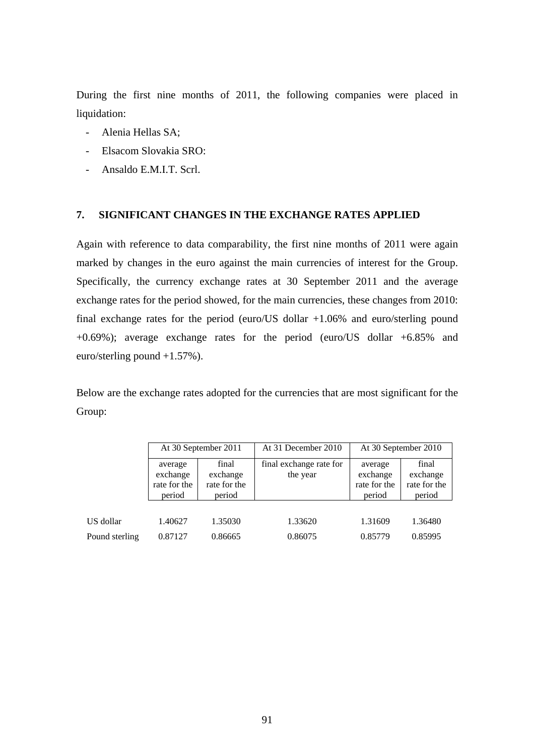During the first nine months of 2011, the following companies were placed in liquidation:

- Alenia Hellas SA;
- Elsacom Slovakia SRO:
- Ansaldo E.M.I.T. Scrl.

## 7. SIGNIFICANT CHANGES IN THE EXCHANGE RATES APPLIED

Again with reference to data comparability, the first nine months of 2011 were again marked by changes in the euro against the main currencies of interest for the Group. Specifically, the currency exchange rates at 30 September 2011 and the average exchange rates for the period showed, for the main currencies, these changes from 2010: final exchange rates for the period (euro/US dollar +1.06% and euro/sterling pound +0.69%); average exchange rates for the period (euro/US dollar +6.85% and euro/sterling pound +1.57%).

Below are the exchange rates adopted for the currencies that are most significant for the Group:

| | At 30 September 2011 | | At 31 December 2010 | At 30 September 2010 | |
|---|---|---|---|---|---|
| | average exchange rate for the period | final exchange rate for the period | final exchange rate for the year | average exchange rate for the period | final exchange rate for the period |
| US dollar | 1.40627 | 1.35030 | 1.33620 | 1.31609 | 1.36480 |
| Pound sterling | 0.87127 | 0.86665 | 0.86075 | 0.85779 | 0.85995 |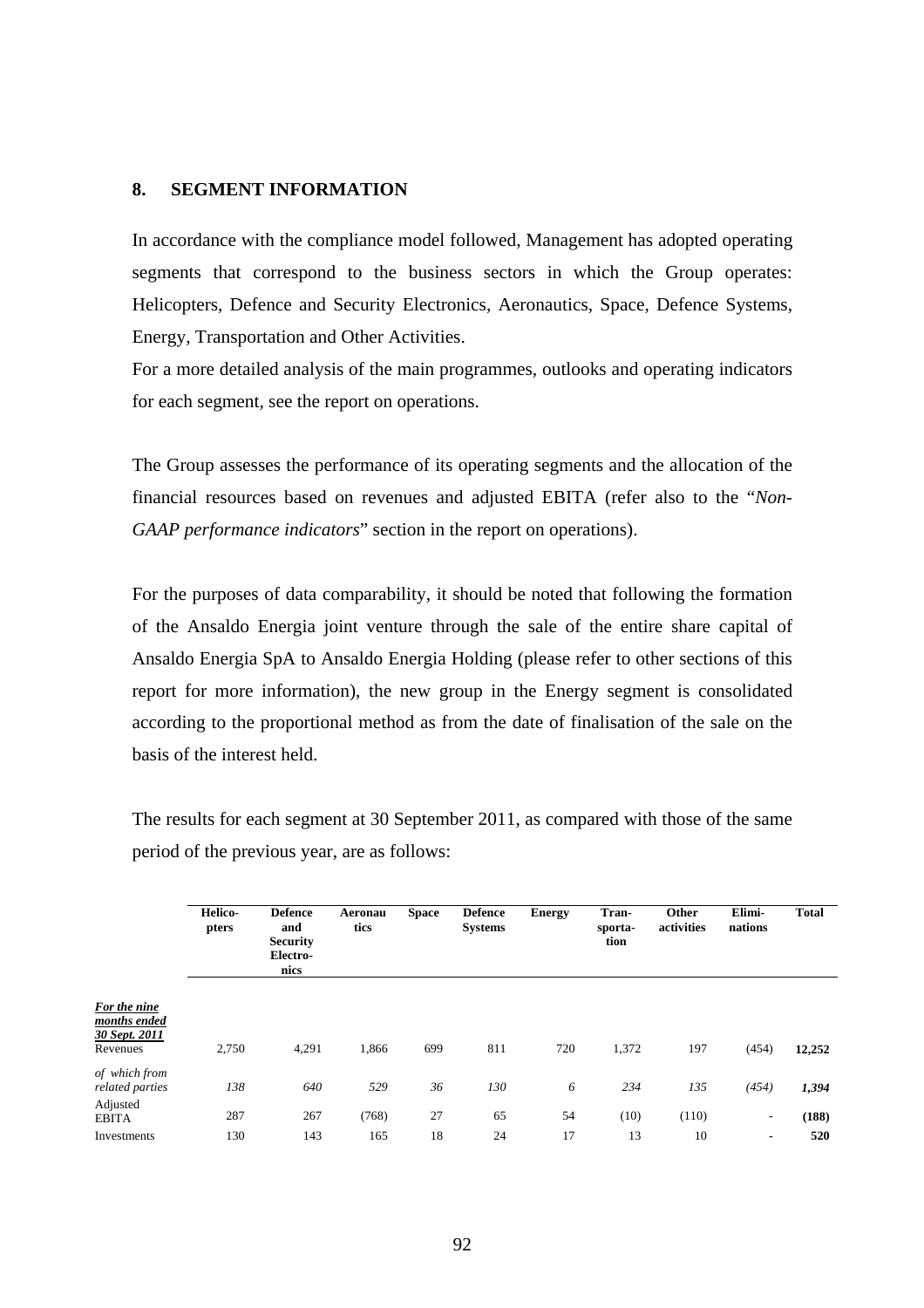## 8. SEGMENT INFORMATION

In accordance with the compliance model followed, Management has adopted operating segments that correspond to the business sectors in which the Group operates: Helicopters, Defence and Security Electronics, Aeronautics, Space, Defence Systems, Energy, Transportation and Other Activities.

For a more detailed analysis of the main programmes, outlooks and operating indicators for each segment, see the report on operations.

The Group assesses the performance of its operating segments and the allocation of the financial resources based on revenues and adjusted EBITA (refer also to the "*Non-GAAP performance indicators*" section in the report on operations).

For the purposes of data comparability, it should be noted that following the formation of the Ansaldo Energia joint venture through the sale of the entire share capital of Ansaldo Energia SpA to Ansaldo Energia Holding (please refer to other sections of this report for more information), the new group in the Energy segment is consolidated according to the proportional method as from the date of finalisation of the sale on the basis of the interest held.

The results for each segment at 30 September 2011, as compared with those of the same period of the previous year, are as follows:

| | Helicopters | Defence and Security Electronics | Aeronautics | Space | Defence Systems | Energy | Transportation | Other activities | Eliminations | Total |
|---|---|---|---|---|---|---|---|---|---|---|
| ***For the nine months ended 30 Sept. 2011*** | | | | | | | | | | |
| Revenues | 2,750 | 4,291 | 1,866 | 699 | 811 | 720 | 1,372 | 197 | (454) | **12,252** |
| *of which from related parties* | *138* | *640* | *529* | *36* | *130* | *6* | *234* | *135* | *(454)* | ***1,394*** |
| Adjusted EBITA | 287 | 267 | (768) | 27 | 65 | 54 | (10) | (110) | - | **(188)** |
| Investments | 130 | 143 | 165 | 18 | 24 | 17 | 13 | 10 | - | **520** |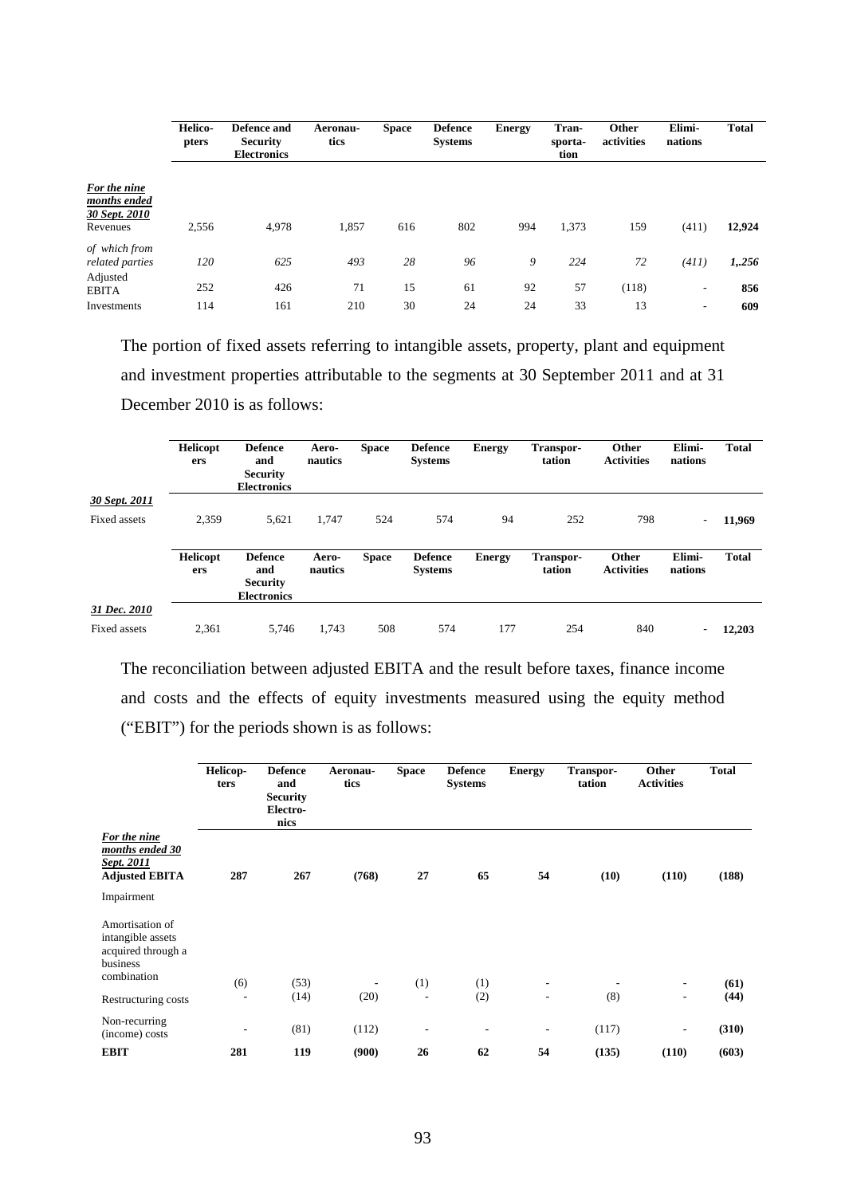| | Helicopters | Defence and Security Electronics | Aeronautics | Space | Defence Systems | Energy | Transportation | Other activities | Eliminations | Total |
|---|---|---|---|---|---|---|---|---|---|---|
| ***For the nine months ended 30 Sept. 2010*** | | | | | | | | | | |
| Revenues | 2,556 | 4,978 | 1,857 | 616 | 802 | 994 | 1,373 | 159 | (411) | **12,924** |
| *of which from related parties* | *120* | *625* | *493* | *28* | *96* | *9* | *224* | *72* | *(411)* | ***1,.256*** |
| Adjusted EBITA | 252 | 426 | 71 | 15 | 61 | 92 | 57 | (118) | - | **856** |
| Investments | 114 | 161 | 210 | 30 | 24 | 24 | 33 | 13 | - | **609** |

The portion of fixed assets referring to intangible assets, property, plant and equipment and investment properties attributable to the segments at 30 September 2011 and at 31 December 2010 is as follows:

| | Helicopters | Defence and Security Electronics | Aeronautics | Space | Defence Systems | Energy | Transportation | Other Activities | Eliminations | Total |
|---|---|---|---|---|---|---|---|---|---|---|
| ***30 Sept. 2011*** | | | | | | | | | | |
| Fixed assets | 2,359 | 5,621 | 1,747 | 524 | 574 | 94 | 252 | 798 | - | **11,969** |

| | Helicopters | Defence and Security Electronics | Aeronautics | Space | Defence Systems | Energy | Transportation | Other Activities | Eliminations | Total |
|---|---|---|---|---|---|---|---|---|---|---|
| ***31 Dec. 2010*** | | | | | | | | | | |
| Fixed assets | 2,361 | 5,746 | 1,743 | 508 | 574 | 177 | 254 | 840 | - | **12,203** |

The reconciliation between adjusted EBITA and the result before taxes, finance income and costs and the effects of equity investments measured using the equity method ("EBIT") for the periods shown is as follows:

| | Helicopters | Defence and Security Electronics | Aeronautics | Space | Defence Systems | Energy | Transportation | Other Activities | Total |
|---|---|---|---|---|---|---|---|---|---|
| ***For the nine months ended 30 Sept. 2011*** | | | | | | | | | |
| **Adjusted EBITA** | **287** | **267** | **(768)** | **27** | **65** | **54** | **(10)** | **(110)** | **(188)** |
| Impairment | | | | | | | | | |
| Amortisation of intangible assets acquired through a business combination | (6) | (53) | - | (1) | (1) | - | - | - | **(61)** |
| Restructuring costs | - | (14) | (20) | - | (2) | - | (8) | - | **(44)** |
| Non-recurring (income) costs | - | (81) | (112) | - | - | - | (117) | - | **(310)** |
| **EBIT** | **281** | **119** | **(900)** | **26** | **62** | **54** | **(135)** | **(110)** | **(603)** |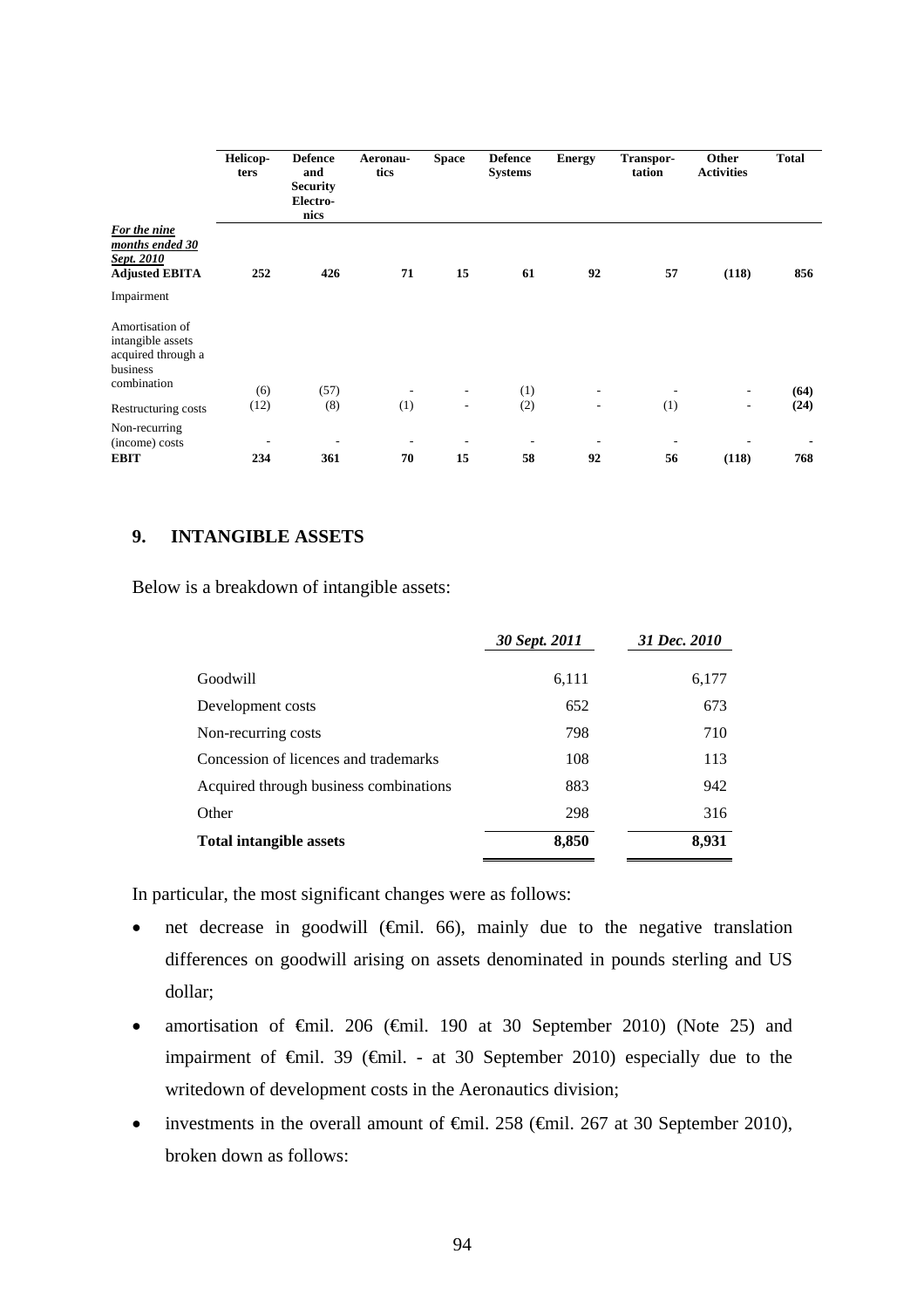| | Helicopters | Defence and Security Electronics | Aeronautics | Space | Defence Systems | Energy | Transportation | Other Activities | Total |
|---|---|---|---|---|---|---|---|---|---|
| ***For the nine months ended 30 Sept. 2010*** | | | | | | | | | |
| **Adjusted EBITA** | **252** | **426** | **71** | **15** | **61** | **92** | **57** | **(118)** | **856** |
| Impairment | | | | | | | | | |
| Amortisation of intangible assets acquired through a business combination | (6) | (57) | - | - | (1) | - | - | - | **(64)** |
| Restructuring costs | (12) | (8) | (1) | - | (2) | - | (1) | - | **(24)** |
| Non-recurring (income) costs | - | - | - | - | - | - | - | - | **-** |
| **EBIT** | **234** | **361** | **70** | **15** | **58** | **92** | **56** | **(118)** | **768** |

## 9. INTANGIBLE ASSETS

Below is a breakdown of intangible assets:

| | *30 Sept. 2011* | *31 Dec. 2010* |
|---|---|---|
| Goodwill | 6,111 | 6,177 |
| Development costs | 652 | 673 |
| Non-recurring costs | 798 | 710 |
| Concession of licences and trademarks | 108 | 113 |
| Acquired through business combinations | 883 | 942 |
| Other | 298 | 316 |
| **Total intangible assets** | **8,850** | **8,931** |

In particular, the most significant changes were as follows:

- net decrease in goodwill (€mil. 66), mainly due to the negative translation differences on goodwill arising on assets denominated in pounds sterling and US dollar;
- amortisation of €mil. 206 (€mil. 190 at 30 September 2010) (Note 25) and impairment of €mil. 39 (€mil. - at 30 September 2010) especially due to the writedown of development costs in the Aeronautics division;
- investments in the overall amount of €mil. 258 (€mil. 267 at 30 September 2010), broken down as follows: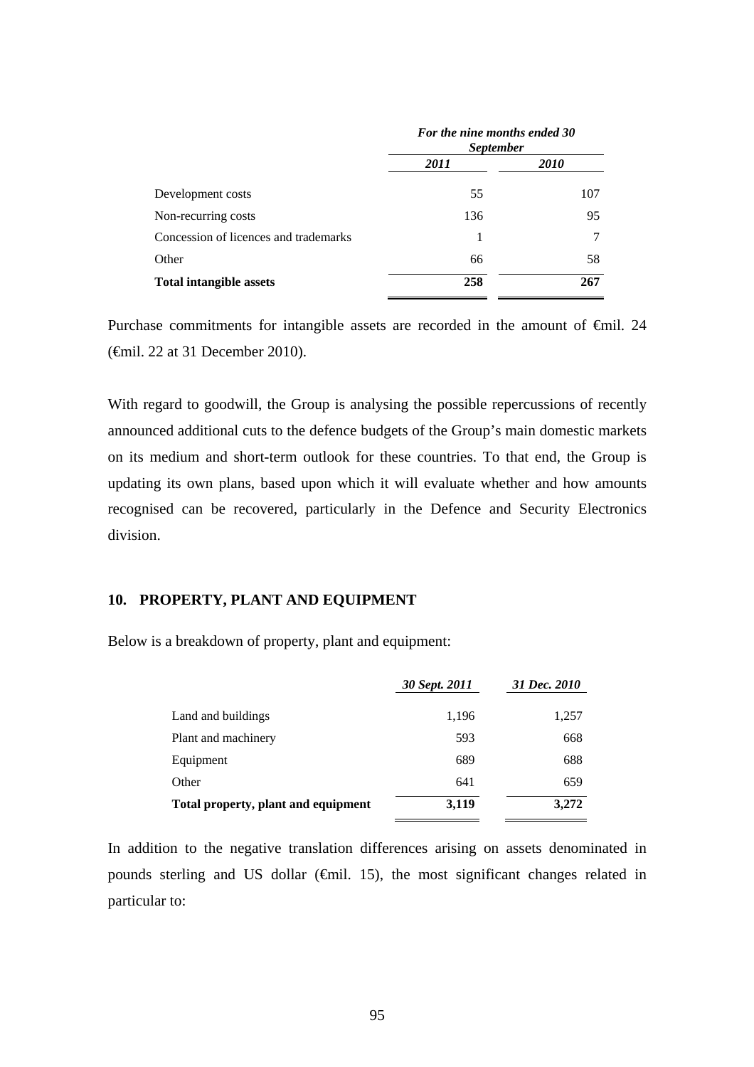| | *For the nine months ended 30 September* | |
|---|---|---|
| | ***2011*** | ***2010*** |
| Development costs | 55 | 107 |
| Non-recurring costs | 136 | 95 |
| Concession of licences and trademarks | 1 | 7 |
| Other | 66 | 58 |
| **Total intangible assets** | **258** | **267** |

Purchase commitments for intangible assets are recorded in the amount of €mil. 24 (€mil. 22 at 31 December 2010).

With regard to goodwill, the Group is analysing the possible repercussions of recently announced additional cuts to the defence budgets of the Group's main domestic markets on its medium and short-term outlook for these countries. To that end, the Group is updating its own plans, based upon which it will evaluate whether and how amounts recognised can be recovered, particularly in the Defence and Security Electronics division.

## 10. PROPERTY, PLANT AND EQUIPMENT

Below is a breakdown of property, plant and equipment:

| | ***30 Sept. 2011*** | ***31 Dec. 2010*** |
|---|---|---|
| Land and buildings | 1,196 | 1,257 |
| Plant and machinery | 593 | 668 |
| Equipment | 689 | 688 |
| Other | 641 | 659 |
| **Total property, plant and equipment** | **3,119** | **3,272** |

In addition to the negative translation differences arising on assets denominated in pounds sterling and US dollar (€mil. 15), the most significant changes related in particular to: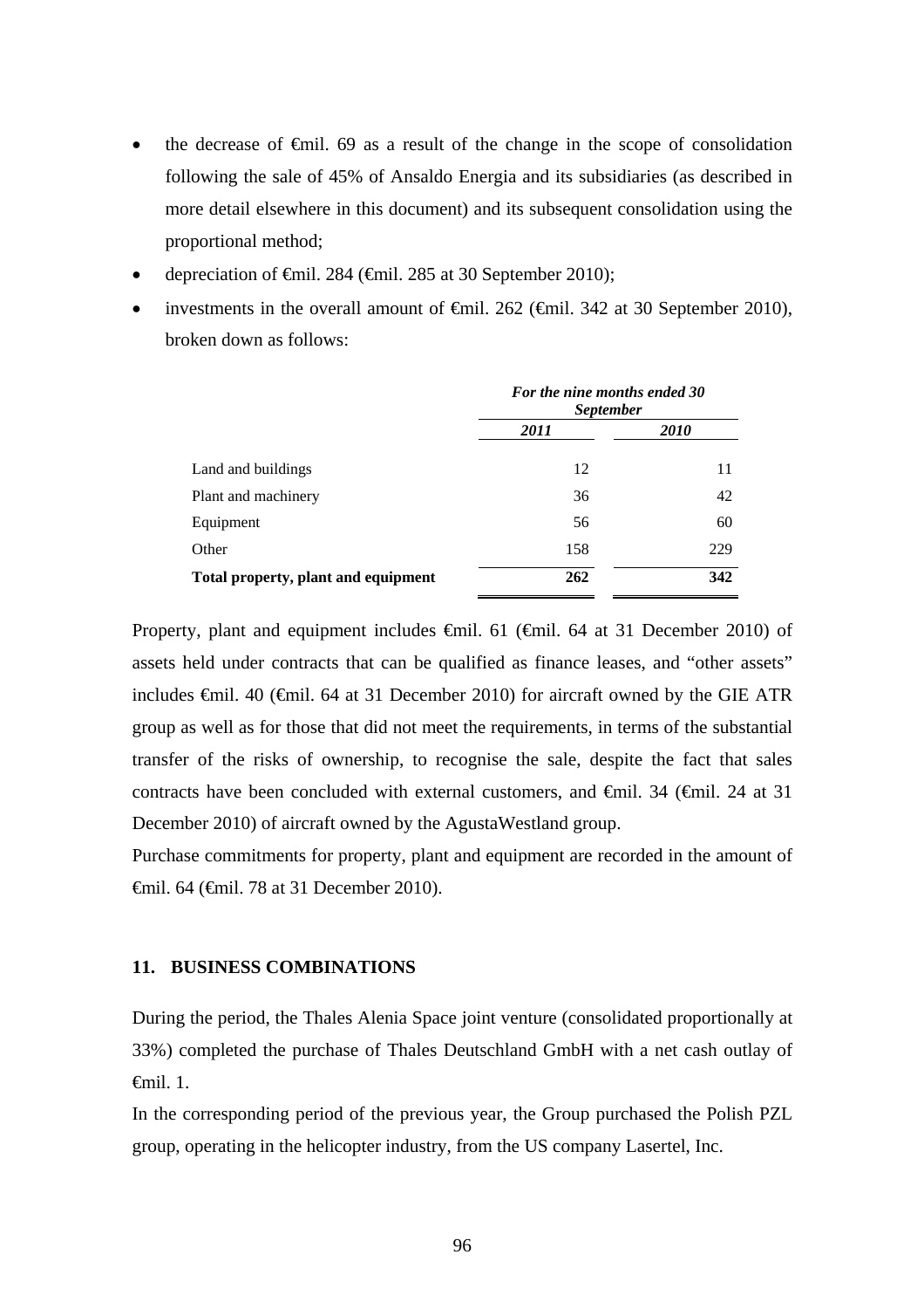- the decrease of €mil. 69 as a result of the change in the scope of consolidation following the sale of 45% of Ansaldo Energia and its subsidiaries (as described in more detail elsewhere in this document) and its subsequent consolidation using the proportional method;
- depreciation of €mil. 284 (€mil. 285 at 30 September 2010);
- investments in the overall amount of €mil. 262 (€mil. 342 at 30 September 2010), broken down as follows:

| | *For the nine months ended 30 September* | |
|---|---|---|
| | ***2011*** | ***2010*** |
| Land and buildings | 12 | 11 |
| Plant and machinery | 36 | 42 |
| Equipment | 56 | 60 |
| Other | 158 | 229 |
| **Total property, plant and equipment** | **262** | **342** |

Property, plant and equipment includes €mil. 61 (€mil. 64 at 31 December 2010) of assets held under contracts that can be qualified as finance leases, and "other assets" includes €mil. 40 (€mil. 64 at 31 December 2010) for aircraft owned by the GIE ATR group as well as for those that did not meet the requirements, in terms of the substantial transfer of the risks of ownership, to recognise the sale, despite the fact that sales contracts have been concluded with external customers, and €mil. 34 (€mil. 24 at 31 December 2010) of aircraft owned by the AgustaWestland group.

Purchase commitments for property, plant and equipment are recorded in the amount of €mil. 64 (€mil. 78 at 31 December 2010).

## 11. BUSINESS COMBINATIONS

During the period, the Thales Alenia Space joint venture (consolidated proportionally at 33%) completed the purchase of Thales Deutschland GmbH with a net cash outlay of €mil. 1.

In the corresponding period of the previous year, the Group purchased the Polish PZL group, operating in the helicopter industry, from the US company Lasertel, Inc.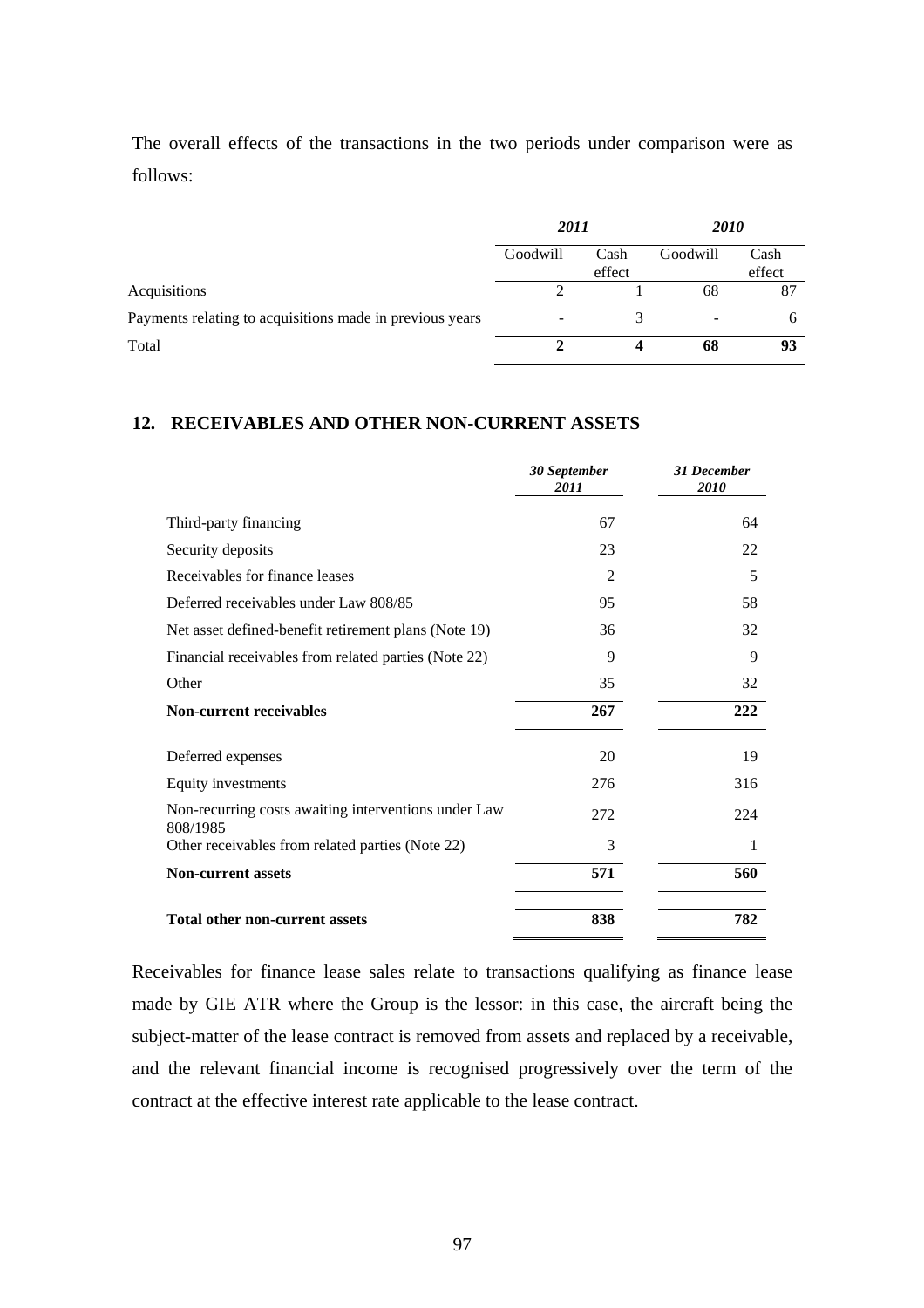The overall effects of the transactions in the two periods under comparison were as follows:

| | 2011 | | 2010 | |
|---|---|---|---|---|
| | Goodwill | Cash effect | Goodwill | Cash effect |
| Acquisitions | 2 | 1 | 68 | 87 |
| Payments relating to acquisitions made in previous years | - | 3 | - | 6 |
| Total | **2** | **4** | **68** | **93** |

## 12. RECEIVABLES AND OTHER NON-CURRENT ASSETS

| | *30 September 2011* | *31 December 2010* |
|---|---|---|
| Third-party financing | 67 | 64 |
| Security deposits | 23 | 22 |
| Receivables for finance leases | 2 | 5 |
| Deferred receivables under Law 808/85 | 95 | 58 |
| Net asset defined-benefit retirement plans (Note 19) | 36 | 32 |
| Financial receivables from related parties (Note 22) | 9 | 9 |
| Other | 35 | 32 |
| **Non-current receivables** | **267** | **222** |
| Deferred expenses | 20 | 19 |
| Equity investments | 276 | 316 |
| Non-recurring costs awaiting interventions under Law 808/1985 | 272 | 224 |
| Other receivables from related parties (Note 22) | 3 | 1 |
| **Non-current assets** | **571** | **560** |
| **Total other non-current assets** | **838** | **782** |

Receivables for finance lease sales relate to transactions qualifying as finance lease made by GIE ATR where the Group is the lessor: in this case, the aircraft being the subject-matter of the lease contract is removed from assets and replaced by a receivable, and the relevant financial income is recognised progressively over the term of the contract at the effective interest rate applicable to the lease contract.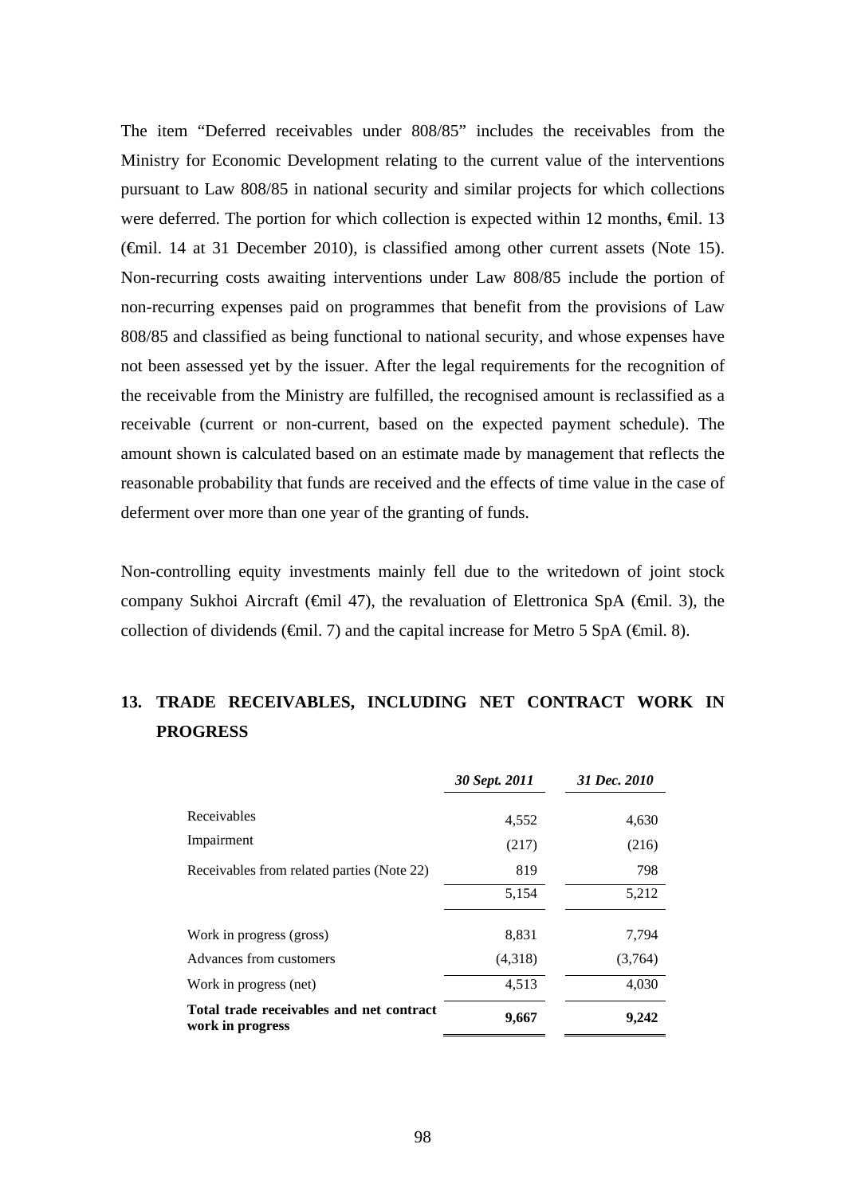The item "Deferred receivables under 808/85" includes the receivables from the Ministry for Economic Development relating to the current value of the interventions pursuant to Law 808/85 in national security and similar projects for which collections were deferred. The portion for which collection is expected within 12 months, €mil. 13 (€mil. 14 at 31 December 2010), is classified among other current assets (Note 15). Non-recurring costs awaiting interventions under Law 808/85 include the portion of non-recurring expenses paid on programmes that benefit from the provisions of Law 808/85 and classified as being functional to national security, and whose expenses have not been assessed yet by the issuer. After the legal requirements for the recognition of the receivable from the Ministry are fulfilled, the recognised amount is reclassified as a receivable (current or non-current, based on the expected payment schedule). The amount shown is calculated based on an estimate made by management that reflects the reasonable probability that funds are received and the effects of time value in the case of deferment over more than one year of the granting of funds.

Non-controlling equity investments mainly fell due to the writedown of joint stock company Sukhoi Aircraft (€mil 47), the revaluation of Elettronica SpA (€mil. 3), the collection of dividends (€mil. 7) and the capital increase for Metro 5 SpA (€mil. 8).

## 13. TRADE RECEIVABLES, INCLUDING NET CONTRACT WORK IN PROGRESS

| | *30 Sept. 2011* | *31 Dec. 2010* |
|---|---|---|
| Receivables | 4,552 | 4,630 |
| Impairment | (217) | (216) |
| Receivables from related parties (Note 22) | 819 | 798 |
| | 5,154 | 5,212 |
| Work in progress (gross) | 8,831 | 7,794 |
| Advances from customers | (4,318) | (3,764) |
| Work in progress (net) | 4,513 | 4,030 |
| **Total trade receivables and net contract work in progress** | **9,667** | **9,242** |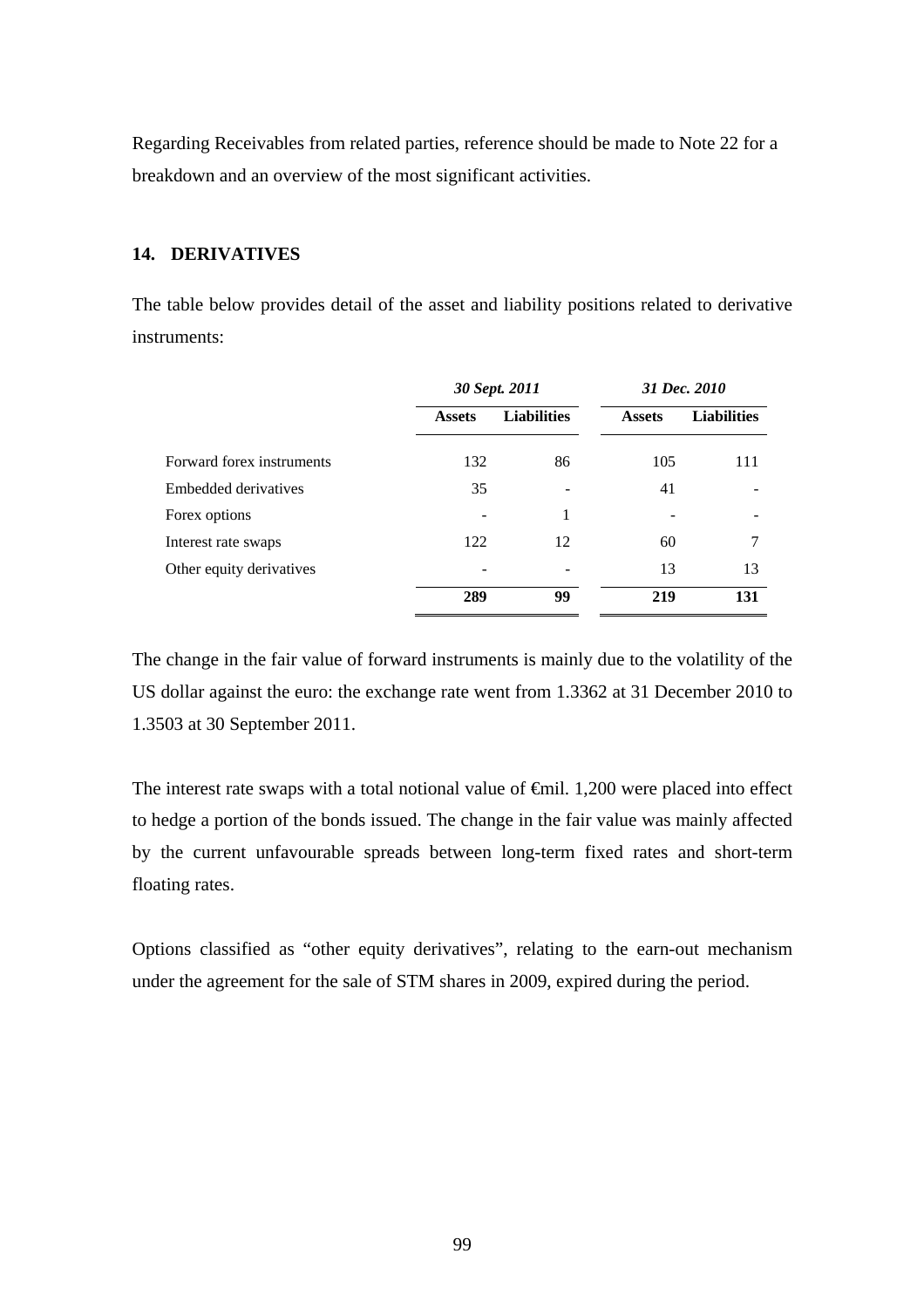Regarding Receivables from related parties, reference should be made to Note 22 for a breakdown and an overview of the most significant activities.

## 14. DERIVATIVES

The table below provides detail of the asset and liability positions related to derivative instruments:

| | *30 Sept. 2011* | | *31 Dec. 2010* | |
|---|---|---|---|---|
| | **Assets** | **Liabilities** | **Assets** | **Liabilities** |
| Forward forex instruments | 132 | 86 | 105 | 111 |
| Embedded derivatives | 35 | - | 41 | - |
| Forex options | - | 1 | - | - |
| Interest rate swaps | 122 | 12 | 60 | 7 |
| Other equity derivatives | - | - | 13 | 13 |
| | **289** | **99** | **219** | **131** |

The change in the fair value of forward instruments is mainly due to the volatility of the US dollar against the euro: the exchange rate went from 1.3362 at 31 December 2010 to 1.3503 at 30 September 2011.

The interest rate swaps with a total notional value of €mil. 1,200 were placed into effect to hedge a portion of the bonds issued. The change in the fair value was mainly affected by the current unfavourable spreads between long-term fixed rates and short-term floating rates.

Options classified as "other equity derivatives", relating to the earn-out mechanism under the agreement for the sale of STM shares in 2009, expired during the period.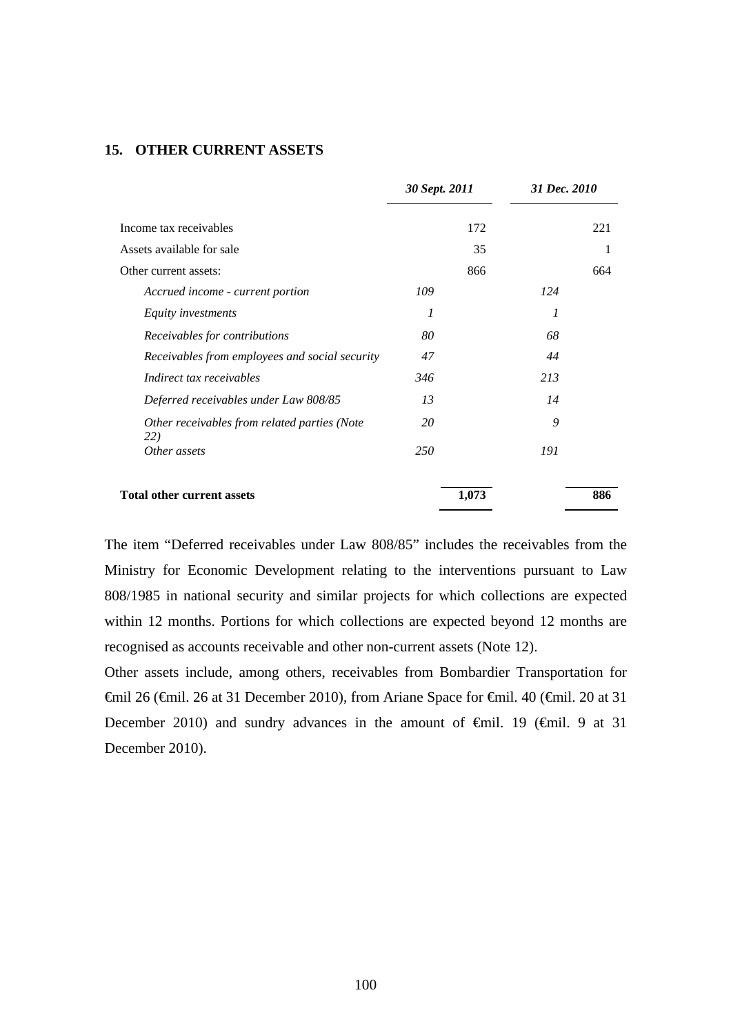## 15. OTHER CURRENT ASSETS

| | *30 Sept. 2011* | | *31 Dec. 2010* | |
|---|---|---|---|---|
| Income tax receivables | | 172 | | 221 |
| Assets available for sale | | 35 | | 1 |
| Other current assets: | | 866 | | 664 |
| *Accrued income - current portion* | *109* | | *124* | |
| *Equity investments* | *1* | | *1* | |
| *Receivables for contributions* | *80* | | *68* | |
| *Receivables from employees and social security* | *47* | | *44* | |
| *Indirect tax receivables* | *346* | | *213* | |
| *Deferred receivables under Law 808/85* | *13* | | *14* | |
| *Other receivables from related parties (Note 22)* | *20* | | *9* | |
| *Other assets* | *250* | | *191* | |
| **Total other current assets** | | **1,073** | | **886** |

The item "Deferred receivables under Law 808/85" includes the receivables from the Ministry for Economic Development relating to the interventions pursuant to Law 808/1985 in national security and similar projects for which collections are expected within 12 months. Portions for which collections are expected beyond 12 months are recognised as accounts receivable and other non-current assets (Note 12).

Other assets include, among others, receivables from Bombardier Transportation for €mil 26 (€mil. 26 at 31 December 2010), from Ariane Space for €mil. 40 (€mil. 20 at 31 December 2010) and sundry advances in the amount of €mil. 19 (€mil. 9 at 31 December 2010).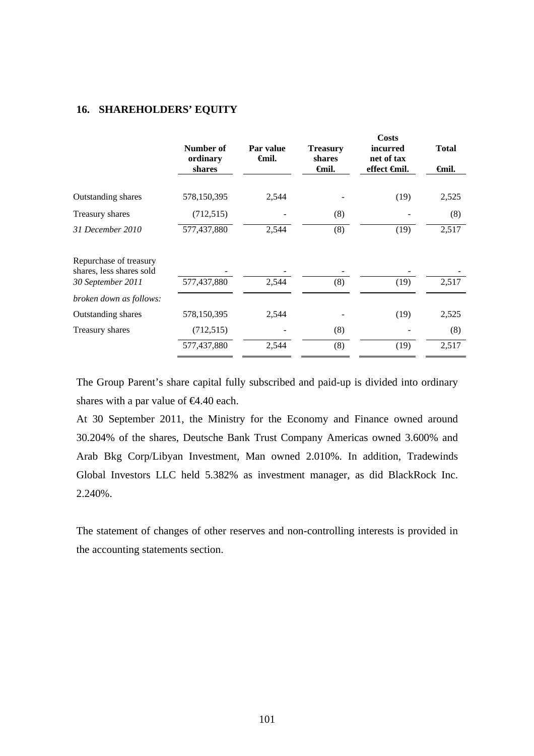## 16. SHAREHOLDERS' EQUITY

| | Number of ordinary shares | Par value €mil. | Treasury shares €mil. | Costs incurred net of tax effect €mil. | Total €mil. |
|---|---|---|---|---|---|
| Outstanding shares | 578,150,395 | 2,544 | - | (19) | 2,525 |
| Treasury shares | (712,515) | - | (8) | - | (8) |
| *31 December 2010* | 577,437,880 | 2,544 | (8) | (19) | 2,517 |
| Repurchase of treasury shares, less shares sold | - | - | - | - | - |
| *30 September 2011* | 577,437,880 | 2,544 | (8) | (19) | 2,517 |
| *broken down as follows:* | | | | | |
| Outstanding shares | 578,150,395 | 2,544 | - | (19) | 2,525 |
| Treasury shares | (712,515) | - | (8) | - | (8) |
| | 577,437,880 | 2,544 | (8) | (19) | 2,517 |

The Group Parent's share capital fully subscribed and paid-up is divided into ordinary shares with a par value of €4.40 each.

At 30 September 2011, the Ministry for the Economy and Finance owned around 30.204% of the shares, Deutsche Bank Trust Company Americas owned 3.600% and Arab Bkg Corp/Libyan Investment, Man owned 2.010%. In addition, Tradewinds Global Investors LLC held 5.382% as investment manager, as did BlackRock Inc. 2.240%.

The statement of changes of other reserves and non-controlling interests is provided in the accounting statements section.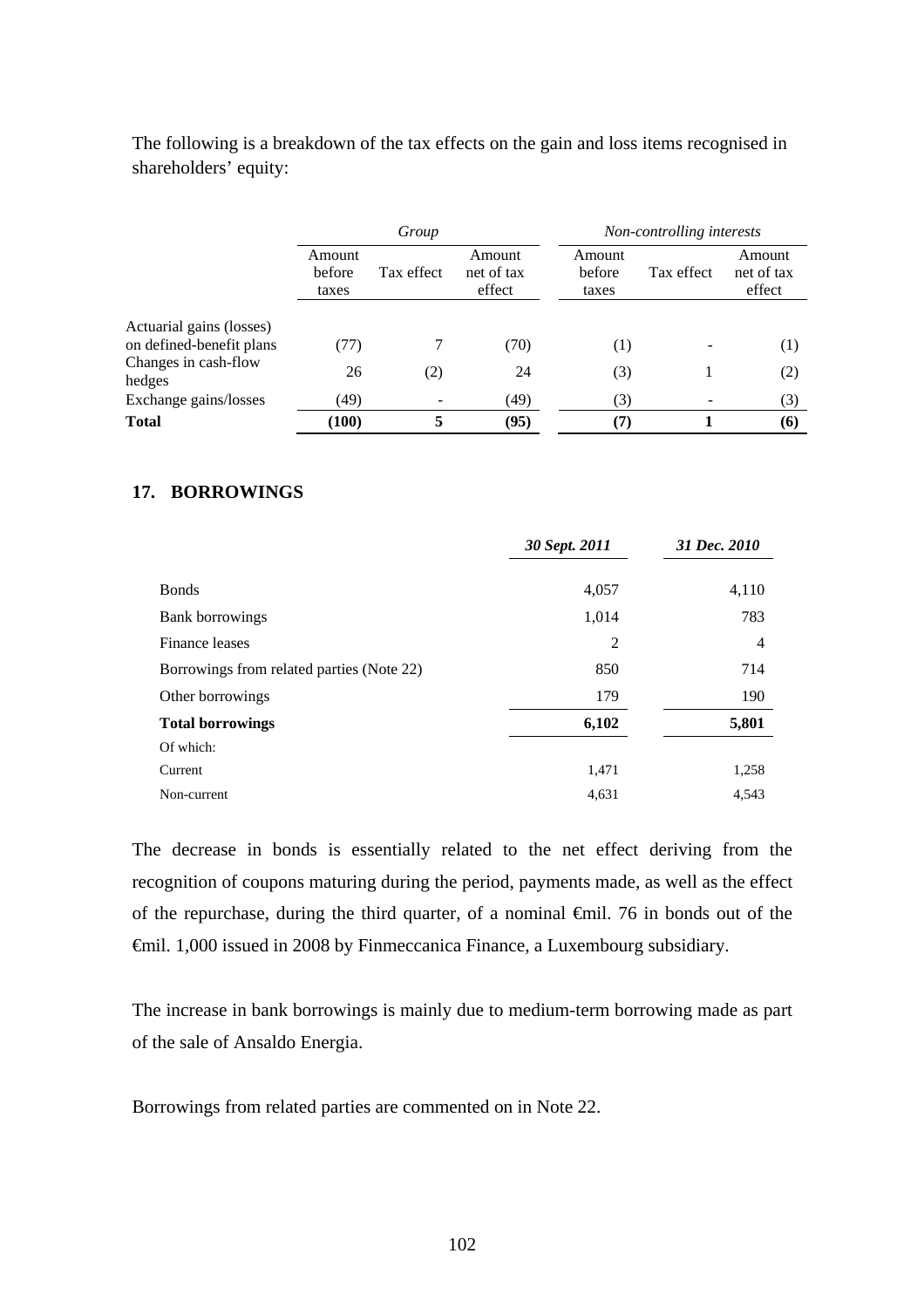The following is a breakdown of the tax effects on the gain and loss items recognised in shareholders' equity:

| | *Group* | | | *Non-controlling interests* | | |
|---|---|---|---|---|---|---|
| | Amount before taxes | Tax effect | Amount net of tax effect | Amount before taxes | Tax effect | Amount net of tax effect |
| Actuarial gains (losses) on defined-benefit plans | (77) | 7 | (70) | (1) | - | (1) |
| Changes in cash-flow hedges | 26 | (2) | 24 | (3) | 1 | (2) |
| Exchange gains/losses | (49) | - | (49) | (3) | - | (3) |
| **Total** | **(100)** | **5** | **(95)** | **(7)** | **1** | **(6)** |

## 17. BORROWINGS

| | *30 Sept. 2011* | *31 Dec. 2010* |
|---|---|---|
| Bonds | 4,057 | 4,110 |
| Bank borrowings | 1,014 | 783 |
| Finance leases | 2 | 4 |
| Borrowings from related parties (Note 22) | 850 | 714 |
| Other borrowings | 179 | 190 |
| **Total borrowings** | **6,102** | **5,801** |
| Of which: | | |
| Current | 1,471 | 1,258 |
| Non-current | 4,631 | 4,543 |

The decrease in bonds is essentially related to the net effect deriving from the recognition of coupons maturing during the period, payments made, as well as the effect of the repurchase, during the third quarter, of a nominal €mil. 76 in bonds out of the €mil. 1,000 issued in 2008 by Finmeccanica Finance, a Luxembourg subsidiary.

The increase in bank borrowings is mainly due to medium-term borrowing made as part of the sale of Ansaldo Energia.

Borrowings from related parties are commented on in Note 22.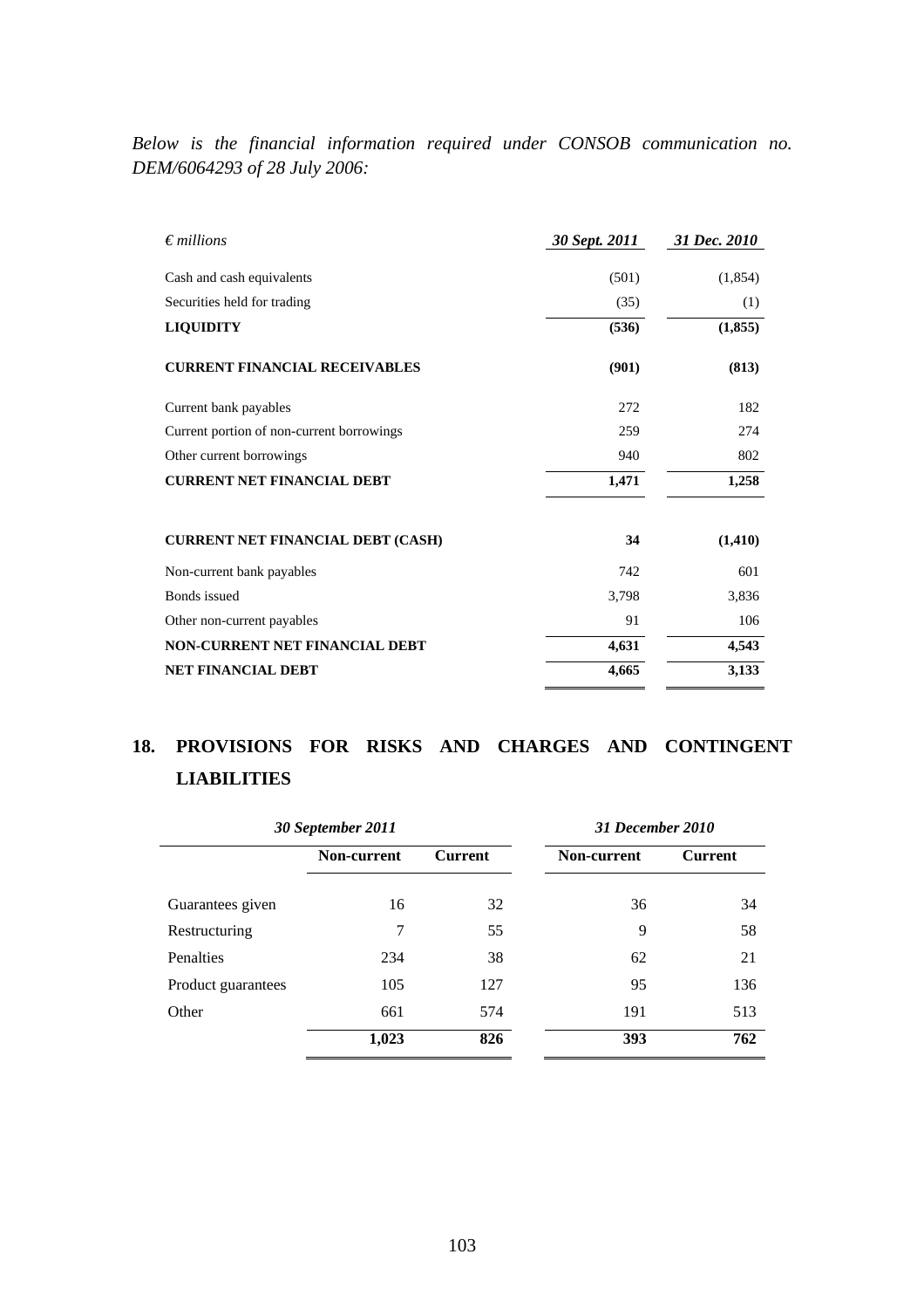*Below is the financial information required under CONSOB communication no. DEM/6064293 of 28 July 2006:*

| *€ millions* | *30 Sept. 2011* | *31 Dec. 2010* |
|---|---|---|
| Cash and cash equivalents | (501) | (1,854) |
| Securities held for trading | (35) | (1) |
| **LIQUIDITY** | **(536)** | **(1,855)** |
| **CURRENT FINANCIAL RECEIVABLES** | **(901)** | **(813)** |
| Current bank payables | 272 | 182 |
| Current portion of non-current borrowings | 259 | 274 |
| Other current borrowings | 940 | 802 |
| **CURRENT NET FINANCIAL DEBT** | **1,471** | **1,258** |
| **CURRENT NET FINANCIAL DEBT (CASH)** | **34** | **(1,410)** |
| Non-current bank payables | 742 | 601 |
| Bonds issued | 3,798 | 3,836 |
| Other non-current payables | 91 | 106 |
| **NON-CURRENT NET FINANCIAL DEBT** | **4,631** | **4,543** |
| **NET FINANCIAL DEBT** | **4,665** | **3,133** |

## 18. PROVISIONS FOR RISKS AND CHARGES AND CONTINGENT LIABILITIES

| | *30 September 2011* | | *31 December 2010* | |
|---|---|---|---|---|
| | **Non-current** | **Current** | **Non-current** | **Current** |
| Guarantees given | 16 | 32 | 36 | 34 |
| Restructuring | 7 | 55 | 9 | 58 |
| Penalties | 234 | 38 | 62 | 21 |
| Product guarantees | 105 | 127 | 95 | 136 |
| Other | 661 | 574 | 191 | 513 |
| | **1,023** | **826** | **393** | **762** |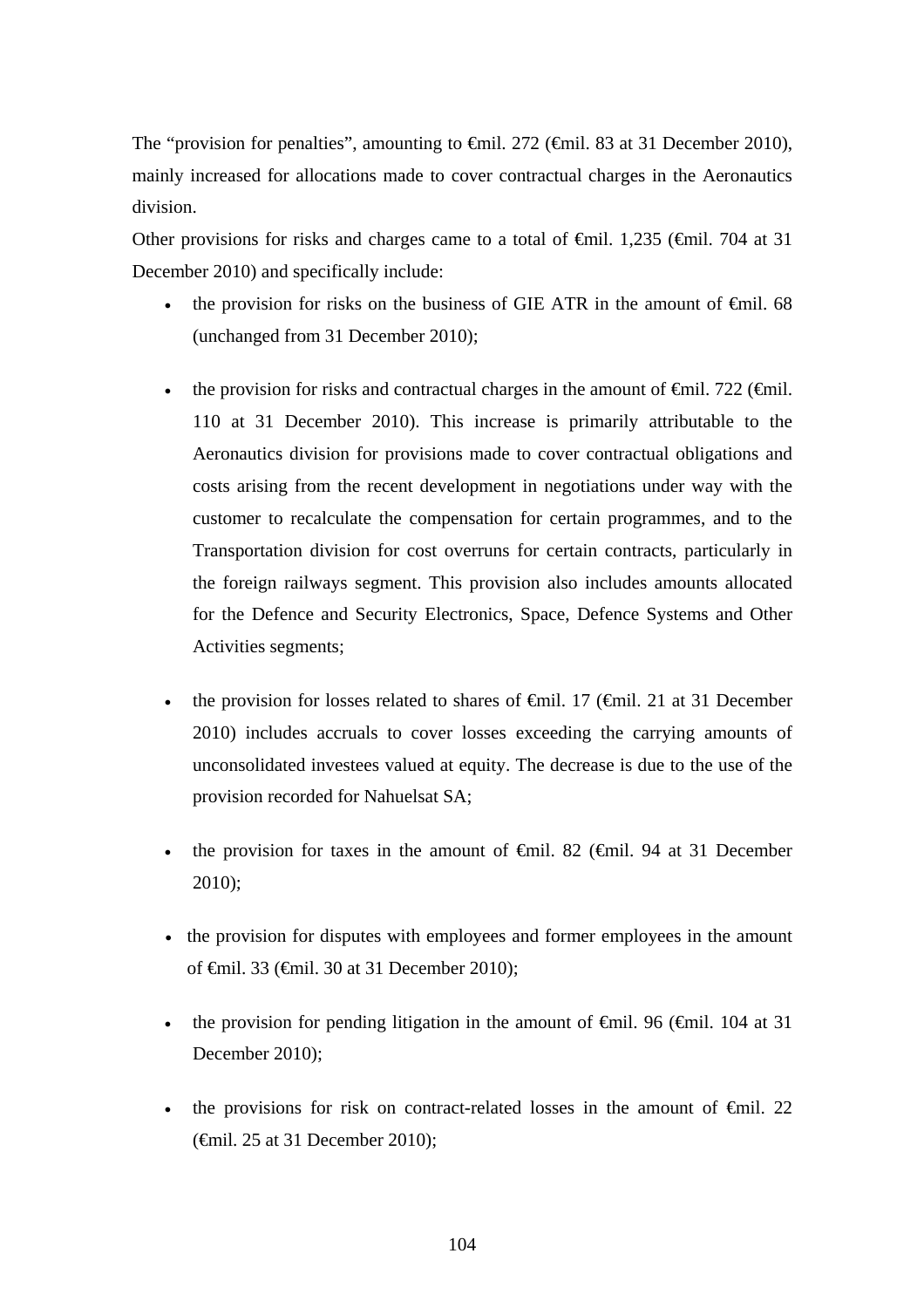The "provision for penalties", amounting to €mil. 272 (€mil. 83 at 31 December 2010), mainly increased for allocations made to cover contractual charges in the Aeronautics division.

Other provisions for risks and charges came to a total of €mil. 1,235 (€mil. 704 at 31 December 2010) and specifically include:

- the provision for risks on the business of GIE ATR in the amount of €mil. 68 (unchanged from 31 December 2010);
- the provision for risks and contractual charges in the amount of €mil. 722 (€mil. 110 at 31 December 2010). This increase is primarily attributable to the Aeronautics division for provisions made to cover contractual obligations and costs arising from the recent development in negotiations under way with the customer to recalculate the compensation for certain programmes, and to the Transportation division for cost overruns for certain contracts, particularly in the foreign railways segment. This provision also includes amounts allocated for the Defence and Security Electronics, Space, Defence Systems and Other Activities segments;
- the provision for losses related to shares of €mil. 17 (€mil. 21 at 31 December 2010) includes accruals to cover losses exceeding the carrying amounts of unconsolidated investees valued at equity. The decrease is due to the use of the provision recorded for Nahuelsat SA;
- the provision for taxes in the amount of €mil. 82 (€mil. 94 at 31 December 2010);
- the provision for disputes with employees and former employees in the amount of €mil. 33 (€mil. 30 at 31 December 2010);
- the provision for pending litigation in the amount of €mil. 96 (€mil. 104 at 31 December 2010);
- the provisions for risk on contract-related losses in the amount of €mil. 22 (€mil. 25 at 31 December 2010);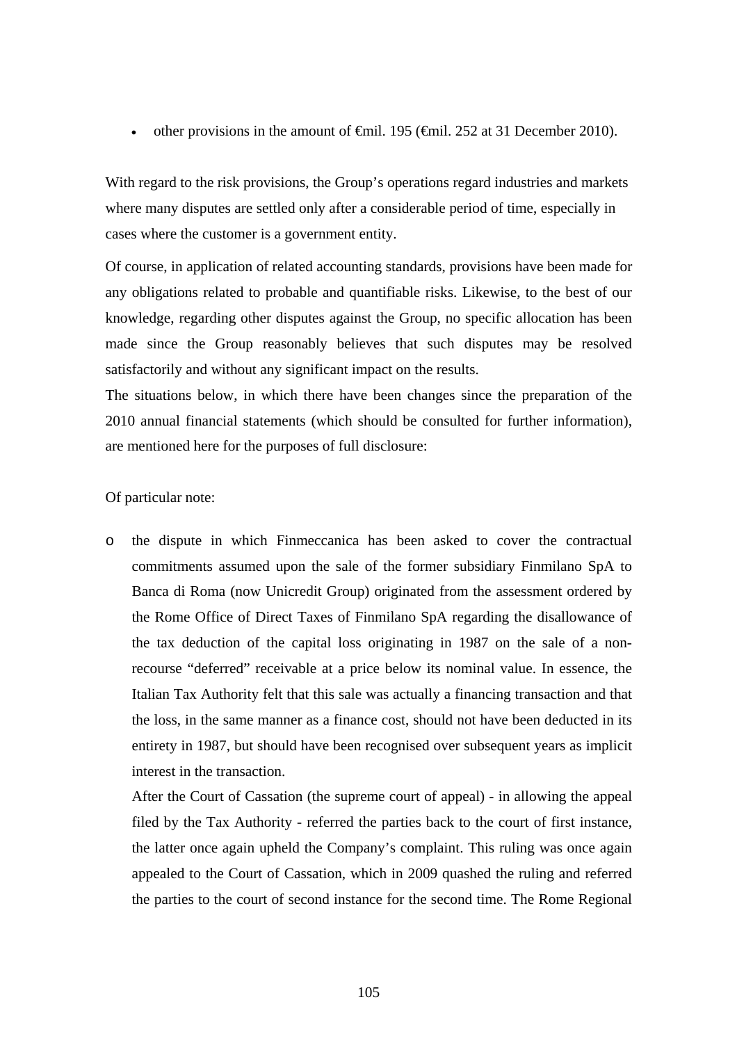- other provisions in the amount of €mil. 195 (€mil. 252 at 31 December 2010).

With regard to the risk provisions, the Group's operations regard industries and markets where many disputes are settled only after a considerable period of time, especially in cases where the customer is a government entity.

Of course, in application of related accounting standards, provisions have been made for any obligations related to probable and quantifiable risks. Likewise, to the best of our knowledge, regarding other disputes against the Group, no specific allocation has been made since the Group reasonably believes that such disputes may be resolved satisfactorily and without any significant impact on the results.
The situations below, in which there have been changes since the preparation of the 2010 annual financial statements (which should be consulted for further information), are mentioned here for the purposes of full disclosure:

Of particular note:

- the dispute in which Finmeccanica has been asked to cover the contractual commitments assumed upon the sale of the former subsidiary Finmilano SpA to Banca di Roma (now Unicredit Group) originated from the assessment ordered by the Rome Office of Direct Taxes of Finmilano SpA regarding the disallowance of the tax deduction of the capital loss originating in 1987 on the sale of a non-recourse "deferred" receivable at a price below its nominal value. In essence, the Italian Tax Authority felt that this sale was actually a financing transaction and that the loss, in the same manner as a finance cost, should not have been deducted in its entirety in 1987, but should have been recognised over subsequent years as implicit interest in the transaction.
  After the Court of Cassation (the supreme court of appeal) - in allowing the appeal filed by the Tax Authority - referred the parties back to the court of first instance, the latter once again upheld the Company's complaint. This ruling was once again appealed to the Court of Cassation, which in 2009 quashed the ruling and referred the parties to the court of second instance for the second time. The Rome Regional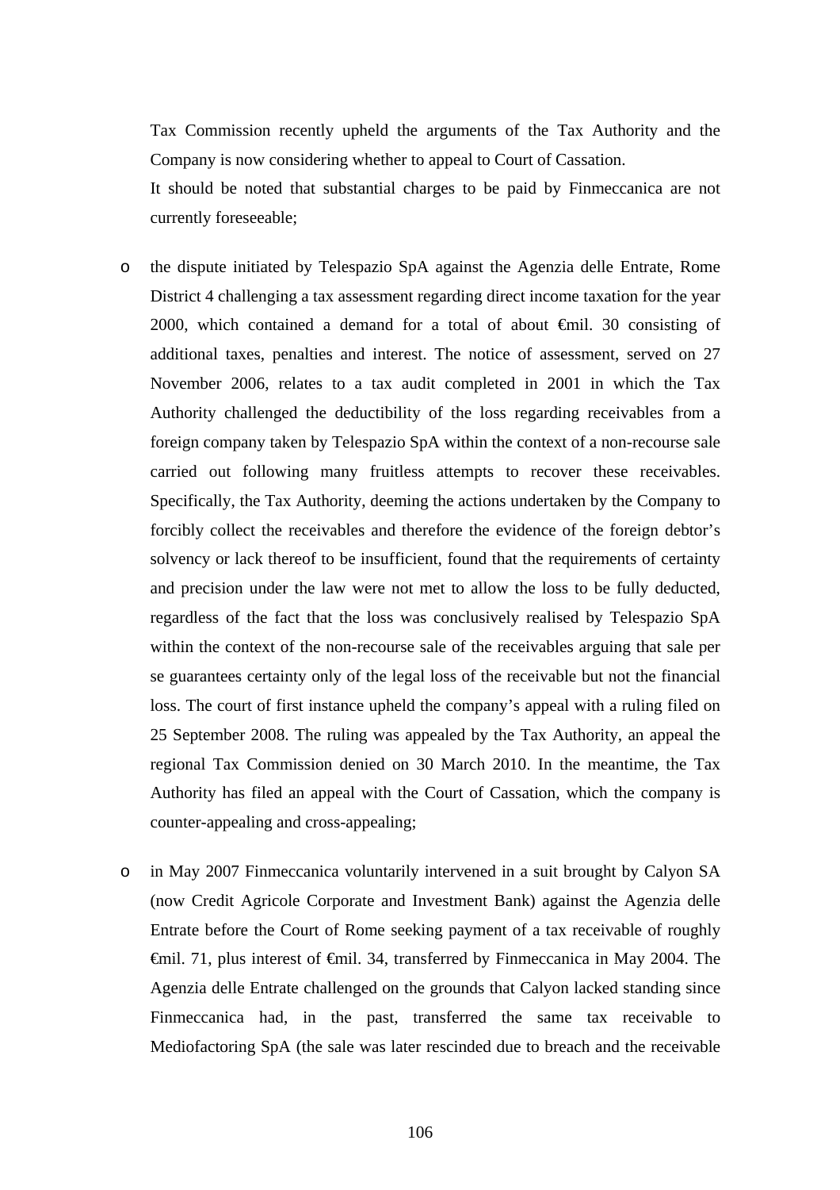Tax Commission recently upheld the arguments of the Tax Authority and the Company is now considering whether to appeal to Court of Cassation.

It should be noted that substantial charges to be paid by Finmeccanica are not currently foreseeable;

- the dispute initiated by Telespazio SpA against the Agenzia delle Entrate, Rome District 4 challenging a tax assessment regarding direct income taxation for the year 2000, which contained a demand for a total of about €mil. 30 consisting of additional taxes, penalties and interest. The notice of assessment, served on 27 November 2006, relates to a tax audit completed in 2001 in which the Tax Authority challenged the deductibility of the loss regarding receivables from a foreign company taken by Telespazio SpA within the context of a non-recourse sale carried out following many fruitless attempts to recover these receivables. Specifically, the Tax Authority, deeming the actions undertaken by the Company to forcibly collect the receivables and therefore the evidence of the foreign debtor's solvency or lack thereof to be insufficient, found that the requirements of certainty and precision under the law were not met to allow the loss to be fully deducted, regardless of the fact that the loss was conclusively realised by Telespazio SpA within the context of the non-recourse sale of the receivables arguing that sale per se guarantees certainty only of the legal loss of the receivable but not the financial loss. The court of first instance upheld the company's appeal with a ruling filed on 25 September 2008. The ruling was appealed by the Tax Authority, an appeal the regional Tax Commission denied on 30 March 2010. In the meantime, the Tax Authority has filed an appeal with the Court of Cassation, which the company is counter-appealing and cross-appealing;

- in May 2007 Finmeccanica voluntarily intervened in a suit brought by Calyon SA (now Credit Agricole Corporate and Investment Bank) against the Agenzia delle Entrate before the Court of Rome seeking payment of a tax receivable of roughly €mil. 71, plus interest of €mil. 34, transferred by Finmeccanica in May 2004. The Agenzia delle Entrate challenged on the grounds that Calyon lacked standing since Finmeccanica had, in the past, transferred the same tax receivable to Mediofactoring SpA (the sale was later rescinded due to breach and the receivable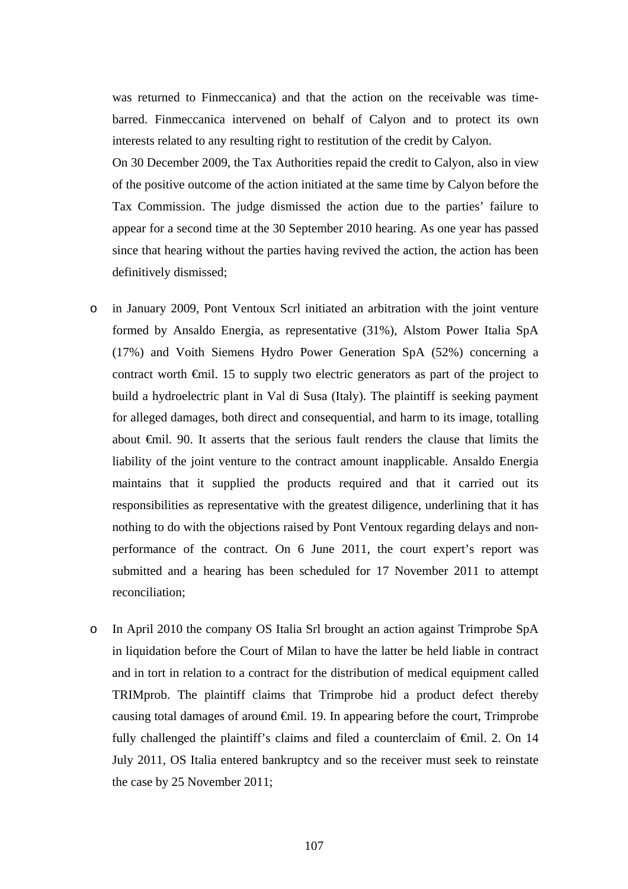was returned to Finmeccanica) and that the action on the receivable was time-barred. Finmeccanica intervened on behalf of Calyon and to protect its own interests related to any resulting right to restitution of the credit by Calyon.

On 30 December 2009, the Tax Authorities repaid the credit to Calyon, also in view of the positive outcome of the action initiated at the same time by Calyon before the Tax Commission. The judge dismissed the action due to the parties' failure to appear for a second time at the 30 September 2010 hearing. As one year has passed since that hearing without the parties having revived the action, the action has been definitively dismissed;

- in January 2009, Pont Ventoux Scrl initiated an arbitration with the joint venture formed by Ansaldo Energia, as representative (31%), Alstom Power Italia SpA (17%) and Voith Siemens Hydro Power Generation SpA (52%) concerning a contract worth €mil. 15 to supply two electric generators as part of the project to build a hydroelectric plant in Val di Susa (Italy). The plaintiff is seeking payment for alleged damages, both direct and consequential, and harm to its image, totalling about €mil. 90. It asserts that the serious fault renders the clause that limits the liability of the joint venture to the contract amount inapplicable. Ansaldo Energia maintains that it supplied the products required and that it carried out its responsibilities as representative with the greatest diligence, underlining that it has nothing to do with the objections raised by Pont Ventoux regarding delays and non-performance of the contract. On 6 June 2011, the court expert's report was submitted and a hearing has been scheduled for 17 November 2011 to attempt reconciliation;

- In April 2010 the company OS Italia Srl brought an action against Trimprobe SpA in liquidation before the Court of Milan to have the latter be held liable in contract and in tort in relation to a contract for the distribution of medical equipment called TRIMprob. The plaintiff claims that Trimprobe hid a product defect thereby causing total damages of around €mil. 19. In appearing before the court, Trimprobe fully challenged the plaintiff's claims and filed a counterclaim of €mil. 2. On 14 July 2011, OS Italia entered bankruptcy and so the receiver must seek to reinstate the case by 25 November 2011;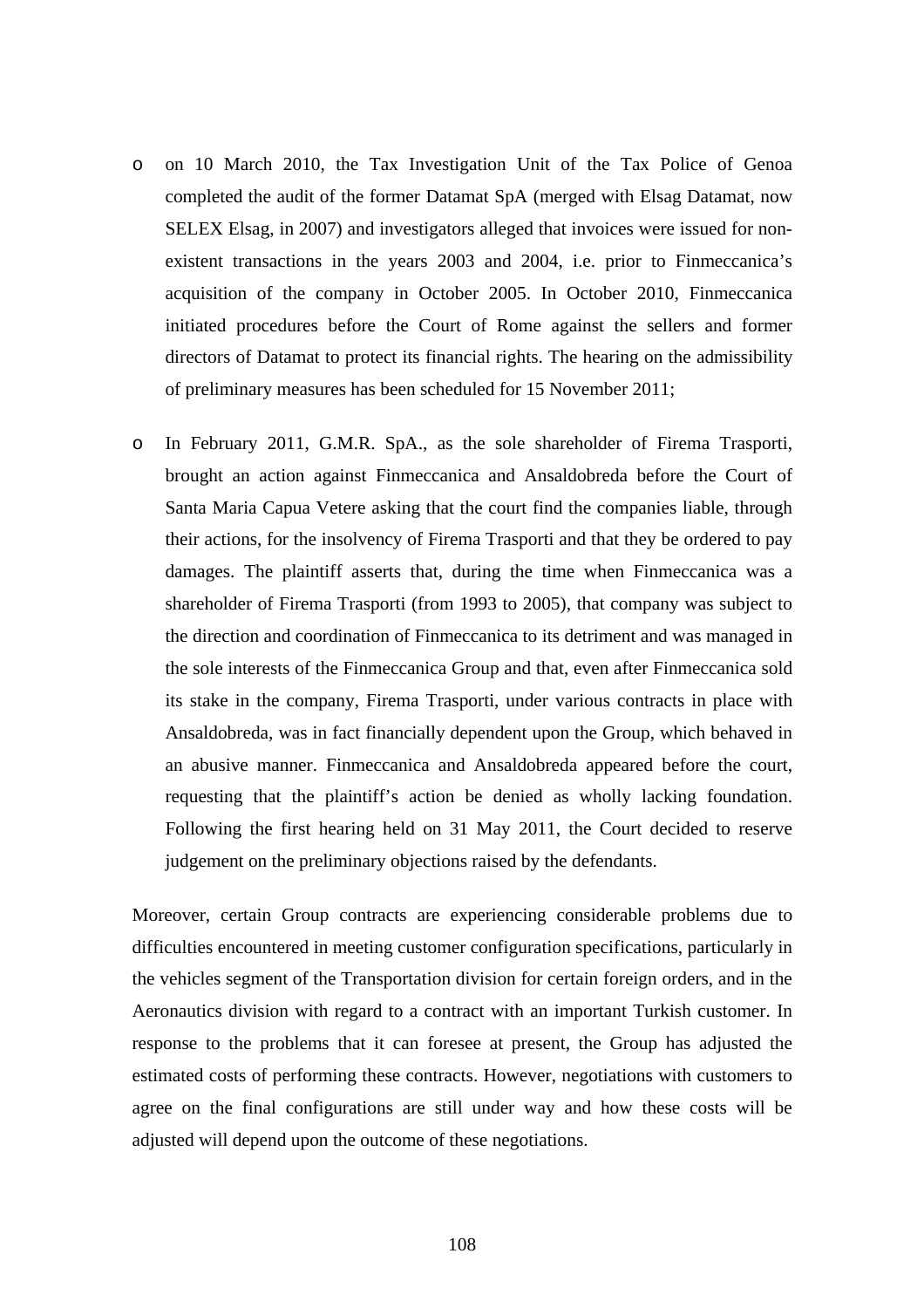- on 10 March 2010, the Tax Investigation Unit of the Tax Police of Genoa completed the audit of the former Datamat SpA (merged with Elsag Datamat, now SELEX Elsag, in 2007) and investigators alleged that invoices were issued for non-existent transactions in the years 2003 and 2004, i.e. prior to Finmeccanica's acquisition of the company in October 2005. In October 2010, Finmeccanica initiated procedures before the Court of Rome against the sellers and former directors of Datamat to protect its financial rights. The hearing on the admissibility of preliminary measures has been scheduled for 15 November 2011;

- In February 2011, G.M.R. SpA., as the sole shareholder of Firema Trasporti, brought an action against Finmeccanica and Ansaldobreda before the Court of Santa Maria Capua Vetere asking that the court find the companies liable, through their actions, for the insolvency of Firema Trasporti and that they be ordered to pay damages. The plaintiff asserts that, during the time when Finmeccanica was a shareholder of Firema Trasporti (from 1993 to 2005), that company was subject to the direction and coordination of Finmeccanica to its detriment and was managed in the sole interests of the Finmeccanica Group and that, even after Finmeccanica sold its stake in the company, Firema Trasporti, under various contracts in place with Ansaldobreda, was in fact financially dependent upon the Group, which behaved in an abusive manner. Finmeccanica and Ansaldobreda appeared before the court, requesting that the plaintiff's action be denied as wholly lacking foundation. Following the first hearing held on 31 May 2011, the Court decided to reserve judgement on the preliminary objections raised by the defendants.

Moreover, certain Group contracts are experiencing considerable problems due to difficulties encountered in meeting customer configuration specifications, particularly in the vehicles segment of the Transportation division for certain foreign orders, and in the Aeronautics division with regard to a contract with an important Turkish customer. In response to the problems that it can foresee at present, the Group has adjusted the estimated costs of performing these contracts. However, negotiations with customers to agree on the final configurations are still under way and how these costs will be adjusted will depend upon the outcome of these negotiations.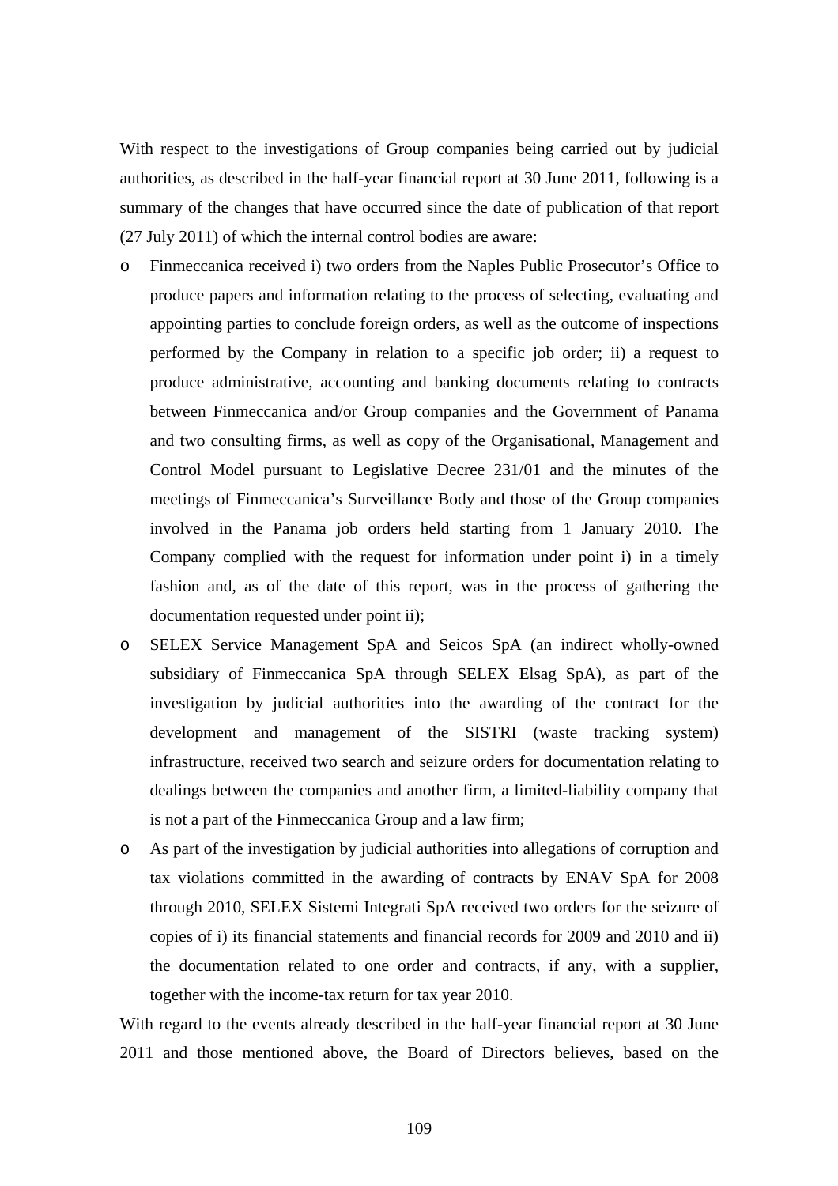With respect to the investigations of Group companies being carried out by judicial authorities, as described in the half-year financial report at 30 June 2011, following is a summary of the changes that have occurred since the date of publication of that report (27 July 2011) of which the internal control bodies are aware:

- Finmeccanica received i) two orders from the Naples Public Prosecutor's Office to produce papers and information relating to the process of selecting, evaluating and appointing parties to conclude foreign orders, as well as the outcome of inspections performed by the Company in relation to a specific job order; ii) a request to produce administrative, accounting and banking documents relating to contracts between Finmeccanica and/or Group companies and the Government of Panama and two consulting firms, as well as copy of the Organisational, Management and Control Model pursuant to Legislative Decree 231/01 and the minutes of the meetings of Finmeccanica's Surveillance Body and those of the Group companies involved in the Panama job orders held starting from 1 January 2010. The Company complied with the request for information under point i) in a timely fashion and, as of the date of this report, was in the process of gathering the documentation requested under point ii);
- SELEX Service Management SpA and Seicos SpA (an indirect wholly-owned subsidiary of Finmeccanica SpA through SELEX Elsag SpA), as part of the investigation by judicial authorities into the awarding of the contract for the development and management of the SISTRI (waste tracking system) infrastructure, received two search and seizure orders for documentation relating to dealings between the companies and another firm, a limited-liability company that is not a part of the Finmeccanica Group and a law firm;
- As part of the investigation by judicial authorities into allegations of corruption and tax violations committed in the awarding of contracts by ENAV SpA for 2008 through 2010, SELEX Sistemi Integrati SpA received two orders for the seizure of copies of i) its financial statements and financial records for 2009 and 2010 and ii) the documentation related to one order and contracts, if any, with a supplier, together with the income-tax return for tax year 2010.

With regard to the events already described in the half-year financial report at 30 June 2011 and those mentioned above, the Board of Directors believes, based on the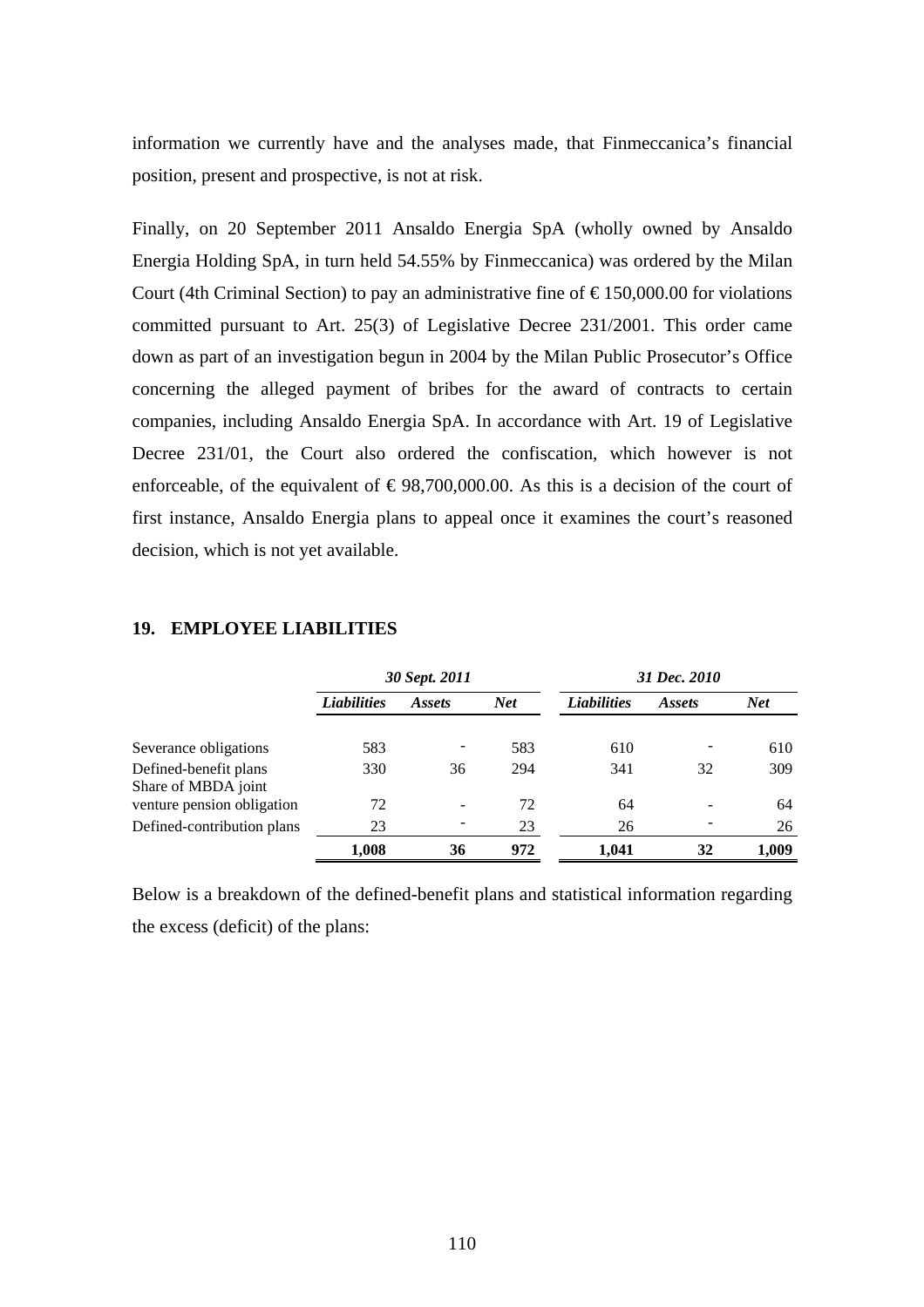information we currently have and the analyses made, that Finmeccanica's financial position, present and prospective, is not at risk.

Finally, on 20 September 2011 Ansaldo Energia SpA (wholly owned by Ansaldo Energia Holding SpA, in turn held 54.55% by Finmeccanica) was ordered by the Milan Court (4th Criminal Section) to pay an administrative fine of € 150,000.00 for violations committed pursuant to Art. 25(3) of Legislative Decree 231/2001. This order came down as part of an investigation begun in 2004 by the Milan Public Prosecutor's Office concerning the alleged payment of bribes for the award of contracts to certain companies, including Ansaldo Energia SpA. In accordance with Art. 19 of Legislative Decree 231/01, the Court also ordered the confiscation, which however is not enforceable, of the equivalent of € 98,700,000.00. As this is a decision of the court of first instance, Ansaldo Energia plans to appeal once it examines the court's reasoned decision, which is not yet available.

## 19. EMPLOYEE LIABILITIES

| | *30 Sept. 2011* | | | *31 Dec. 2010* | | |
|---|---|---|---|---|---|---|
| | *Liabilities* | *Assets* | *Net* | *Liabilities* | *Assets* | *Net* |
| Severance obligations | 583 | - | 583 | 610 | - | 610 |
| Defined-benefit plans | 330 | 36 | 294 | 341 | 32 | 309 |
| Share of MBDA joint venture pension obligation | 72 | - | 72 | 64 | - | 64 |
| Defined-contribution plans | 23 | - | 23 | 26 | - | 26 |
| | **1,008** | **36** | **972** | **1,041** | **32** | **1,009** |

Below is a breakdown of the defined-benefit plans and statistical information regarding the excess (deficit) of the plans: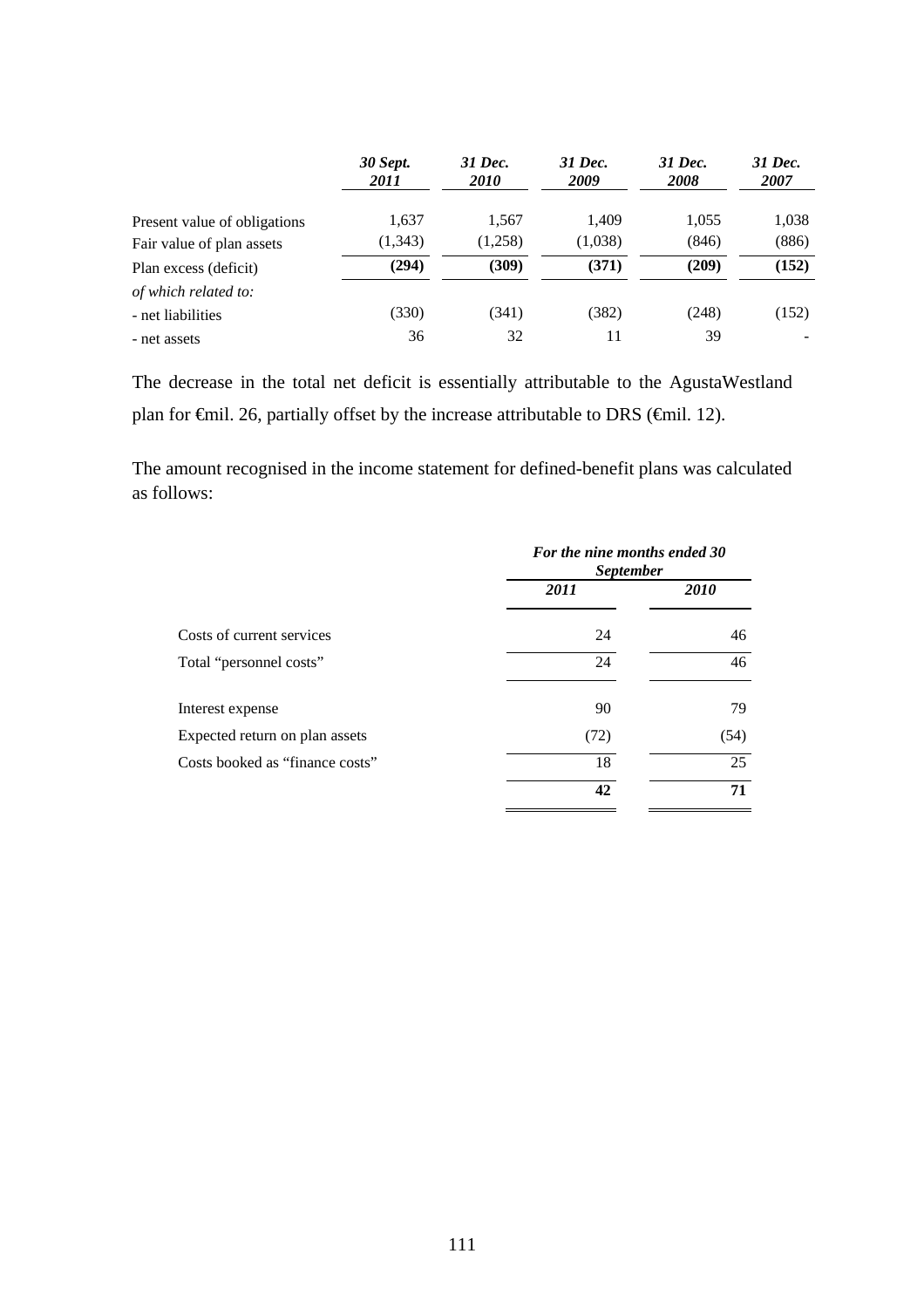| | *30 Sept. 2011* | *31 Dec. 2010* | *31 Dec. 2009* | *31 Dec. 2008* | *31 Dec. 2007* |
|---|---|---|---|---|---|
| Present value of obligations | 1,637 | 1,567 | 1,409 | 1,055 | 1,038 |
| Fair value of plan assets | (1,343) | (1,258) | (1,038) | (846) | (886) |
| Plan excess (deficit) | **(294)** | **(309)** | **(371)** | **(209)** | **(152)** |
| *of which related to:* | | | | | |
| - net liabilities | (330) | (341) | (382) | (248) | (152) |
| - net assets | 36 | 32 | 11 | 39 | - |

The decrease in the total net deficit is essentially attributable to the AgustaWestland plan for €mil. 26, partially offset by the increase attributable to DRS (€mil. 12).

The amount recognised in the income statement for defined-benefit plans was calculated as follows:

| | *For the nine months ended 30 September* | |
|---|---|---|
| | *2011* | *2010* |
| Costs of current services | 24 | 46 |
| Total "personnel costs" | 24 | 46 |
| Interest expense | 90 | 79 |
| Expected return on plan assets | (72) | (54) |
| Costs booked as "finance costs" | 18 | 25 |
| | **42** | **71** |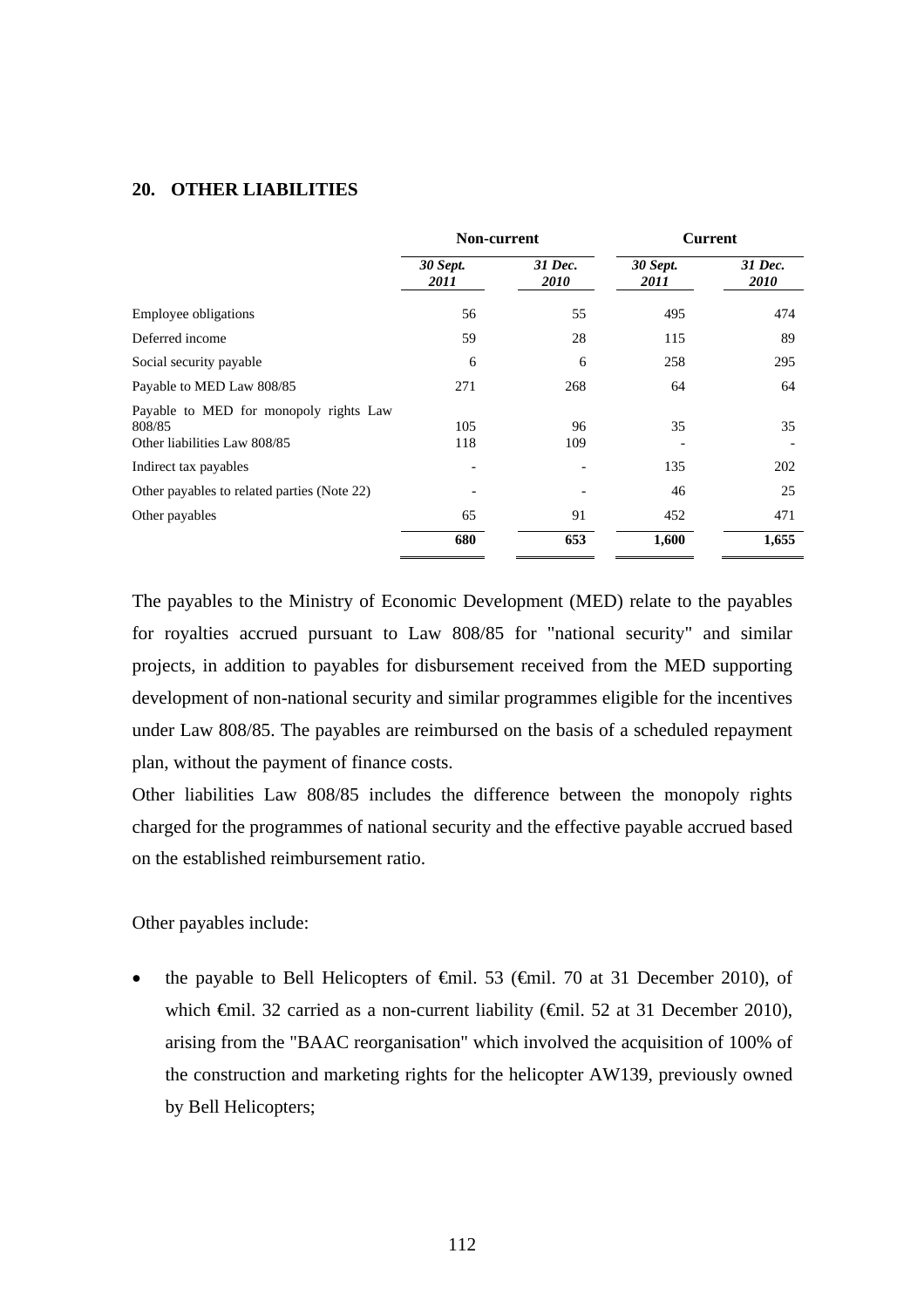## 20. OTHER LIABILITIES

| | Non-current | | Current | |
|---|---|---|---|---|
| | *30 Sept. 2011* | *31 Dec. 2010* | *30 Sept. 2011* | *31 Dec. 2010* |
| Employee obligations | 56 | 55 | 495 | 474 |
| Deferred income | 59 | 28 | 115 | 89 |
| Social security payable | 6 | 6 | 258 | 295 |
| Payable to MED Law 808/85 | 271 | 268 | 64 | 64 |
| Payable to MED for monopoly rights Law 808/85 | 105 | 96 | 35 | 35 |
| Other liabilities Law 808/85 | 118 | 109 | - | - |
| Indirect tax payables | - | - | 135 | 202 |
| Other payables to related parties (Note 22) | - | - | 46 | 25 |
| Other payables | 65 | 91 | 452 | 471 |
| | **680** | **653** | **1,600** | **1,655** |

The payables to the Ministry of Economic Development (MED) relate to the payables for royalties accrued pursuant to Law 808/85 for "national security" and similar projects, in addition to payables for disbursement received from the MED supporting development of non-national security and similar programmes eligible for the incentives under Law 808/85. The payables are reimbursed on the basis of a scheduled repayment plan, without the payment of finance costs.

Other liabilities Law 808/85 includes the difference between the monopoly rights charged for the programmes of national security and the effective payable accrued based on the established reimbursement ratio.

Other payables include:

- the payable to Bell Helicopters of €mil. 53 (€mil. 70 at 31 December 2010), of which €mil. 32 carried as a non-current liability (€mil. 52 at 31 December 2010), arising from the "BAAC reorganisation" which involved the acquisition of 100% of the construction and marketing rights for the helicopter AW139, previously owned by Bell Helicopters;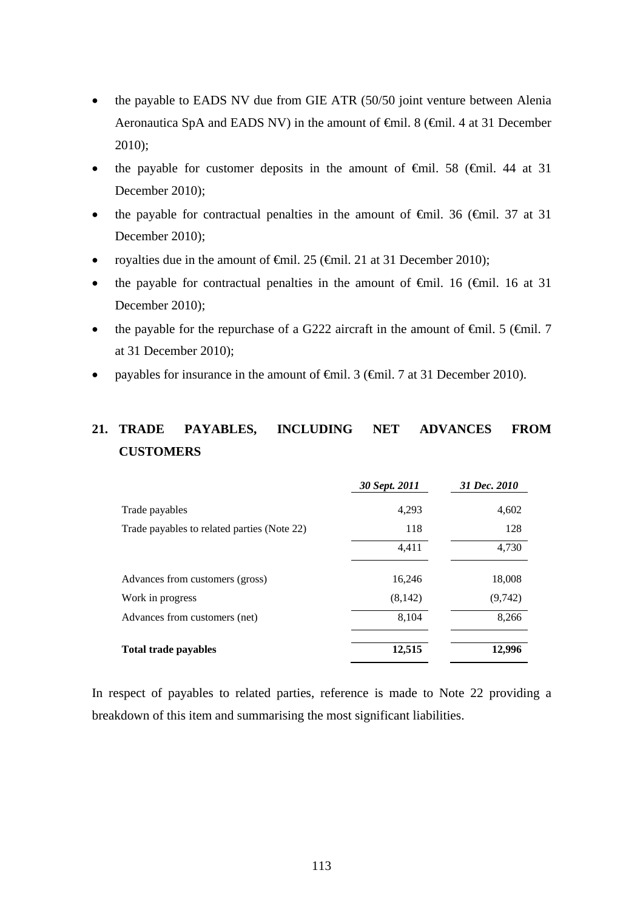- the payable to EADS NV due from GIE ATR (50/50 joint venture between Alenia Aeronautica SpA and EADS NV) in the amount of €mil. 8 (€mil. 4 at 31 December 2010);
- the payable for customer deposits in the amount of €mil. 58 (€mil. 44 at 31 December 2010);
- the payable for contractual penalties in the amount of €mil. 36 (€mil. 37 at 31 December 2010);
- royalties due in the amount of €mil. 25 (€mil. 21 at 31 December 2010);
- the payable for contractual penalties in the amount of €mil. 16 (€mil. 16 at 31 December 2010);
- the payable for the repurchase of a G222 aircraft in the amount of €mil. 5 (€mil. 7 at 31 December 2010);
- payables for insurance in the amount of €mil. 3 (€mil. 7 at 31 December 2010).

## 21. TRADE PAYABLES, INCLUDING NET ADVANCES FROM CUSTOMERS

| | *30 Sept. 2011* | *31 Dec. 2010* |
|---|---|---|
| Trade payables | 4,293 | 4,602 |
| Trade payables to related parties (Note 22) | 118 | 128 |
| | 4,411 | 4,730 |
| Advances from customers (gross) | 16,246 | 18,008 |
| Work in progress | (8,142) | (9,742) |
| Advances from customers (net) | 8,104 | 8,266 |
| **Total trade payables** | **12,515** | **12,996** |

In respect of payables to related parties, reference is made to Note 22 providing a breakdown of this item and summarising the most significant liabilities.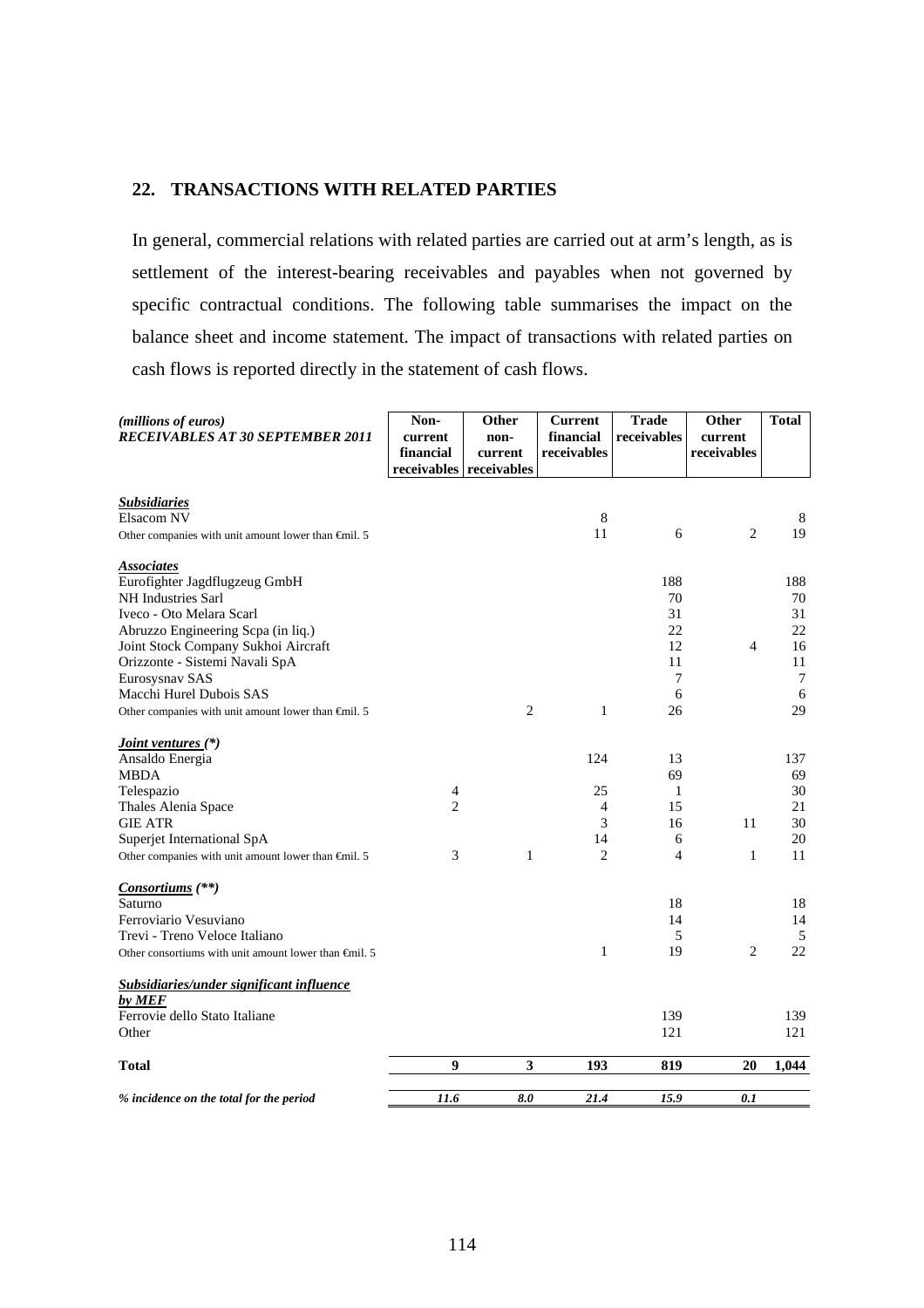## 22. TRANSACTIONS WITH RELATED PARTIES

In general, commercial relations with related parties are carried out at arm's length, as is settlement of the interest-bearing receivables and payables when not governed by specific contractual conditions. The following table summarises the impact on the balance sheet and income statement. The impact of transactions with related parties on cash flows is reported directly in the statement of cash flows.

| *(millions of euros)* ***RECEIVABLES AT 30 SEPTEMBER 2011*** | Non-current financial receivables | Other non-current receivables | Current financial receivables | Trade receivables | Other current receivables | Total |
|---|---|---|---|---|---|---|
| ***Subsidiaries*** | | | | | | |
| Elsacom NV | | | 8 | | | 8 |
| Other companies with unit amount lower than €mil. 5 | | | 11 | 6 | 2 | 19 |
| ***Associates*** | | | | | | |
| Eurofighter Jagdflugzeug GmbH | | | | 188 | | 188 |
| NH Industries Sarl | | | | 70 | | 70 |
| Iveco - Oto Melara Scarl | | | | 31 | | 31 |
| Abruzzo Engineering Scpa (in liq.) | | | | 22 | | 22 |
| Joint Stock Company Sukhoi Aircraft | | | | 12 | 4 | 16 |
| Orizzonte - Sistemi Navali SpA | | | | 11 | | 11 |
| Eurosysnav SAS | | | | 7 | | 7 |
| Macchi Hurel Dubois SAS | | | | 6 | | 6 |
| Other companies with unit amount lower than €mil. 5 | | 2 | 1 | 26 | | 29 |
| ***Joint ventures (\*)*** | | | | | | |
| Ansaldo Energia | | | 124 | 13 | | 137 |
| MBDA | | | | 69 | | 69 |
| Telespazio | 4 | | 25 | 1 | | 30 |
| Thales Alenia Space | 2 | | 4 | 15 | | 21 |
| GIE ATR | | | 3 | 16 | 11 | 30 |
| Superjet International SpA | | | 14 | 6 | | 20 |
| Other companies with unit amount lower than €mil. 5 | 3 | 1 | 2 | 4 | 1 | 11 |
| ***Consortiums (\*\*)*** | | | | | | |
| Saturno | | | | 18 | | 18 |
| Ferroviario Vesuviano | | | | 14 | | 14 |
| Trevi - Treno Veloce Italiano | | | | 5 | | 5 |
| Other consortiums with unit amount lower than €mil. 5 | | | 1 | 19 | 2 | 22 |
| ***Subsidiaries/under significant influence by MEF*** | | | | | | |
| Ferrovie dello Stato Italiane | | | | 139 | | 139 |
| Other | | | | 121 | | 121 |
| **Total** | **9** | **3** | **193** | **819** | **20** | **1,044** |
| ***% incidence on the total for the period*** | ***11.6*** | ***8.0*** | ***21.4*** | ***15.9*** | ***0.1*** | |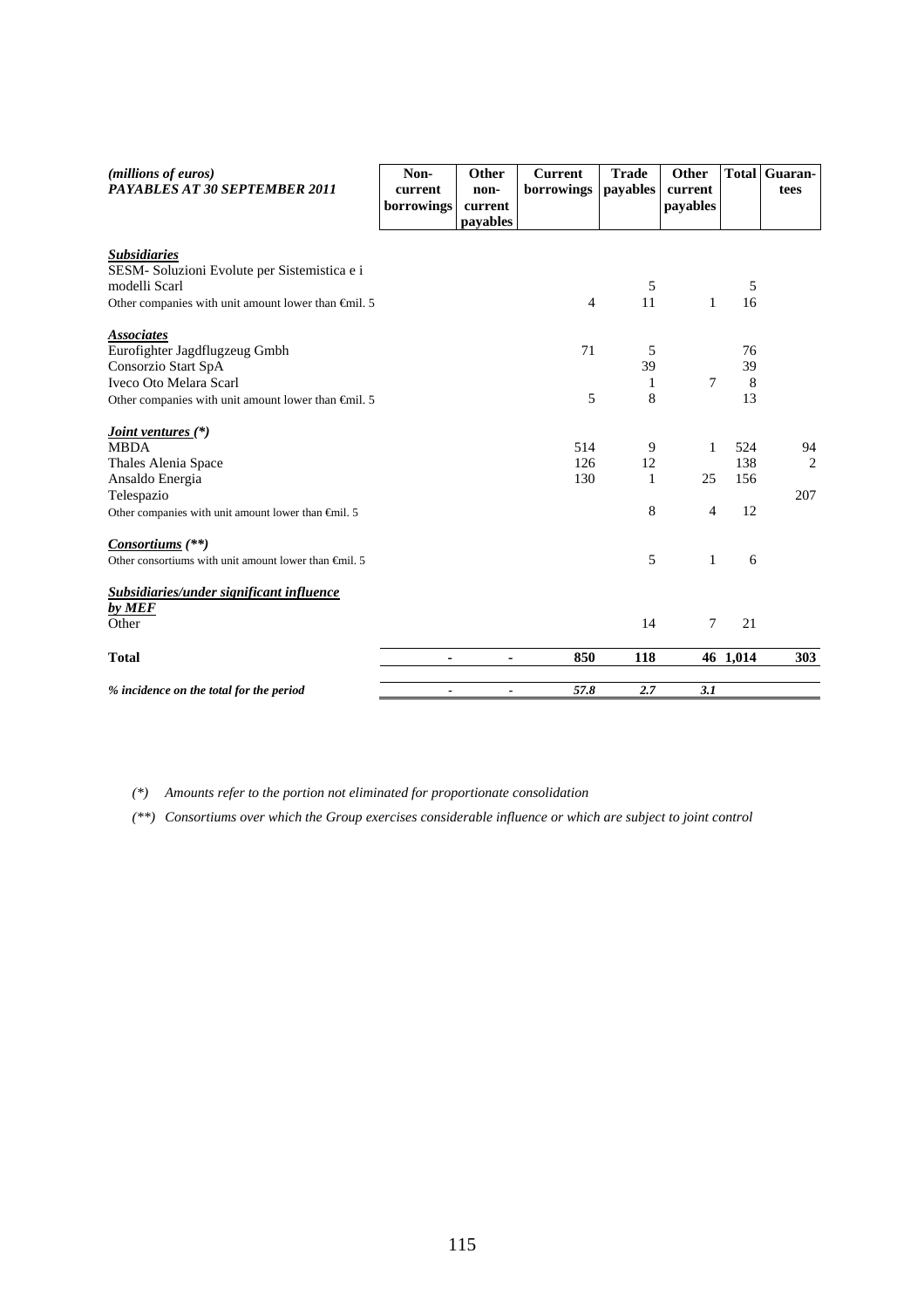| *(millions of euros)* ***PAYABLES AT 30 SEPTEMBER 2011*** | **Non-current borrowings** | **Other non-current payables** | **Current borrowings** | **Trade payables** | **Other current payables** | **Total** | **Guaran-tees** |
|---|---|---|---|---|---|---|---|
| ***Subsidiaries*** | | | | | | | |
| SESM- Soluzioni Evolute per Sistemistica e i modelli Scarl | | | | 5 | | 5 | |
| Other companies with unit amount lower than €mil. 5 | | | 4 | 11 | 1 | 16 | |
| ***Associates*** | | | | | | | |
| Eurofighter Jagdflugzeug Gmbh | | | 71 | 5 | | 76 | |
| Consorzio Start SpA | | | | 39 | | 39 | |
| Iveco Oto Melara Scarl | | | | 1 | 7 | 8 | |
| Other companies with unit amount lower than €mil. 5 | | | 5 | 8 | | 13 | |
| ***Joint ventures (\*)*** | | | | | | | |
| MBDA | | | 514 | 9 | 1 | 524 | 94 |
| Thales Alenia Space | | | 126 | 12 | | 138 | 2 |
| Ansaldo Energia | | | 130 | 1 | 25 | 156 | |
| Telespazio | | | | | | | 207 |
| Other companies with unit amount lower than €mil. 5 | | | | 8 | 4 | 12 | |
| ***Consortiums (\*\*)*** | | | | | | | |
| Other consortiums with unit amount lower than €mil. 5 | | | | 5 | 1 | 6 | |
| ***Subsidiaries/under significant influence by MEF*** | | | | | | | |
| Other | | | | 14 | 7 | 21 | |
| **Total** | **-** | **-** | **850** | **118** | **46** | **1,014** | **303** |
| ***% incidence on the total for the period*** | *-* | *-* | ***57.8*** | ***2.7*** | ***3.1*** | | |

*(\*) Amounts refer to the portion not eliminated for proportionate consolidation*

*(\*\*) Consortiums over which the Group exercises considerable influence or which are subject to joint control*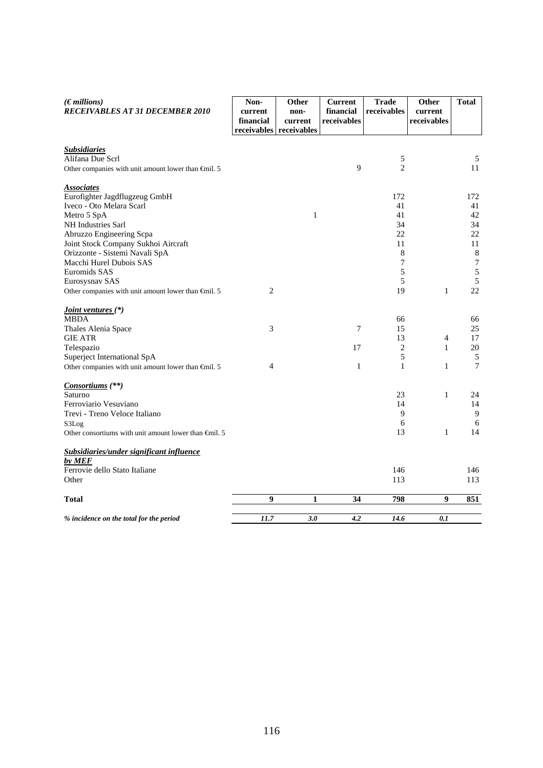| *(€ millions)* ***RECEIVABLES AT 31 DECEMBER 2010*** | **Non-current financial receivables** | **Other non-current receivables** | **Current financial receivables** | **Trade receivables** | **Other current receivables** | **Total** |
|---|---|---|---|---|---|---|
| ***Subsidiaries*** | | | | | | |
| Alifana Due Scrl | | | | 5 | | 5 |
| Other companies with unit amount lower than €mil. 5 | | | 9 | 2 | | 11 |
| ***Associates*** | | | | | | |
| Eurofighter Jagdflugzeug GmbH | | | | 172 | | 172 |
| Iveco - Oto Melara Scarl | | | | 41 | | 41 |
| Metro 5 SpA | | 1 | | 41 | | 42 |
| NH Industries Sarl | | | | 34 | | 34 |
| Abruzzo Engineering Scpa | | | | 22 | | 22 |
| Joint Stock Company Sukhoi Aircraft | | | | 11 | | 11 |
| Orizzonte - Sistemi Navali SpA | | | | 8 | | 8 |
| Macchi Hurel Dubois SAS | | | | 7 | | 7 |
| Euromids SAS | | | | 5 | | 5 |
| Eurosysnav SAS | | | | 5 | | 5 |
| Other companies with unit amount lower than €mil. 5 | 2 | | | 19 | 1 | 22 |
| ***Joint ventures (\*)*** | | | | | | |
| MBDA | | | | 66 | | 66 |
| Thales Alenia Space | 3 | | 7 | 15 | | 25 |
| GIE ATR | | | | 13 | 4 | 17 |
| Telespazio | | | 17 | 2 | 1 | 20 |
| Superject International SpA | | | | 5 | | 5 |
| Other companies with unit amount lower than €mil. 5 | 4 | | 1 | 1 | 1 | 7 |
| ***Consortiums (\*\*)*** | | | | | | |
| Saturno | | | | 23 | 1 | 24 |
| Ferroviario Vesuviano | | | | 14 | | 14 |
| Trevi - Treno Veloce Italiano | | | | 9 | | 9 |
| S3Log | | | | 6 | | 6 |
| Other consortiums with unit amount lower than €mil. 5 | | | | 13 | 1 | 14 |
| ***Subsidiaries/under significant influence by MEF*** | | | | | | |
| Ferrovie dello Stato Italiane | | | | 146 | | 146 |
| Other | | | | 113 | | 113 |
| **Total** | **9** | **1** | **34** | **798** | **9** | **851** |
| ***% incidence on the total for the period*** | ***11.7*** | ***3.0*** | ***4.2*** | ***14.6*** | ***0.1*** | |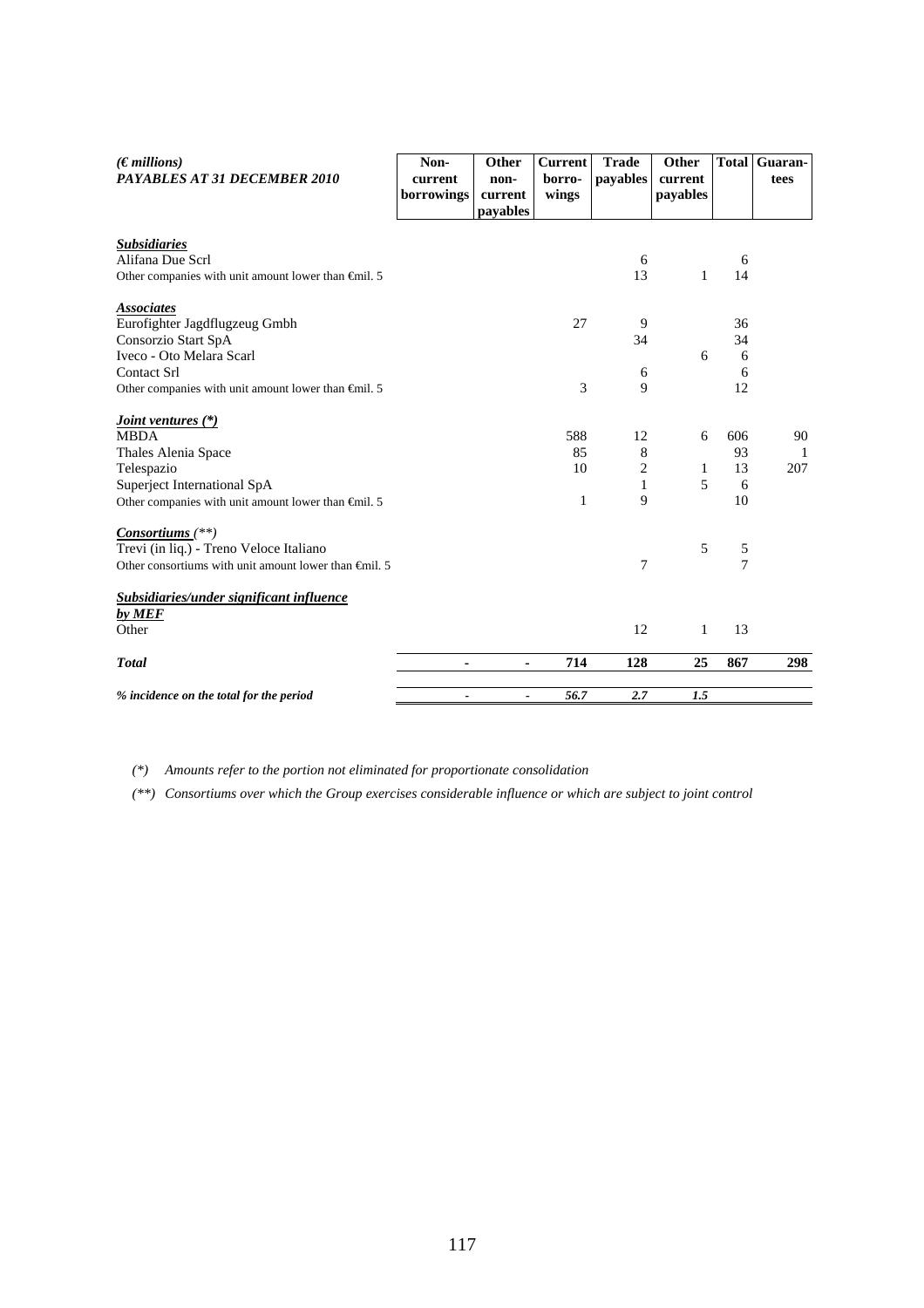| *(€ millions)* *PAYABLES AT 31 DECEMBER 2010* | Non-current borrowings | Other non-current payables | Current borro-wings | Trade payables | Other current payables | Total | Guaran-tees |
|---|---|---|---|---|---|---|---|
| ***Subsidiaries*** | | | | | | | |
| Alifana Due Scrl | | | | 6 | | 6 | |
| Other companies with unit amount lower than €mil. 5 | | | | 13 | 1 | 14 | |
| ***Associates*** | | | | | | | |
| Eurofighter Jagdflugzeug Gmbh | | | 27 | 9 | | 36 | |
| Consorzio Start SpA | | | | 34 | | 34 | |
| Iveco - Oto Melara Scarl | | | | | 6 | 6 | |
| Contact Srl | | | | 6 | | 6 | |
| Other companies with unit amount lower than €mil. 5 | | | 3 | 9 | | 12 | |
| ***Joint ventures (*)*** | | | | | | | |
| MBDA | | | 588 | 12 | 6 | 606 | 90 |
| Thales Alenia Space | | | 85 | 8 | | 93 | 1 |
| Telespazio | | | 10 | 2 | 1 | 13 | 207 |
| Superject International SpA | | | | 1 | 5 | 6 | |
| Other companies with unit amount lower than €mil. 5 | | | 1 | 9 | | 10 | |
| ***Consortiums** (**)* | | | | | | | |
| Trevi (in liq.) - Treno Veloce Italiano | | | | | 5 | 5 | |
| Other consortiums with unit amount lower than €mil. 5 | | | | 7 | | 7 | |
| ***Subsidiaries/under significant influence by MEF*** | | | | | | | |
| Other | | | | 12 | 1 | 13 | |
| ***Total*** | **-** | **-** | **714** | **128** | **25** | **867** | **298** |
| ***% incidence on the total for the period*** | *-* | *-* | *56.7* | *2.7* | *1.5* | | |

*(\*) Amounts refer to the portion not eliminated for proportionate consolidation*

*(\*\*) Consortiums over which the Group exercises considerable influence or which are subject to joint control*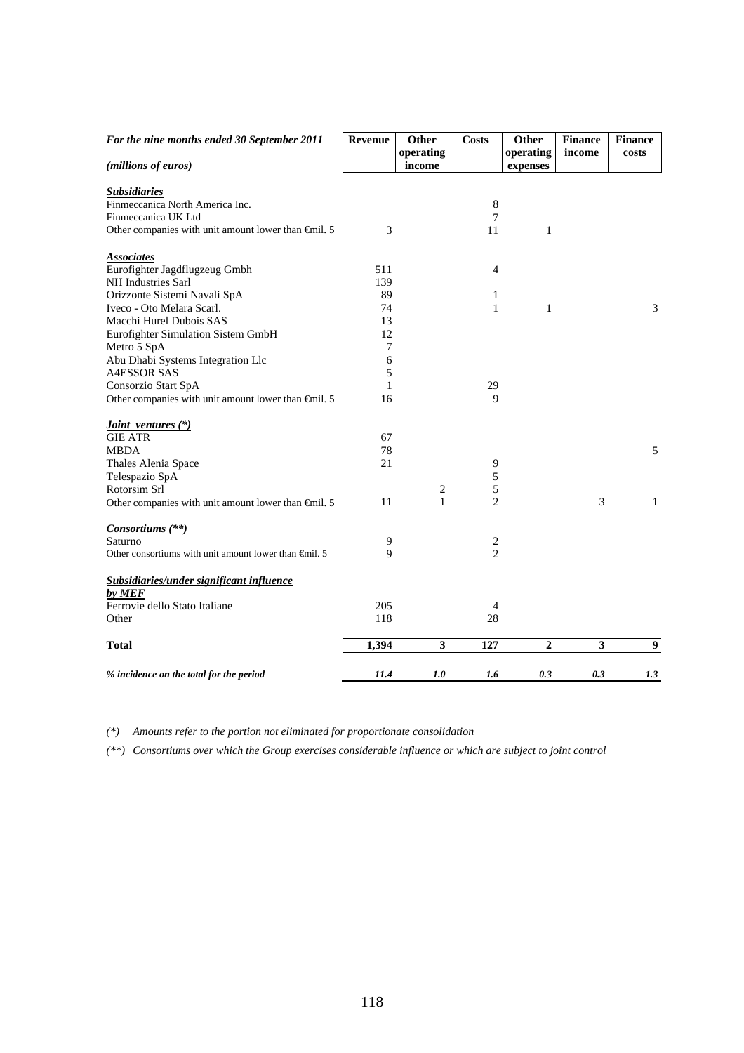| *For the nine months ended 30 September 2011* *(millions of euros)* | Revenue | Other operating income | Costs | Other operating expenses | Finance income | Finance costs |
|---|---|---|---|---|---|---|
| ***Subsidiaries*** | | | | | | |
| Finmeccanica North America Inc. | | | 8 | | | |
| Finmeccanica UK Ltd | | | 7 | | | |
| Other companies with unit amount lower than €mil. 5 | 3 | | 11 | 1 | | |
| ***Associates*** | | | | | | |
| Eurofighter Jagdflugzeug Gmbh | 511 | | 4 | | | |
| NH Industries Sarl | 139 | | | | | |
| Orizzonte Sistemi Navali SpA | 89 | | 1 | | | |
| Iveco - Oto Melara Scarl. | 74 | | 1 | 1 | | 3 |
| Macchi Hurel Dubois SAS | 13 | | | | | |
| Eurofighter Simulation Sistem GmbH | 12 | | | | | |
| Metro 5 SpA | 7 | | | | | |
| Abu Dhabi Systems Integration Llc | 6 | | | | | |
| A4ESSOR SAS | 5 | | | | | |
| Consorzio Start SpA | 1 | | 29 | | | |
| Other companies with unit amount lower than €mil. 5 | 16 | | 9 | | | |
| ***Joint ventures (\*)*** | | | | | | |
| GIE ATR | 67 | | | | | |
| MBDA | 78 | | | | | 5 |
| Thales Alenia Space | 21 | | 9 | | | |
| Telespazio SpA | | | 5 | | | |
| Rotorsim Srl | | 2 | 5 | | | |
| Other companies with unit amount lower than €mil. 5 | 11 | 1 | 2 | | 3 | 1 |
| ***Consortiums (\*\*)*** | | | | | | |
| Saturno | 9 | | 2 | | | |
| Other consortiums with unit amount lower than €mil. 5 | 9 | | 2 | | | |
| ***Subsidiaries/under significant influence by MEF*** | | | | | | |
| Ferrovie dello Stato Italiane | 205 | | 4 | | | |
| Other | 118 | | 28 | | | |
| **Total** | **1,394** | **3** | **127** | **2** | **3** | **9** |
| ***% incidence on the total for the period*** | ***11.4*** | ***1.0*** | ***1.6*** | ***0.3*** | ***0.3*** | ***1.3*** |

*(\*) Amounts refer to the portion not eliminated for proportionate consolidation*

*(\*\*) Consortiums over which the Group exercises considerable influence or which are subject to joint control*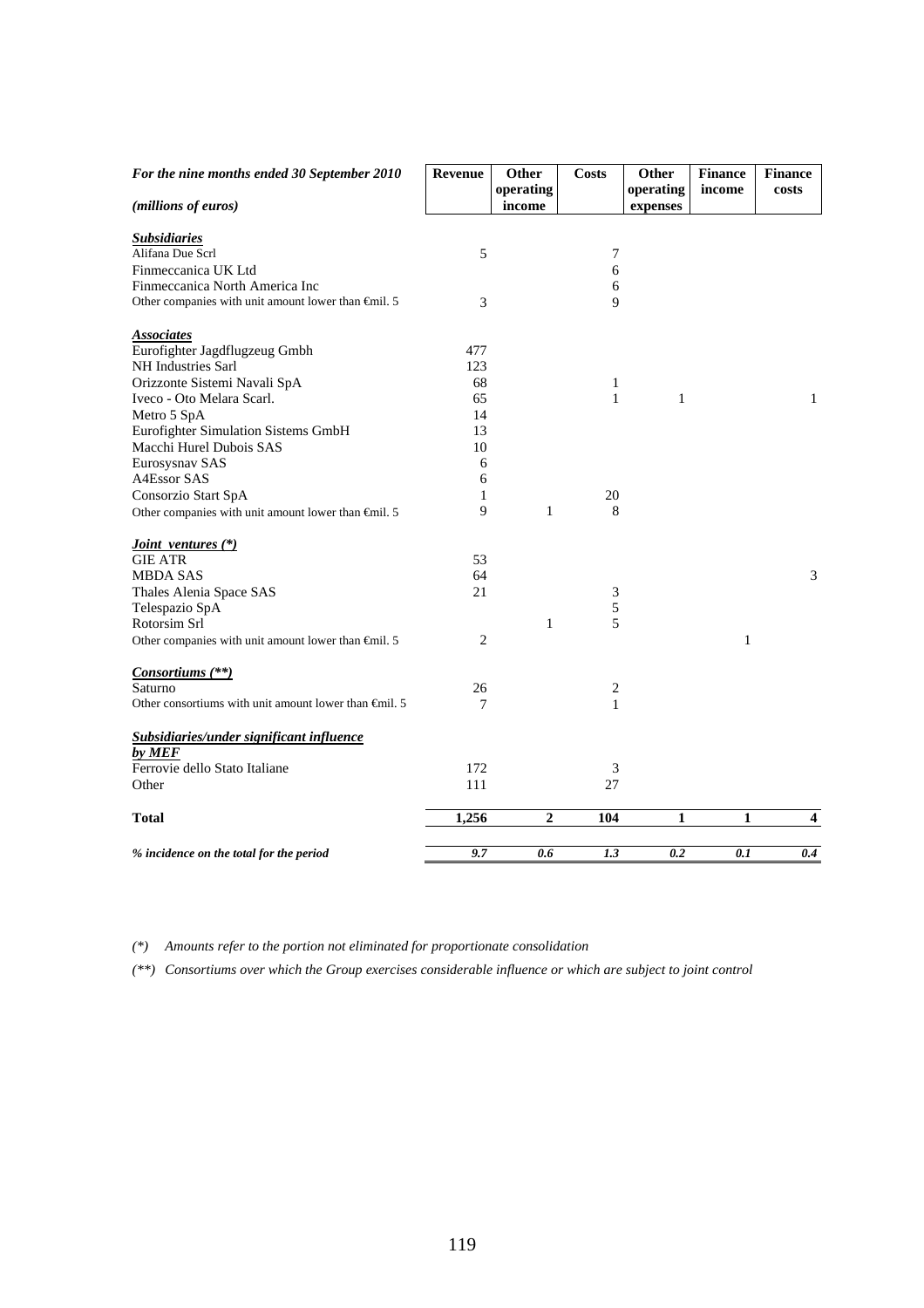| *For the nine months ended 30 September 2010* | **Revenue** | **Other operating income** | **Costs** | **Other operating expenses** | **Finance income** | **Finance costs** |
|---|---|---|---|---|---|---|
| *(millions of euros)* | | | | | | |
| ***Subsidiaries*** | | | | | | |
| Alifana Due Scrl | 5 | | 7 | | | |
| Finmeccanica UK Ltd | | | 6 | | | |
| Finmeccanica North America Inc | | | 6 | | | |
| Other companies with unit amount lower than €mil. 5 | 3 | | 9 | | | |
| ***Associates*** | | | | | | |
| Eurofighter Jagdflugzeug Gmbh | 477 | | | | | |
| NH Industries Sarl | 123 | | | | | |
| Orizzonte Sistemi Navali SpA | 68 | | 1 | | | |
| Iveco - Oto Melara Scarl. | 65 | | 1 | 1 | | 1 |
| Metro 5 SpA | 14 | | | | | |
| Eurofighter Simulation Sistems GmbH | 13 | | | | | |
| Macchi Hurel Dubois SAS | 10 | | | | | |
| Eurosysnav SAS | 6 | | | | | |
| A4Essor SAS | 6 | | | | | |
| Consorzio Start SpA | 1 | | 20 | | | |
| Other companies with unit amount lower than €mil. 5 | 9 | 1 | 8 | | | |
| ***Joint ventures (\*)*** | | | | | | |
| GIE ATR | 53 | | | | | |
| MBDA SAS | 64 | | | | | 3 |
| Thales Alenia Space SAS | 21 | | 3 | | | |
| Telespazio SpA | | | 5 | | | |
| Rotorsim Srl | | 1 | 5 | | | |
| Other companies with unit amount lower than €mil. 5 | 2 | | | | 1 | |
| ***Consortiums (\*\*)*** | | | | | | |
| Saturno | 26 | | 2 | | | |
| Other consortiums with unit amount lower than €mil. 5 | 7 | | 1 | | | |
| ***Subsidiaries/under significant influence by MEF*** | | | | | | |
| Ferrovie dello Stato Italiane | 172 | | 3 | | | |
| Other | 111 | | 27 | | | |
| **Total** | **1,256** | **2** | **104** | **1** | **1** | **4** |
| ***% incidence on the total for the period*** | ***9.7*** | ***0.6*** | ***1.3*** | ***0.2*** | ***0.1*** | ***0.4*** |

*(\*) Amounts refer to the portion not eliminated for proportionate consolidation*

*(\*\*) Consortiums over which the Group exercises considerable influence or which are subject to joint control*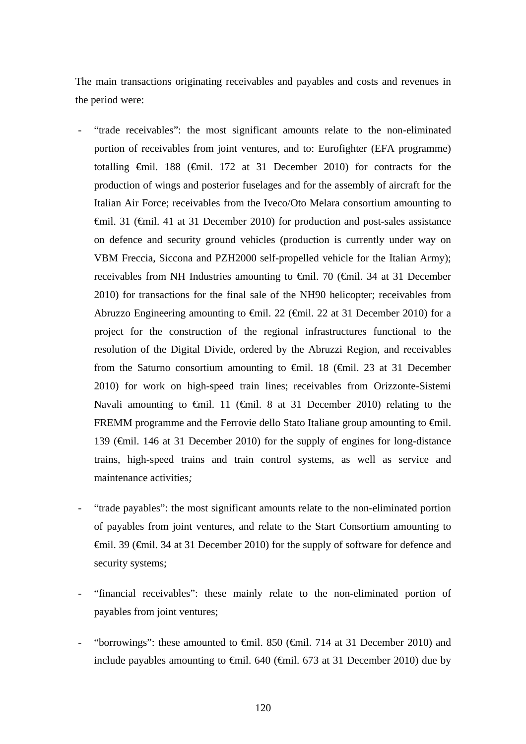The main transactions originating receivables and payables and costs and revenues in the period were:

- "trade receivables": the most significant amounts relate to the non-eliminated portion of receivables from joint ventures, and to: Eurofighter (EFA programme) totalling €mil. 188 (€mil. 172 at 31 December 2010) for contracts for the production of wings and posterior fuselages and for the assembly of aircraft for the Italian Air Force; receivables from the Iveco/Oto Melara consortium amounting to €mil. 31 (€mil. 41 at 31 December 2010) for production and post-sales assistance on defence and security ground vehicles (production is currently under way on VBM Freccia, Siccona and PZH2000 self-propelled vehicle for the Italian Army); receivables from NH Industries amounting to €mil. 70 (€mil. 34 at 31 December 2010) for transactions for the final sale of the NH90 helicopter; receivables from Abruzzo Engineering amounting to €mil. 22 (€mil. 22 at 31 December 2010) for a project for the construction of the regional infrastructures functional to the resolution of the Digital Divide, ordered by the Abruzzi Region, and receivables from the Saturno consortium amounting to €mil. 18 (€mil. 23 at 31 December 2010) for work on high-speed train lines; receivables from Orizzonte-Sistemi Navali amounting to €mil. 11 (€mil. 8 at 31 December 2010) relating to the FREMM programme and the Ferrovie dello Stato Italiane group amounting to €mil. 139 (€mil. 146 at 31 December 2010) for the supply of engines for long-distance trains, high-speed trains and train control systems, as well as service and maintenance activities*;*

- "trade payables": the most significant amounts relate to the non-eliminated portion of payables from joint ventures, and relate to the Start Consortium amounting to €mil. 39 (€mil. 34 at 31 December 2010) for the supply of software for defence and security systems;

- "financial receivables": these mainly relate to the non-eliminated portion of payables from joint ventures;

- "borrowings": these amounted to €mil. 850 (€mil. 714 at 31 December 2010) and include payables amounting to €mil. 640 (€mil. 673 at 31 December 2010) due by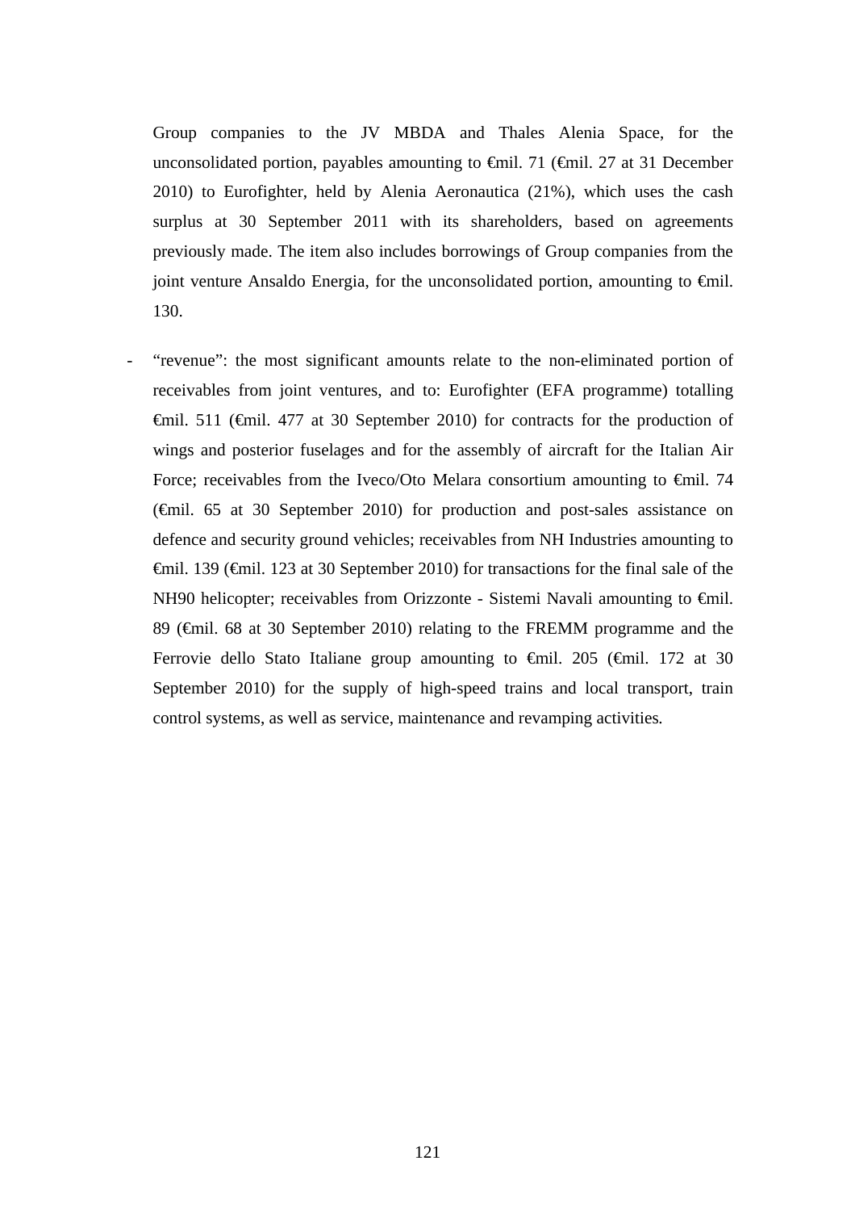Group companies to the JV MBDA and Thales Alenia Space, for the unconsolidated portion, payables amounting to €mil. 71 (€mil. 27 at 31 December 2010) to Eurofighter, held by Alenia Aeronautica (21%), which uses the cash surplus at 30 September 2011 with its shareholders, based on agreements previously made. The item also includes borrowings of Group companies from the joint venture Ansaldo Energia, for the unconsolidated portion, amounting to €mil. 130.

- "revenue": the most significant amounts relate to the non-eliminated portion of receivables from joint ventures, and to: Eurofighter (EFA programme) totalling €mil. 511 (€mil. 477 at 30 September 2010) for contracts for the production of wings and posterior fuselages and for the assembly of aircraft for the Italian Air Force; receivables from the Iveco/Oto Melara consortium amounting to €mil. 74 (€mil. 65 at 30 September 2010) for production and post-sales assistance on defence and security ground vehicles; receivables from NH Industries amounting to €mil. 139 (€mil. 123 at 30 September 2010) for transactions for the final sale of the NH90 helicopter; receivables from Orizzonte - Sistemi Navali amounting to €mil. 89 (€mil. 68 at 30 September 2010) relating to the FREMM programme and the Ferrovie dello Stato Italiane group amounting to €mil. 205 (€mil. 172 at 30 September 2010) for the supply of high-speed trains and local transport, train control systems, as well as service, maintenance and revamping activities.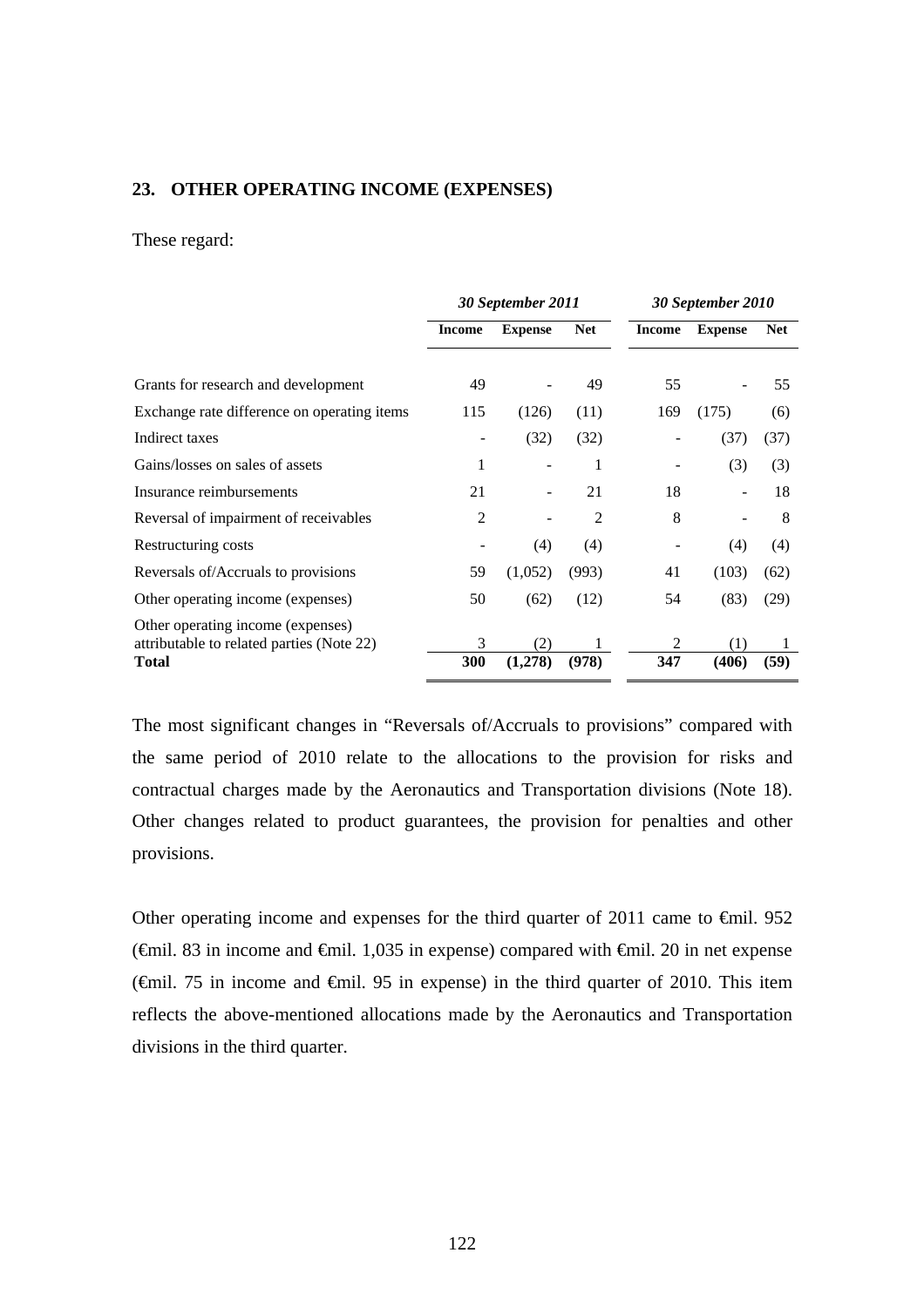## 23. OTHER OPERATING INCOME (EXPENSES)

These regard:

| | *30 September 2011* | | | *30 September 2010* | | |
|---|---|---|---|---|---|---|
| | **Income** | **Expense** | **Net** | **Income** | **Expense** | **Net** |
| Grants for research and development | 49 | - | 49 | 55 | - | 55 |
| Exchange rate difference on operating items | 115 | (126) | (11) | 169 | (175) | (6) |
| Indirect taxes | - | (32) | (32) | - | (37) | (37) |
| Gains/losses on sales of assets | 1 | - | 1 | - | (3) | (3) |
| Insurance reimbursements | 21 | - | 21 | 18 | - | 18 |
| Reversal of impairment of receivables | 2 | - | 2 | 8 | - | 8 |
| Restructuring costs | - | (4) | (4) | - | (4) | (4) |
| Reversals of/Accruals to provisions | 59 | (1,052) | (993) | 41 | (103) | (62) |
| Other operating income (expenses) | 50 | (62) | (12) | 54 | (83) | (29) |
| Other operating income (expenses) attributable to related parties (Note 22) | 3 | (2) | 1 | 2 | (1) | 1 |
| **Total** | **300** | **(1,278)** | **(978)** | **347** | **(406)** | **(59)** |

The most significant changes in "Reversals of/Accruals to provisions" compared with the same period of 2010 relate to the allocations to the provision for risks and contractual charges made by the Aeronautics and Transportation divisions (Note 18). Other changes related to product guarantees, the provision for penalties and other provisions.

Other operating income and expenses for the third quarter of 2011 came to €mil. 952 (€mil. 83 in income and €mil. 1,035 in expense) compared with €mil. 20 in net expense (€mil. 75 in income and €mil. 95 in expense) in the third quarter of 2010. This item reflects the above-mentioned allocations made by the Aeronautics and Transportation divisions in the third quarter.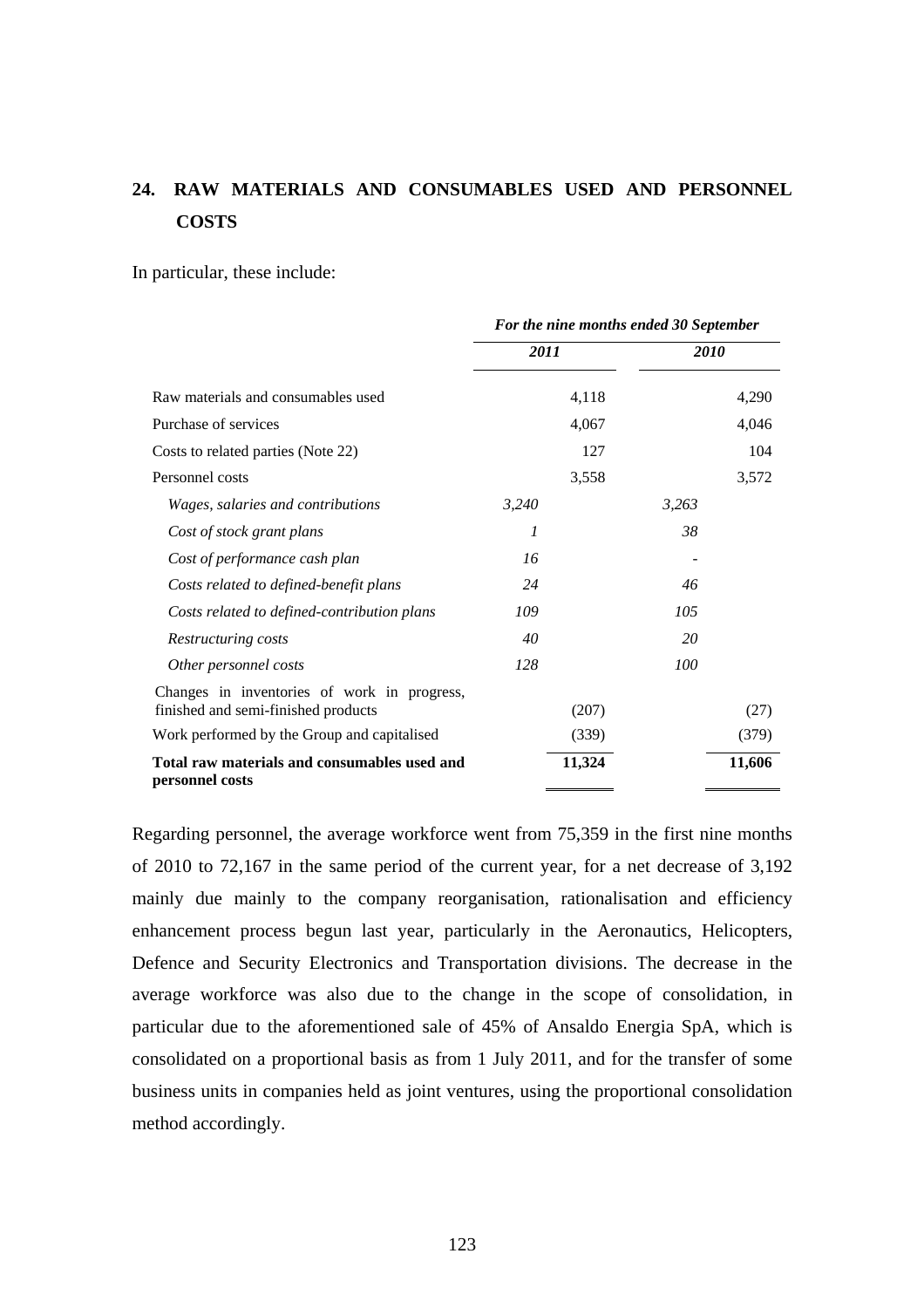## 24. RAW MATERIALS AND CONSUMABLES USED AND PERSONNEL COSTS

In particular, these include:

| | *For the nine months ended 30 September* | | | |
|---|---|---|---|---|
| | ***2011*** | | ***2010*** | |
| Raw materials and consumables used | | 4,118 | | 4,290 |
| Purchase of services | | 4,067 | | 4,046 |
| Costs to related parties (Note 22) | | 127 | | 104 |
| Personnel costs | | 3,558 | | 3,572 |
| *Wages, salaries and contributions* | *3,240* | | *3,263* | |
| *Cost of stock grant plans* | *1* | | *38* | |
| *Cost of performance cash plan* | *16* | | *-* | |
| *Costs related to defined-benefit plans* | *24* | | *46* | |
| *Costs related to defined-contribution plans* | *109* | | *105* | |
| *Restructuring costs* | *40* | | *20* | |
| *Other personnel costs* | *128* | | *100* | |
| Changes in inventories of work in progress, finished and semi-finished products | | (207) | | (27) |
| Work performed by the Group and capitalised | | (339) | | (379) |
| **Total raw materials and consumables used and personnel costs** | | **11,324** | | **11,606** |

Regarding personnel, the average workforce went from 75,359 in the first nine months of 2010 to 72,167 in the same period of the current year, for a net decrease of 3,192 mainly due mainly to the company reorganisation, rationalisation and efficiency enhancement process begun last year, particularly in the Aeronautics, Helicopters, Defence and Security Electronics and Transportation divisions. The decrease in the average workforce was also due to the change in the scope of consolidation, in particular due to the aforementioned sale of 45% of Ansaldo Energia SpA, which is consolidated on a proportional basis as from 1 July 2011, and for the transfer of some business units in companies held as joint ventures, using the proportional consolidation method accordingly.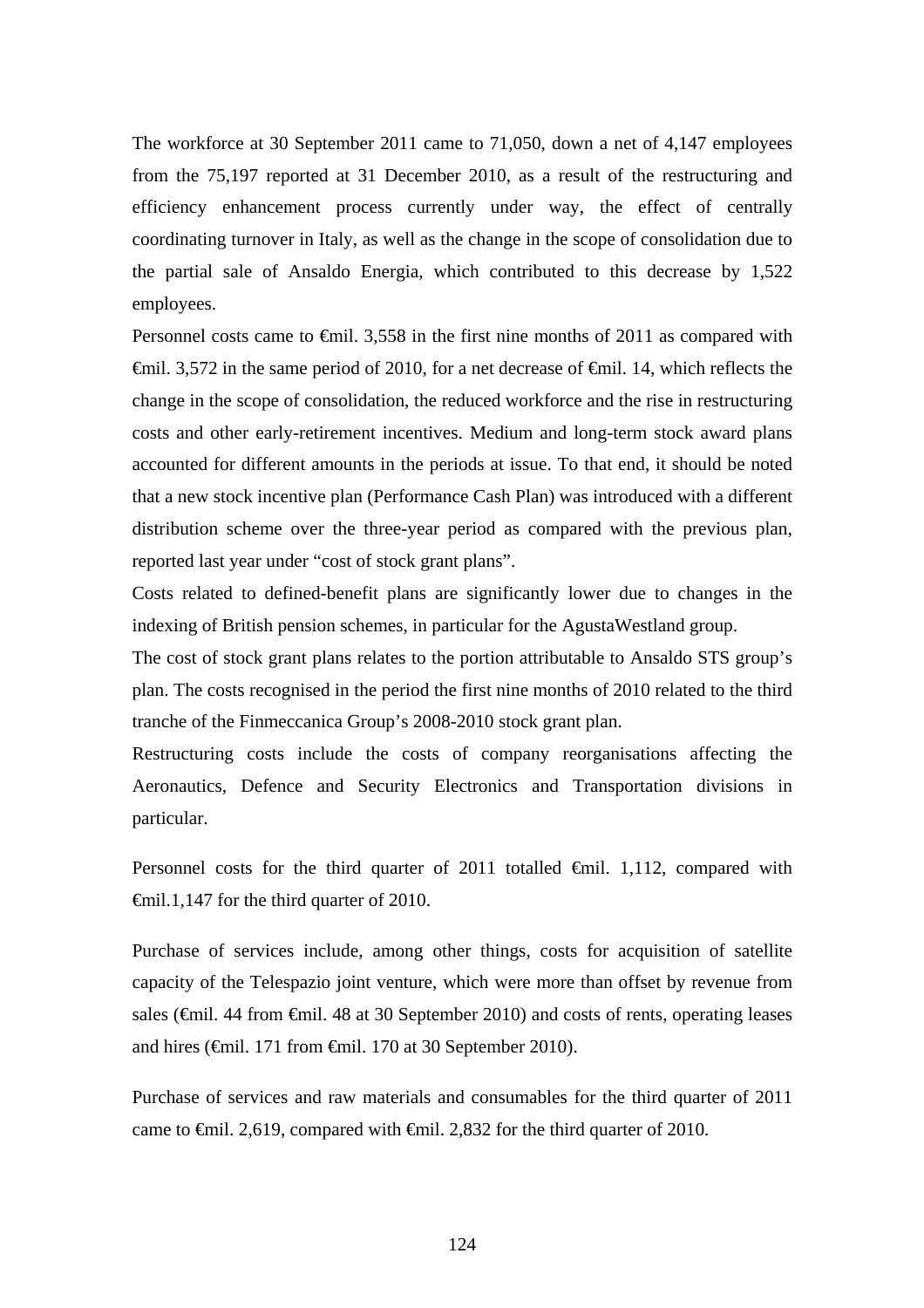The workforce at 30 September 2011 came to 71,050, down a net of 4,147 employees from the 75,197 reported at 31 December 2010, as a result of the restructuring and efficiency enhancement process currently under way, the effect of centrally coordinating turnover in Italy, as well as the change in the scope of consolidation due to the partial sale of Ansaldo Energia, which contributed to this decrease by 1,522 employees.

Personnel costs came to €mil. 3,558 in the first nine months of 2011 as compared with €mil. 3,572 in the same period of 2010, for a net decrease of €mil. 14, which reflects the change in the scope of consolidation, the reduced workforce and the rise in restructuring costs and other early-retirement incentives. Medium and long-term stock award plans accounted for different amounts in the periods at issue. To that end, it should be noted that a new stock incentive plan (Performance Cash Plan) was introduced with a different distribution scheme over the three-year period as compared with the previous plan, reported last year under "cost of stock grant plans".

Costs related to defined-benefit plans are significantly lower due to changes in the indexing of British pension schemes, in particular for the AgustaWestland group.

The cost of stock grant plans relates to the portion attributable to Ansaldo STS group's plan. The costs recognised in the period the first nine months of 2010 related to the third tranche of the Finmeccanica Group's 2008-2010 stock grant plan.

Restructuring costs include the costs of company reorganisations affecting the Aeronautics, Defence and Security Electronics and Transportation divisions in particular.

Personnel costs for the third quarter of 2011 totalled €mil. 1,112, compared with €mil.1,147 for the third quarter of 2010.

Purchase of services include, among other things, costs for acquisition of satellite capacity of the Telespazio joint venture, which were more than offset by revenue from sales (€mil. 44 from €mil. 48 at 30 September 2010) and costs of rents, operating leases and hires (€mil. 171 from €mil. 170 at 30 September 2010).

Purchase of services and raw materials and consumables for the third quarter of 2011 came to €mil. 2,619, compared with €mil. 2,832 for the third quarter of 2010.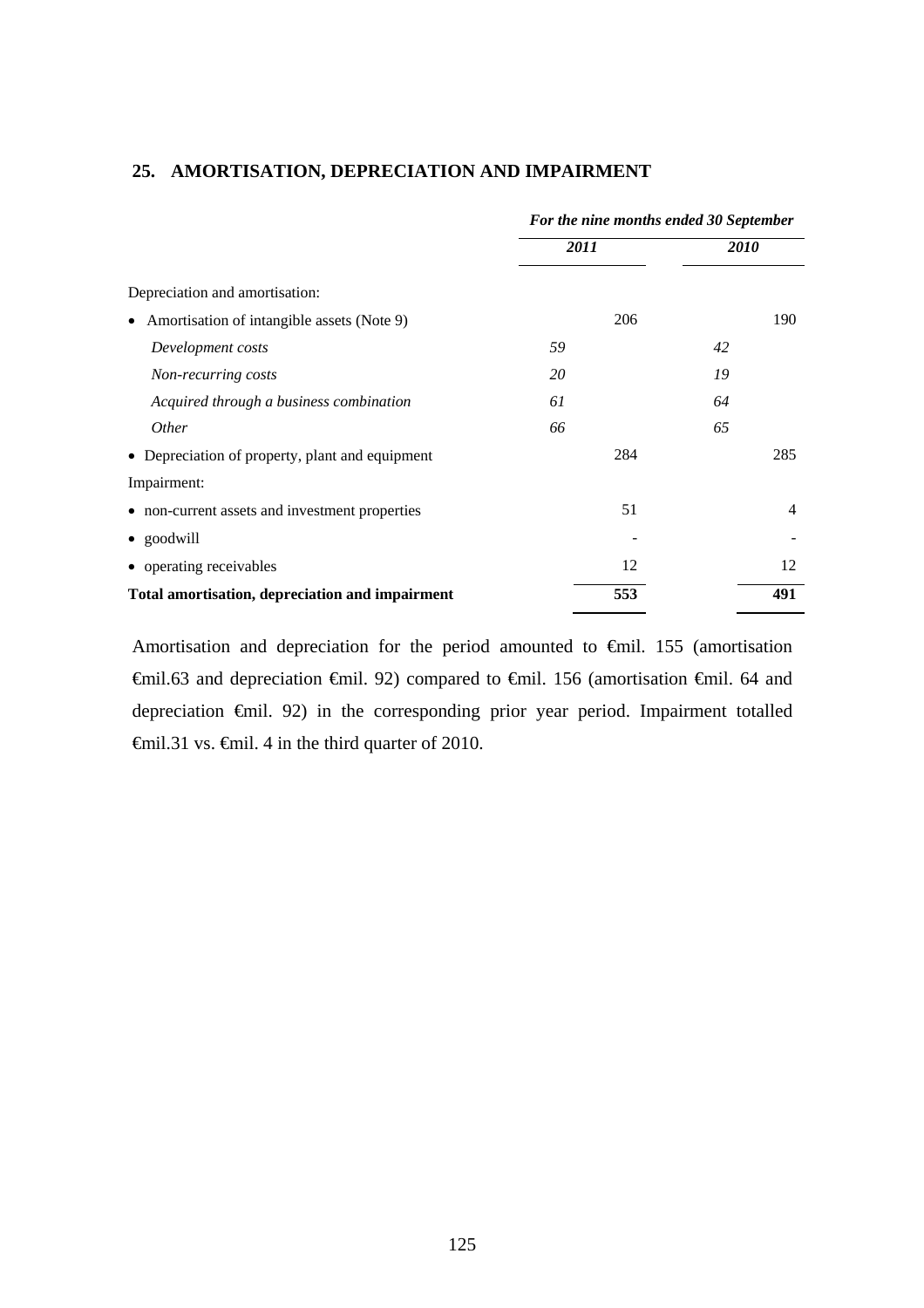## 25. AMORTISATION, DEPRECIATION AND IMPAIRMENT

| | *For the nine months ended 30 September* | | | |
|---|---|---|---|---|
| | ***2011*** | | ***2010*** | |
| Depreciation and amortisation: | | | | |
| • Amortisation of intangible assets (Note 9) | | 206 | | 190 |
| *Development costs* | *59* | | *42* | |
| *Non-recurring costs* | *20* | | *19* | |
| *Acquired through a business combination* | *61* | | *64* | |
| *Other* | *66* | | *65* | |
| • Depreciation of property, plant and equipment | | 284 | | 285 |
| Impairment: | | | | |
| • non-current assets and investment properties | | 51 | | 4 |
| • goodwill | | - | | - |
| • operating receivables | | 12 | | 12 |
| **Total amortisation, depreciation and impairment** | | **553** | | **491** |

Amortisation and depreciation for the period amounted to €mil. 155 (amortisation €mil.63 and depreciation €mil. 92) compared to €mil. 156 (amortisation €mil. 64 and depreciation €mil. 92) in the corresponding prior year period. Impairment totalled €mil.31 vs. €mil. 4 in the third quarter of 2010.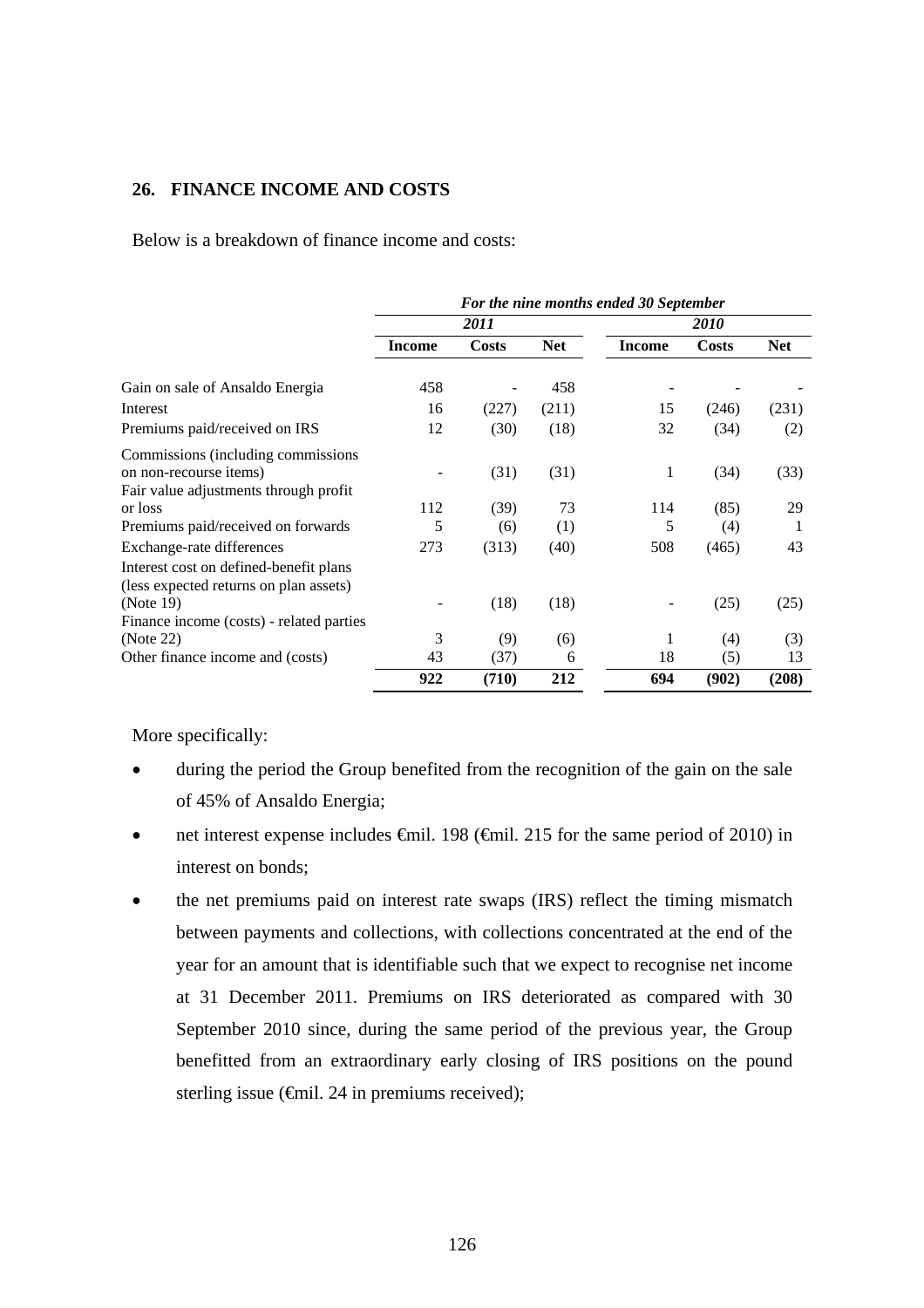## 26. FINANCE INCOME AND COSTS

Below is a breakdown of finance income and costs:

| | *For the nine months ended 30 September* | | | | | |
|---|---|---|---|---|---|---|
| | ***2011*** | | | ***2010*** | | |
| | **Income** | **Costs** | **Net** | **Income** | **Costs** | **Net** |
| Gain on sale of Ansaldo Energia | 458 | - | 458 | - | - | - |
| Interest | 16 | (227) | (211) | 15 | (246) | (231) |
| Premiums paid/received on IRS | 12 | (30) | (18) | 32 | (34) | (2) |
| Commissions (including commissions on non-recourse items) | - | (31) | (31) | 1 | (34) | (33) |
| Fair value adjustments through profit or loss | 112 | (39) | 73 | 114 | (85) | 29 |
| Premiums paid/received on forwards | 5 | (6) | (1) | 5 | (4) | 1 |
| Exchange-rate differences | 273 | (313) | (40) | 508 | (465) | 43 |
| Interest cost on defined-benefit plans (less expected returns on plan assets) (Note 19) | - | (18) | (18) | - | (25) | (25) |
| Finance income (costs) - related parties (Note 22) | 3 | (9) | (6) | 1 | (4) | (3) |
| Other finance income and (costs) | 43 | (37) | 6 | 18 | (5) | 13 |
| | **922** | **(710)** | **212** | **694** | **(902)** | **(208)** |

More specifically:

- during the period the Group benefited from the recognition of the gain on the sale of 45% of Ansaldo Energia;
- net interest expense includes €mil. 198 (€mil. 215 for the same period of 2010) in interest on bonds;
- the net premiums paid on interest rate swaps (IRS) reflect the timing mismatch between payments and collections, with collections concentrated at the end of the year for an amount that is identifiable such that we expect to recognise net income at 31 December 2011. Premiums on IRS deteriorated as compared with 30 September 2010 since, during the same period of the previous year, the Group benefitted from an extraordinary early closing of IRS positions on the pound sterling issue (€mil. 24 in premiums received);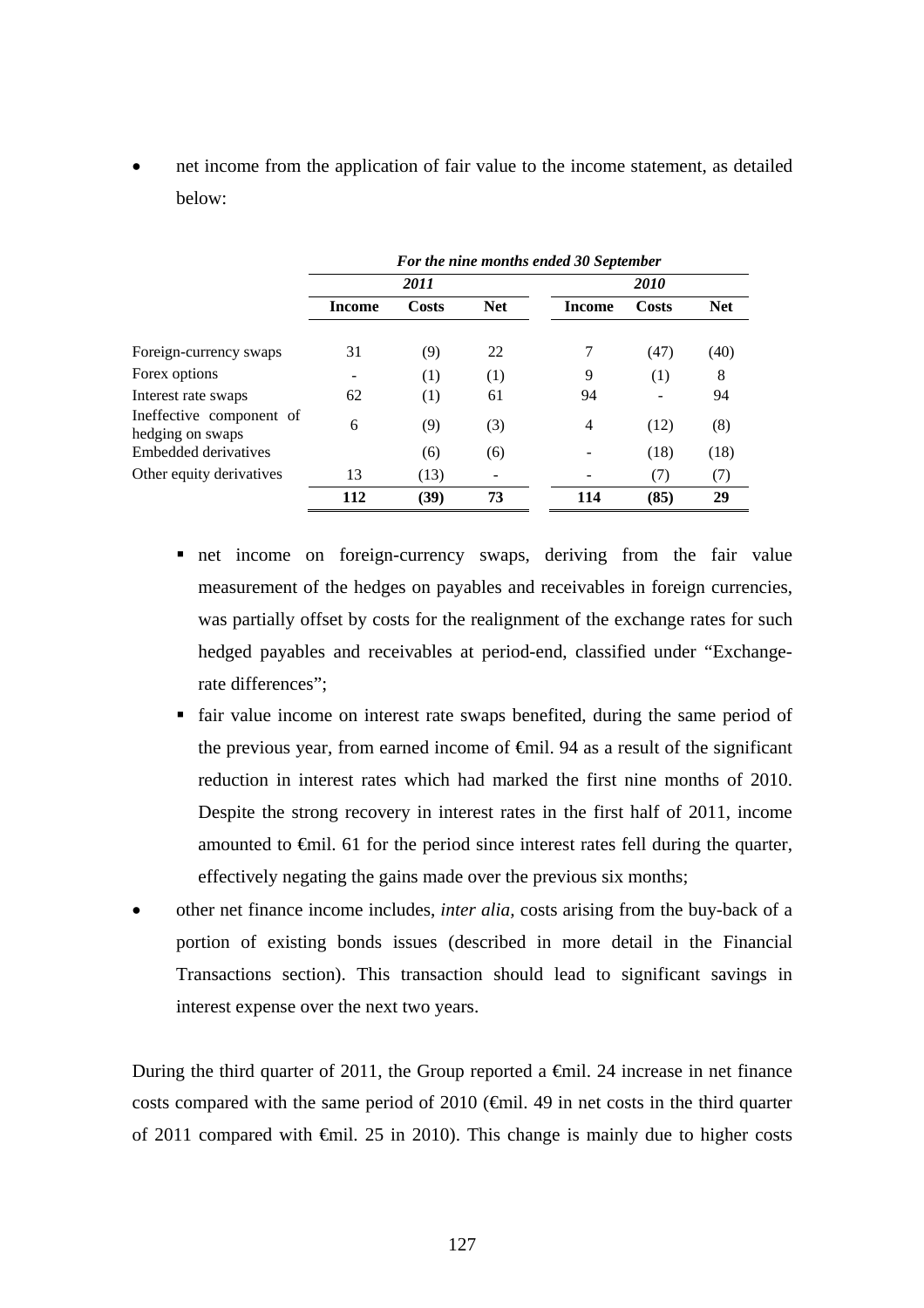- net income from the application of fair value to the income statement, as detailed below:

| | *For the nine months ended 30 September* | | | | | |
|---|---|---|---|---|---|---|
| | *2011* | | | *2010* | | |
| | **Income** | **Costs** | **Net** | **Income** | **Costs** | **Net** |
| Foreign-currency swaps | 31 | (9) | 22 | 7 | (47) | (40) |
| Forex options | - | (1) | (1) | 9 | (1) | 8 |
| Interest rate swaps | 62 | (1) | 61 | 94 | - | 94 |
| Ineffective component of hedging on swaps | 6 | (9) | (3) | 4 | (12) | (8) |
| Embedded derivatives | | (6) | (6) | - | (18) | (18) |
| Other equity derivatives | 13 | (13) | - | - | (7) | (7) |
| | **112** | **(39)** | **73** | **114** | **(85)** | **29** |

  - net income on foreign-currency swaps, deriving from the fair value measurement of the hedges on payables and receivables in foreign currencies, was partially offset by costs for the realignment of the exchange rates for such hedged payables and receivables at period-end, classified under "Exchange-rate differences";
  - fair value income on interest rate swaps benefited, during the same period of the previous year, from earned income of €mil. 94 as a result of the significant reduction in interest rates which had marked the first nine months of 2010. Despite the strong recovery in interest rates in the first half of 2011, income amounted to €mil. 61 for the period since interest rates fell during the quarter, effectively negating the gains made over the previous six months;

- other net finance income includes, *inter alia*, costs arising from the buy-back of a portion of existing bonds issues (described in more detail in the Financial Transactions section). This transaction should lead to significant savings in interest expense over the next two years.

During the third quarter of 2011, the Group reported a €mil. 24 increase in net finance costs compared with the same period of 2010 (€mil. 49 in net costs in the third quarter of 2011 compared with €mil. 25 in 2010). This change is mainly due to higher costs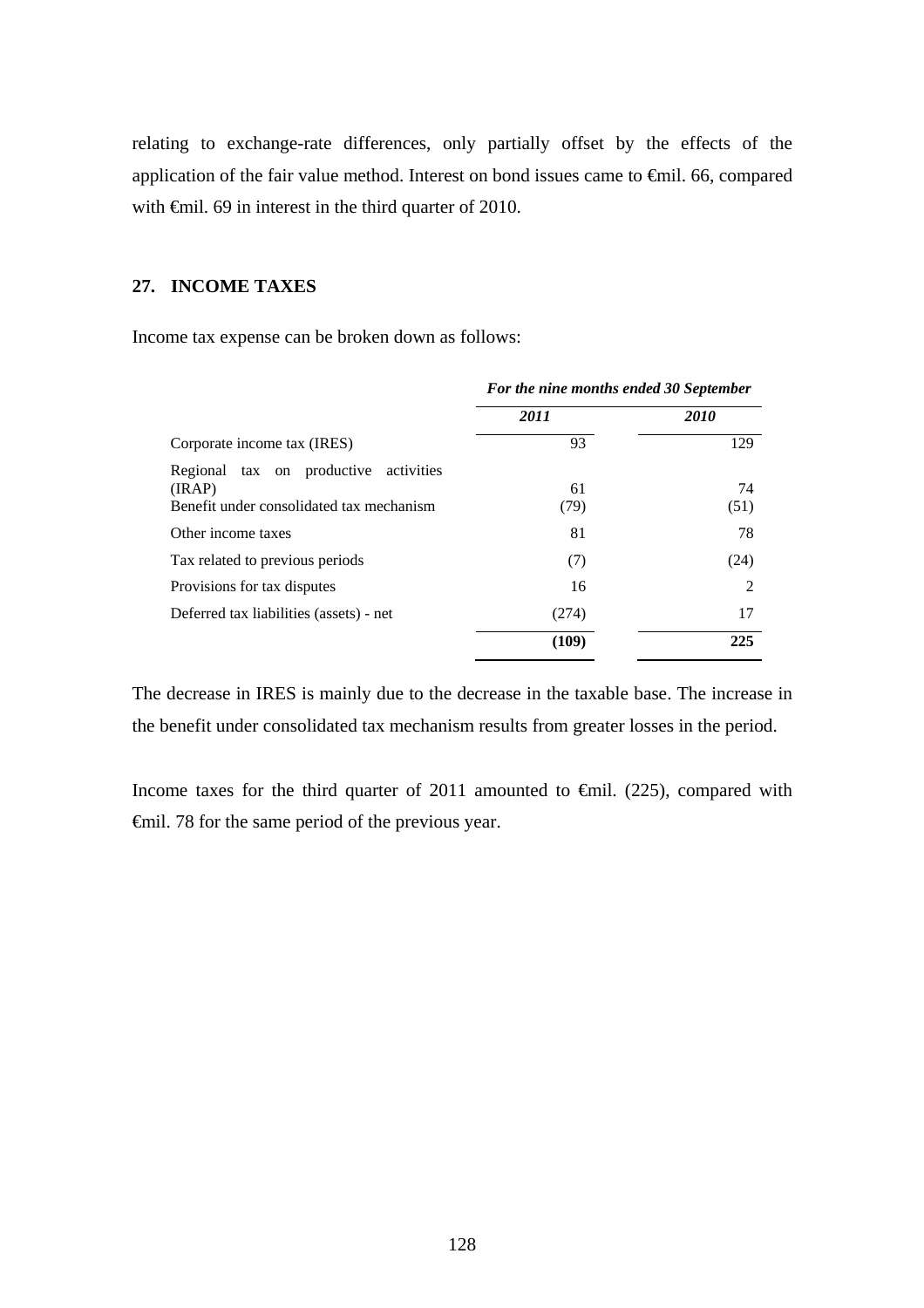relating to exchange-rate differences, only partially offset by the effects of the application of the fair value method. Interest on bond issues came to €mil. 66, compared with €mil. 69 in interest in the third quarter of 2010.

## 27. INCOME TAXES

Income tax expense can be broken down as follows:

| | *For the nine months ended 30 September* | |
|---|---|---|
| | ***2011*** | ***2010*** |
| Corporate income tax (IRES) | 93 | 129 |
| Regional tax on productive activities (IRAP) | 61 | 74 |
| Benefit under consolidated tax mechanism | (79) | (51) |
| Other income taxes | 81 | 78 |
| Tax related to previous periods | (7) | (24) |
| Provisions for tax disputes | 16 | 2 |
| Deferred tax liabilities (assets) - net | (274) | 17 |
| | **(109)** | **225** |

The decrease in IRES is mainly due to the decrease in the taxable base. The increase in the benefit under consolidated tax mechanism results from greater losses in the period.

Income taxes for the third quarter of 2011 amounted to €mil. (225), compared with €mil. 78 for the same period of the previous year.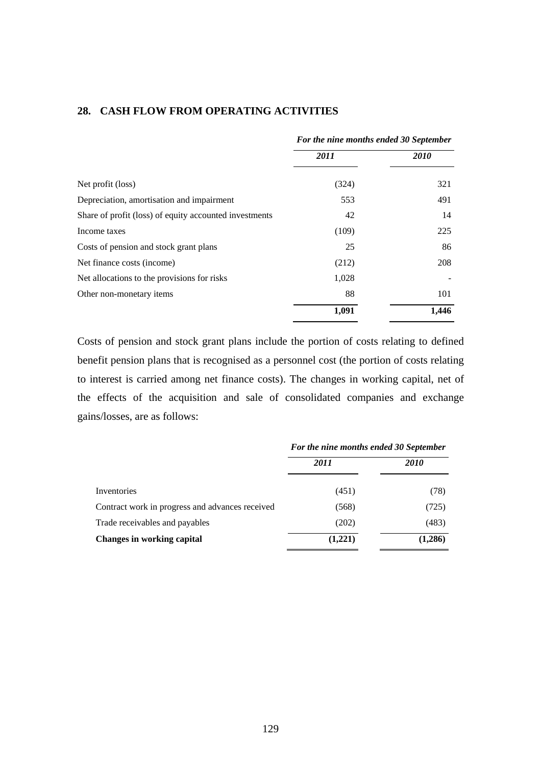## 28. CASH FLOW FROM OPERATING ACTIVITIES

| | *For the nine months ended 30 September* | |
|---|---|---|
| | ***2011*** | ***2010*** |
| Net profit (loss) | (324) | 321 |
| Depreciation, amortisation and impairment | 553 | 491 |
| Share of profit (loss) of equity accounted investments | 42 | 14 |
| Income taxes | (109) | 225 |
| Costs of pension and stock grant plans | 25 | 86 |
| Net finance costs (income) | (212) | 208 |
| Net allocations to the provisions for risks | 1,028 | - |
| Other non-monetary items | 88 | 101 |
| | **1,091** | **1,446** |

Costs of pension and stock grant plans include the portion of costs relating to defined benefit pension plans that is recognised as a personnel cost (the portion of costs relating to interest is carried among net finance costs). The changes in working capital, net of the effects of the acquisition and sale of consolidated companies and exchange gains/losses, are as follows:

| | *For the nine months ended 30 September* | |
|---|---|---|
| | ***2011*** | ***2010*** |
| Inventories | (451) | (78) |
| Contract work in progress and advances received | (568) | (725) |
| Trade receivables and payables | (202) | (483) |
| **Changes in working capital** | **(1,221)** | **(1,286)** |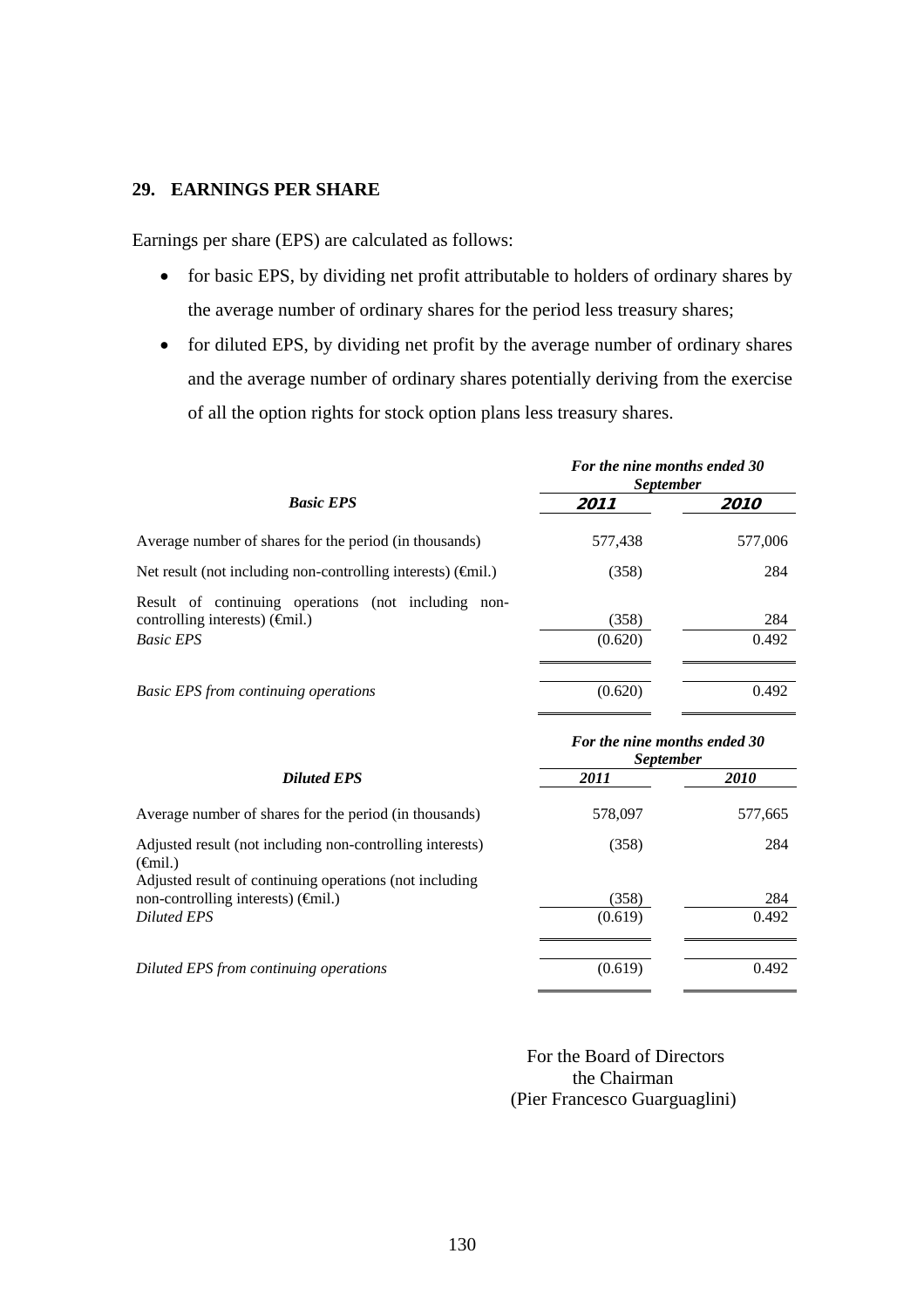## 29. EARNINGS PER SHARE

Earnings per share (EPS) are calculated as follows:

- for basic EPS, by dividing net profit attributable to holders of ordinary shares by the average number of ordinary shares for the period less treasury shares;
- for diluted EPS, by dividing net profit by the average number of ordinary shares and the average number of ordinary shares potentially deriving from the exercise of all the option rights for stock option plans less treasury shares.

| | *For the nine months ended 30 September* | |
|---|---|---|
| ***Basic EPS*** | ***2011*** | ***2010*** |
| Average number of shares for the period (in thousands) | 577,438 | 577,006 |
| Net result (not including non-controlling interests) (€mil.) | (358) | 284 |
| Result of continuing operations (not including non-controlling interests) (€mil.) | (358) | 284 |
| *Basic EPS* | (0.620) | 0.492 |
| *Basic EPS from continuing operations* | (0.620) | 0.492 |

| | *For the nine months ended 30 September* | |
|---|---|---|
| ***Diluted EPS*** | ***2011*** | ***2010*** |
| Average number of shares for the period (in thousands) | 578,097 | 577,665 |
| Adjusted result (not including non-controlling interests) (€mil.) | (358) | 284 |
| Adjusted result of continuing operations (not including non-controlling interests) (€mil.) | (358) | 284 |
| *Diluted EPS* | (0.619) | 0.492 |
| *Diluted EPS from continuing operations* | (0.619) | 0.492 |

For the Board of Directors
the Chairman
(Pier Francesco Guarguaglini)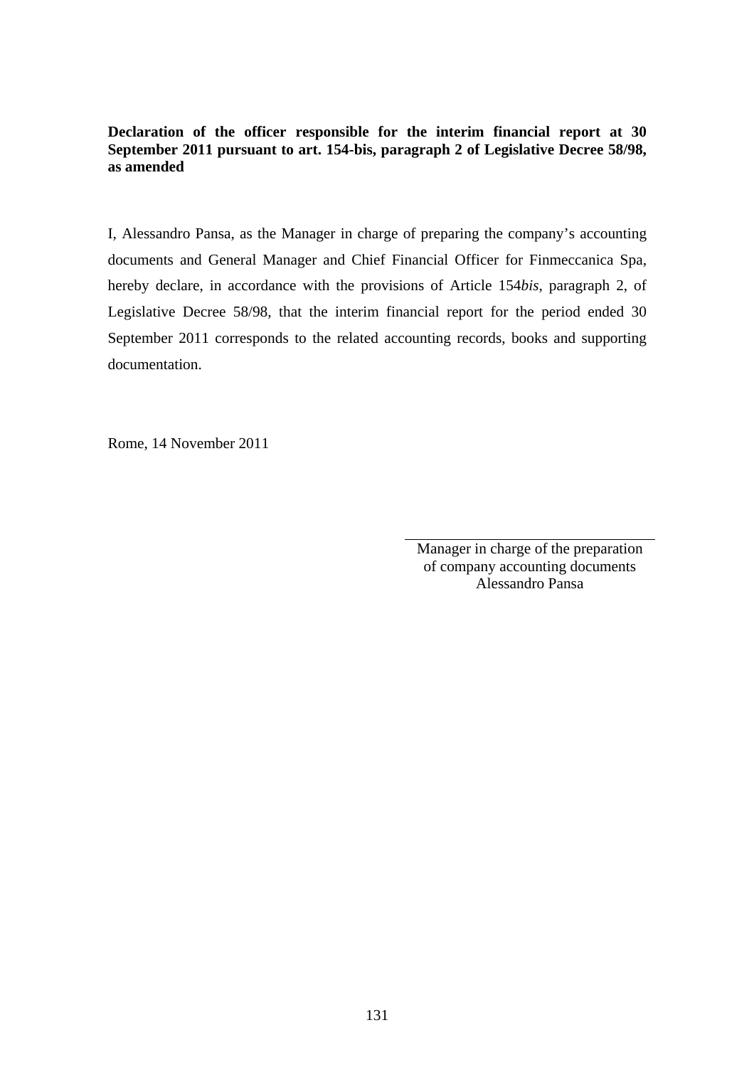**Declaration of the officer responsible for the interim financial report at 30 September 2011 pursuant to art. 154-bis, paragraph 2 of Legislative Decree 58/98, as amended**

I, Alessandro Pansa, as the Manager in charge of preparing the company's accounting documents and General Manager and Chief Financial Officer for Finmeccanica Spa, hereby declare, in accordance with the provisions of Article 154*bis*, paragraph 2, of Legislative Decree 58/98, that the interim financial report for the period ended 30 September 2011 corresponds to the related accounting records, books and supporting documentation.

Rome, 14 November 2011

Manager in charge of the preparation
of company accounting documents
Alessandro Pansa